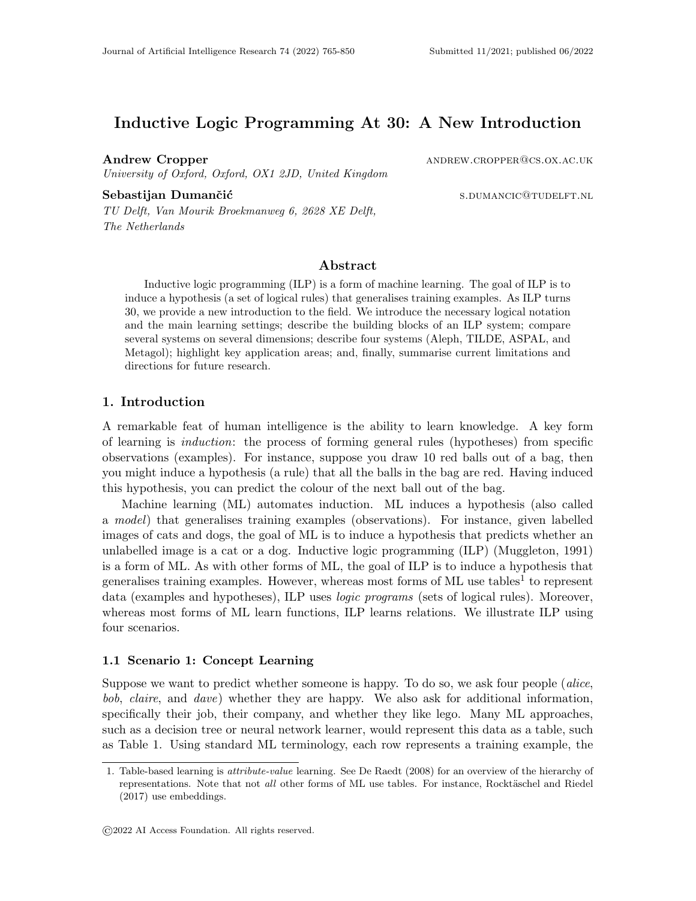# Inductive Logic Programming At 30: A New Introduction

**Andrew Cropper** ANDREW.CROPPER@CS.OX.AC.UK
*University of Oxford, Oxford, OX1 2JD, United Kingdom*

**Sebastijan Dumančić** S.DUMANCIC@TUDELFT.NL
*TU Delft, Van Mourik Broekmanweg 6, 2628 XE Delft, The Netherlands*

## Abstract

Inductive logic programming (ILP) is a form of machine learning. The goal of ILP is to induce a hypothesis (a set of logical rules) that generalises training examples. As ILP turns 30, we provide a new introduction to the field. We introduce the necessary logical notation and the main learning settings; describe the building blocks of an ILP system; compare several systems on several dimensions; describe four systems (Aleph, TILDE, ASPAL, and Metagol); highlight key application areas; and, finally, summarise current limitations and directions for future research.

## 1. Introduction

A remarkable feat of human intelligence is the ability to learn knowledge. A key form of learning is *induction*: the process of forming general rules (hypotheses) from specific observations (examples). For instance, suppose you draw 10 red balls out of a bag, then you might induce a hypothesis (a rule) that all the balls in the bag are red. Having induced this hypothesis, you can predict the colour of the next ball out of the bag.

Machine learning (ML) automates induction. ML induces a hypothesis (also called a *model*) that generalises training examples (observations). For instance, given labelled images of cats and dogs, the goal of ML is to induce a hypothesis that predicts whether an unlabelled image is a cat or a dog. Inductive logic programming (ILP) (Muggleton, 1991) is a form of ML. As with other forms of ML, the goal of ILP is to induce a hypothesis that generalises training examples. However, whereas most forms of ML use tables[1] to represent data (examples and hypotheses), ILP uses *logic programs* (sets of logical rules). Moreover, whereas most forms of ML learn functions, ILP learns relations. We illustrate ILP using four scenarios.

### 1.1 Scenario 1: Concept Learning

Suppose we want to predict whether someone is happy. To do so, we ask four people (*alice*, *bob*, *claire*, and *dave*) whether they are happy. We also ask for additional information, specifically their job, their company, and whether they like lego. Many ML approaches, such as a decision tree or neural network learner, would represent this data as a table, such as Table 1. Using standard ML terminology, each row represents a training example, the

---

1. Table-based learning is *attribute-value* learning. See De Raedt (2008) for an overview of the hierarchy of representations. Note that not *all* other forms of ML use tables. For instance, Rocktäschel and Riedel (2017) use embeddings.

©2022 AI Access Foundation. All rights reserved.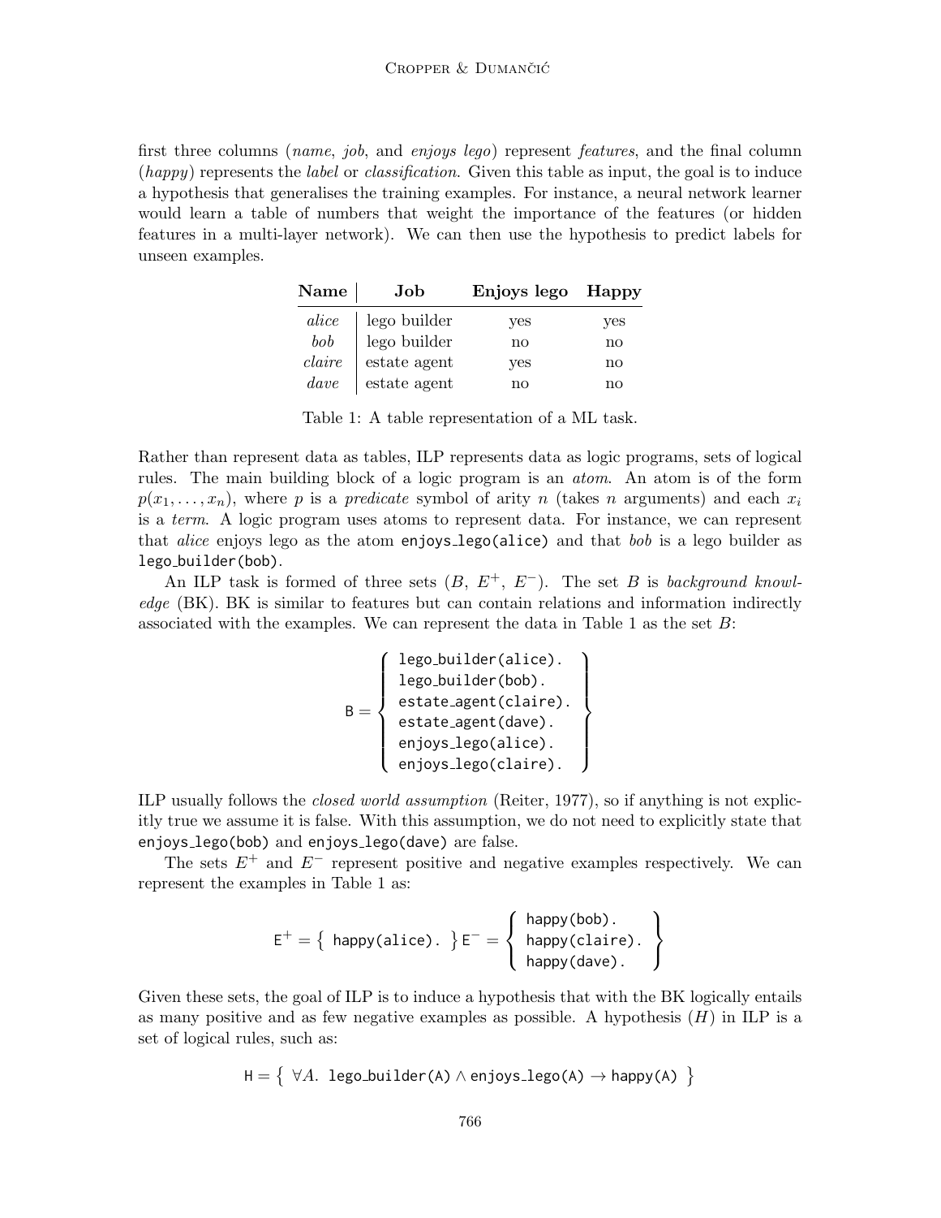first three columns (*name*, *job*, and *enjoys lego*) represent *features*, and the final column (*happy*) represents the *label* or *classification*. Given this table as input, the goal is to induce a hypothesis that generalises the training examples. For instance, a neural network learner would learn a table of numbers that weight the importance of the features (or hidden features in a multi-layer network). We can then use the hypothesis to predict labels for unseen examples.

| **Name** | **Job** | **Enjoys lego** | **Happy** |
|---|---|---|---|
| *alice* | lego builder | yes | yes |
| *bob* | lego builder | no | no |
| *claire* | estate agent | yes | no |
| *dave* | estate agent | no | no |

Table 1: A table representation of a ML task.

Rather than represent data as tables, ILP represents data as logic programs, sets of logical rules. The main building block of a logic program is an *atom*. An atom is of the form $p(x_1, \ldots, x_n)$, where $p$ is a *predicate* symbol of arity $n$ (takes $n$ arguments) and each $x_i$ is a *term*. A logic program uses atoms to represent data. For instance, we can represent that *alice* enjoys lego as the atom `enjoys_lego(alice)` and that *bob* is a lego builder as `lego_builder(bob)`.

An ILP task is formed of three sets ($B$, $E^+$, $E^-$). The set $B$ is *background knowledge* (BK). BK is similar to features but can contain relations and information indirectly associated with the examples. We can represent the data in Table 1 as the set $B$:

$$\mathsf{B} = \left\{ \begin{array}{l} \texttt{lego\_builder(alice).} \\ \texttt{lego\_builder(bob).} \\ \texttt{estate\_agent(claire).} \\ \texttt{estate\_agent(dave).} \\ \texttt{enjoys\_lego(alice).} \\ \texttt{enjoys\_lego(claire).} \end{array} \right\}$$

ILP usually follows the *closed world assumption* (Reiter, 1977), so if anything is not explicitly true we assume it is false. With this assumption, we do not need to explicitly state that `enjoys_lego(bob)` and `enjoys_lego(dave)` are false.

The sets $E^+$ and $E^-$ represent positive and negative examples respectively. We can represent the examples in Table 1 as:

$$\mathsf{E}^+ = \left\{ \begin{array}{l} \texttt{happy(alice).} \end{array} \right\} \mathsf{E}^- = \left\{ \begin{array}{l} \texttt{happy(bob).} \\ \texttt{happy(claire).} \\ \texttt{happy(dave).} \end{array} \right\}$$

Given these sets, the goal of ILP is to induce a hypothesis that with the BK logically entails as many positive and as few negative examples as possible. A hypothesis ($H$) in ILP is a set of logical rules, such as:

$$\mathsf{H} = \left\{ \forall A.\ \texttt{lego\_builder(A)} \land \texttt{enjoys\_lego(A)} \rightarrow \texttt{happy(A)} \right\}$$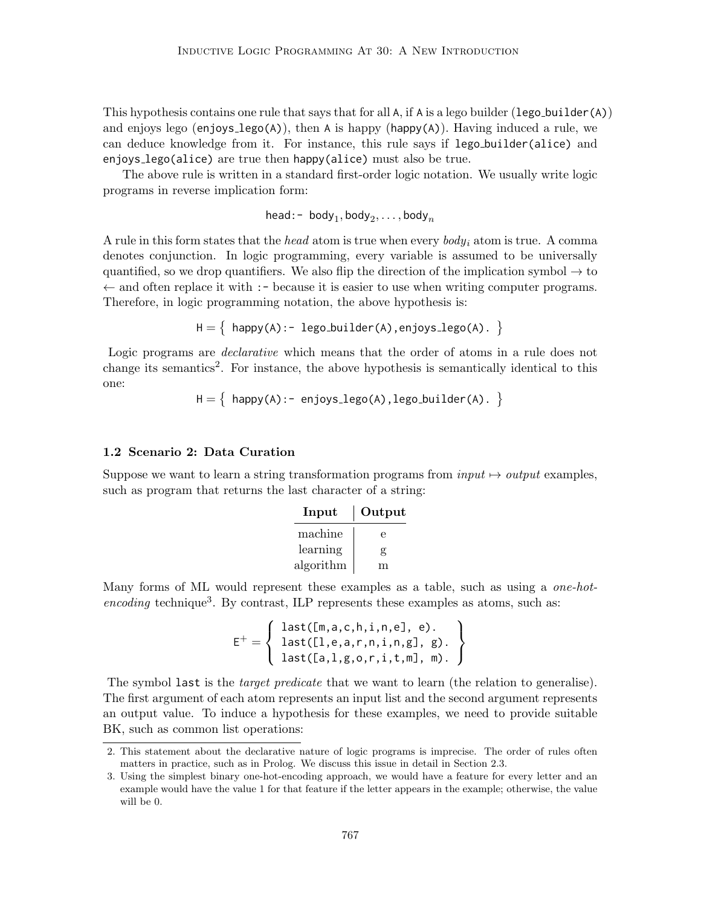This hypothesis contains one rule that says that for all `A`, if `A` is a lego builder (`lego_builder(A)`) and enjoys lego (`enjoys_lego(A)`), then `A` is happy (`happy(A)`). Having induced a rule, we can deduce knowledge from it. For instance, this rule says if `lego_builder(alice)` and `enjoys_lego(alice)` are true then `happy(alice)` must also be true.

The above rule is written in a standard first-order logic notation. We usually write logic programs in reverse implication form:

$$\texttt{head:- } \texttt{body}_1, \texttt{body}_2, \ldots, \texttt{body}_n$$

A rule in this form states that the *head* atom is true when every *body*$_i$ atom is true. A comma denotes conjunction. In logic programming, every variable is assumed to be universally quantified, so we drop quantifiers. We also flip the direction of the implication symbol $\rightarrow$ to $\leftarrow$ and often replace it with `:-` because it is easier to use when writing computer programs. Therefore, in logic programming notation, the above hypothesis is:

$$\texttt{H} = \left\{ \texttt{ happy(A):- lego\_builder(A),enjoys\_lego(A). } \right\}$$

Logic programs are *declarative* which means that the order of atoms in a rule does not change its semantics[2]. For instance, the above hypothesis is semantically identical to this one:

$$\texttt{H} = \left\{ \texttt{ happy(A):- enjoys\_lego(A),lego\_builder(A). } \right\}$$

### 1.2 Scenario 2: Data Curation

Suppose we want to learn a string transformation programs from *input* $\mapsto$ *output* examples, such as program that returns the last character of a string:

| Input | Output |
|---|---|
| machine | e |
| learning | g |
| algorithm | m |

Many forms of ML would represent these examples as a table, such as using a *one-hot-encoding* technique[3]. By contrast, ILP represents these examples as atoms, such as:

$$\texttt{E}^+ = \left\{ \begin{array}{l} \texttt{last([m,a,c,h,i,n,e], e).} \\ \texttt{last([l,e,a,r,n,i,n,g], g).} \\ \texttt{last([a,l,g,o,r,i,t,m], m).} \end{array} \right\}$$

The symbol `last` is the *target predicate* that we want to learn (the relation to generalise). The first argument of each atom represents an input list and the second argument represents an output value. To induce a hypothesis for these examples, we need to provide suitable BK, such as common list operations:

---

2. This statement about the declarative nature of logic programs is imprecise. The order of rules often matters in practice, such as in Prolog. We discuss this issue in detail in Section 2.3.
3. Using the simplest binary one-hot-encoding approach, we would have a feature for every letter and an example would have the value 1 for that feature if the letter appears in the example; otherwise, the value will be 0.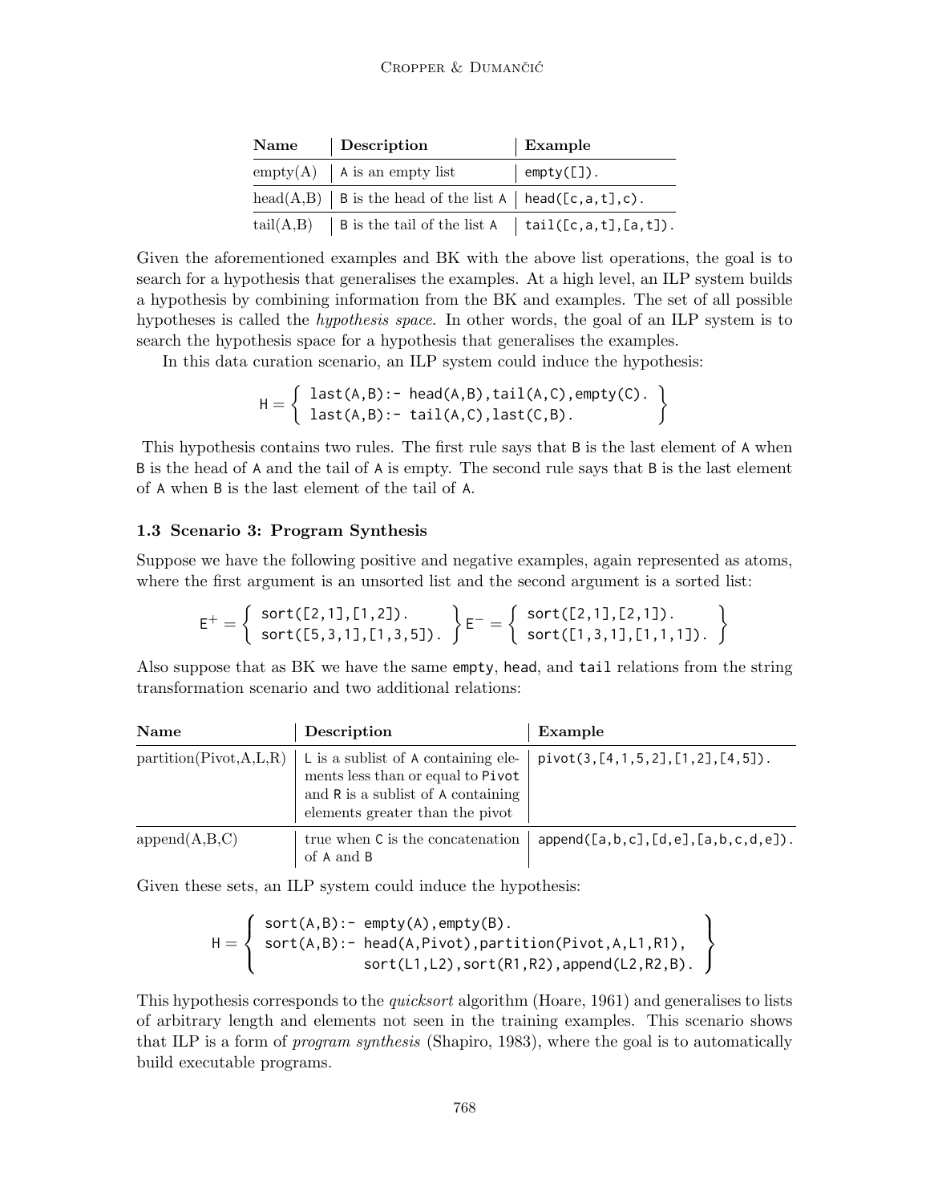| Name | Description | Example |
| --- | --- | --- |
| empty(A) | A is an empty list | empty([]). |
| head(A,B) | B is the head of the list A | head([c,a,t],c). |
| tail(A,B) | B is the tail of the list A | tail([c,a,t],[a,t]). |

Given the aforementioned examples and BK with the above list operations, the goal is to search for a hypothesis that generalises the examples. At a high level, an ILP system builds a hypothesis by combining information from the BK and examples. The set of all possible hypotheses is called the *hypothesis space*. In other words, the goal of an ILP system is to search the hypothesis space for a hypothesis that generalises the examples.

In this data curation scenario, an ILP system could induce the hypothesis:

$$
\mathsf{H} = \left\{ \begin{array}{l} \texttt{last(A,B):- head(A,B),tail(A,C),empty(C).} \\ \texttt{last(A,B):- tail(A,C),last(C,B).} \end{array} \right\}
$$

This hypothesis contains two rules. The first rule says that B is the last element of A when B is the head of A and the tail of A is empty. The second rule says that B is the last element of A when B is the last element of the tail of A.

### 1.3 Scenario 3: Program Synthesis

Suppose we have the following positive and negative examples, again represented as atoms, where the first argument is an unsorted list and the second argument is a sorted list:

$$
\mathsf{E}^{+} = \left\{ \begin{array}{l} \texttt{sort([2,1],[1,2]).} \\ \texttt{sort([5,3,1],[1,3,5]).} \end{array} \right\} \mathsf{E}^{-} = \left\{ \begin{array}{l} \texttt{sort([2,1],[2,1]).} \\ \texttt{sort([1,3,1],[1,1,1]).} \end{array} \right\}
$$

Also suppose that as BK we have the same empty, head, and tail relations from the string transformation scenario and two additional relations:

| Name | Description | Example |
| --- | --- | --- |
| partition(Pivot,A,L,R) | L is a sublist of A containing elements less than or equal to Pivot and R is a sublist of A containing elements greater than the pivot | pivot(3,[4,1,5,2],[1,2],[4,5]). |
| append(A,B,C) | true when C is the concatenation of A and B | append([a,b,c],[d,e],[a,b,c,d,e]). |

Given these sets, an ILP system could induce the hypothesis:

$$
\mathsf{H} = \left\{ \begin{array}{l} \texttt{sort(A,B):- empty(A),empty(B).} \\ \texttt{sort(A,B):- head(A,Pivot),partition(Pivot,A,L1,R1),} \\ \qquad\qquad\quad \texttt{sort(L1,L2),sort(R1,R2),append(L2,R2,B).} \end{array} \right\}
$$

This hypothesis corresponds to the *quicksort* algorithm (Hoare, 1961) and generalises to lists of arbitrary length and elements not seen in the training examples. This scenario shows that ILP is a form of *program synthesis* (Shapiro, 1983), where the goal is to automatically build executable programs.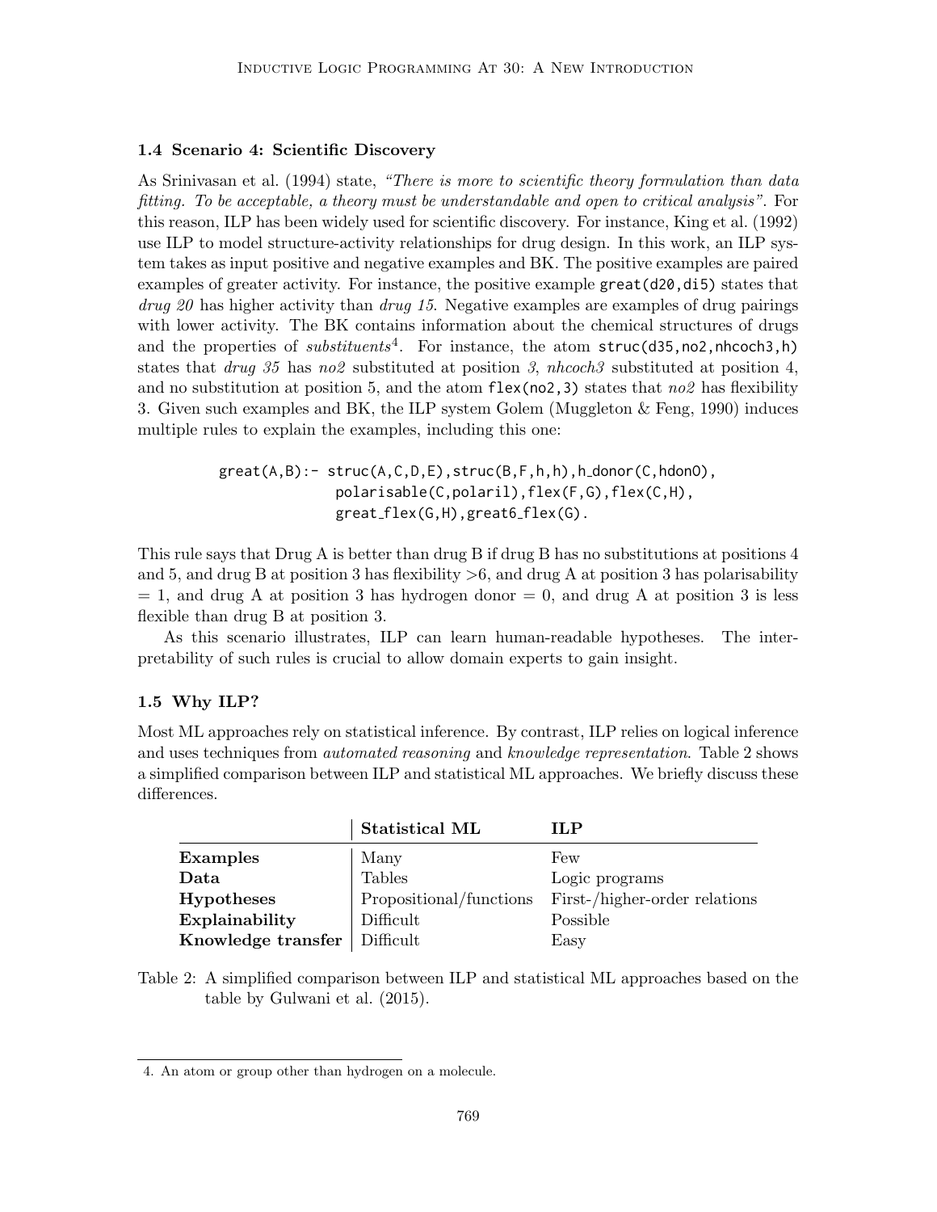### 1.4 Scenario 4: Scientific Discovery

As Srinivasan et al. (1994) state, *"There is more to scientific theory formulation than data fitting. To be acceptable, a theory must be understandable and open to critical analysis"*. For this reason, ILP has been widely used for scientific discovery. For instance, King et al. (1992) use ILP to model structure-activity relationships for drug design. In this work, an ILP system takes as input positive and negative examples and BK. The positive examples are paired examples of greater activity. For instance, the positive example `great(d20,di5)` states that *drug 20* has higher activity than *drug 15*. Negative examples are examples of drug pairings with lower activity. The BK contains information about the chemical structures of drugs and the properties of *substituents*[4]. For instance, the atom `struc(d35,no2,nhcoch3,h)` states that *drug 35* has *no2* substituted at position *3*, *nhcoch3* substituted at position 4, and no substitution at position 5, and the atom `flex(no2,3)` states that *no2* has flexibility 3. Given such examples and BK, the ILP system Golem (Muggleton & Feng, 1990) induces multiple rules to explain the examples, including this one:

```
great(A,B):- struc(A,C,D,E),struc(B,F,h,h),h_donor(C,hdon0),
             polarisable(C,polari1),flex(F,G),flex(C,H),
             great_flex(G,H),great6_flex(G).
```

This rule says that Drug A is better than drug B if drug B has no substitutions at positions 4 and 5, and drug B at position 3 has flexibility >6, and drug A at position 3 has polarisability = 1, and drug A at position 3 has hydrogen donor = 0, and drug A at position 3 is less flexible than drug B at position 3.

As this scenario illustrates, ILP can learn human-readable hypotheses. The interpretability of such rules is crucial to allow domain experts to gain insight.

### 1.5 Why ILP?

Most ML approaches rely on statistical inference. By contrast, ILP relies on logical inference and uses techniques from *automated reasoning* and *knowledge representation*. Table 2 shows a simplified comparison between ILP and statistical ML approaches. We briefly discuss these differences.

| | Statistical ML | ILP |
|---|---|---|
| **Examples** | Many | Few |
| **Data** | Tables | Logic programs |
| **Hypotheses** | Propositional/functions | First-/higher-order relations |
| **Explainability** | Difficult | Possible |
| **Knowledge transfer** | Difficult | Easy |

Table 2: A simplified comparison between ILP and statistical ML approaches based on the table by Gulwani et al. (2015).

4. An atom or group other than hydrogen on a molecule.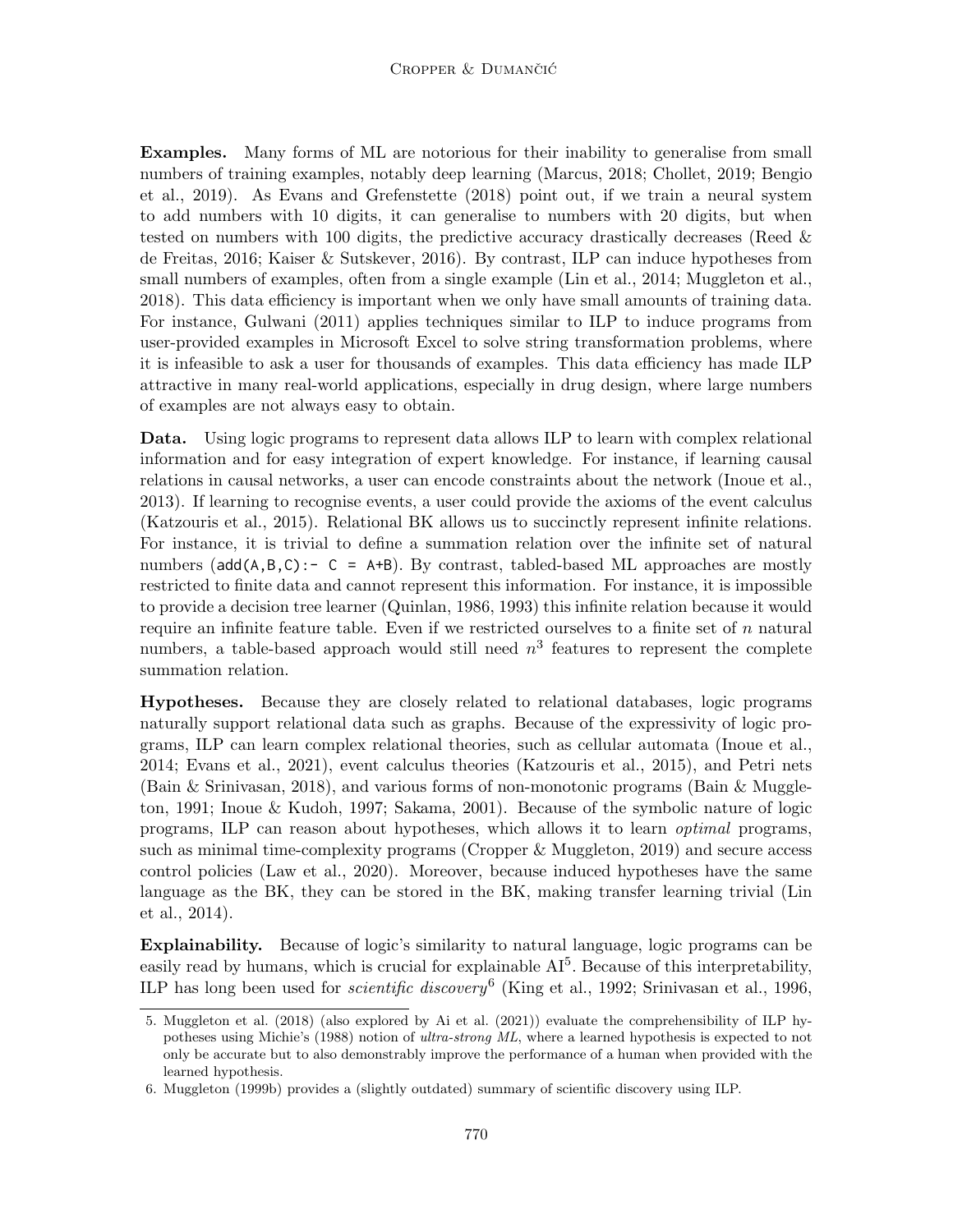**Examples.** Many forms of ML are notorious for their inability to generalise from small numbers of training examples, notably deep learning (Marcus, 2018; Chollet, 2019; Bengio et al., 2019). As Evans and Grefenstette (2018) point out, if we train a neural system to add numbers with 10 digits, it can generalise to numbers with 20 digits, but when tested on numbers with 100 digits, the predictive accuracy drastically decreases (Reed & de Freitas, 2016; Kaiser & Sutskever, 2016). By contrast, ILP can induce hypotheses from small numbers of examples, often from a single example (Lin et al., 2014; Muggleton et al., 2018). This data efficiency is important when we only have small amounts of training data. For instance, Gulwani (2011) applies techniques similar to ILP to induce programs from user-provided examples in Microsoft Excel to solve string transformation problems, where it is infeasible to ask a user for thousands of examples. This data efficiency has made ILP attractive in many real-world applications, especially in drug design, where large numbers of examples are not always easy to obtain.

**Data.** Using logic programs to represent data allows ILP to learn with complex relational information and for easy integration of expert knowledge. For instance, if learning causal relations in causal networks, a user can encode constraints about the network (Inoue et al., 2013). If learning to recognise events, a user could provide the axioms of the event calculus (Katzouris et al., 2015). Relational BK allows us to succinctly represent infinite relations. For instance, it is trivial to define a summation relation over the infinite set of natural numbers (`add(A,B,C):- C = A+B`). By contrast, tabled-based ML approaches are mostly restricted to finite data and cannot represent this information. For instance, it is impossible to provide a decision tree learner (Quinlan, 1986, 1993) this infinite relation because it would require an infinite feature table. Even if we restricted ourselves to a finite set of $n$ natural numbers, a table-based approach would still need $n^3$ features to represent the complete summation relation.

**Hypotheses.** Because they are closely related to relational databases, logic programs naturally support relational data such as graphs. Because of the expressivity of logic programs, ILP can learn complex relational theories, such as cellular automata (Inoue et al., 2014; Evans et al., 2021), event calculus theories (Katzouris et al., 2015), and Petri nets (Bain & Srinivasan, 2018), and various forms of non-monotonic programs (Bain & Muggleton, 1991; Inoue & Kudoh, 1997; Sakama, 2001). Because of the symbolic nature of logic programs, ILP can reason about hypotheses, which allows it to learn *optimal* programs, such as minimal time-complexity programs (Cropper & Muggleton, 2019) and secure access control policies (Law et al., 2020). Moreover, because induced hypotheses have the same language as the BK, they can be stored in the BK, making transfer learning trivial (Lin et al., 2014).

**Explainability.** Because of logic's similarity to natural language, logic programs can be easily read by humans, which is crucial for explainable AI[5]. Because of this interpretability, ILP has long been used for *scientific discovery*[6] (King et al., 1992; Srinivasan et al., 1996,

5. Muggleton et al. (2018) (also explored by Ai et al. (2021)) evaluate the comprehensibility of ILP hypotheses using Michie's (1988) notion of *ultra-strong ML*, where a learned hypothesis is expected to not only be accurate but to also demonstrably improve the performance of a human when provided with the learned hypothesis.

6. Muggleton (1999b) provides a (slightly outdated) summary of scientific discovery using ILP.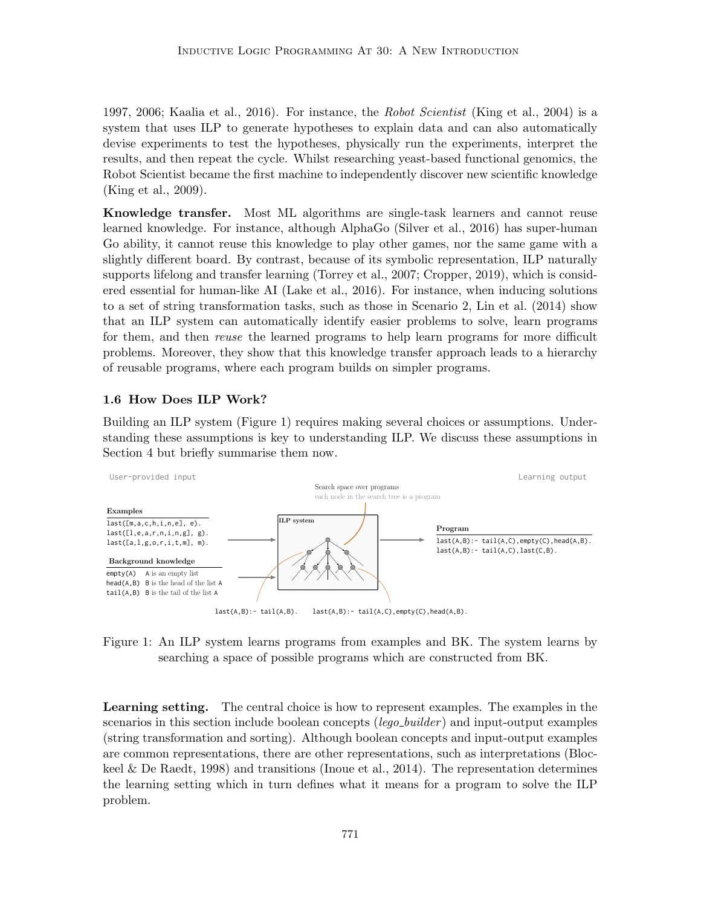1997, 2006; Kaalia et al., 2016). For instance, the *Robot Scientist* (King et al., 2004) is a system that uses ILP to generate hypotheses to explain data and can also automatically devise experiments to test the hypotheses, physically run the experiments, interpret the results, and then repeat the cycle. Whilst researching yeast-based functional genomics, the Robot Scientist became the first machine to independently discover new scientific knowledge (King et al., 2009).

**Knowledge transfer.** Most ML algorithms are single-task learners and cannot reuse learned knowledge. For instance, although AlphaGo (Silver et al., 2016) has super-human Go ability, it cannot reuse this knowledge to play other games, nor the same game with a slightly different board. By contrast, because of its symbolic representation, ILP naturally supports lifelong and transfer learning (Torrey et al., 2007; Cropper, 2019), which is considered essential for human-like AI (Lake et al., 2016). For instance, when inducing solutions to a set of string transformation tasks, such as those in Scenario 2, Lin et al. (2014) show that an ILP system can automatically identify easier problems to solve, learn programs for them, and then *reuse* the learned programs to help learn programs for more difficult problems. Moreover, they show that this knowledge transfer approach leads to a hierarchy of reusable programs, where each program builds on simpler programs.

### 1.6 How Does ILP Work?

Building an ILP system (Figure 1) requires making several choices or assumptions. Understanding these assumptions is key to understanding ILP. We discuss these assumptions in Section 4 but briefly summarise them now.

User-provided input | Learning output

**Examples**

```
last([m,a,c,h,i,n,e], e).
last([l,e,a,r,n,i,n,g], g).
last([a,l,g,o,r,i,t,m], m).
```

**Background knowledge**

```
empty(A)    A is an empty list
head(A,B)   B is the head of the list A
tail(A,B)   B is the tail of the list A
```

ILP system — Search space over programs: each node in the search tree is a program

```
last(A,B):- tail(A,B).
last(A,B):- tail(A,C),empty(C),head(A,B).
```

**Program**

```
last(A,B):- tail(A,C),empty(C),head(A,B).
last(A,B):- tail(A,C),last(C,B).
```

Figure 1: An ILP system learns programs from examples and BK. The system learns by searching a space of possible programs which are constructed from BK.

**Learning setting.** The central choice is how to represent examples. The examples in the scenarios in this section include boolean concepts (*lego_builder*) and input-output examples (string transformation and sorting). Although boolean concepts and input-output examples are common representations, there are other representations, such as interpretations (Blockeel & De Raedt, 1998) and transitions (Inoue et al., 2014). The representation determines the learning setting which in turn defines what it means for a program to solve the ILP problem.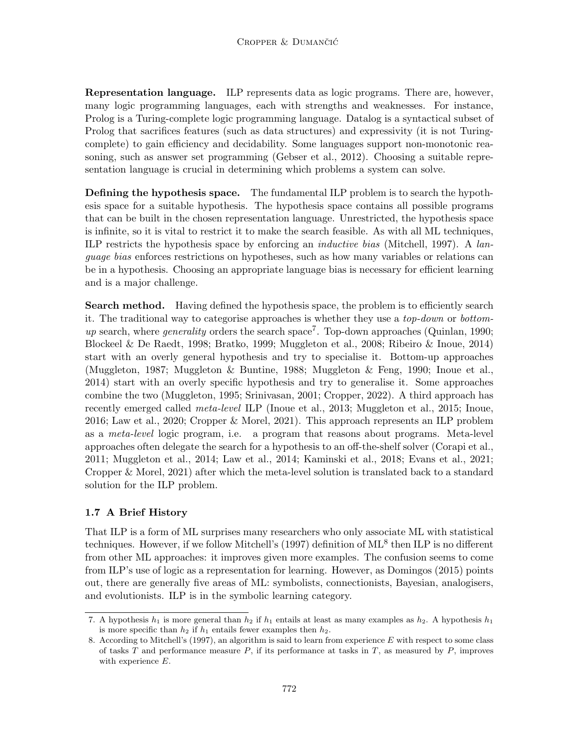**Representation language.** ILP represents data as logic programs. There are, however, many logic programming languages, each with strengths and weaknesses. For instance, Prolog is a Turing-complete logic programming language. Datalog is a syntactical subset of Prolog that sacrifices features (such as data structures) and expressivity (it is not Turing-complete) to gain efficiency and decidability. Some languages support non-monotonic reasoning, such as answer set programming (Gebser et al., 2012). Choosing a suitable representation language is crucial in determining which problems a system can solve.

**Defining the hypothesis space.** The fundamental ILP problem is to search the hypothesis space for a suitable hypothesis. The hypothesis space contains all possible programs that can be built in the chosen representation language. Unrestricted, the hypothesis space is infinite, so it is vital to restrict it to make the search feasible. As with all ML techniques, ILP restricts the hypothesis space by enforcing an *inductive bias* (Mitchell, 1997). A *language bias* enforces restrictions on hypotheses, such as how many variables or relations can be in a hypothesis. Choosing an appropriate language bias is necessary for efficient learning and is a major challenge.

**Search method.** Having defined the hypothesis space, the problem is to efficiently search it. The traditional way to categorise approaches is whether they use a *top-down* or *bottom-up* search, where *generality* orders the search space[7]. Top-down approaches (Quinlan, 1990; Blockeel & De Raedt, 1998; Bratko, 1999; Muggleton et al., 2008; Ribeiro & Inoue, 2014) start with an overly general hypothesis and try to specialise it. Bottom-up approaches (Muggleton, 1987; Muggleton & Buntine, 1988; Muggleton & Feng, 1990; Inoue et al., 2014) start with an overly specific hypothesis and try to generalise it. Some approaches combine the two (Muggleton, 1995; Srinivasan, 2001; Cropper, 2022). A third approach has recently emerged called *meta-level* ILP (Inoue et al., 2013; Muggleton et al., 2015; Inoue, 2016; Law et al., 2020; Cropper & Morel, 2021). This approach represents an ILP problem as a *meta-level* logic program, i.e. a program that reasons about programs. Meta-level approaches often delegate the search for a hypothesis to an off-the-shelf solver (Corapi et al., 2011; Muggleton et al., 2014; Law et al., 2014; Kaminski et al., 2018; Evans et al., 2021; Cropper & Morel, 2021) after which the meta-level solution is translated back to a standard solution for the ILP problem.

### 1.7 A Brief History

That ILP is a form of ML surprises many researchers who only associate ML with statistical techniques. However, if we follow Mitchell's (1997) definition of ML[8] then ILP is no different from other ML approaches: it improves given more examples. The confusion seems to come from ILP's use of logic as a representation for learning. However, as Domingos (2015) points out, there are generally five areas of ML: symbolists, connectionists, Bayesian, analogisers, and evolutionists. ILP is in the symbolic learning category.

---

7. A hypothesis $h_1$ is more general than $h_2$ if $h_1$ entails at least as many examples as $h_2$. A hypothesis $h_1$ is more specific than $h_2$ if $h_1$ entails fewer examples then $h_2$.

8. According to Mitchell's (1997), an algorithm is said to learn from experience $E$ with respect to some class of tasks $T$ and performance measure $P$, if its performance at tasks in $T$, as measured by $P$, improves with experience $E$.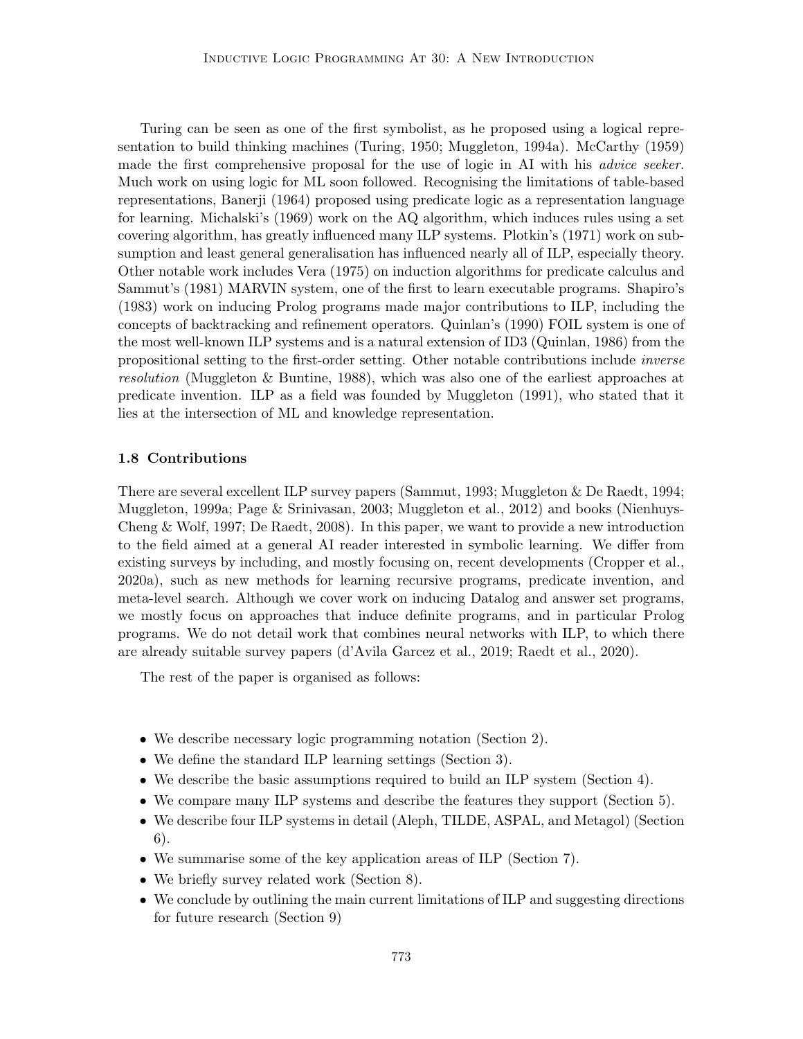Turing can be seen as one of the first symbolist, as he proposed using a logical representation to build thinking machines (Turing, 1950; Muggleton, 1994a). McCarthy (1959) made the first comprehensive proposal for the use of logic in AI with his *advice seeker*. Much work on using logic for ML soon followed. Recognising the limitations of table-based representations, Banerji (1964) proposed using predicate logic as a representation language for learning. Michalski's (1969) work on the AQ algorithm, which induces rules using a set covering algorithm, has greatly influenced many ILP systems. Plotkin's (1971) work on subsumption and least general generalisation has influenced nearly all of ILP, especially theory. Other notable work includes Vera (1975) on induction algorithms for predicate calculus and Sammut's (1981) MARVIN system, one of the first to learn executable programs. Shapiro's (1983) work on inducing Prolog programs made major contributions to ILP, including the concepts of backtracking and refinement operators. Quinlan's (1990) FOIL system is one of the most well-known ILP systems and is a natural extension of ID3 (Quinlan, 1986) from the propositional setting to the first-order setting. Other notable contributions include *inverse resolution* (Muggleton & Buntine, 1988), which was also one of the earliest approaches at predicate invention. ILP as a field was founded by Muggleton (1991), who stated that it lies at the intersection of ML and knowledge representation.

### 1.8 Contributions

There are several excellent ILP survey papers (Sammut, 1993; Muggleton & De Raedt, 1994; Muggleton, 1999a; Page & Srinivasan, 2003; Muggleton et al., 2012) and books (Nienhuys-Cheng & Wolf, 1997; De Raedt, 2008). In this paper, we want to provide a new introduction to the field aimed at a general AI reader interested in symbolic learning. We differ from existing surveys by including, and mostly focusing on, recent developments (Cropper et al., 2020a), such as new methods for learning recursive programs, predicate invention, and meta-level search. Although we cover work on inducing Datalog and answer set programs, we mostly focus on approaches that induce definite programs, and in particular Prolog programs. We do not detail work that combines neural networks with ILP, to which there are already suitable survey papers (d'Avila Garcez et al., 2019; Raedt et al., 2020).

The rest of the paper is organised as follows:

- We describe necessary logic programming notation (Section 2).
- We define the standard ILP learning settings (Section 3).
- We describe the basic assumptions required to build an ILP system (Section 4).
- We compare many ILP systems and describe the features they support (Section 5).
- We describe four ILP systems in detail (Aleph, TILDE, ASPAL, and Metagol) (Section 6).
- We summarise some of the key application areas of ILP (Section 7).
- We briefly survey related work (Section 8).
- We conclude by outlining the main current limitations of ILP and suggesting directions for future research (Section 9)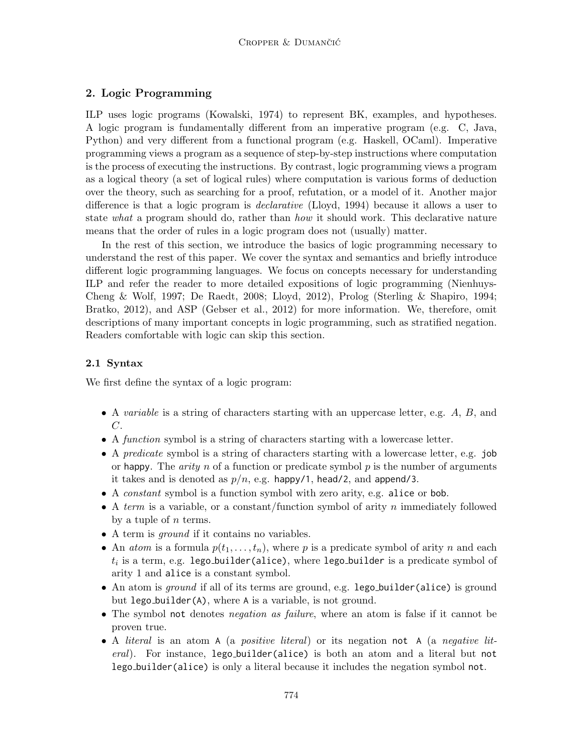## 2. Logic Programming

ILP uses logic programs (Kowalski, 1974) to represent BK, examples, and hypotheses. A logic program is fundamentally different from an imperative program (e.g. C, Java, Python) and very different from a functional program (e.g. Haskell, OCaml). Imperative programming views a program as a sequence of step-by-step instructions where computation is the process of executing the instructions. By contrast, logic programming views a program as a logical theory (a set of logical rules) where computation is various forms of deduction over the theory, such as searching for a proof, refutation, or a model of it. Another major difference is that a logic program is *declarative* (Lloyd, 1994) because it allows a user to state *what* a program should do, rather than *how* it should work. This declarative nature means that the order of rules in a logic program does not (usually) matter.

In the rest of this section, we introduce the basics of logic programming necessary to understand the rest of this paper. We cover the syntax and semantics and briefly introduce different logic programming languages. We focus on concepts necessary for understanding ILP and refer the reader to more detailed expositions of logic programming (Nienhuys-Cheng & Wolf, 1997; De Raedt, 2008; Lloyd, 2012), Prolog (Sterling & Shapiro, 1994; Bratko, 2012), and ASP (Gebser et al., 2012) for more information. We, therefore, omit descriptions of many important concepts in logic programming, such as stratified negation. Readers comfortable with logic can skip this section.

### 2.1 Syntax

We first define the syntax of a logic program:

- A *variable* is a string of characters starting with an uppercase letter, e.g. $A$, $B$, and $C$.
- A *function* symbol is a string of characters starting with a lowercase letter.
- A *predicate* symbol is a string of characters starting with a lowercase letter, e.g. `job` or `happy`. The *arity* $n$ of a function or predicate symbol $p$ is the number of arguments it takes and is denoted as $p/n$, e.g. `happy/1`, `head/2`, and `append/3`.
- A *constant* symbol is a function symbol with zero arity, e.g. `alice` or `bob`.
- A *term* is a variable, or a constant/function symbol of arity $n$ immediately followed by a tuple of $n$ terms.
- A term is *ground* if it contains no variables.
- An *atom* is a formula $p(t_1, \ldots, t_n)$, where $p$ is a predicate symbol of arity $n$ and each $t_i$ is a term, e.g. `lego_builder(alice)`, where `lego_builder` is a predicate symbol of arity 1 and `alice` is a constant symbol.
- An atom is *ground* if all of its terms are ground, e.g. `lego_builder(alice)` is ground but `lego_builder(A)`, where `A` is a variable, is not ground.
- The symbol `not` denotes *negation as failure*, where an atom is false if it cannot be proven true.
- A *literal* is an atom `A` (a *positive literal*) or its negation `not A` (a *negative literal*). For instance, `lego_builder(alice)` is both an atom and a literal but `not lego_builder(alice)` is only a literal because it includes the negation symbol `not`.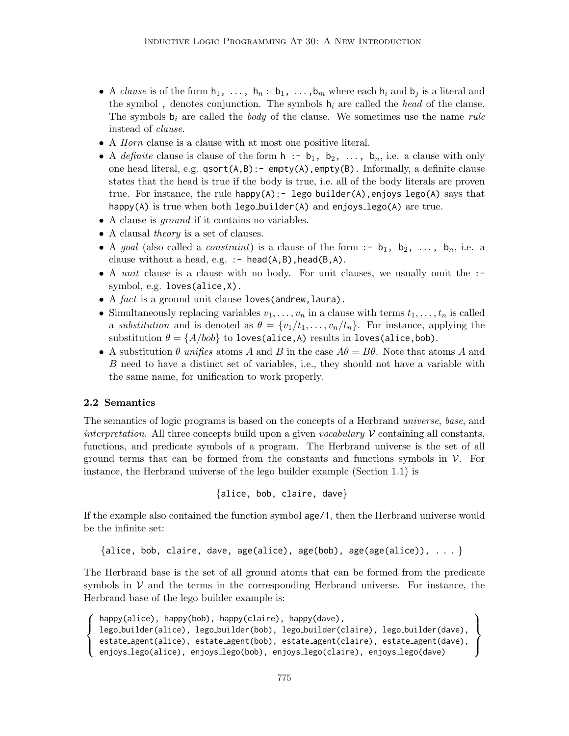- A *clause* is of the form `h1, ..., hn :- b1, ...,bm` where each $\mathsf{h}_i$ and $\mathsf{b}_j$ is a literal and the symbol `,` denotes conjunction. The symbols $\mathsf{h}_i$ are called the *head* of the clause. The symbols $\mathsf{b}_i$ are called the *body* of the clause. We sometimes use the name *rule* instead of *clause*.
- A *Horn* clause is a clause with at most one positive literal.
- A *definite* clause is clause of the form `h :- b1, b2, ..., bn`, i.e. a clause with only one head literal, e.g. `qsort(A,B):- empty(A),empty(B)`. Informally, a definite clause states that the head is true if the body is true, i.e. all of the body literals are proven true. For instance, the rule `happy(A):- lego_builder(A),enjoys_lego(A)` says that `happy(A)` is true when both `lego_builder(A)` and `enjoys_lego(A)` are true.
- A clause is *ground* if it contains no variables.
- A clausal *theory* is a set of clauses.
- A *goal* (also called a *constraint*) is a clause of the form `:- b1, b2, ..., bn`, i.e. a clause without a head, e.g. `:- head(A,B),head(B,A)`.
- A *unit* clause is a clause with no body. For unit clauses, we usually omit the `:-` symbol, e.g. `loves(alice,X).`
- A *fact* is a ground unit clause `loves(andrew,laura).`
- Simultaneously replacing variables $v_1, \ldots, v_n$ in a clause with terms $t_1, \ldots, t_n$ is called a *substitution* and is denoted as $\theta = \{v_1/t_1, \ldots, v_n/t_n\}$. For instance, applying the substitution $\theta = \{A/bob\}$ to `loves(alice,A)` results in `loves(alice,bob)`.
- A substitution $\theta$ *unifies* atoms $A$ and $B$ in the case $A\theta = B\theta$. Note that atoms $A$ and $B$ need to have a distinct set of variables, i.e., they should not have a variable with the same name, for unification to work properly.

### 2.2 Semantics

The semantics of logic programs is based on the concepts of a Herbrand *universe*, *base*, and *interpretation*. All three concepts build upon a given *vocabulary* $\mathcal{V}$ containing all constants, functions, and predicate symbols of a program. The Herbrand universe is the set of all ground terms that can be formed from the constants and functions symbols in $\mathcal{V}$. For instance, the Herbrand universe of the lego builder example (Section 1.1) is

```
{alice, bob, claire, dave}
```

If the example also contained the function symbol `age/1`, then the Herbrand universe would be the infinite set:

```
{alice, bob, claire, dave, age(alice), age(bob), age(age(alice)), ...}
```

The Herbrand base is the set of all ground atoms that can be formed from the predicate symbols in $\mathcal{V}$ and the terms in the corresponding Herbrand universe. For instance, the Herbrand base of the lego builder example is:

```
{
happy(alice), happy(bob), happy(claire), happy(dave),
lego_builder(alice), lego_builder(bob), lego_builder(claire), lego_builder(dave),
estate_agent(alice), estate_agent(bob), estate_agent(claire), estate_agent(dave),
enjoys_lego(alice), enjoys_lego(bob), enjoys_lego(claire), enjoys_lego(dave)
}
```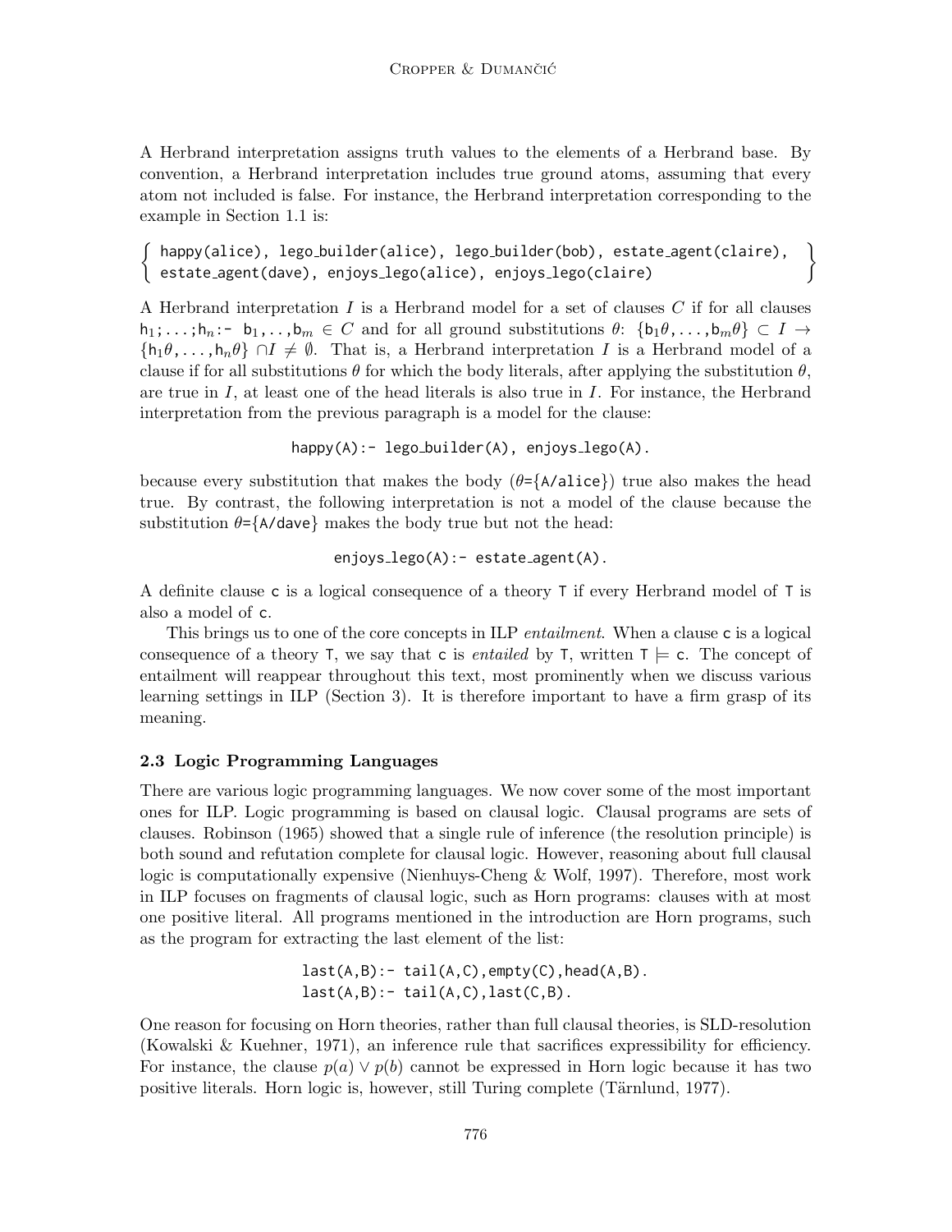A Herbrand interpretation assigns truth values to the elements of a Herbrand base. By convention, a Herbrand interpretation includes true ground atoms, assuming that every atom not included is false. For instance, the Herbrand interpretation corresponding to the example in Section 1.1 is:

$$\left\{ \begin{array}{l} \texttt{happy(alice), lego\_builder(alice), lego\_builder(bob), estate\_agent(claire),} \\ \texttt{estate\_agent(dave), enjoys\_lego(alice), enjoys\_lego(claire)} \end{array} \right\}$$

A Herbrand interpretation $I$ is a Herbrand model for a set of clauses $C$ if for all clauses $\texttt{h}_1;\ldots;\texttt{h}_n\texttt{:-}\ \texttt{b}_1,..,\texttt{b}_m \in C$ and for all ground substitutions $\theta$: $\{\texttt{b}_1\theta,\ldots,\texttt{b}_m\theta\} \subset I \rightarrow \{\texttt{h}_1\theta,\ldots,\texttt{h}_n\theta\} \cap I \neq \emptyset$. That is, a Herbrand interpretation $I$ is a Herbrand model of a clause if for all substitutions $\theta$ for which the body literals, after applying the substitution $\theta$, are true in $I$, at least one of the head literals is also true in $I$. For instance, the Herbrand interpretation from the previous paragraph is a model for the clause:

```
happy(A):- lego_builder(A), enjoys_lego(A).
```

because every substitution that makes the body ($\theta$={A/alice}) true also makes the head true. By contrast, the following interpretation is not a model of the clause because the substitution $\theta$={A/dave} makes the body true but not the head:

```
enjoys_lego(A):- estate_agent(A).
```

A definite clause c is a logical consequence of a theory T if every Herbrand model of T is also a model of c.

This brings us to one of the core concepts in ILP *entailment*. When a clause c is a logical consequence of a theory T, we say that c is *entailed* by T, written T $\models$ c. The concept of entailment will reappear throughout this text, most prominently when we discuss various learning settings in ILP (Section 3). It is therefore important to have a firm grasp of its meaning.

### 2.3 Logic Programming Languages

There are various logic programming languages. We now cover some of the most important ones for ILP. Logic programming is based on clausal logic. Clausal programs are sets of clauses. Robinson (1965) showed that a single rule of inference (the resolution principle) is both sound and refutation complete for clausal logic. However, reasoning about full clausal logic is computationally expensive (Nienhuys-Cheng & Wolf, 1997). Therefore, most work in ILP focuses on fragments of clausal logic, such as Horn programs: clauses with at most one positive literal. All programs mentioned in the introduction are Horn programs, such as the program for extracting the last element of the list:

```
last(A,B):- tail(A,C),empty(C),head(A,B).
last(A,B):- tail(A,C),last(C,B).
```

One reason for focusing on Horn theories, rather than full clausal theories, is SLD-resolution (Kowalski & Kuehner, 1971), an inference rule that sacrifices expressibility for efficiency. For instance, the clause $p(a) \vee p(b)$ cannot be expressed in Horn logic because it has two positive literals. Horn logic is, however, still Turing complete (Tärnlund, 1977).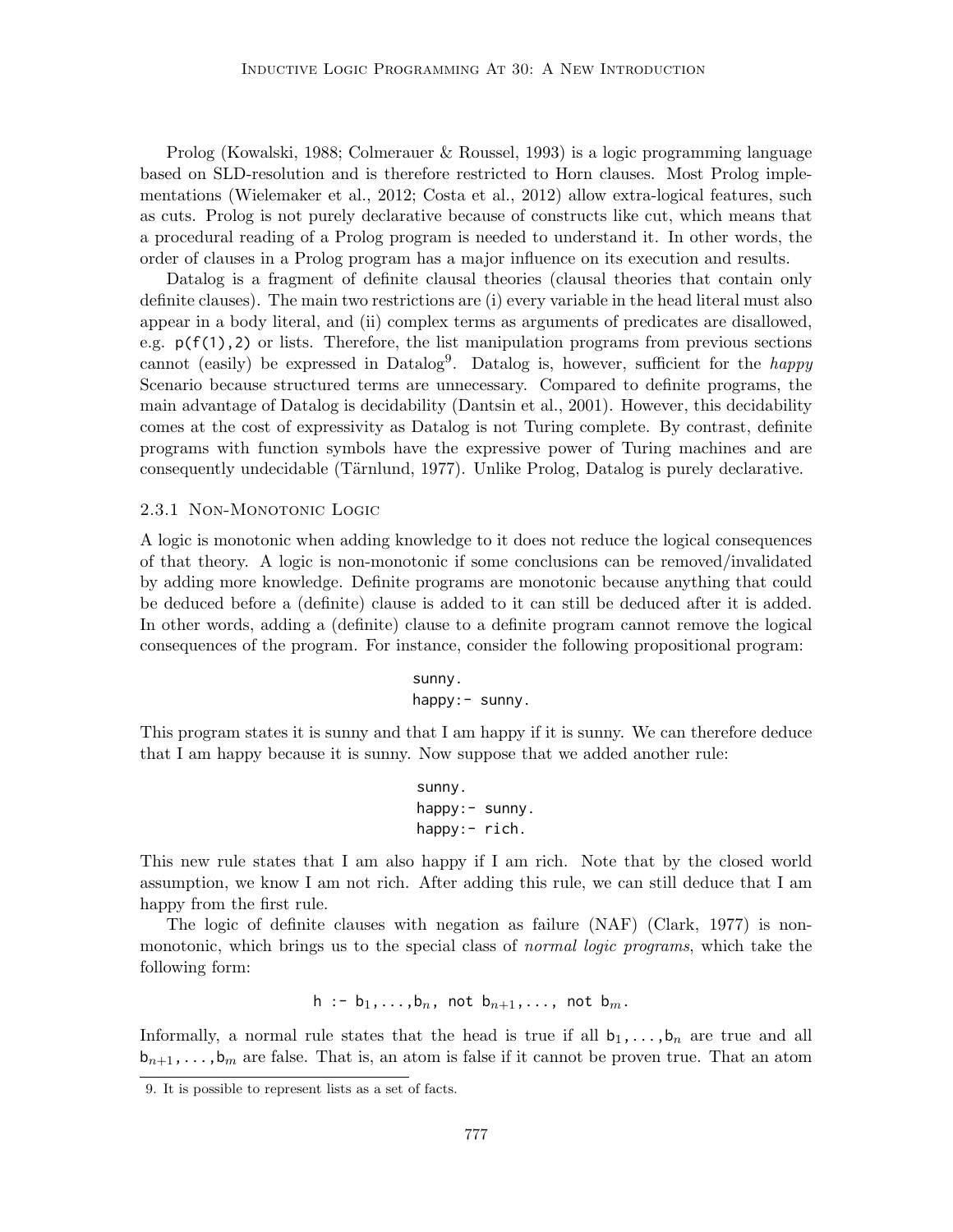Prolog (Kowalski, 1988; Colmerauer & Roussel, 1993) is a logic programming language based on SLD-resolution and is therefore restricted to Horn clauses. Most Prolog implementations (Wielemaker et al., 2012; Costa et al., 2012) allow extra-logical features, such as cuts. Prolog is not purely declarative because of constructs like cut, which means that a procedural reading of a Prolog program is needed to understand it. In other words, the order of clauses in a Prolog program has a major influence on its execution and results.

Datalog is a fragment of definite clausal theories (clausal theories that contain only definite clauses). The main two restrictions are (i) every variable in the head literal must also appear in a body literal, and (ii) complex terms as arguments of predicates are disallowed, e.g. `p(f(1),2)` or lists. Therefore, the list manipulation programs from previous sections cannot (easily) be expressed in Datalog[9]. Datalog is, however, sufficient for the *happy* Scenario because structured terms are unnecessary. Compared to definite programs, the main advantage of Datalog is decidability (Dantsin et al., 2001). However, this decidability comes at the cost of expressivity as Datalog is not Turing complete. By contrast, definite programs with function symbols have the expressive power of Turing machines and are consequently undecidable (Tärnlund, 1977). Unlike Prolog, Datalog is purely declarative.

### 2.3.1 Non-Monotonic Logic

A logic is monotonic when adding knowledge to it does not reduce the logical consequences of that theory. A logic is non-monotonic if some conclusions can be removed/invalidated by adding more knowledge. Definite programs are monotonic because anything that could be deduced before a (definite) clause is added to it can still be deduced after it is added. In other words, adding a (definite) clause to a definite program cannot remove the logical consequences of the program. For instance, consider the following propositional program:

```
sunny.
happy:- sunny.
```

This program states it is sunny and that I am happy if it is sunny. We can therefore deduce that I am happy because it is sunny. Now suppose that we added another rule:

```
sunny.
happy:- sunny.
happy:- rich.
```

This new rule states that I am also happy if I am rich. Note that by the closed world assumption, we know I am not rich. After adding this rule, we can still deduce that I am happy from the first rule.

The logic of definite clauses with negation as failure (NAF) (Clark, 1977) is non-monotonic, which brings us to the special class of *normal logic programs*, which take the following form:

$$\texttt{h :- } \texttt{b}_1,\ldots,\texttt{b}_n,\ \texttt{not b}_{n+1},\ldots,\ \texttt{not b}_m.$$

Informally, a normal rule states that the head is true if all $\texttt{b}_1,\ldots,\texttt{b}_n$ are true and all $\texttt{b}_{n+1},\ldots,\texttt{b}_m$ are false. That is, an atom is false if it cannot be proven true. That an atom

9. It is possible to represent lists as a set of facts.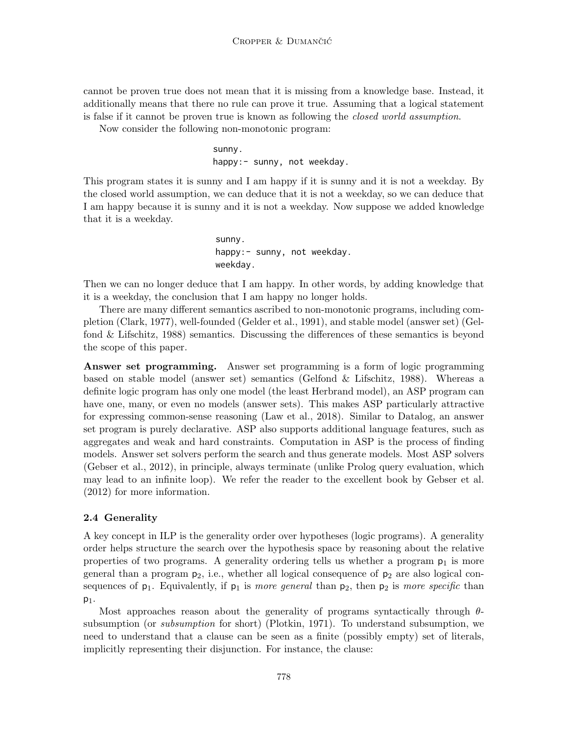cannot be proven true does not mean that it is missing from a knowledge base. Instead, it additionally means that there no rule can prove it true. Assuming that a logical statement is false if it cannot be proven true is known as following the *closed world assumption*.

Now consider the following non-monotonic program:

```
sunny.
happy:- sunny, not weekday.
```

This program states it is sunny and I am happy if it is sunny and it is not a weekday. By the closed world assumption, we can deduce that it is not a weekday, so we can deduce that I am happy because it is sunny and it is not a weekday. Now suppose we added knowledge that it is a weekday.

```
sunny.
happy:- sunny, not weekday.
weekday.
```

Then we can no longer deduce that I am happy. In other words, by adding knowledge that it is a weekday, the conclusion that I am happy no longer holds.

There are many different semantics ascribed to non-monotonic programs, including completion (Clark, 1977), well-founded (Gelder et al., 1991), and stable model (answer set) (Gelfond & Lifschitz, 1988) semantics. Discussing the differences of these semantics is beyond the scope of this paper.

**Answer set programming.** Answer set programming is a form of logic programming based on stable model (answer set) semantics (Gelfond & Lifschitz, 1988). Whereas a definite logic program has only one model (the least Herbrand model), an ASP program can have one, many, or even no models (answer sets). This makes ASP particularly attractive for expressing common-sense reasoning (Law et al., 2018). Similar to Datalog, an answer set program is purely declarative. ASP also supports additional language features, such as aggregates and weak and hard constraints. Computation in ASP is the process of finding models. Answer set solvers perform the search and thus generate models. Most ASP solvers (Gebser et al., 2012), in principle, always terminate (unlike Prolog query evaluation, which may lead to an infinite loop). We refer the reader to the excellent book by Gebser et al. (2012) for more information.

### 2.4 Generality

A key concept in ILP is the generality order over hypotheses (logic programs). A generality order helps structure the search over the hypothesis space by reasoning about the relative properties of two programs. A generality ordering tells us whether a program $p_1$ is more general than a program $p_2$, i.e., whether all logical consequence of $p_2$ are also logical consequences of $p_1$. Equivalently, if $p_1$ is *more general* than $p_2$, then $p_2$ is *more specific* than $p_1$.

Most approaches reason about the generality of programs syntactically through $\theta$-subsumption (or *subsumption* for short) (Plotkin, 1971). To understand subsumption, we need to understand that a clause can be seen as a finite (possibly empty) set of literals, implicitly representing their disjunction. For instance, the clause: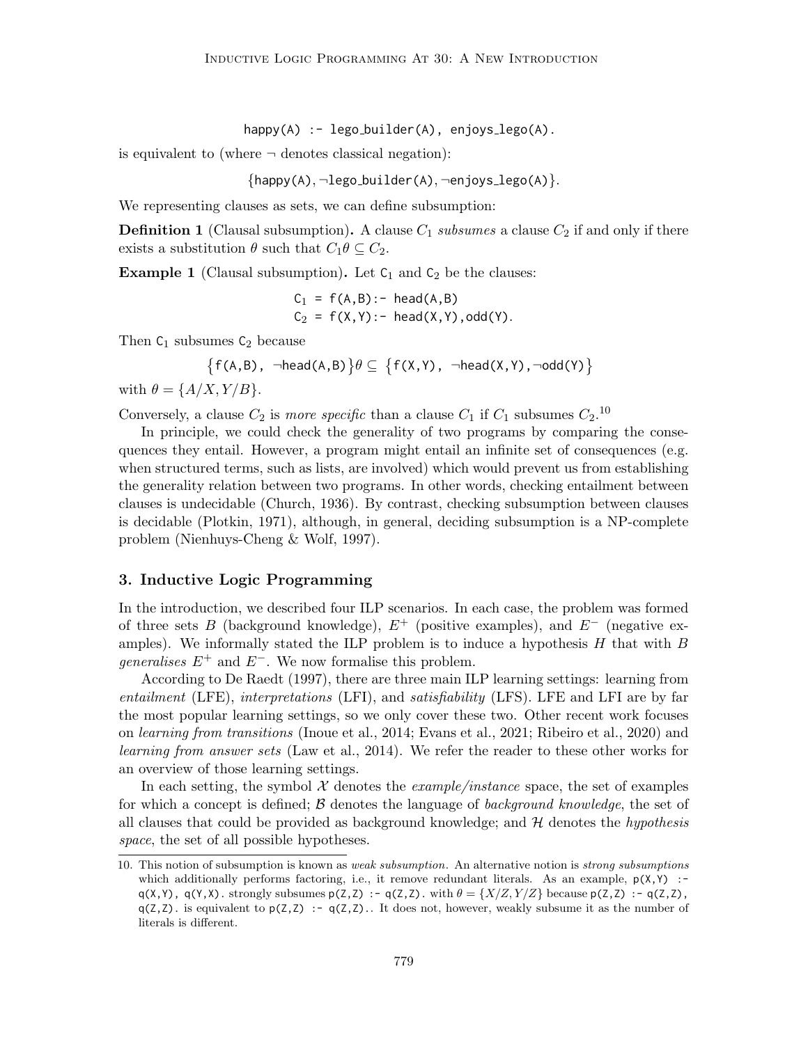```
happy(A) :- lego_builder(A), enjoys_lego(A).
```

is equivalent to (where ¬ denotes classical negation):

$$\{\texttt{happy(A)}, \neg\texttt{lego\_builder(A)}, \neg\texttt{enjoys\_lego(A)}\}.$$

We representing clauses as sets, we can define subsumption:

**Definition 1** (Clausal subsumption)**.** A clause $C_1$ *subsumes* a clause $C_2$ if and only if there exists a substitution $\theta$ such that $C_1\theta \subseteq C_2$.

**Example 1** (Clausal subsumption)**.** Let $\texttt{C}_1$ and $\texttt{C}_2$ be the clauses:

```
C1 = f(A,B):- head(A,B)
C2 = f(X,Y):- head(X,Y),odd(Y).
```

Then $\texttt{C}_1$ subsumes $\texttt{C}_2$ because

$$\{\texttt{f(A,B)}, \neg\texttt{head(A,B)}\}\theta \subseteq \{\texttt{f(X,Y)}, \neg\texttt{head(X,Y)}, \neg\texttt{odd(Y)}\}$$

with $\theta = \{A/X, Y/B\}$.

Conversely, a clause $C_2$ is *more specific* than a clause $C_1$ if $C_1$ subsumes $C_2$.[10]

In principle, we could check the generality of two programs by comparing the consequences they entail. However, a program might entail an infinite set of consequences (e.g. when structured terms, such as lists, are involved) which would prevent us from establishing the generality relation between two programs. In other words, checking entailment between clauses is undecidable (Church, 1936). By contrast, checking subsumption between clauses is decidable (Plotkin, 1971), although, in general, deciding subsumption is a NP-complete problem (Nienhuys-Cheng & Wolf, 1997).

## 3. Inductive Logic Programming

In the introduction, we described four ILP scenarios. In each case, the problem was formed of three sets $B$ (background knowledge), $E^+$ (positive examples), and $E^-$ (negative examples). We informally stated the ILP problem is to induce a hypothesis $H$ that with $B$ *generalises* $E^+$ and $E^-$. We now formalise this problem.

According to De Raedt (1997), there are three main ILP learning settings: learning from *entailment* (LFE), *interpretations* (LFI), and *satisfiability* (LFS). LFE and LFI are by far the most popular learning settings, so we only cover these two. Other recent work focuses on *learning from transitions* (Inoue et al., 2014; Evans et al., 2021; Ribeiro et al., 2020) and *learning from answer sets* (Law et al., 2014). We refer the reader to these other works for an overview of those learning settings.

In each setting, the symbol $\mathcal{X}$ denotes the *example/instance* space, the set of examples for which a concept is defined; $\mathcal{B}$ denotes the language of *background knowledge*, the set of all clauses that could be provided as background knowledge; and $\mathcal{H}$ denotes the *hypothesis space*, the set of all possible hypotheses.

---

10. This notion of subsumption is known as *weak subsumption*. An alternative notion is *strong subsumptions* which additionally performs factoring, i.e., it remove redundant literals. As an example, `p(X,Y) :- q(X,Y), q(Y,X).` strongly subsumes `p(Z,Z) :- q(Z,Z).` with $\theta = \{X/Z, Y/Z\}$ because `p(Z,Z) :- q(Z,Z), q(Z,Z).` is equivalent to `p(Z,Z) :- q(Z,Z).`. It does not, however, weakly subsume it as the number of literals is different.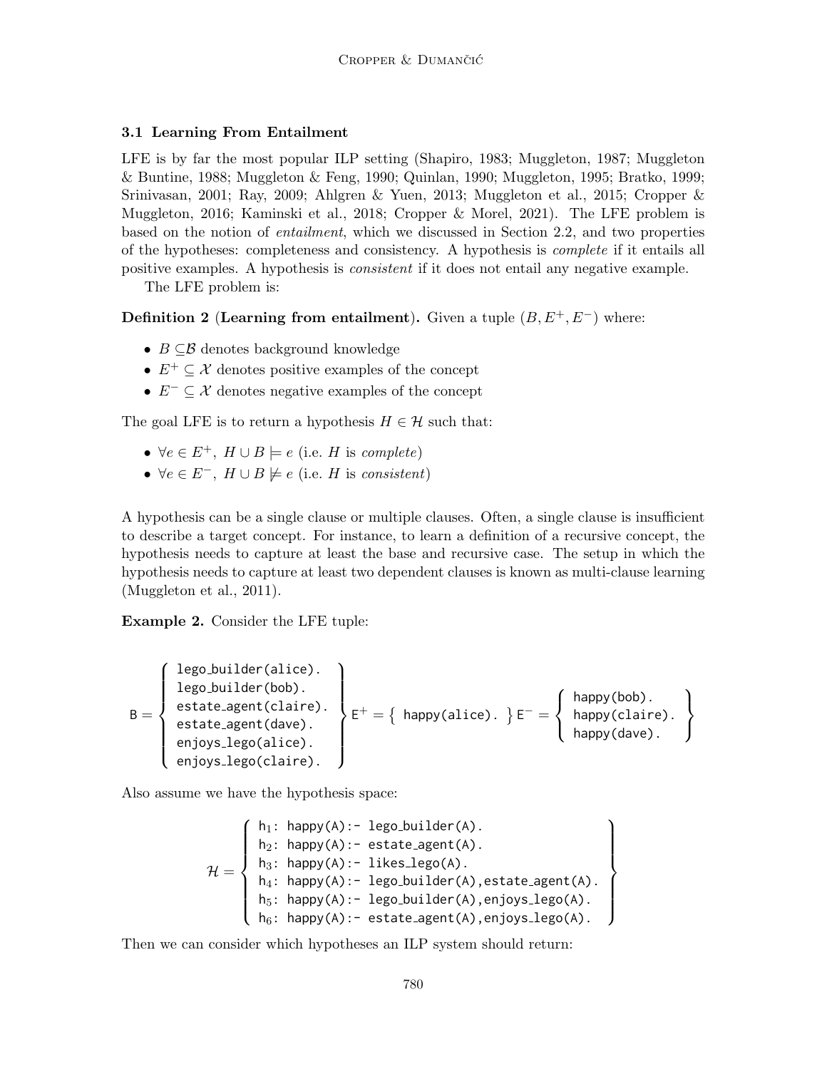### 3.1 Learning From Entailment

LFE is by far the most popular ILP setting (Shapiro, 1983; Muggleton, 1987; Muggleton & Buntine, 1988; Muggleton & Feng, 1990; Quinlan, 1990; Muggleton, 1995; Bratko, 1999; Srinivasan, 2001; Ray, 2009; Ahlgren & Yuen, 2013; Muggleton et al., 2015; Cropper & Muggleton, 2016; Kaminski et al., 2018; Cropper & Morel, 2021). The LFE problem is based on the notion of *entailment*, which we discussed in Section 2.2, and two properties of the hypotheses: completeness and consistency. A hypothesis is *complete* if it entails all positive examples. A hypothesis is *consistent* if it does not entail any negative example.

The LFE problem is:

**Definition 2** (**Learning from entailment**). Given a tuple $(B, E^+, E^-)$ where:

- $B \subseteq \mathcal{B}$ denotes background knowledge
- $E^+ \subseteq \mathcal{X}$ denotes positive examples of the concept
- $E^- \subseteq \mathcal{X}$ denotes negative examples of the concept

The goal LFE is to return a hypothesis $H \in \mathcal{H}$ such that:

- $\forall e \in E^+,\ H \cup B \models e$ (i.e. $H$ is *complete*)
- $\forall e \in E^-,\ H \cup B \not\models e$ (i.e. $H$ is *consistent*)

A hypothesis can be a single clause or multiple clauses. Often, a single clause is insufficient to describe a target concept. For instance, to learn a definition of a recursive concept, the hypothesis needs to capture at least the base and recursive case. The setup in which the hypothesis needs to capture at least two dependent clauses is known as multi-clause learning (Muggleton et al., 2011).

**Example 2.** Consider the LFE tuple:

$$\mathsf{B} = \left\{ \begin{array}{l} \texttt{lego\_builder(alice).} \\ \texttt{lego\_builder(bob).} \\ \texttt{estate\_agent(claire).} \\ \texttt{estate\_agent(dave).} \\ \texttt{enjoys\_lego(alice).} \\ \texttt{enjoys\_lego(claire).} \end{array} \right\} \mathsf{E}^+ = \left\{ \texttt{happy(alice).} \right\} \mathsf{E}^- = \left\{ \begin{array}{l} \texttt{happy(bob).} \\ \texttt{happy(claire).} \\ \texttt{happy(dave).} \end{array} \right\}$$

Also assume we have the hypothesis space:

$$\mathcal{H} = \left\{ \begin{array}{l} \texttt{h}_1\texttt{: happy(A):- lego\_builder(A).} \\ \texttt{h}_2\texttt{: happy(A):- estate\_agent(A).} \\ \texttt{h}_3\texttt{: happy(A):- likes\_lego(A).} \\ \texttt{h}_4\texttt{: happy(A):- lego\_builder(A),estate\_agent(A).} \\ \texttt{h}_5\texttt{: happy(A):- lego\_builder(A),enjoys\_lego(A).} \\ \texttt{h}_6\texttt{: happy(A):- estate\_agent(A),enjoys\_lego(A).} \end{array} \right\}$$

Then we can consider which hypotheses an ILP system should return: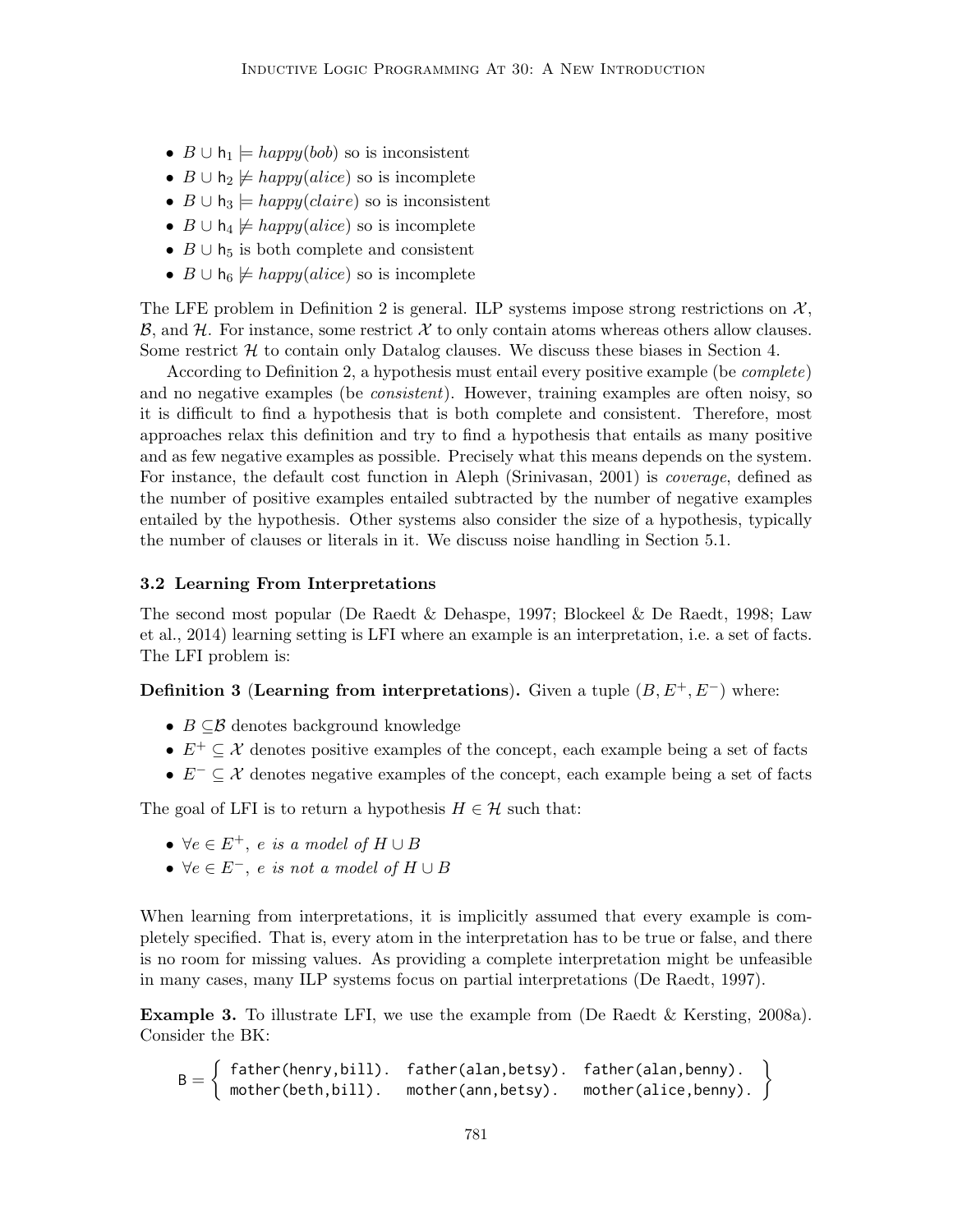- $B \cup \mathsf{h}_1 \models happy(bob)$ so is inconsistent
- $B \cup \mathsf{h}_2 \not\models happy(alice)$ so is incomplete
- $B \cup \mathsf{h}_3 \models happy(claire)$ so is inconsistent
- $B \cup \mathsf{h}_4 \not\models happy(alice)$ so is incomplete
- $B \cup \mathsf{h}_5$ is both complete and consistent
- $B \cup \mathsf{h}_6 \not\models happy(alice)$ so is incomplete

The LFE problem in Definition 2 is general. ILP systems impose strong restrictions on $\mathcal{X}$, $\mathcal{B}$, and $\mathcal{H}$. For instance, some restrict $\mathcal{X}$ to only contain atoms whereas others allow clauses. Some restrict $\mathcal{H}$ to contain only Datalog clauses. We discuss these biases in Section 4.

According to Definition 2, a hypothesis must entail every positive example (be *complete*) and no negative examples (be *consistent*). However, training examples are often noisy, so it is difficult to find a hypothesis that is both complete and consistent. Therefore, most approaches relax this definition and try to find a hypothesis that entails as many positive and as few negative examples as possible. Precisely what this means depends on the system. For instance, the default cost function in Aleph (Srinivasan, 2001) is *coverage*, defined as the number of positive examples entailed subtracted by the number of negative examples entailed by the hypothesis. Other systems also consider the size of a hypothesis, typically the number of clauses or literals in it. We discuss noise handling in Section 5.1.

### 3.2 Learning From Interpretations

The second most popular (De Raedt & Dehaspe, 1997; Blockeel & De Raedt, 1998; Law et al., 2014) learning setting is LFI where an example is an interpretation, i.e. a set of facts. The LFI problem is:

**Definition 3 (Learning from interpretations).** Given a tuple $(B, E^+, E^-)$ where:

- $B \subseteq \mathcal{B}$ denotes background knowledge
- $E^+ \subseteq \mathcal{X}$ denotes positive examples of the concept, each example being a set of facts
- $E^- \subseteq \mathcal{X}$ denotes negative examples of the concept, each example being a set of facts

The goal of LFI is to return a hypothesis $H \in \mathcal{H}$ such that:

- $\forall e \in E^+,\ e$ *is a model of* $H \cup B$
- $\forall e \in E^-,\ e$ *is not a model of* $H \cup B$

When learning from interpretations, it is implicitly assumed that every example is completely specified. That is, every atom in the interpretation has to be true or false, and there is no room for missing values. As providing a complete interpretation might be unfeasible in many cases, many ILP systems focus on partial interpretations (De Raedt, 1997).

**Example 3.** To illustrate LFI, we use the example from (De Raedt & Kersting, 2008a). Consider the BK:

$$
\mathsf{B} = \left\{ \begin{array}{lll}
\texttt{father(henry,bill).} & \texttt{father(alan,betsy).} & \texttt{father(alan,benny).} \\
\texttt{mother(beth,bill).} & \texttt{mother(ann,betsy).} & \texttt{mother(alice,benny).}
\end{array} \right\}
$$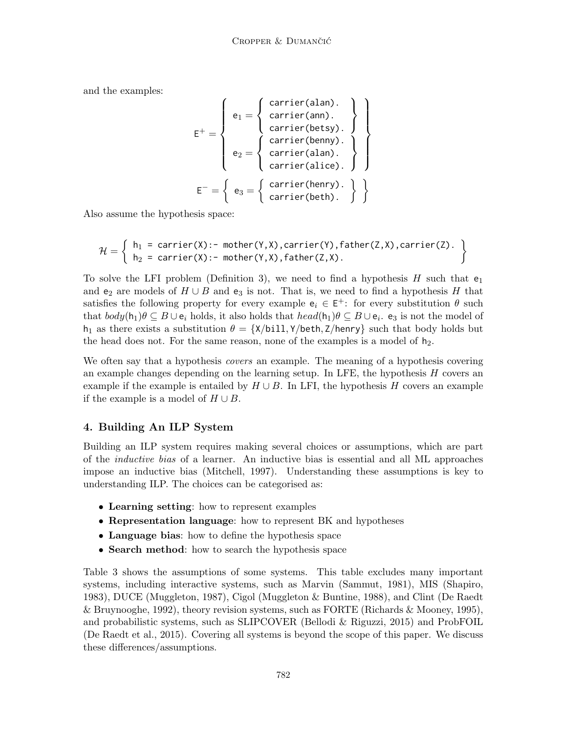and the examples:

$$
\mathsf{E}^+ = \left\{ \begin{array}{l} \mathsf{e}_1 = \left\{ \begin{array}{l} \texttt{carrier(alan).} \\ \texttt{carrier(ann).} \\ \texttt{carrier(betsy).} \end{array} \right\} \\ \mathsf{e}_2 = \left\{ \begin{array}{l} \texttt{carrier(benny).} \\ \texttt{carrier(alan).} \\ \texttt{carrier(alice).} \end{array} \right\} \end{array} \right\}
$$

$$
\mathsf{E}^- = \left\{ \mathsf{e}_3 = \left\{ \begin{array}{l} \texttt{carrier(henry).} \\ \texttt{carrier(beth).} \end{array} \right\} \right\}
$$

Also assume the hypothesis space:

$$
\mathcal{H} = \left\{ \begin{array}{l} \texttt{h}_1 \texttt{ = carrier(X):- mother(Y,X),carrier(Y),father(Z,X),carrier(Z).} \\ \texttt{h}_2 \texttt{ = carrier(X):- mother(Y,X),father(Z,X).} \end{array} \right\}
$$

To solve the LFI problem (Definition 3), we need to find a hypothesis $H$ such that $\mathsf{e}_1$ and $\mathsf{e}_2$ are models of $H \cup B$ and $\mathsf{e}_3$ is not. That is, we need to find a hypothesis $H$ that satisfies the following property for every example $\mathsf{e}_i \in \mathsf{E}^+$: for every substitution $\theta$ such that $body(\mathsf{h}_1)\theta \subseteq B \cup \mathsf{e}_i$ holds, it also holds that $head(\mathsf{h}_1)\theta \subseteq B \cup \mathsf{e}_i$. $\mathsf{e}_3$ is not the model of $\mathsf{h}_1$ as there exists a substitution $\theta = \{\texttt{X/bill}, \texttt{Y/beth}, \texttt{Z/henry}\}$ such that body holds but the head does not. For the same reason, none of the examples is a model of $\mathsf{h}_2$.

We often say that a hypothesis *covers* an example. The meaning of a hypothesis covering an example changes depending on the learning setup. In LFE, the hypothesis $H$ covers an example if the example is entailed by $H \cup B$. In LFI, the hypothesis $H$ covers an example if the example is a model of $H \cup B$.

## 4. Building An ILP System

Building an ILP system requires making several choices or assumptions, which are part of the *inductive bias* of a learner. An inductive bias is essential and all ML approaches impose an inductive bias (Mitchell, 1997). Understanding these assumptions is key to understanding ILP. The choices can be categorised as:

- **Learning setting**: how to represent examples
- **Representation language**: how to represent BK and hypotheses
- **Language bias**: how to define the hypothesis space
- **Search method**: how to search the hypothesis space

Table 3 shows the assumptions of some systems. This table excludes many important systems, including interactive systems, such as Marvin (Sammut, 1981), MIS (Shapiro, 1983), DUCE (Muggleton, 1987), Cigol (Muggleton & Buntine, 1988), and Clint (De Raedt & Bruynooghe, 1992), theory revision systems, such as FORTE (Richards & Mooney, 1995), and probabilistic systems, such as SLIPCOVER (Bellodi & Riguzzi, 2015) and ProbFOIL (De Raedt et al., 2015). Covering all systems is beyond the scope of this paper. We discuss these differences/assumptions.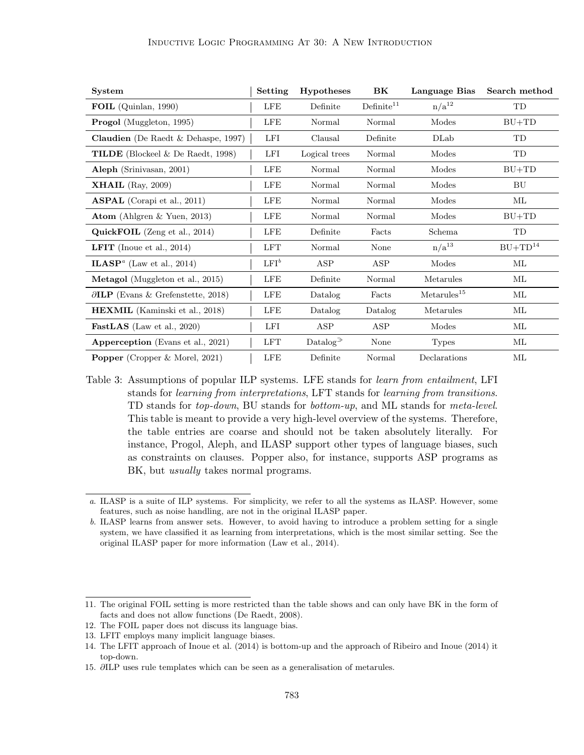| System | Setting | Hypotheses | BK | Language Bias | Search method |
|---|---|---|---|---|---|
| **FOIL** (Quinlan, 1990) | LFE | Definite | Definite[11] | n/a[12] | TD |
| **Progol** (Muggleton, 1995) | LFE | Normal | Normal | Modes | BU+TD |
| **Claudien** (De Raedt & Dehaspe, 1997) | LFI | Clausal | Definite | DLab | TD |
| **TILDE** (Blockeel & De Raedt, 1998) | LFI | Logical trees | Normal | Modes | TD |
| **Aleph** (Srinivasan, 2001) | LFE | Normal | Normal | Modes | BU+TD |
| **XHAIL** (Ray, 2009) | LFE | Normal | Normal | Modes | BU |
| **ASPAL** (Corapi et al., 2011) | LFE | Normal | Normal | Modes | ML |
| **Atom** (Ahlgren & Yuen, 2013) | LFE | Normal | Normal | Modes | BU+TD |
| **QuickFOIL** (Zeng et al., 2014) | LFE | Definite | Facts | Schema | TD |
| **LFIT** (Inoue et al., 2014) | LFT | Normal | None | n/a[13] | BU+TD[14] |
| **ILASP**[a] (Law et al., 2014) | LFI[b] | ASP | ASP | Modes | ML |
| **Metagol** (Muggleton et al., 2015) | LFE | Definite | Normal | Metarules | ML |
| **∂ILP** (Evans & Grefenstette, 2018) | LFE | Datalog | Facts | Metarules[15] | ML |
| **HEXMIL** (Kaminski et al., 2018) | LFE | Datalog | Datalog | Metarules | ML |
| **FastLAS** (Law et al., 2020) | LFI | ASP | ASP | Modes | ML |
| **Apperception** (Evans et al., 2021) | LFT | Datalog$^{\ni}$ | None | Types | ML |
| **Popper** (Cropper & Morel, 2021) | LFE | Definite | Normal | Declarations | ML |

Table 3: Assumptions of popular ILP systems. LFE stands for *learn from entailment*, LFI stands for *learning from interpretations*, LFT stands for *learning from transitions*. TD stands for *top-down*, BU stands for *bottom-up*, and ML stands for *meta-level*. This table is meant to provide a very high-level overview of the systems. Therefore, the table entries are coarse and should not be taken absolutely literally. For instance, Progol, Aleph, and ILASP support other types of language biases, such as constraints on clauses. Popper also, for instance, supports ASP programs as BK, but *usually* takes normal programs.

a. ILASP is a suite of ILP systems. For simplicity, we refer to all the systems as ILASP. However, some features, such as noise handling, are not in the original ILASP paper.

b. ILASP learns from answer sets. However, to avoid having to introduce a problem setting for a single system, we have classified it as learning from interpretations, which is the most similar setting. See the original ILASP paper for more information (Law et al., 2014).

11. The original FOIL setting is more restricted than the table shows and can only have BK in the form of facts and does not allow functions (De Raedt, 2008).
12. The FOIL paper does not discuss its language bias.
13. LFIT employs many implicit language biases.
14. The LFIT approach of Inoue et al. (2014) is bottom-up and the approach of Ribeiro and Inoue (2014) it top-down.
15. ∂ILP uses rule templates which can be seen as a generalisation of metarules.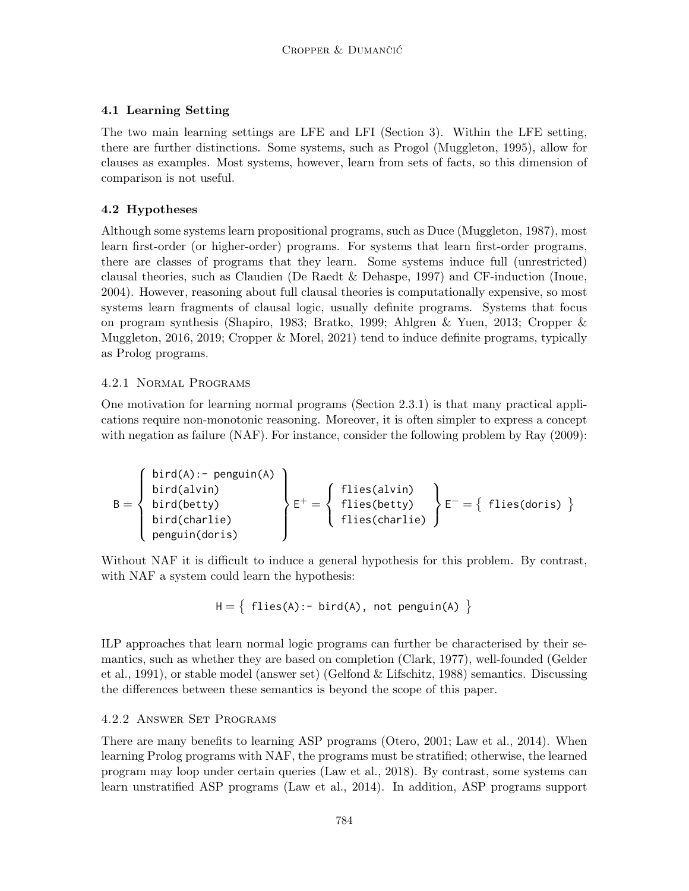### 4.1 Learning Setting

The two main learning settings are LFE and LFI (Section 3). Within the LFE setting, there are further distinctions. Some systems, such as Progol (Muggleton, 1995), allow for clauses as examples. Most systems, however, learn from sets of facts, so this dimension of comparison is not useful.

### 4.2 Hypotheses

Although some systems learn propositional programs, such as Duce (Muggleton, 1987), most learn first-order (or higher-order) programs. For systems that learn first-order programs, there are classes of programs that they learn. Some systems induce full (unrestricted) clausal theories, such as Claudien (De Raedt & Dehaspe, 1997) and CF-induction (Inoue, 2004). However, reasoning about full clausal theories is computationally expensive, so most systems learn fragments of clausal logic, usually definite programs. Systems that focus on program synthesis (Shapiro, 1983; Bratko, 1999; Ahlgren & Yuen, 2013; Cropper & Muggleton, 2016, 2019; Cropper & Morel, 2021) tend to induce definite programs, typically as Prolog programs.

#### 4.2.1 Normal Programs

One motivation for learning normal programs (Section 2.3.1) is that many practical applications require non-monotonic reasoning. Moreover, it is often simpler to express a concept with negation as failure (NAF). For instance, consider the following problem by Ray (2009):

$$
\mathsf{B} = \left\{ \begin{array}{l} \texttt{bird(A):- penguin(A)} \\ \texttt{bird(alvin)} \\ \texttt{bird(betty)} \\ \texttt{bird(charlie)} \\ \texttt{penguin(doris)} \end{array} \right\}
\mathsf{E}^+ = \left\{ \begin{array}{l} \texttt{flies(alvin)} \\ \texttt{flies(betty)} \\ \texttt{flies(charlie)} \end{array} \right\}
\mathsf{E}^- = \left\{ \texttt{flies(doris)} \right\}
$$

Without NAF it is difficult to induce a general hypothesis for this problem. By contrast, with NAF a system could learn the hypothesis:

$$
\mathsf{H} = \left\{ \texttt{flies(A):- bird(A), not penguin(A)} \right\}
$$

ILP approaches that learn normal logic programs can further be characterised by their semantics, such as whether they are based on completion (Clark, 1977), well-founded (Gelder et al., 1991), or stable model (answer set) (Gelfond & Lifschitz, 1988) semantics. Discussing the differences between these semantics is beyond the scope of this paper.

#### 4.2.2 Answer Set Programs

There are many benefits to learning ASP programs (Otero, 2001; Law et al., 2014). When learning Prolog programs with NAF, the programs must be stratified; otherwise, the learned program may loop under certain queries (Law et al., 2018). By contrast, some systems can learn unstratified ASP programs (Law et al., 2014). In addition, ASP programs support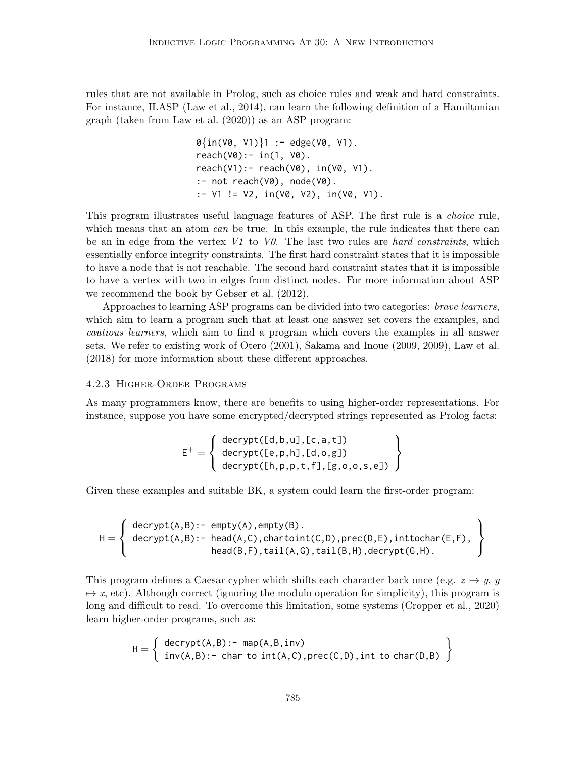rules that are not available in Prolog, such as choice rules and weak and hard constraints. For instance, ILASP (Law et al., 2014), can learn the following definition of a Hamiltonian graph (taken from Law et al. (2020)) as an ASP program:

```
0{in(V0, V1)}1 :- edge(V0, V1).
reach(V0):- in(1, V0).
reach(V1):- reach(V0), in(V0, V1).
:- not reach(V0), node(V0).
:- V1 != V2, in(V0, V2), in(V0, V1).
```

This program illustrates useful language features of ASP. The first rule is a *choice* rule, which means that an atom *can* be true. In this example, the rule indicates that there can be an in edge from the vertex *V1* to *V0*. The last two rules are *hard constraints*, which essentially enforce integrity constraints. The first hard constraint states that it is impossible to have a node that is not reachable. The second hard constraint states that it is impossible to have a vertex with two in edges from distinct nodes. For more information about ASP we recommend the book by Gebser et al. (2012).

Approaches to learning ASP programs can be divided into two categories: *brave learners*, which aim to learn a program such that at least one answer set covers the examples, and *cautious learners*, which aim to find a program which covers the examples in all answer sets. We refer to existing work of Otero (2001), Sakama and Inoue (2009, 2009), Law et al. (2018) for more information about these different approaches.

#### 4.2.3 Higher-Order Programs

As many programmers know, there are benefits to using higher-order representations. For instance, suppose you have some encrypted/decrypted strings represented as Prolog facts:

```
E+ = {
  decrypt([d,b,u],[c,a,t])
  decrypt([e,p,h],[d,o,g])
  decrypt([h,p,p,t,f],[g,o,o,s,e])
}
```

Given these examples and suitable BK, a system could learn the first-order program:

```
H = {
  decrypt(A,B):- empty(A),empty(B).
  decrypt(A,B):- head(A,C),chartoint(C,D),prec(D,E),inttochar(E,F),
                 head(B,F),tail(A,G),tail(B,H),decrypt(G,H).
}
```

This program defines a Caesar cypher which shifts each character back once (e.g. $z \mapsto y$, $y \mapsto x$, etc). Although correct (ignoring the modulo operation for simplicity), this program is long and difficult to read. To overcome this limitation, some systems (Cropper et al., 2020) learn higher-order programs, such as:

```
H = {
  decrypt(A,B):- map(A,B,inv)
  inv(A,B):- char_to_int(A,C),prec(C,D),int_to_char(D,B)
}
```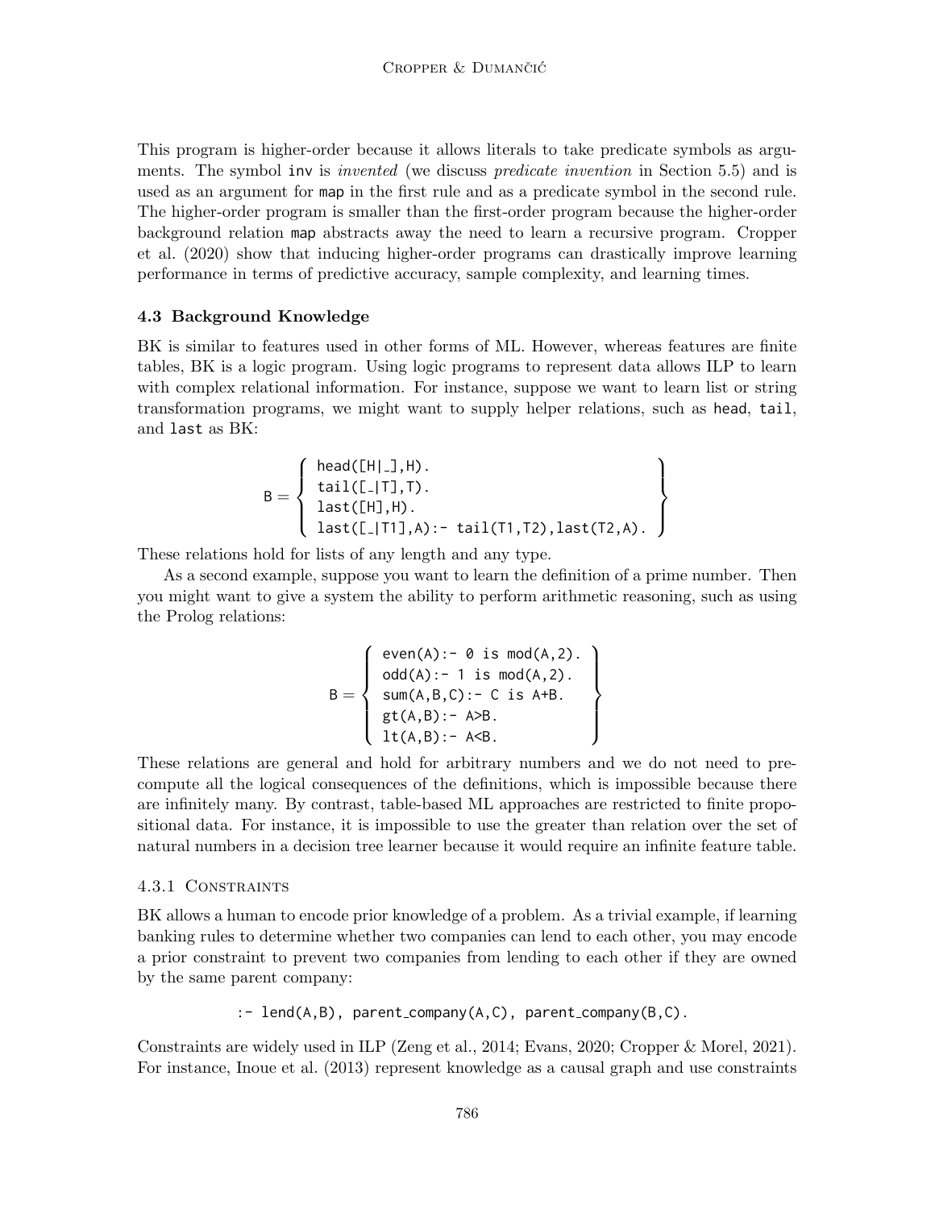This program is higher-order because it allows literals to take predicate symbols as arguments. The symbol inv is *invented* (we discuss *predicate invention* in Section 5.5) and is used as an argument for map in the first rule and as a predicate symbol in the second rule. The higher-order program is smaller than the first-order program because the higher-order background relation map abstracts away the need to learn a recursive program. Cropper et al. (2020) show that inducing higher-order programs can drastically improve learning performance in terms of predictive accuracy, sample complexity, and learning times.

### 4.3 Background Knowledge

BK is similar to features used in other forms of ML. However, whereas features are finite tables, BK is a logic program. Using logic programs to represent data allows ILP to learn with complex relational information. For instance, suppose we want to learn list or string transformation programs, we might want to supply helper relations, such as head, tail, and last as BK:

```
B = {
  head([H|_],H).
  tail([_|T],T).
  last([H],H).
  last([_|T1],A):- tail(T1,T2),last(T2,A).
}
```

These relations hold for lists of any length and any type.

As a second example, suppose you want to learn the definition of a prime number. Then you might want to give a system the ability to perform arithmetic reasoning, such as using the Prolog relations:

```
B = {
  even(A):- 0 is mod(A,2).
  odd(A):- 1 is mod(A,2).
  sum(A,B,C):- C is A+B.
  gt(A,B):- A>B.
  lt(A,B):- A<B.
}
```

These relations are general and hold for arbitrary numbers and we do not need to precompute all the logical consequences of the definitions, which is impossible because there are infinitely many. By contrast, table-based ML approaches are restricted to finite propositional data. For instance, it is impossible to use the greater than relation over the set of natural numbers in a decision tree learner because it would require an infinite feature table.

#### 4.3.1 Constraints

BK allows a human to encode prior knowledge of a problem. As a trivial example, if learning banking rules to determine whether two companies can lend to each other, you may encode a prior constraint to prevent two companies from lending to each other if they are owned by the same parent company:

```
:- lend(A,B), parent_company(A,C), parent_company(B,C).
```

Constraints are widely used in ILP (Zeng et al., 2014; Evans, 2020; Cropper & Morel, 2021). For instance, Inoue et al. (2013) represent knowledge as a causal graph and use constraints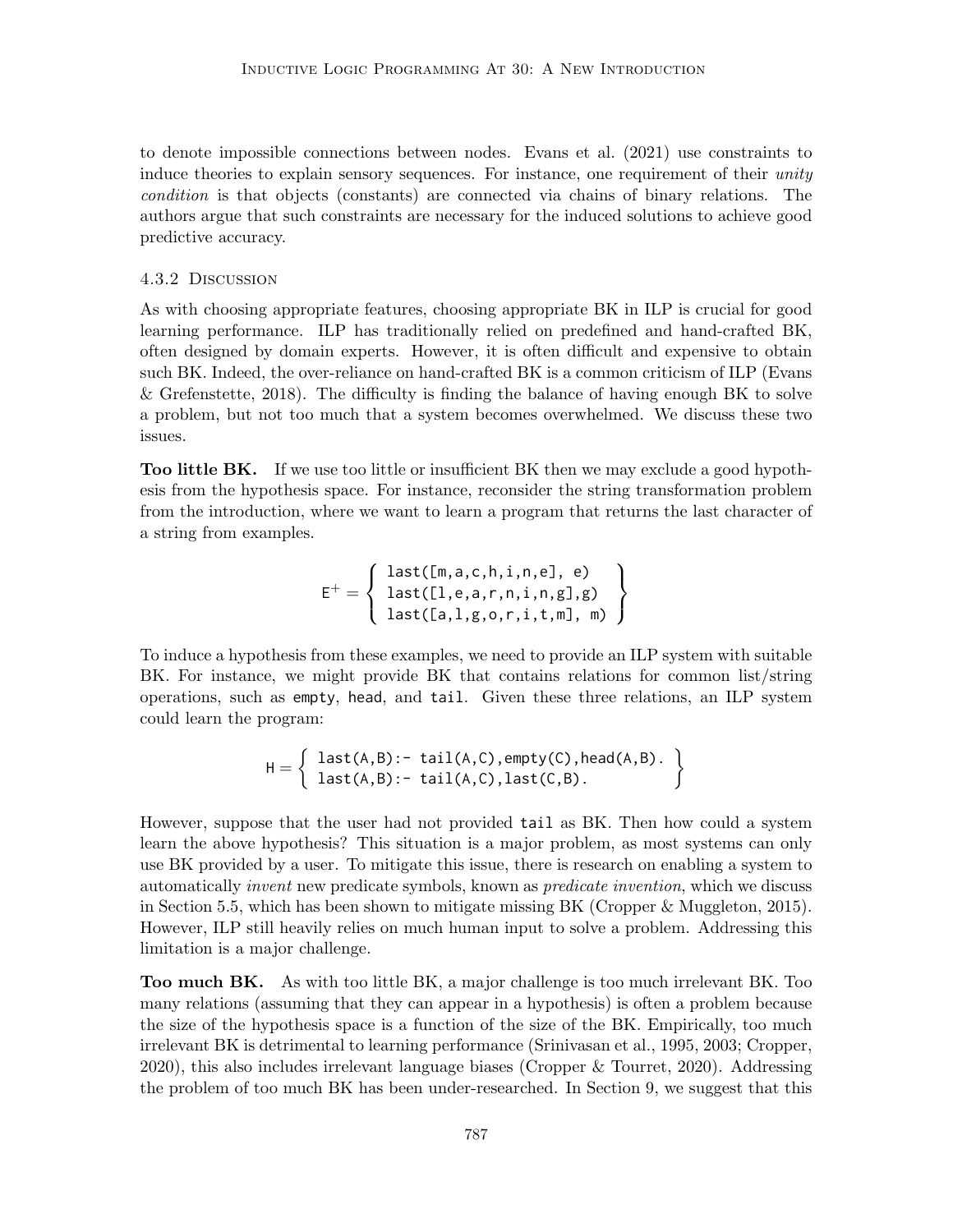to denote impossible connections between nodes. Evans et al. (2021) use constraints to induce theories to explain sensory sequences. For instance, one requirement of their *unity condition* is that objects (constants) are connected via chains of binary relations. The authors argue that such constraints are necessary for the induced solutions to achieve good predictive accuracy.

#### 4.3.2 Discussion

As with choosing appropriate features, choosing appropriate BK in ILP is crucial for good learning performance. ILP has traditionally relied on predefined and hand-crafted BK, often designed by domain experts. However, it is often difficult and expensive to obtain such BK. Indeed, the over-reliance on hand-crafted BK is a common criticism of ILP (Evans & Grefenstette, 2018). The difficulty is finding the balance of having enough BK to solve a problem, but not too much that a system becomes overwhelmed. We discuss these two issues.

**Too little BK.** If we use too little or insufficient BK then we may exclude a good hypothesis from the hypothesis space. For instance, reconsider the string transformation problem from the introduction, where we want to learn a program that returns the last character of a string from examples.

$$\mathsf{E}^+ = \left\{ \begin{array}{l} \texttt{last([m,a,c,h,i,n,e], e)} \\ \texttt{last([l,e,a,r,n,i,n,g],g)} \\ \texttt{last([a,l,g,o,r,i,t,m], m)} \end{array} \right\}$$

To induce a hypothesis from these examples, we need to provide an ILP system with suitable BK. For instance, we might provide BK that contains relations for common list/string operations, such as `empty`, `head`, and `tail`. Given these three relations, an ILP system could learn the program:

$$\mathsf{H} = \left\{ \begin{array}{l} \texttt{last(A,B):- tail(A,C),empty(C),head(A,B).} \\ \texttt{last(A,B):- tail(A,C),last(C,B).} \end{array} \right\}$$

However, suppose that the user had not provided `tail` as BK. Then how could a system learn the above hypothesis? This situation is a major problem, as most systems can only use BK provided by a user. To mitigate this issue, there is research on enabling a system to automatically *invent* new predicate symbols, known as *predicate invention*, which we discuss in Section 5.5, which has been shown to mitigate missing BK (Cropper & Muggleton, 2015). However, ILP still heavily relies on much human input to solve a problem. Addressing this limitation is a major challenge.

**Too much BK.** As with too little BK, a major challenge is too much irrelevant BK. Too many relations (assuming that they can appear in a hypothesis) is often a problem because the size of the hypothesis space is a function of the size of the BK. Empirically, too much irrelevant BK is detrimental to learning performance (Srinivasan et al., 1995, 2003; Cropper, 2020), this also includes irrelevant language biases (Cropper & Tourret, 2020). Addressing the problem of too much BK has been under-researched. In Section 9, we suggest that this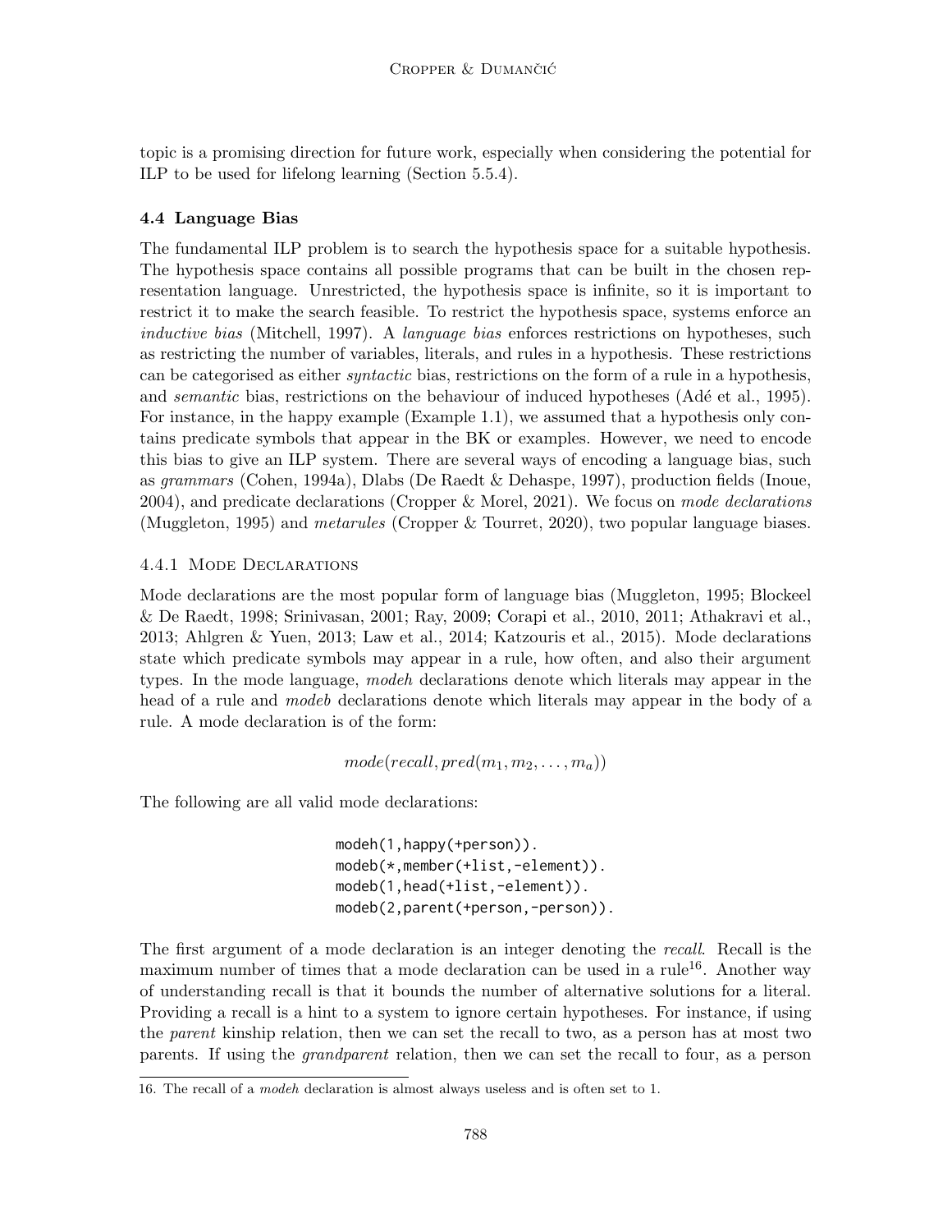topic is a promising direction for future work, especially when considering the potential for ILP to be used for lifelong learning (Section 5.5.4).

### 4.4 Language Bias

The fundamental ILP problem is to search the hypothesis space for a suitable hypothesis. The hypothesis space contains all possible programs that can be built in the chosen representation language. Unrestricted, the hypothesis space is infinite, so it is important to restrict it to make the search feasible. To restrict the hypothesis space, systems enforce an *inductive bias* (Mitchell, 1997). A *language bias* enforces restrictions on hypotheses, such as restricting the number of variables, literals, and rules in a hypothesis. These restrictions can be categorised as either *syntactic* bias, restrictions on the form of a rule in a hypothesis, and *semantic* bias, restrictions on the behaviour of induced hypotheses (Adé et al., 1995). For instance, in the happy example (Example 1.1), we assumed that a hypothesis only contains predicate symbols that appear in the BK or examples. However, we need to encode this bias to give an ILP system. There are several ways of encoding a language bias, such as *grammars* (Cohen, 1994a), Dlabs (De Raedt & Dehaspe, 1997), production fields (Inoue, 2004), and predicate declarations (Cropper & Morel, 2021). We focus on *mode declarations* (Muggleton, 1995) and *metarules* (Cropper & Tourret, 2020), two popular language biases.

#### 4.4.1 Mode Declarations

Mode declarations are the most popular form of language bias (Muggleton, 1995; Blockeel & De Raedt, 1998; Srinivasan, 2001; Ray, 2009; Corapi et al., 2010, 2011; Athakravi et al., 2013; Ahlgren & Yuen, 2013; Law et al., 2014; Katzouris et al., 2015). Mode declarations state which predicate symbols may appear in a rule, how often, and also their argument types. In the mode language, *modeh* declarations denote which literals may appear in the head of a rule and *modeb* declarations denote which literals may appear in the body of a rule. A mode declaration is of the form:

$$mode(recall, pred(m_1, m_2, \ldots, m_a))$$

The following are all valid mode declarations:

```
modeh(1,happy(+person)).
modeb(*,member(+list,-element)).
modeb(1,head(+list,-element)).
modeb(2,parent(+person,-person)).
```

The first argument of a mode declaration is an integer denoting the *recall*. Recall is the maximum number of times that a mode declaration can be used in a rule[16]. Another way of understanding recall is that it bounds the number of alternative solutions for a literal. Providing a recall is a hint to a system to ignore certain hypotheses. For instance, if using the *parent* kinship relation, then we can set the recall to two, as a person has at most two parents. If using the *grandparent* relation, then we can set the recall to four, as a person

16. The recall of a *modeh* declaration is almost always useless and is often set to 1.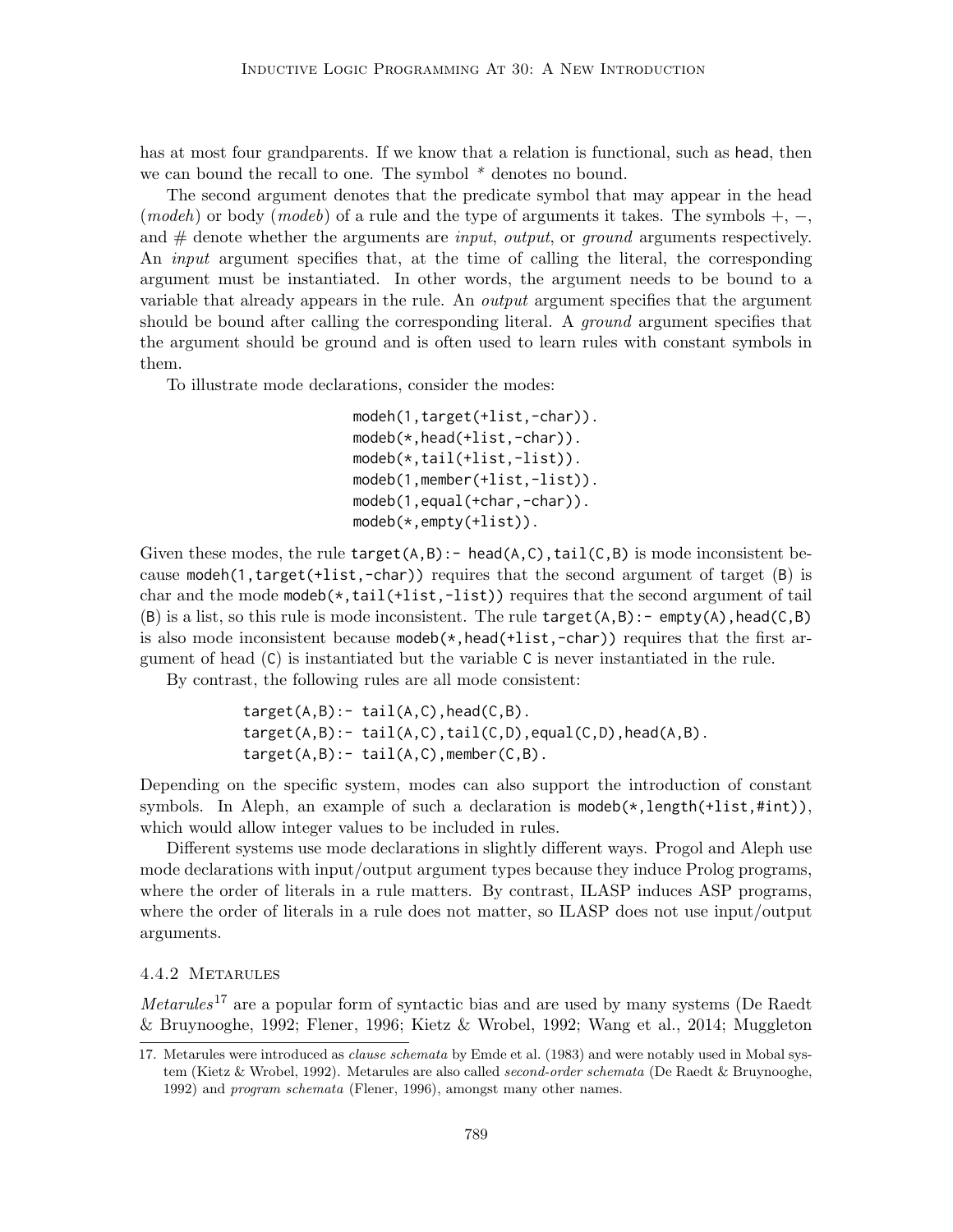has at most four grandparents. If we know that a relation is functional, such as head, then we can bound the recall to one. The symbol * denotes no bound.

The second argument denotes that the predicate symbol that may appear in the head (*modeh*) or body (*modeb*) of a rule and the type of arguments it takes. The symbols +, −, and # denote whether the arguments are *input*, *output*, or *ground* arguments respectively. An *input* argument specifies that, at the time of calling the literal, the corresponding argument must be instantiated. In other words, the argument needs to be bound to a variable that already appears in the rule. An *output* argument specifies that the argument should be bound after calling the corresponding literal. A *ground* argument specifies that the argument should be ground and is often used to learn rules with constant symbols in them.

To illustrate mode declarations, consider the modes:

```
modeh(1,target(+list,-char)).
modeb(*,head(+list,-char)).
modeb(*,tail(+list,-list)).
modeb(1,member(+list,-list)).
modeb(1,equal(+char,-char)).
modeb(*,empty(+list)).
```

Given these modes, the rule `target(A,B):- head(A,C),tail(C,B)` is mode inconsistent because `modeh(1,target(+list,-char))` requires that the second argument of target (B) is char and the mode `modeb(*,tail(+list,-list))` requires that the second argument of tail (B) is a list, so this rule is mode inconsistent. The rule `target(A,B):- empty(A),head(C,B)` is also mode inconsistent because `modeb(*,head(+list,-char))` requires that the first argument of head (C) is instantiated but the variable C is never instantiated in the rule.

By contrast, the following rules are all mode consistent:

```
target(A,B):- tail(A,C),head(C,B).
target(A,B):- tail(A,C),tail(C,D),equal(C,D),head(A,B).
target(A,B):- tail(A,C),member(C,B).
```

Depending on the specific system, modes can also support the introduction of constant symbols. In Aleph, an example of such a declaration is `modeb(*,length(+list,#int))`, which would allow integer values to be included in rules.

Different systems use mode declarations in slightly different ways. Progol and Aleph use mode declarations with input/output argument types because they induce Prolog programs, where the order of literals in a rule matters. By contrast, ILASP induces ASP programs, where the order of literals in a rule does not matter, so ILASP does not use input/output arguments.

#### 4.4.2 Metarules

*Metarules*[17] are a popular form of syntactic bias and are used by many systems (De Raedt & Bruynooghe, 1992; Flener, 1996; Kietz & Wrobel, 1992; Wang et al., 2014; Muggleton

17. Metarules were introduced as *clause schemata* by Emde et al. (1983) and were notably used in Mobal system (Kietz & Wrobel, 1992). Metarules are also called *second-order schemata* (De Raedt & Bruynooghe, 1992) and *program schemata* (Flener, 1996), amongst many other names.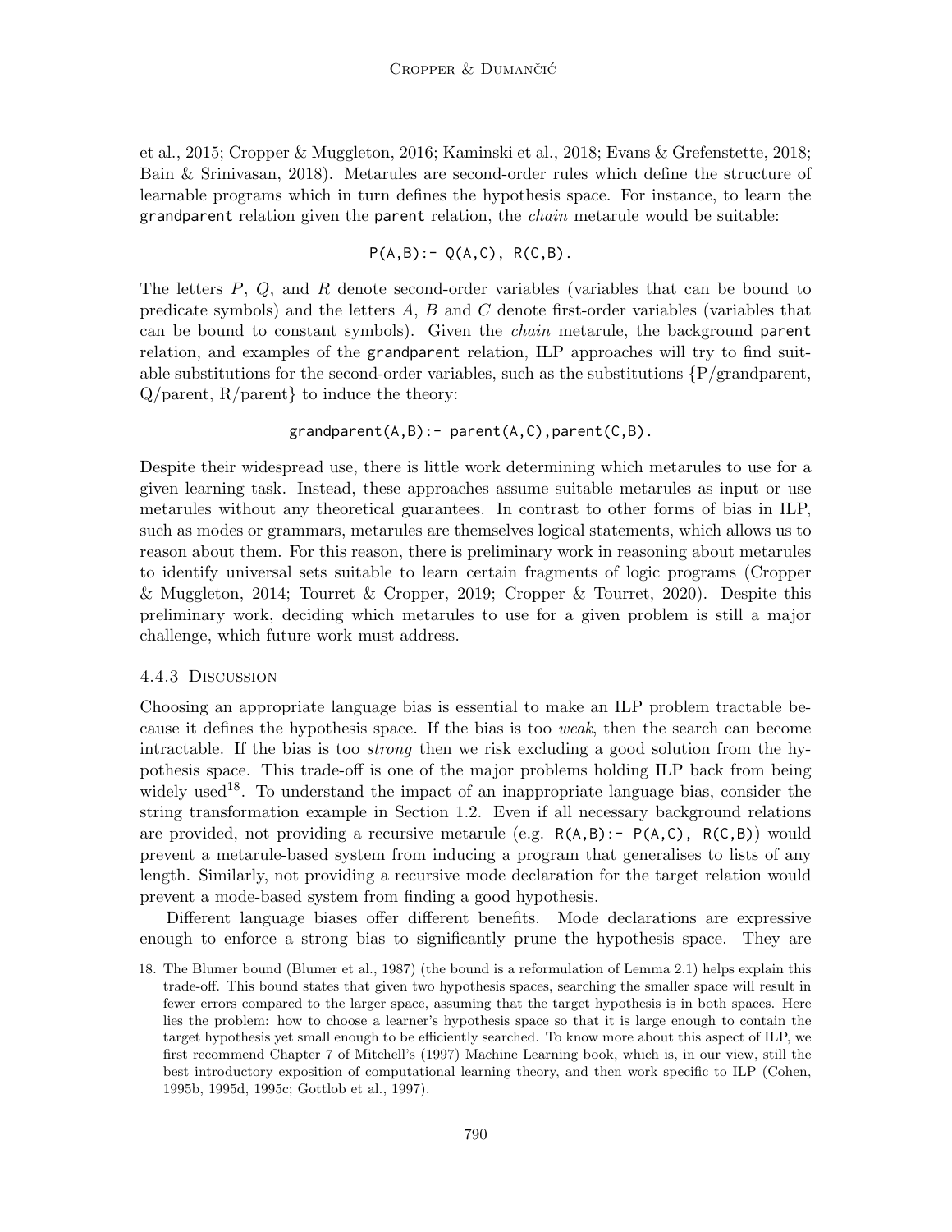et al., 2015; Cropper & Muggleton, 2016; Kaminski et al., 2018; Evans & Grefenstette, 2018; Bain & Srinivasan, 2018). Metarules are second-order rules which define the structure of learnable programs which in turn defines the hypothesis space. For instance, to learn the `grandparent` relation given the `parent` relation, the *chain* metarule would be suitable:

```
P(A,B):- Q(A,C), R(C,B).
```

The letters $P$, $Q$, and $R$ denote second-order variables (variables that can be bound to predicate symbols) and the letters $A$, $B$ and $C$ denote first-order variables (variables that can be bound to constant symbols). Given the *chain* metarule, the background `parent` relation, and examples of the `grandparent` relation, ILP approaches will try to find suitable substitutions for the second-order variables, such as the substitutions {P/grandparent, Q/parent, R/parent} to induce the theory:

```
grandparent(A,B):- parent(A,C),parent(C,B).
```

Despite their widespread use, there is little work determining which metarules to use for a given learning task. Instead, these approaches assume suitable metarules as input or use metarules without any theoretical guarantees. In contrast to other forms of bias in ILP, such as modes or grammars, metarules are themselves logical statements, which allows us to reason about them. For this reason, there is preliminary work in reasoning about metarules to identify universal sets suitable to learn certain fragments of logic programs (Cropper & Muggleton, 2014; Tourret & Cropper, 2019; Cropper & Tourret, 2020). Despite this preliminary work, deciding which metarules to use for a given problem is still a major challenge, which future work must address.

#### 4.4.3 Discussion

Choosing an appropriate language bias is essential to make an ILP problem tractable because it defines the hypothesis space. If the bias is too *weak*, then the search can become intractable. If the bias is too *strong* then we risk excluding a good solution from the hypothesis space. This trade-off is one of the major problems holding ILP back from being widely used[18]. To understand the impact of an inappropriate language bias, consider the string transformation example in Section 1.2. Even if all necessary background relations are provided, not providing a recursive metarule (e.g. `R(A,B):- P(A,C), R(C,B)`) would prevent a metarule-based system from inducing a program that generalises to lists of any length. Similarly, not providing a recursive mode declaration for the target relation would prevent a mode-based system from finding a good hypothesis.

Different language biases offer different benefits. Mode declarations are expressive enough to enforce a strong bias to significantly prune the hypothesis space. They are

18. The Blumer bound (Blumer et al., 1987) (the bound is a reformulation of Lemma 2.1) helps explain this trade-off. This bound states that given two hypothesis spaces, searching the smaller space will result in fewer errors compared to the larger space, assuming that the target hypothesis is in both spaces. Here lies the problem: how to choose a learner's hypothesis space so that it is large enough to contain the target hypothesis yet small enough to be efficiently searched. To know more about this aspect of ILP, we first recommend Chapter 7 of Mitchell's (1997) Machine Learning book, which is, in our view, still the best introductory exposition of computational learning theory, and then work specific to ILP (Cohen, 1995b, 1995d, 1995c; Gottlob et al., 1997).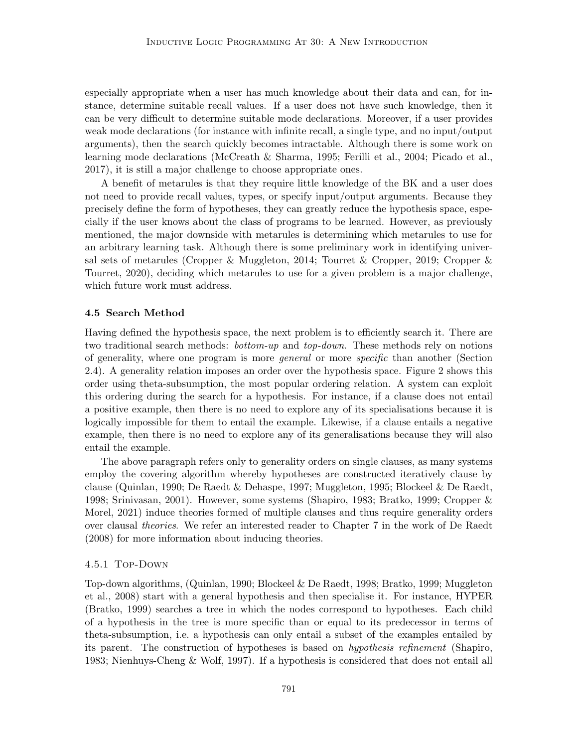especially appropriate when a user has much knowledge about their data and can, for instance, determine suitable recall values. If a user does not have such knowledge, then it can be very difficult to determine suitable mode declarations. Moreover, if a user provides weak mode declarations (for instance with infinite recall, a single type, and no input/output arguments), then the search quickly becomes intractable. Although there is some work on learning mode declarations (McCreath & Sharma, 1995; Ferilli et al., 2004; Picado et al., 2017), it is still a major challenge to choose appropriate ones.

A benefit of metarules is that they require little knowledge of the BK and a user does not need to provide recall values, types, or specify input/output arguments. Because they precisely define the form of hypotheses, they can greatly reduce the hypothesis space, especially if the user knows about the class of programs to be learned. However, as previously mentioned, the major downside with metarules is determining which metarules to use for an arbitrary learning task. Although there is some preliminary work in identifying universal sets of metarules (Cropper & Muggleton, 2014; Tourret & Cropper, 2019; Cropper & Tourret, 2020), deciding which metarules to use for a given problem is a major challenge, which future work must address.

### 4.5 Search Method

Having defined the hypothesis space, the next problem is to efficiently search it. There are two traditional search methods: *bottom-up* and *top-down*. These methods rely on notions of generality, where one program is more *general* or more *specific* than another (Section 2.4). A generality relation imposes an order over the hypothesis space. Figure 2 shows this order using theta-subsumption, the most popular ordering relation. A system can exploit this ordering during the search for a hypothesis. For instance, if a clause does not entail a positive example, then there is no need to explore any of its specialisations because it is logically impossible for them to entail the example. Likewise, if a clause entails a negative example, then there is no need to explore any of its generalisations because they will also entail the example.

The above paragraph refers only to generality orders on single clauses, as many systems employ the covering algorithm whereby hypotheses are constructed iteratively clause by clause (Quinlan, 1990; De Raedt & Dehaspe, 1997; Muggleton, 1995; Blockeel & De Raedt, 1998; Srinivasan, 2001). However, some systems (Shapiro, 1983; Bratko, 1999; Cropper & Morel, 2021) induce theories formed of multiple clauses and thus require generality orders over clausal *theories*. We refer an interested reader to Chapter 7 in the work of De Raedt (2008) for more information about inducing theories.

#### 4.5.1 Top-Down

Top-down algorithms, (Quinlan, 1990; Blockeel & De Raedt, 1998; Bratko, 1999; Muggleton et al., 2008) start with a general hypothesis and then specialise it. For instance, HYPER (Bratko, 1999) searches a tree in which the nodes correspond to hypotheses. Each child of a hypothesis in the tree is more specific than or equal to its predecessor in terms of theta-subsumption, i.e. a hypothesis can only entail a subset of the examples entailed by its parent. The construction of hypotheses is based on *hypothesis refinement* (Shapiro, 1983; Nienhuys-Cheng & Wolf, 1997). If a hypothesis is considered that does not entail all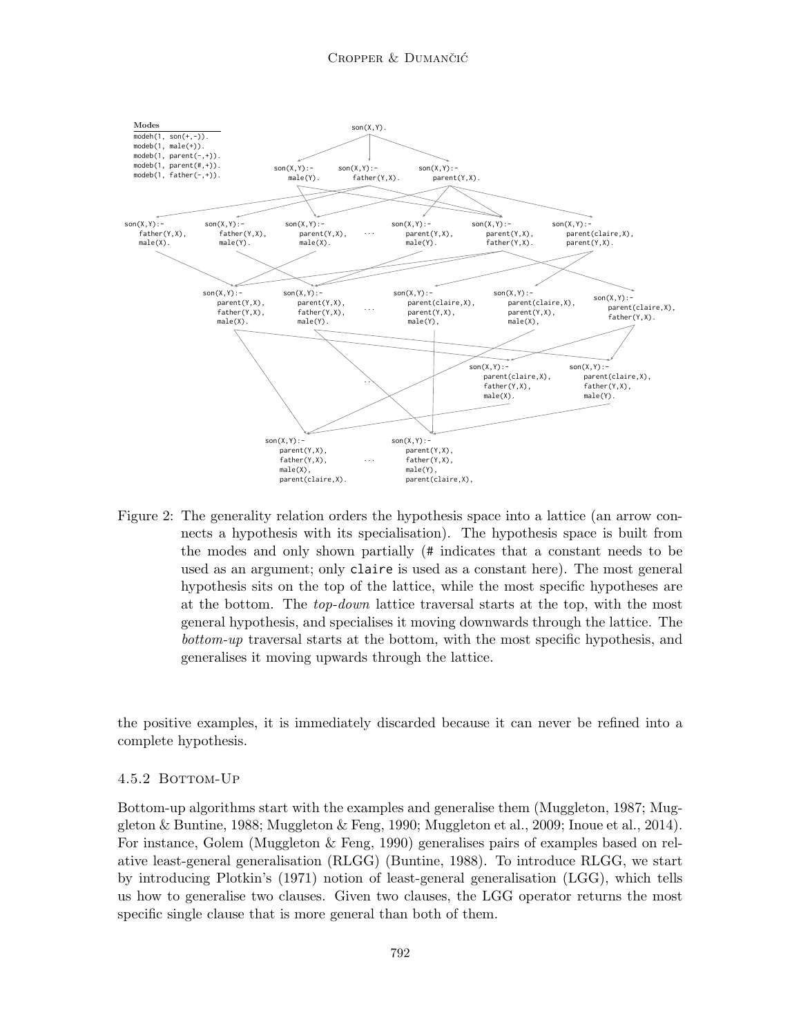**Modes**

```
modeh(1, son(+,-)).
modeb(1, male(+)).
modeb(1, parent(-,+)).
modeb(1, parent(#,+)).
modeb(1, father(-,+)).
```

```
son(X,Y).

son(X,Y):-        son(X,Y):-        son(X,Y):-
  male(Y).          father(Y,X).      parent(Y,X).

son(X,Y):-        son(X,Y):-        son(X,Y):-          son(X,Y):-        son(X,Y):-        son(X,Y):-
  father(Y,X),      father(Y,X),      parent(Y,X),  ...   parent(Y,X),      parent(Y,X),      parent(claire,X),
  male(X).          male(Y).          male(X).            male(Y).          father(Y,X).      parent(Y,X).

son(X,Y):-        son(X,Y):-              son(X,Y):-            son(X,Y):-            son(X,Y):-
  parent(Y,X),      parent(Y,X),      ...   parent(claire,X),     parent(claire,X),     parent(claire,X),
  father(Y,X),      father(Y,X),            parent(Y,X),          parent(Y,X),          father(Y,X).
  male(X).          male(Y).                male(Y),              male(X),

                          ...     son(X,Y):-            son(X,Y):-
                                    parent(claire,X),     parent(claire,X),
                                    father(Y,X),          father(Y,X),
                                    male(X).              male(Y).

son(X,Y):-                  son(X,Y):-
  parent(Y,X),                parent(Y,X),
  father(Y,X),        ...     father(Y,X),
  male(X),                    male(Y),
  parent(claire,X).           parent(claire,X),
```

Figure 2: The generality relation orders the hypothesis space into a lattice (an arrow connects a hypothesis with its specialisation). The hypothesis space is built from the modes and only shown partially (# indicates that a constant needs to be used as an argument; only `claire` is used as a constant here). The most general hypothesis sits on the top of the lattice, while the most specific hypotheses are at the bottom. The *top-down* lattice traversal starts at the top, with the most general hypothesis, and specialises it moving downwards through the lattice. The *bottom-up* traversal starts at the bottom, with the most specific hypothesis, and generalises it moving upwards through the lattice.

the positive examples, it is immediately discarded because it can never be refined into a complete hypothesis.

### 4.5.2 Bottom-Up

Bottom-up algorithms start with the examples and generalise them (Muggleton, 1987; Muggleton & Buntine, 1988; Muggleton & Feng, 1990; Muggleton et al., 2009; Inoue et al., 2014). For instance, Golem (Muggleton & Feng, 1990) generalises pairs of examples based on relative least-general generalisation (RLGG) (Buntine, 1988). To introduce RLGG, we start by introducing Plotkin's (1971) notion of least-general generalisation (LGG), which tells us how to generalise two clauses. Given two clauses, the LGG operator returns the most specific single clause that is more general than both of them.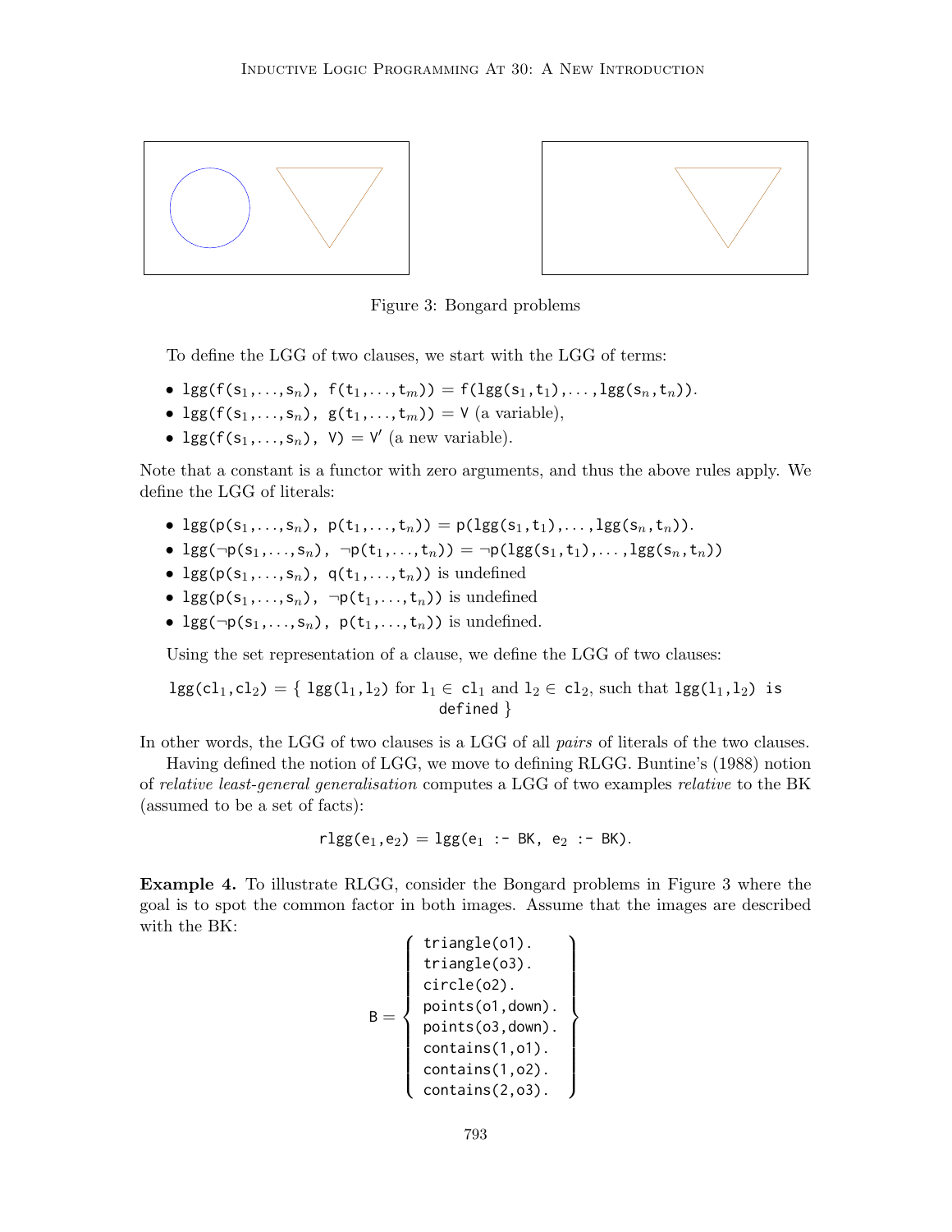Figure 3: Bongard problems

To define the LGG of two clauses, we start with the LGG of terms:

- $\texttt{lgg(f(s}_1\texttt{,...,s}_n\texttt{), f(t}_1\texttt{,...,t}_m\texttt{))} = \texttt{f(lgg(s}_1\texttt{,t}_1\texttt{),...,lgg(s}_n\texttt{,t}_n\texttt{))}$.
- $\texttt{lgg(f(s}_1\texttt{,...,s}_n\texttt{), g(t}_1\texttt{,...,t}_m\texttt{))} = \texttt{V}$ (a variable),
- $\texttt{lgg(f(s}_1\texttt{,...,s}_n\texttt{), V)} = \texttt{V}'$ (a new variable).

Note that a constant is a functor with zero arguments, and thus the above rules apply. We define the LGG of literals:

- $\texttt{lgg(p(s}_1\texttt{,...,s}_n\texttt{), p(t}_1\texttt{,...,t}_n\texttt{))} = \texttt{p(lgg(s}_1\texttt{,t}_1\texttt{),...,lgg(s}_n\texttt{,t}_n\texttt{))}$.
- $\texttt{lgg(}\neg\texttt{p(s}_1\texttt{,...,s}_n\texttt{), }\neg\texttt{p(t}_1\texttt{,...,t}_n\texttt{))} = \neg\texttt{p(lgg(s}_1\texttt{,t}_1\texttt{),...,lgg(s}_n\texttt{,t}_n\texttt{))}$
- $\texttt{lgg(p(s}_1\texttt{,...,s}_n\texttt{), q(t}_1\texttt{,...,t}_n\texttt{))}$ is undefined
- $\texttt{lgg(p(s}_1\texttt{,...,s}_n\texttt{), }\neg\texttt{p(t}_1\texttt{,...,t}_n\texttt{))}$ is undefined
- $\texttt{lgg(}\neg\texttt{p(s}_1\texttt{,...,s}_n\texttt{), p(t}_1\texttt{,...,t}_n\texttt{))}$ is undefined.

Using the set representation of a clause, we define the LGG of two clauses:

$$\texttt{lgg(cl}_1\texttt{,cl}_2\texttt{)} = \{\ \texttt{lgg(l}_1\texttt{,l}_2\texttt{)} \text{ for } \texttt{l}_1 \in \texttt{cl}_1 \text{ and } \texttt{l}_2 \in \texttt{cl}_2\text{, such that } \texttt{lgg(l}_1\texttt{,l}_2\texttt{) is defined}\ \}$$

In other words, the LGG of two clauses is a LGG of all *pairs* of literals of the two clauses.

Having defined the notion of LGG, we move to defining RLGG. Buntine's (1988) notion of *relative least-general generalisation* computes a LGG of two examples *relative* to the BK (assumed to be a set of facts):

$$\texttt{rlgg(e}_1\texttt{,e}_2\texttt{)} = \texttt{lgg(e}_1 \texttt{ :- BK, e}_2 \texttt{ :- BK)}.$$

**Example 4.** To illustrate RLGG, consider the Bongard problems in Figure 3 where the goal is to spot the common factor in both images. Assume that the images are described with the BK:

```
B = {
triangle(o1).
triangle(o3).
circle(o2).
points(o1,down).
points(o3,down).
contains(1,o1).
contains(1,o2).
contains(2,o3).
}
```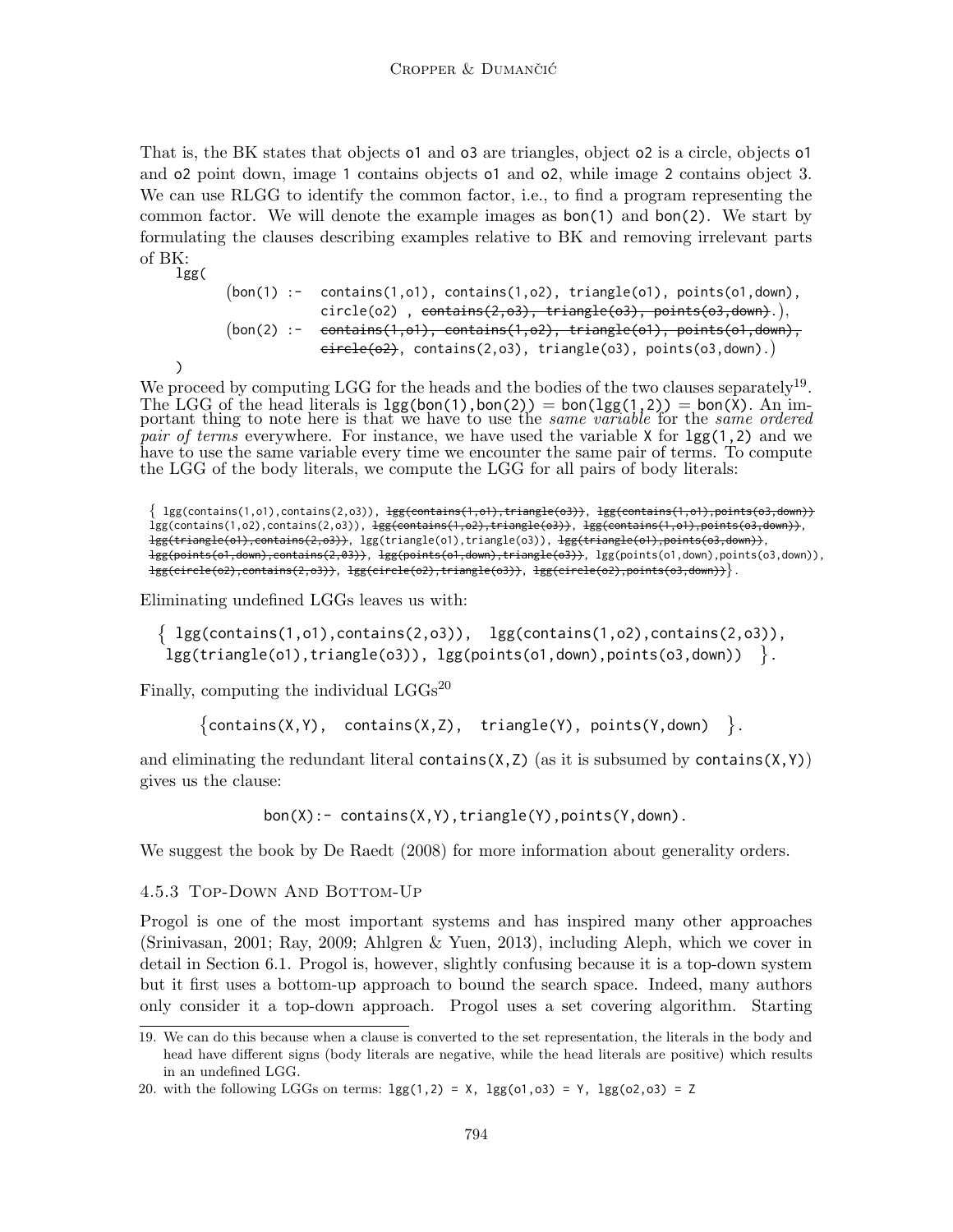That is, the BK states that objects o1 and o3 are triangles, object o2 is a circle, objects o1 and o2 point down, image 1 contains objects o1 and o2, while image 2 contains object 3. We can use RLGG to identify the common factor, i.e., to find a program representing the common factor. We will denote the example images as bon(1) and bon(2). We start by formulating the clauses describing examples relative to BK and removing irrelevant parts of BK:

```
lgg(
      (bon(1) :-  contains(1,o1), contains(1,o2), triangle(o1), points(o1,down),
                  circle(o2) , ~~contains(2,o3), triangle(o3), points(o3,down)~~.),
      (bon(2) :-  ~~contains(1,o1), contains(1,o2), triangle(o1), points(o1,down),
                  circle(o2)~~, contains(2,o3), triangle(o3), points(o3,down).)
)
```

We proceed by computing LGG for the heads and the bodies of the two clauses separately[19]. The LGG of the head literals is lgg(bon(1),bon(2)) = bon(lgg(1,2)) = bon(X). An important thing to note here is that we have to use the *same variable* for the *same ordered pair of terms* everywhere. For instance, we have used the variable X for lgg(1,2) and we have to use the same variable every time we encounter the same pair of terms. To compute the LGG of the body literals, we compute the LGG for all pairs of body literals:

{ lgg(contains(1,o1),contains(2,o3)), ~~lgg(contains(1,o1),triangle(o3))~~, ~~lgg(contains(1,o1),points(o3,down))~~ lgg(contains(1,o2),contains(2,o3)), ~~lgg(contains(1,o2),triangle(o3))~~, ~~lgg(contains(1,o1),points(o3,down))~~, ~~lgg(triangle(o1),contains(2,o3))~~, lgg(triangle(o1),triangle(o3)), ~~lgg(triangle(o1),points(o3,down))~~, ~~lgg(points(o1,down),contains(2,03))~~, ~~lgg(points(o1,down),triangle(o3))~~, lgg(points(o1,down),points(o3,down)), ~~lgg(circle(o2),contains(2,o3))~~, ~~lgg(circle(o2),triangle(o3))~~, ~~lgg(circle(o2),points(o3,down))~~}.

Eliminating undefined LGGs leaves us with:

```
{ lgg(contains(1,o1),contains(2,o3)),  lgg(contains(1,o2),contains(2,o3)),
  lgg(triangle(o1),triangle(o3)), lgg(points(o1,down),points(o3,down))  }.
```

Finally, computing the individual LGGs[20]

```
{contains(X,Y),  contains(X,Z),  triangle(Y), points(Y,down)  }.
```

and eliminating the redundant literal contains(X,Z) (as it is subsumed by contains(X,Y)) gives us the clause:

```
bon(X):- contains(X,Y),triangle(Y),points(Y,down).
```

We suggest the book by De Raedt (2008) for more information about generality orders.

### 4.5.3 Top-Down And Bottom-Up

Progol is one of the most important systems and has inspired many other approaches (Srinivasan, 2001; Ray, 2009; Ahlgren & Yuen, 2013), including Aleph, which we cover in detail in Section 6.1. Progol is, however, slightly confusing because it is a top-down system but it first uses a bottom-up approach to bound the search space. Indeed, many authors only consider it a top-down approach. Progol uses a set covering algorithm. Starting

---

19. We can do this because when a clause is converted to the set representation, the literals in the body and head have different signs (body literals are negative, while the head literals are positive) which results in an undefined LGG.

20. with the following LGGs on terms: lgg(1,2) = X, lgg(o1,o3) = Y, lgg(o2,o3) = Z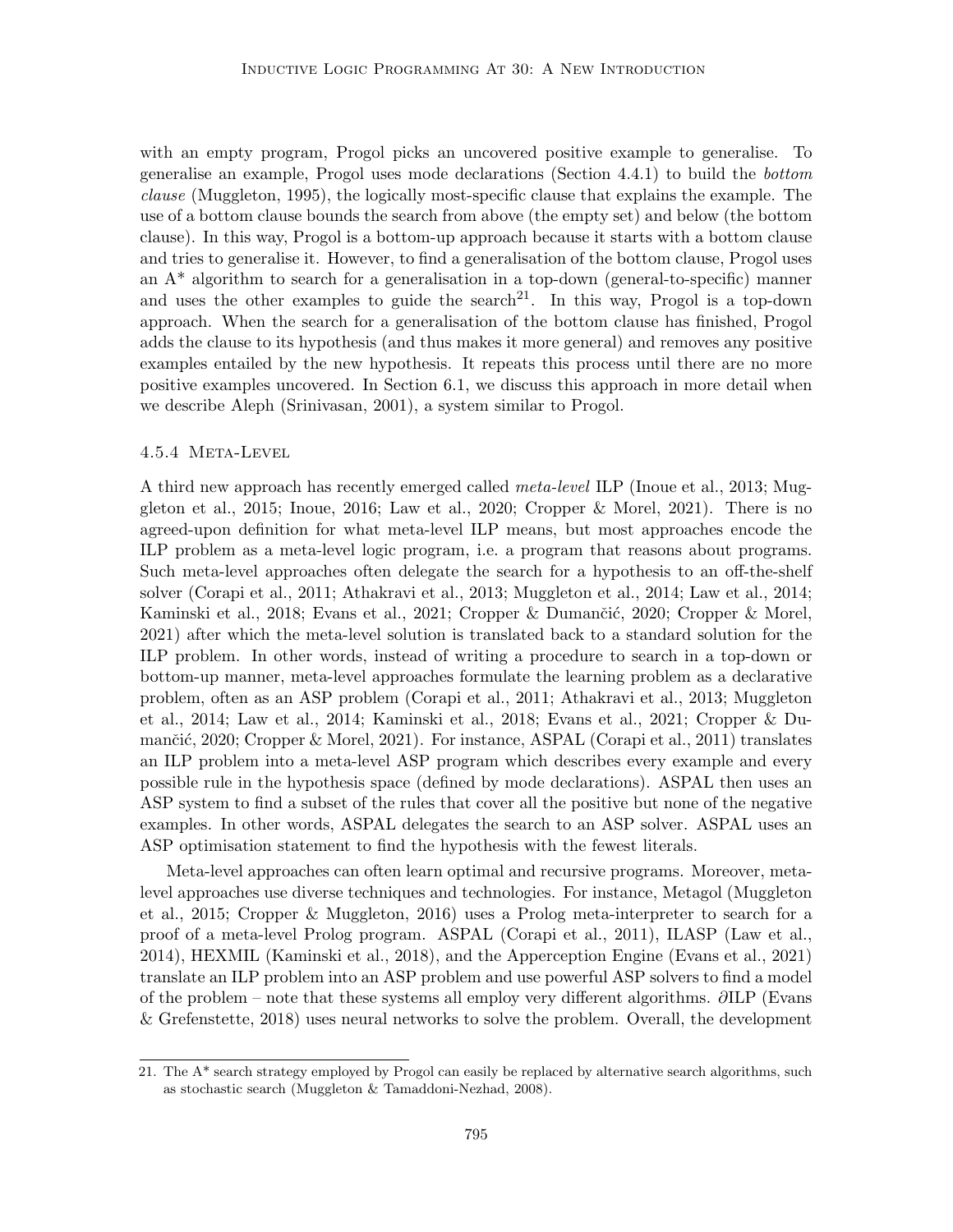with an empty program, Progol picks an uncovered positive example to generalise. To generalise an example, Progol uses mode declarations (Section 4.4.1) to build the *bottom clause* (Muggleton, 1995), the logically most-specific clause that explains the example. The use of a bottom clause bounds the search from above (the empty set) and below (the bottom clause). In this way, Progol is a bottom-up approach because it starts with a bottom clause and tries to generalise it. However, to find a generalisation of the bottom clause, Progol uses an A* algorithm to search for a generalisation in a top-down (general-to-specific) manner and uses the other examples to guide the search[21]. In this way, Progol is a top-down approach. When the search for a generalisation of the bottom clause has finished, Progol adds the clause to its hypothesis (and thus makes it more general) and removes any positive examples entailed by the new hypothesis. It repeats this process until there are no more positive examples uncovered. In Section 6.1, we discuss this approach in more detail when we describe Aleph (Srinivasan, 2001), a system similar to Progol.

#### 4.5.4 Meta-Level

A third new approach has recently emerged called *meta-level* ILP (Inoue et al., 2013; Muggleton et al., 2015; Inoue, 2016; Law et al., 2020; Cropper & Morel, 2021). There is no agreed-upon definition for what meta-level ILP means, but most approaches encode the ILP problem as a meta-level logic program, i.e. a program that reasons about programs. Such meta-level approaches often delegate the search for a hypothesis to an off-the-shelf solver (Corapi et al., 2011; Athakravi et al., 2013; Muggleton et al., 2014; Law et al., 2014; Kaminski et al., 2018; Evans et al., 2021; Cropper & Dumančić, 2020; Cropper & Morel, 2021) after which the meta-level solution is translated back to a standard solution for the ILP problem. In other words, instead of writing a procedure to search in a top-down or bottom-up manner, meta-level approaches formulate the learning problem as a declarative problem, often as an ASP problem (Corapi et al., 2011; Athakravi et al., 2013; Muggleton et al., 2014; Law et al., 2014; Kaminski et al., 2018; Evans et al., 2021; Cropper & Dumančić, 2020; Cropper & Morel, 2021). For instance, ASPAL (Corapi et al., 2011) translates an ILP problem into a meta-level ASP program which describes every example and every possible rule in the hypothesis space (defined by mode declarations). ASPAL then uses an ASP system to find a subset of the rules that cover all the positive but none of the negative examples. In other words, ASPAL delegates the search to an ASP solver. ASPAL uses an ASP optimisation statement to find the hypothesis with the fewest literals.

Meta-level approaches can often learn optimal and recursive programs. Moreover, meta-level approaches use diverse techniques and technologies. For instance, Metagol (Muggleton et al., 2015; Cropper & Muggleton, 2016) uses a Prolog meta-interpreter to search for a proof of a meta-level Prolog program. ASPAL (Corapi et al., 2011), ILASP (Law et al., 2014), HEXMIL (Kaminski et al., 2018), and the Apperception Engine (Evans et al., 2021) translate an ILP problem into an ASP problem and use powerful ASP solvers to find a model of the problem – note that these systems all employ very different algorithms. $\partial$ILP (Evans & Grefenstette, 2018) uses neural networks to solve the problem. Overall, the development

[21]. The A* search strategy employed by Progol can easily be replaced by alternative search algorithms, such as stochastic search (Muggleton & Tamaddoni-Nezhad, 2008).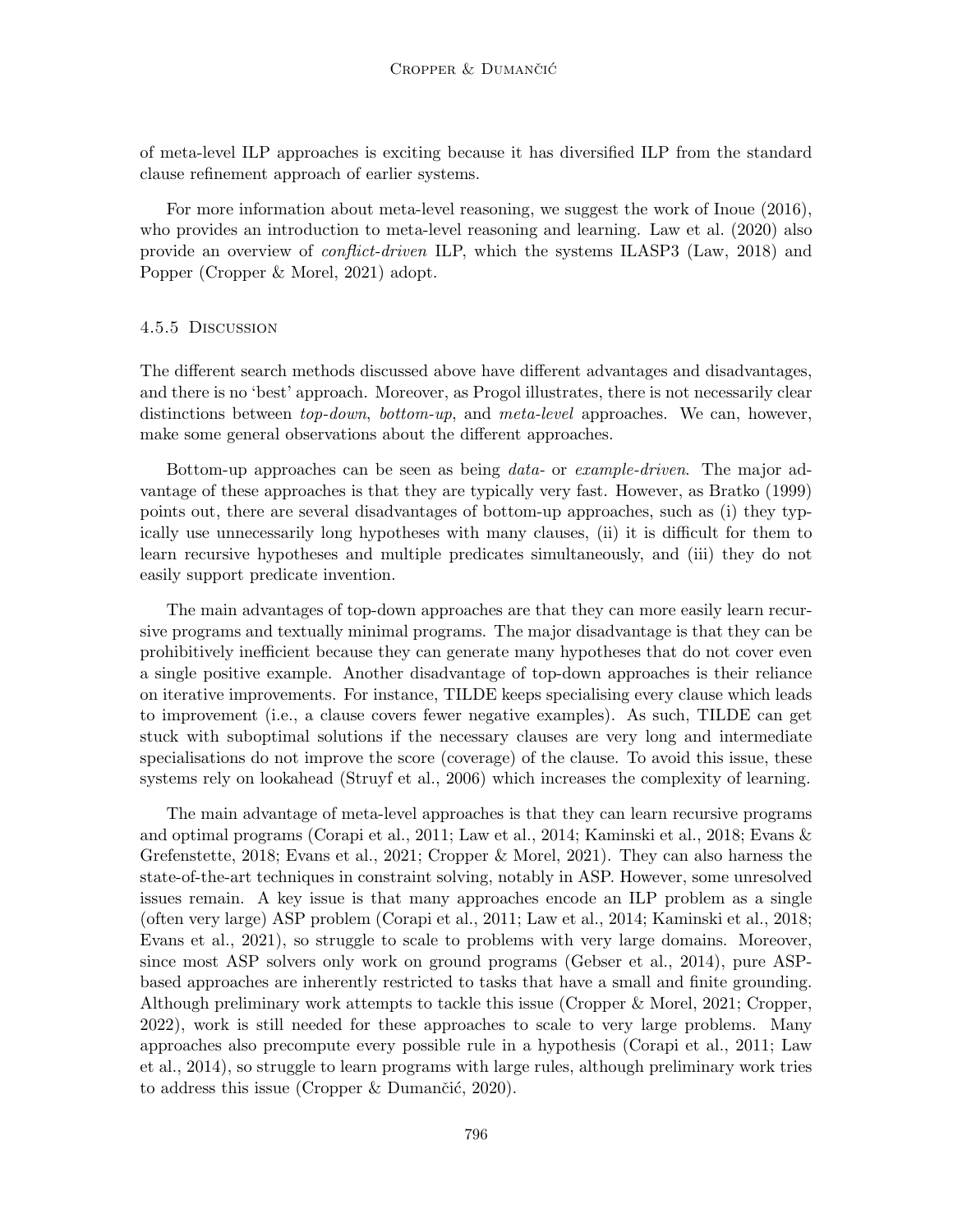of meta-level ILP approaches is exciting because it has diversified ILP from the standard clause refinement approach of earlier systems.

For more information about meta-level reasoning, we suggest the work of Inoue (2016), who provides an introduction to meta-level reasoning and learning. Law et al. (2020) also provide an overview of *conflict-driven* ILP, which the systems ILASP3 (Law, 2018) and Popper (Cropper & Morel, 2021) adopt.

#### 4.5.5 Discussion

The different search methods discussed above have different advantages and disadvantages, and there is no 'best' approach. Moreover, as Progol illustrates, there is not necessarily clear distinctions between *top-down*, *bottom-up*, and *meta-level* approaches. We can, however, make some general observations about the different approaches.

Bottom-up approaches can be seen as being *data-* or *example-driven*. The major advantage of these approaches is that they are typically very fast. However, as Bratko (1999) points out, there are several disadvantages of bottom-up approaches, such as (i) they typically use unnecessarily long hypotheses with many clauses, (ii) it is difficult for them to learn recursive hypotheses and multiple predicates simultaneously, and (iii) they do not easily support predicate invention.

The main advantages of top-down approaches are that they can more easily learn recursive programs and textually minimal programs. The major disadvantage is that they can be prohibitively inefficient because they can generate many hypotheses that do not cover even a single positive example. Another disadvantage of top-down approaches is their reliance on iterative improvements. For instance, TILDE keeps specialising every clause which leads to improvement (i.e., a clause covers fewer negative examples). As such, TILDE can get stuck with suboptimal solutions if the necessary clauses are very long and intermediate specialisations do not improve the score (coverage) of the clause. To avoid this issue, these systems rely on lookahead (Struyf et al., 2006) which increases the complexity of learning.

The main advantage of meta-level approaches is that they can learn recursive programs and optimal programs (Corapi et al., 2011; Law et al., 2014; Kaminski et al., 2018; Evans & Grefenstette, 2018; Evans et al., 2021; Cropper & Morel, 2021). They can also harness the state-of-the-art techniques in constraint solving, notably in ASP. However, some unresolved issues remain. A key issue is that many approaches encode an ILP problem as a single (often very large) ASP problem (Corapi et al., 2011; Law et al., 2014; Kaminski et al., 2018; Evans et al., 2021), so struggle to scale to problems with very large domains. Moreover, since most ASP solvers only work on ground programs (Gebser et al., 2014), pure ASP-based approaches are inherently restricted to tasks that have a small and finite grounding. Although preliminary work attempts to tackle this issue (Cropper & Morel, 2021; Cropper, 2022), work is still needed for these approaches to scale to very large problems. Many approaches also precompute every possible rule in a hypothesis (Corapi et al., 2011; Law et al., 2014), so struggle to learn programs with large rules, although preliminary work tries to address this issue (Cropper & Dumančić, 2020).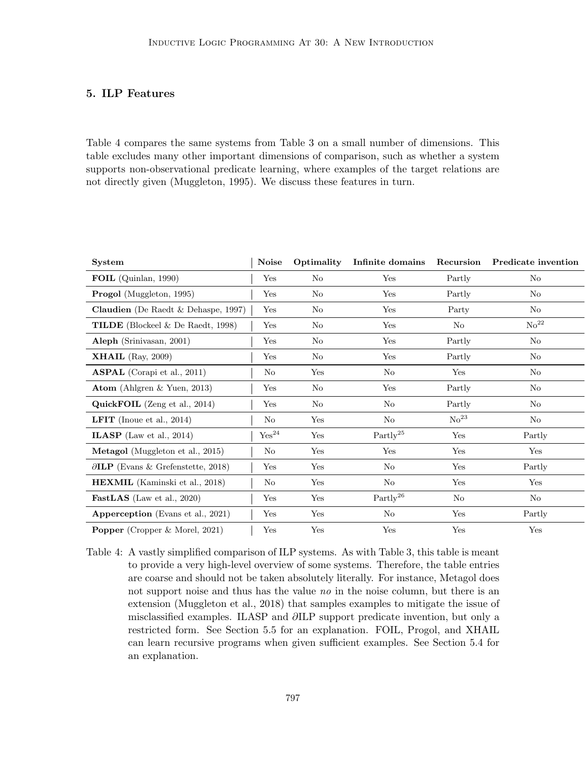## 5. ILP Features

Table 4 compares the same systems from Table 3 on a small number of dimensions. This table excludes many other important dimensions of comparison, such as whether a system supports non-observational predicate learning, where examples of the target relations are not directly given (Muggleton, 1995). We discuss these features in turn.

| System | Noise | Optimality | Infinite domains | Recursion | Predicate invention |
|---|---|---|---|---|---|
| **FOIL** (Quinlan, 1990) | Yes | No | Yes | Partly | No |
| **Progol** (Muggleton, 1995) | Yes | No | Yes | Partly | No |
| **Claudien** (De Raedt & Dehaspe, 1997) | Yes | No | Yes | Party | No |
| **TILDE** (Blockeel & De Raedt, 1998) | Yes | No | Yes | No | No[22] |
| **Aleph** (Srinivasan, 2001) | Yes | No | Yes | Partly | No |
| **XHAIL** (Ray, 2009) | Yes | No | Yes | Partly | No |
| **ASPAL** (Corapi et al., 2011) | No | Yes | No | Yes | No |
| **Atom** (Ahlgren & Yuen, 2013) | Yes | No | Yes | Partly | No |
| **QuickFOIL** (Zeng et al., 2014) | Yes | No | No | Partly | No |
| **LFIT** (Inoue et al., 2014) | No | Yes | No | No[23] | No |
| **ILASP** (Law et al., 2014) | Yes[24] | Yes | Partly[25] | Yes | Partly |
| **Metagol** (Muggleton et al., 2015) | No | Yes | Yes | Yes | Yes |
| **∂ILP** (Evans & Grefenstette, 2018) | Yes | Yes | No | Yes | Partly |
| **HEXMIL** (Kaminski et al., 2018) | No | Yes | No | Yes | Yes |
| **FastLAS** (Law et al., 2020) | Yes | Yes | Partly[26] | No | No |
| **Apperception** (Evans et al., 2021) | Yes | Yes | No | Yes | Partly |
| **Popper** (Cropper & Morel, 2021) | Yes | Yes | Yes | Yes | Yes |

Table 4: A vastly simplified comparison of ILP systems. As with Table 3, this table is meant to provide a very high-level overview of some systems. Therefore, the table entries are coarse and should not be taken absolutely literally. For instance, Metagol does not support noise and thus has the value *no* in the noise column, but there is an extension (Muggleton et al., 2018) that samples examples to mitigate the issue of misclassified examples. ILASP and ∂ILP support predicate invention, but only a restricted form. See Section 5.5 for an explanation. FOIL, Progol, and XHAIL can learn recursive programs when given sufficient examples. See Section 5.4 for an explanation.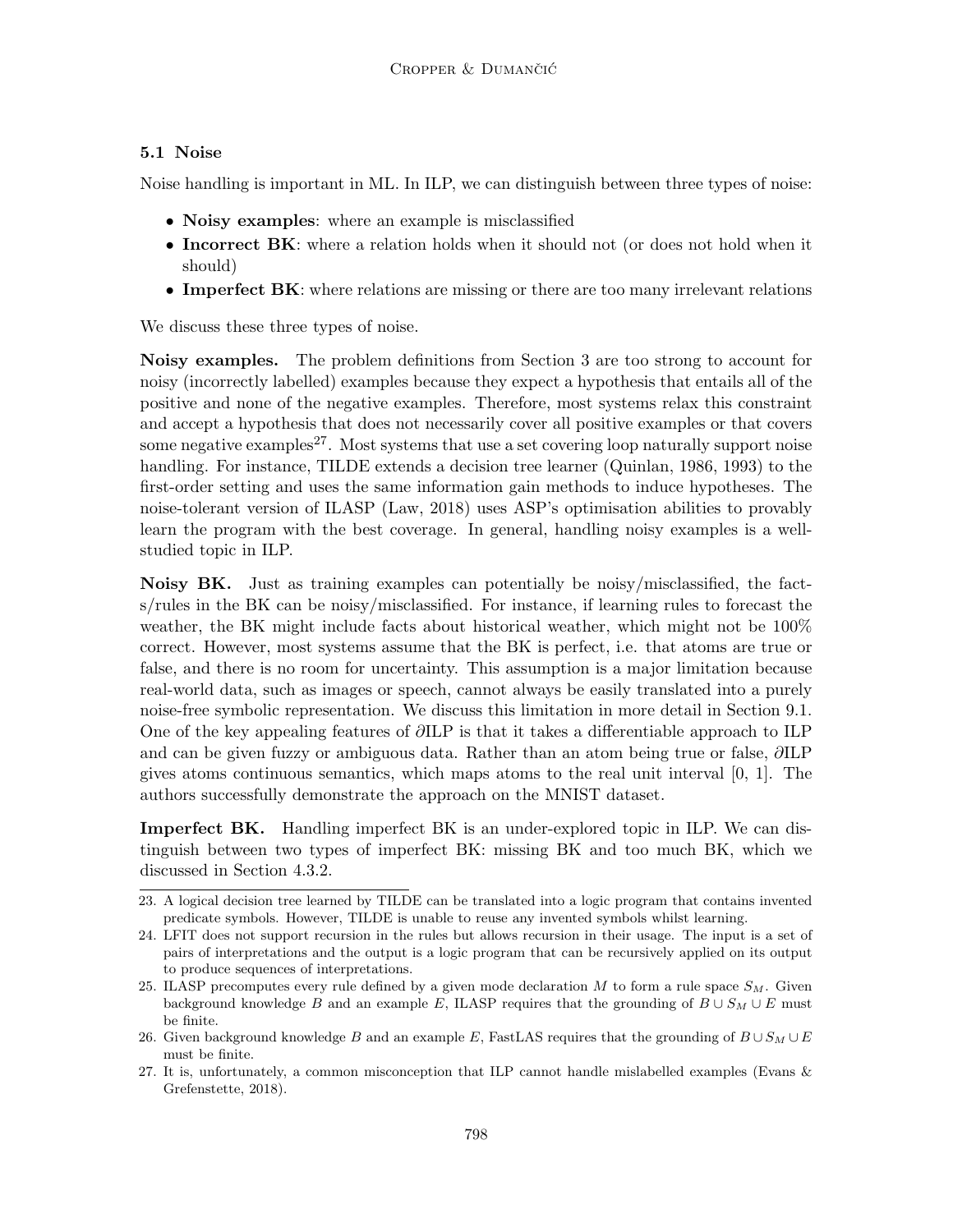### 5.1 Noise

Noise handling is important in ML. In ILP, we can distinguish between three types of noise:

- **Noisy examples**: where an example is misclassified
- **Incorrect BK**: where a relation holds when it should not (or does not hold when it should)
- **Imperfect BK**: where relations are missing or there are too many irrelevant relations

We discuss these three types of noise.

**Noisy examples.** The problem definitions from Section 3 are too strong to account for noisy (incorrectly labelled) examples because they expect a hypothesis that entails all of the positive and none of the negative examples. Therefore, most systems relax this constraint and accept a hypothesis that does not necessarily cover all positive examples or that covers some negative examples[27]. Most systems that use a set covering loop naturally support noise handling. For instance, TILDE extends a decision tree learner (Quinlan, 1986, 1993) to the first-order setting and uses the same information gain methods to induce hypotheses. The noise-tolerant version of ILASP (Law, 2018) uses ASP's optimisation abilities to provably learn the program with the best coverage. In general, handling noisy examples is a well-studied topic in ILP.

**Noisy BK.** Just as training examples can potentially be noisy/misclassified, the facts/rules in the BK can be noisy/misclassified. For instance, if learning rules to forecast the weather, the BK might include facts about historical weather, which might not be 100% correct. However, most systems assume that the BK is perfect, i.e. that atoms are true or false, and there is no room for uncertainty. This assumption is a major limitation because real-world data, such as images or speech, cannot always be easily translated into a purely noise-free symbolic representation. We discuss this limitation in more detail in Section 9.1. One of the key appealing features of $\partial$ILP is that it takes a differentiable approach to ILP and can be given fuzzy or ambiguous data. Rather than an atom being true or false, $\partial$ILP gives atoms continuous semantics, which maps atoms to the real unit interval [0, 1]. The authors successfully demonstrate the approach on the MNIST dataset.

**Imperfect BK.** Handling imperfect BK is an under-explored topic in ILP. We can distinguish between two types of imperfect BK: missing BK and too much BK, which we discussed in Section 4.3.2.

---

23. A logical decision tree learned by TILDE can be translated into a logic program that contains invented predicate symbols. However, TILDE is unable to reuse any invented symbols whilst learning.
24. LFIT does not support recursion in the rules but allows recursion in their usage. The input is a set of pairs of interpretations and the output is a logic program that can be recursively applied on its output to produce sequences of interpretations.
25. ILASP precomputes every rule defined by a given mode declaration $M$ to form a rule space $S_M$. Given background knowledge $B$ and an example $E$, ILASP requires that the grounding of $B \cup S_M \cup E$ must be finite.
26. Given background knowledge $B$ and an example $E$, FastLAS requires that the grounding of $B \cup S_M \cup E$ must be finite.
27. It is, unfortunately, a common misconception that ILP cannot handle mislabelled examples (Evans & Grefenstette, 2018).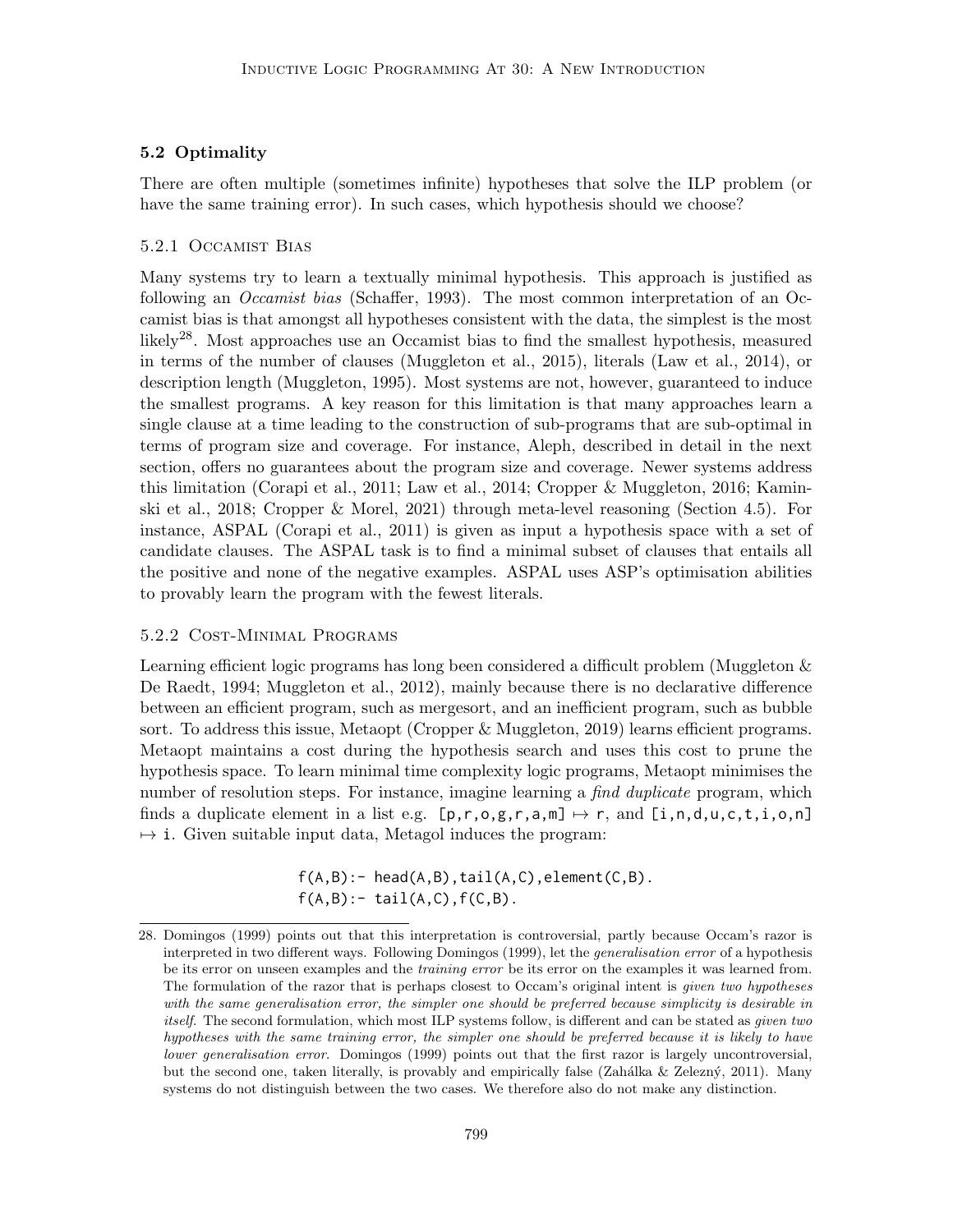### 5.2 Optimality

There are often multiple (sometimes infinite) hypotheses that solve the ILP problem (or have the same training error). In such cases, which hypothesis should we choose?

#### 5.2.1 Occamist Bias

Many systems try to learn a textually minimal hypothesis. This approach is justified as following an *Occamist bias* (Schaffer, 1993). The most common interpretation of an Occamist bias is that amongst all hypotheses consistent with the data, the simplest is the most likely[28]. Most approaches use an Occamist bias to find the smallest hypothesis, measured in terms of the number of clauses (Muggleton et al., 2015), literals (Law et al., 2014), or description length (Muggleton, 1995). Most systems are not, however, guaranteed to induce the smallest programs. A key reason for this limitation is that many approaches learn a single clause at a time leading to the construction of sub-programs that are sub-optimal in terms of program size and coverage. For instance, Aleph, described in detail in the next section, offers no guarantees about the program size and coverage. Newer systems address this limitation (Corapi et al., 2011; Law et al., 2014; Cropper & Muggleton, 2016; Kaminski et al., 2018; Cropper & Morel, 2021) through meta-level reasoning (Section 4.5). For instance, ASPAL (Corapi et al., 2011) is given as input a hypothesis space with a set of candidate clauses. The ASPAL task is to find a minimal subset of clauses that entails all the positive and none of the negative examples. ASPAL uses ASP's optimisation abilities to provably learn the program with the fewest literals.

#### 5.2.2 Cost-Minimal Programs

Learning efficient logic programs has long been considered a difficult problem (Muggleton & De Raedt, 1994; Muggleton et al., 2012), mainly because there is no declarative difference between an efficient program, such as mergesort, and an inefficient program, such as bubble sort. To address this issue, Metaopt (Cropper & Muggleton, 2019) learns efficient programs. Metaopt maintains a cost during the hypothesis search and uses this cost to prune the hypothesis space. To learn minimal time complexity logic programs, Metaopt minimises the number of resolution steps. For instance, imagine learning a *find duplicate* program, which finds a duplicate element in a list e.g. `[p,r,o,g,r,a,m]` $\mapsto$ `r`, and `[i,n,d,u,c,t,i,o,n]` $\mapsto$ `i`. Given suitable input data, Metagol induces the program:

```
f(A,B):- head(A,B),tail(A,C),element(C,B).
f(A,B):- tail(A,C),f(C,B).
```

28. Domingos (1999) points out that this interpretation is controversial, partly because Occam's razor is interpreted in two different ways. Following Domingos (1999), let the *generalisation error* of a hypothesis be its error on unseen examples and the *training error* be its error on the examples it was learned from. The formulation of the razor that is perhaps closest to Occam's original intent is *given two hypotheses with the same generalisation error, the simpler one should be preferred because simplicity is desirable in itself*. The second formulation, which most ILP systems follow, is different and can be stated as *given two hypotheses with the same training error, the simpler one should be preferred because it is likely to have lower generalisation error*. Domingos (1999) points out that the first razor is largely uncontroversial, but the second one, taken literally, is provably and empirically false (Zahálka & Železný, 2011). Many systems do not distinguish between the two cases. We therefore also do not make any distinction.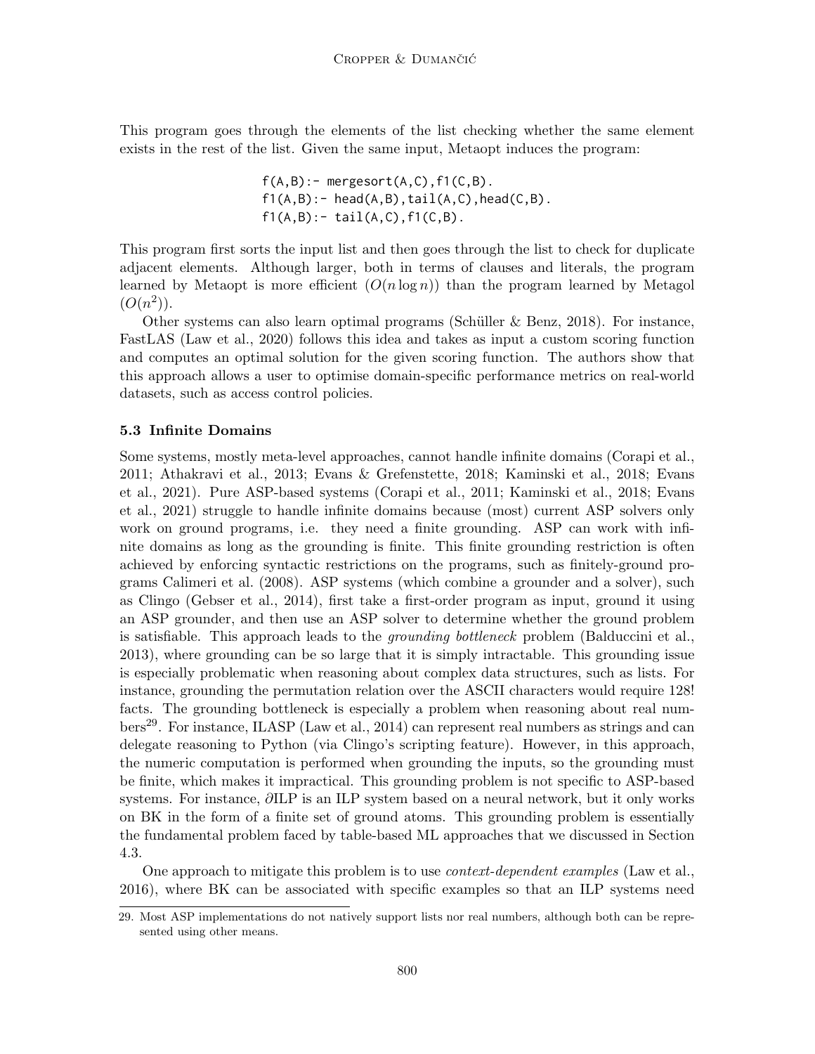This program goes through the elements of the list checking whether the same element exists in the rest of the list. Given the same input, Metaopt induces the program:

```
f(A,B):- mergesort(A,C),f1(C,B).
f1(A,B):- head(A,B),tail(A,C),head(C,B).
f1(A,B):- tail(A,C),f1(C,B).
```

This program first sorts the input list and then goes through the list to check for duplicate adjacent elements. Although larger, both in terms of clauses and literals, the program learned by Metaopt is more efficient ($O(n \log n)$) than the program learned by Metagol ($O(n^2)$).

Other systems can also learn optimal programs (Schüller & Benz, 2018). For instance, FastLAS (Law et al., 2020) follows this idea and takes as input a custom scoring function and computes an optimal solution for the given scoring function. The authors show that this approach allows a user to optimise domain-specific performance metrics on real-world datasets, such as access control policies.

### 5.3 Infinite Domains

Some systems, mostly meta-level approaches, cannot handle infinite domains (Corapi et al., 2011; Athakravi et al., 2013; Evans & Grefenstette, 2018; Kaminski et al., 2018; Evans et al., 2021). Pure ASP-based systems (Corapi et al., 2011; Kaminski et al., 2018; Evans et al., 2021) struggle to handle infinite domains because (most) current ASP solvers only work on ground programs, i.e. they need a finite grounding. ASP can work with infinite domains as long as the grounding is finite. This finite grounding restriction is often achieved by enforcing syntactic restrictions on the programs, such as finitely-ground programs Calimeri et al. (2008). ASP systems (which combine a grounder and a solver), such as Clingo (Gebser et al., 2014), first take a first-order program as input, ground it using an ASP grounder, and then use an ASP solver to determine whether the ground problem is satisfiable. This approach leads to the *grounding bottleneck* problem (Balduccini et al., 2013), where grounding can be so large that it is simply intractable. This grounding issue is especially problematic when reasoning about complex data structures, such as lists. For instance, grounding the permutation relation over the ASCII characters would require 128! facts. The grounding bottleneck is especially a problem when reasoning about real numbers[29]. For instance, ILASP (Law et al., 2014) can represent real numbers as strings and can delegate reasoning to Python (via Clingo's scripting feature). However, in this approach, the numeric computation is performed when grounding the inputs, so the grounding must be finite, which makes it impractical. This grounding problem is not specific to ASP-based systems. For instance, ∂ILP is an ILP system based on a neural network, but it only works on BK in the form of a finite set of ground atoms. This grounding problem is essentially the fundamental problem faced by table-based ML approaches that we discussed in Section 4.3.

One approach to mitigate this problem is to use *context-dependent examples* (Law et al., 2016), where BK can be associated with specific examples so that an ILP systems need

29. Most ASP implementations do not natively support lists nor real numbers, although both can be represented using other means.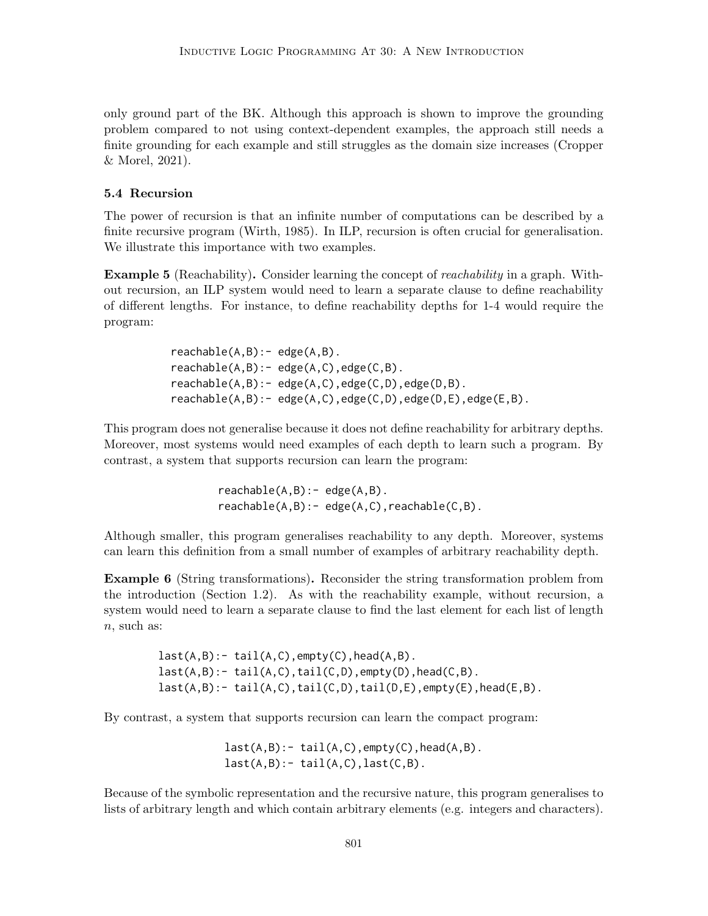only ground part of the BK. Although this approach is shown to improve the grounding problem compared to not using context-dependent examples, the approach still needs a finite grounding for each example and still struggles as the domain size increases (Cropper & Morel, 2021).

### 5.4 Recursion

The power of recursion is that an infinite number of computations can be described by a finite recursive program (Wirth, 1985). In ILP, recursion is often crucial for generalisation. We illustrate this importance with two examples.

**Example 5** (Reachability)**.** Consider learning the concept of *reachability* in a graph. Without recursion, an ILP system would need to learn a separate clause to define reachability of different lengths. For instance, to define reachability depths for 1-4 would require the program:

```
reachable(A,B):- edge(A,B).
reachable(A,B):- edge(A,C),edge(C,B).
reachable(A,B):- edge(A,C),edge(C,D),edge(D,B).
reachable(A,B):- edge(A,C),edge(C,D),edge(D,E),edge(E,B).
```

This program does not generalise because it does not define reachability for arbitrary depths. Moreover, most systems would need examples of each depth to learn such a program. By contrast, a system that supports recursion can learn the program:

```
reachable(A,B):- edge(A,B).
reachable(A,B):- edge(A,C),reachable(C,B).
```

Although smaller, this program generalises reachability to any depth. Moreover, systems can learn this definition from a small number of examples of arbitrary reachability depth.

**Example 6** (String transformations)**.** Reconsider the string transformation problem from the introduction (Section 1.2). As with the reachability example, without recursion, a system would need to learn a separate clause to find the last element for each list of length $n$, such as:

```
last(A,B):- tail(A,C),empty(C),head(A,B).
last(A,B):- tail(A,C),tail(C,D),empty(D),head(C,B).
last(A,B):- tail(A,C),tail(C,D),tail(D,E),empty(E),head(E,B).
```

By contrast, a system that supports recursion can learn the compact program:

```
last(A,B):- tail(A,C),empty(C),head(A,B).
last(A,B):- tail(A,C),last(C,B).
```

Because of the symbolic representation and the recursive nature, this program generalises to lists of arbitrary length and which contain arbitrary elements (e.g. integers and characters).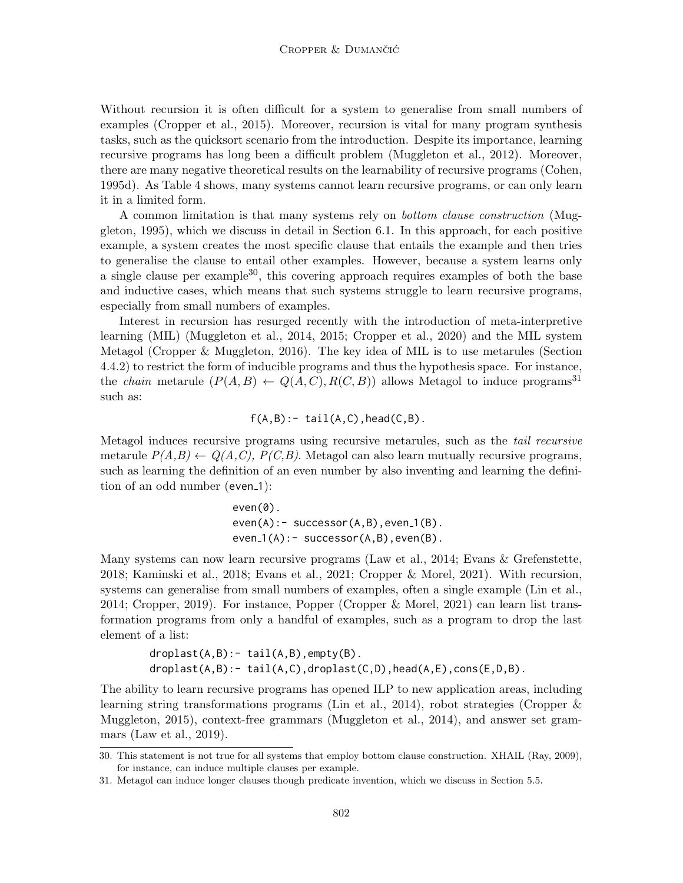Without recursion it is often difficult for a system to generalise from small numbers of examples (Cropper et al., 2015). Moreover, recursion is vital for many program synthesis tasks, such as the quicksort scenario from the introduction. Despite its importance, learning recursive programs has long been a difficult problem (Muggleton et al., 2012). Moreover, there are many negative theoretical results on the learnability of recursive programs (Cohen, 1995d). As Table 4 shows, many systems cannot learn recursive programs, or can only learn it in a limited form.

A common limitation is that many systems rely on *bottom clause construction* (Muggleton, 1995), which we discuss in detail in Section 6.1. In this approach, for each positive example, a system creates the most specific clause that entails the example and then tries to generalise the clause to entail other examples. However, because a system learns only a single clause per example[30], this covering approach requires examples of both the base and inductive cases, which means that such systems struggle to learn recursive programs, especially from small numbers of examples.

Interest in recursion has resurged recently with the introduction of meta-interpretive learning (MIL) (Muggleton et al., 2014, 2015; Cropper et al., 2020) and the MIL system Metagol (Cropper & Muggleton, 2016). The key idea of MIL is to use metarules (Section 4.4.2) to restrict the form of inducible programs and thus the hypothesis space. For instance, the *chain* metarule ($P(A, B) \leftarrow Q(A, C), R(C, B)$) allows Metagol to induce programs[31] such as:

```
f(A,B):- tail(A,C),head(C,B).
```

Metagol induces recursive programs using recursive metarules, such as the *tail recursive* metarule $P(A,B) \leftarrow Q(A,C),\ P(C,B)$. Metagol can also learn mutually recursive programs, such as learning the definition of an even number by also inventing and learning the definition of an odd number (even_1):

```
even(0).
even(A):- successor(A,B),even_1(B).
even_1(A):- successor(A,B),even(B).
```

Many systems can now learn recursive programs (Law et al., 2014; Evans & Grefenstette, 2018; Kaminski et al., 2018; Evans et al., 2021; Cropper & Morel, 2021). With recursion, systems can generalise from small numbers of examples, often a single example (Lin et al., 2014; Cropper, 2019). For instance, Popper (Cropper & Morel, 2021) can learn list transformation programs from only a handful of examples, such as a program to drop the last element of a list:

```
droplast(A,B):- tail(A,B),empty(B).
droplast(A,B):- tail(A,C),droplast(C,D),head(A,E),cons(E,D,B).
```

The ability to learn recursive programs has opened ILP to new application areas, including learning string transformations programs (Lin et al., 2014), robot strategies (Cropper & Muggleton, 2015), context-free grammars (Muggleton et al., 2014), and answer set grammars (Law et al., 2019).

30. This statement is not true for all systems that employ bottom clause construction. XHAIL (Ray, 2009), for instance, can induce multiple clauses per example.

31. Metagol can induce longer clauses though predicate invention, which we discuss in Section 5.5.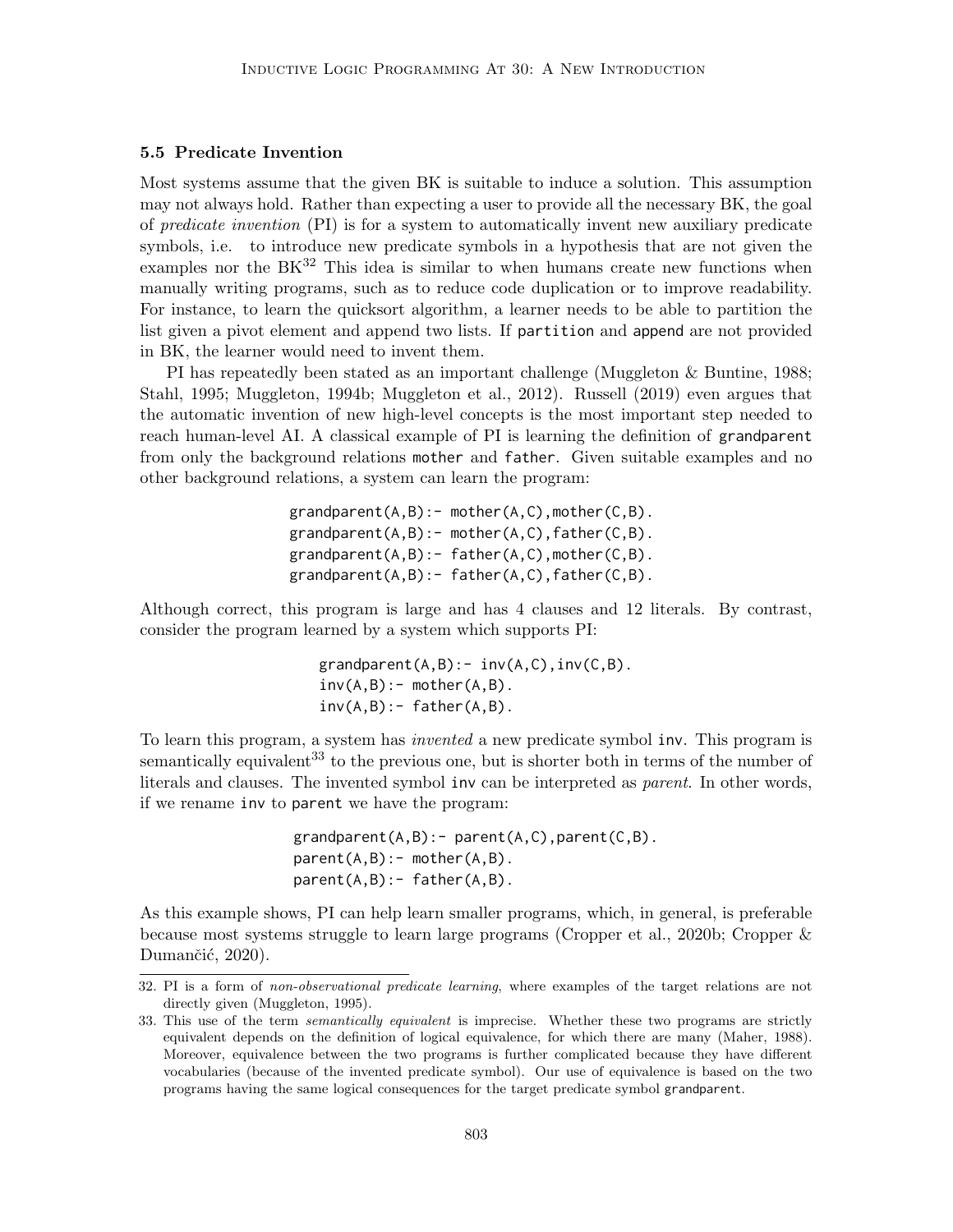### 5.5 Predicate Invention

Most systems assume that the given BK is suitable to induce a solution. This assumption may not always hold. Rather than expecting a user to provide all the necessary BK, the goal of *predicate invention* (PI) is for a system to automatically invent new auxiliary predicate symbols, i.e. to introduce new predicate symbols in a hypothesis that are not given the examples nor the BK[32] This idea is similar to when humans create new functions when manually writing programs, such as to reduce code duplication or to improve readability. For instance, to learn the quicksort algorithm, a learner needs to be able to partition the list given a pivot element and append two lists. If `partition` and `append` are not provided in BK, the learner would need to invent them.

PI has repeatedly been stated as an important challenge (Muggleton & Buntine, 1988; Stahl, 1995; Muggleton, 1994b; Muggleton et al., 2012). Russell (2019) even argues that the automatic invention of new high-level concepts is the most important step needed to reach human-level AI. A classical example of PI is learning the definition of `grandparent` from only the background relations `mother` and `father`. Given suitable examples and no other background relations, a system can learn the program:

```
grandparent(A,B):- mother(A,C),mother(C,B).
grandparent(A,B):- mother(A,C),father(C,B).
grandparent(A,B):- father(A,C),mother(C,B).
grandparent(A,B):- father(A,C),father(C,B).
```

Although correct, this program is large and has 4 clauses and 12 literals. By contrast, consider the program learned by a system which supports PI:

```
grandparent(A,B):- inv(A,C),inv(C,B).
inv(A,B):- mother(A,B).
inv(A,B):- father(A,B).
```

To learn this program, a system has *invented* a new predicate symbol `inv`. This program is semantically equivalent[33] to the previous one, but is shorter both in terms of the number of literals and clauses. The invented symbol `inv` can be interpreted as *parent*. In other words, if we rename `inv` to `parent` we have the program:

```
grandparent(A,B):- parent(A,C),parent(C,B).
parent(A,B):- mother(A,B).
parent(A,B):- father(A,B).
```

As this example shows, PI can help learn smaller programs, which, in general, is preferable because most systems struggle to learn large programs (Cropper et al., 2020b; Cropper & Dumančić, 2020).

---

32. PI is a form of *non-observational predicate learning*, where examples of the target relations are not directly given (Muggleton, 1995).

33. This use of the term *semantically equivalent* is imprecise. Whether these two programs are strictly equivalent depends on the definition of logical equivalence, for which there are many (Maher, 1988). Moreover, equivalence between the two programs is further complicated because they have different vocabularies (because of the invented predicate symbol). Our use of equivalence is based on the two programs having the same logical consequences for the target predicate symbol `grandparent`.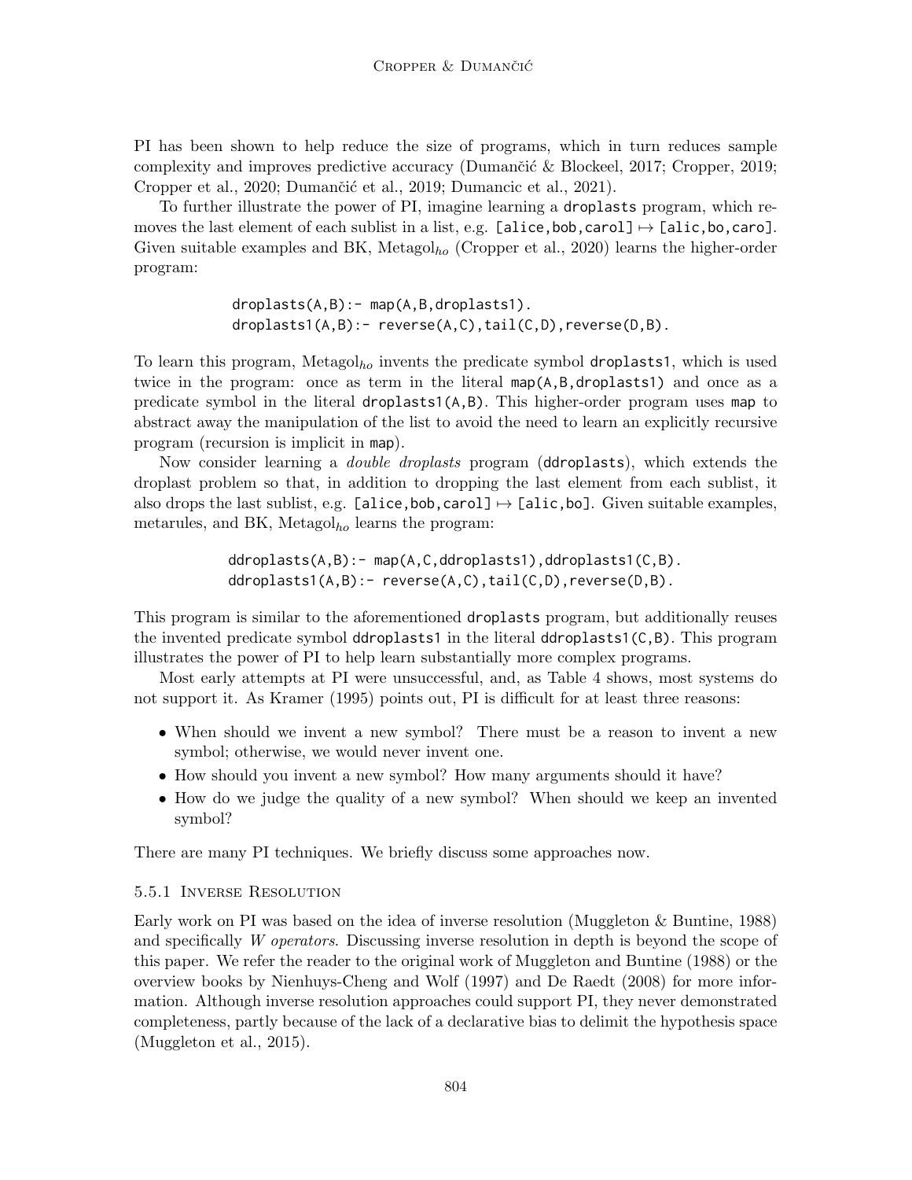PI has been shown to help reduce the size of programs, which in turn reduces sample complexity and improves predictive accuracy (Dumančić & Blockeel, 2017; Cropper, 2019; Cropper et al., 2020; Dumančić et al., 2019; Dumancic et al., 2021).

To further illustrate the power of PI, imagine learning a `droplasts` program, which removes the last element of each sublist in a list, e.g. `[alice,bob,carol]` $\mapsto$ `[alic,bo,caro]`. Given suitable examples and BK, Metagol$_{ho}$ (Cropper et al., 2020) learns the higher-order program:

```
droplasts(A,B):- map(A,B,droplasts1).
droplasts1(A,B):- reverse(A,C),tail(C,D),reverse(D,B).
```

To learn this program, Metagol$_{ho}$ invents the predicate symbol `droplasts1`, which is used twice in the program: once as term in the literal `map(A,B,droplasts1)` and once as a predicate symbol in the literal `droplasts1(A,B)`. This higher-order program uses `map` to abstract away the manipulation of the list to avoid the need to learn an explicitly recursive program (recursion is implicit in `map`).

Now consider learning a *double droplasts* program (`ddroplasts`), which extends the droplast problem so that, in addition to dropping the last element from each sublist, it also drops the last sublist, e.g. `[alice,bob,carol]` $\mapsto$ `[alic,bo]`. Given suitable examples, metarules, and BK, Metagol$_{ho}$ learns the program:

```
ddroplasts(A,B):- map(A,C,ddroplasts1),ddroplasts1(C,B).
ddroplasts1(A,B):- reverse(A,C),tail(C,D),reverse(D,B).
```

This program is similar to the aforementioned `droplasts` program, but additionally reuses the invented predicate symbol `ddroplasts1` in the literal `ddroplasts1(C,B)`. This program illustrates the power of PI to help learn substantially more complex programs.

Most early attempts at PI were unsuccessful, and, as Table 4 shows, most systems do not support it. As Kramer (1995) points out, PI is difficult for at least three reasons:

- When should we invent a new symbol? There must be a reason to invent a new symbol; otherwise, we would never invent one.
- How should you invent a new symbol? How many arguments should it have?
- How do we judge the quality of a new symbol? When should we keep an invented symbol?

There are many PI techniques. We briefly discuss some approaches now.

### 5.5.1 Inverse Resolution

Early work on PI was based on the idea of inverse resolution (Muggleton & Buntine, 1988) and specifically *W operators*. Discussing inverse resolution in depth is beyond the scope of this paper. We refer the reader to the original work of Muggleton and Buntine (1988) or the overview books by Nienhuys-Cheng and Wolf (1997) and De Raedt (2008) for more information. Although inverse resolution approaches could support PI, they never demonstrated completeness, partly because of the lack of a declarative bias to delimit the hypothesis space (Muggleton et al., 2015).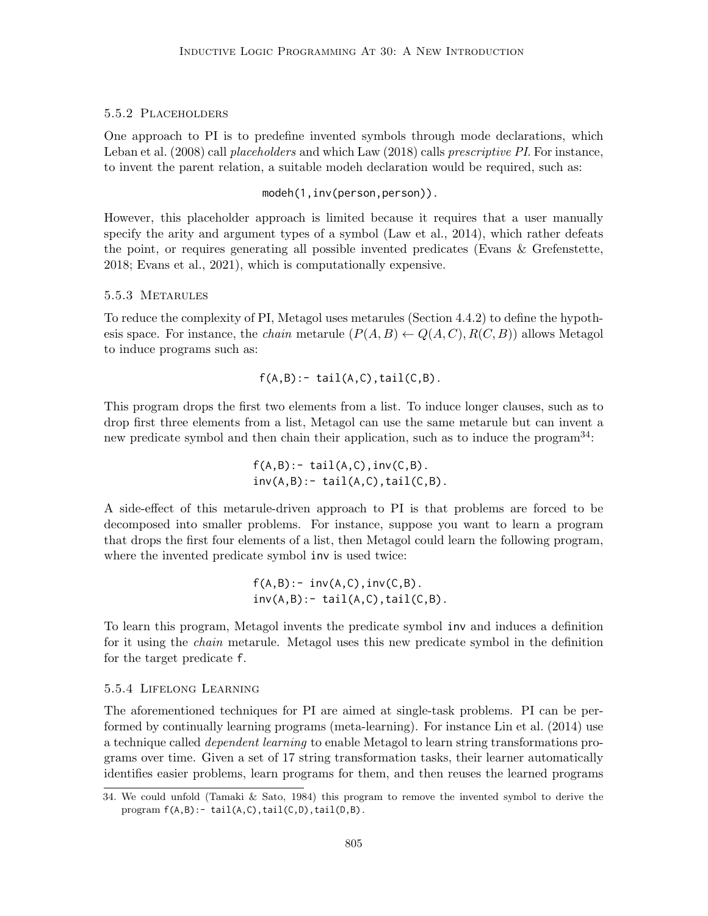#### 5.5.2 Placeholders

One approach to PI is to predefine invented symbols through mode declarations, which Leban et al. (2008) call *placeholders* and which Law (2018) calls *prescriptive PI*. For instance, to invent the parent relation, a suitable modeh declaration would be required, such as:

```
modeh(1,inv(person,person)).
```

However, this placeholder approach is limited because it requires that a user manually specify the arity and argument types of a symbol (Law et al., 2014), which rather defeats the point, or requires generating all possible invented predicates (Evans & Grefenstette, 2018; Evans et al., 2021), which is computationally expensive.

#### 5.5.3 Metarules

To reduce the complexity of PI, Metagol uses metarules (Section 4.4.2) to define the hypothesis space. For instance, the *chain* metarule ($P(A, B) \leftarrow Q(A, C), R(C, B)$) allows Metagol to induce programs such as:

```
f(A,B):- tail(A,C),tail(C,B).
```

This program drops the first two elements from a list. To induce longer clauses, such as to drop first three elements from a list, Metagol can use the same metarule but can invent a new predicate symbol and then chain their application, such as to induce the program[34]:

```
f(A,B):- tail(A,C),inv(C,B).
inv(A,B):- tail(A,C),tail(C,B).
```

A side-effect of this metarule-driven approach to PI is that problems are forced to be decomposed into smaller problems. For instance, suppose you want to learn a program that drops the first four elements of a list, then Metagol could learn the following program, where the invented predicate symbol `inv` is used twice:

```
f(A,B):- inv(A,C),inv(C,B).
inv(A,B):- tail(A,C),tail(C,B).
```

To learn this program, Metagol invents the predicate symbol `inv` and induces a definition for it using the *chain* metarule. Metagol uses this new predicate symbol in the definition for the target predicate `f`.

#### 5.5.4 Lifelong Learning

The aforementioned techniques for PI are aimed at single-task problems. PI can be performed by continually learning programs (meta-learning). For instance Lin et al. (2014) use a technique called *dependent learning* to enable Metagol to learn string transformations programs over time. Given a set of 17 string transformation tasks, their learner automatically identifies easier problems, learn programs for them, and then reuses the learned programs

---

34. We could unfold (Tamaki & Sato, 1984) this program to remove the invented symbol to derive the program `f(A,B):- tail(A,C),tail(C,D),tail(D,B)`.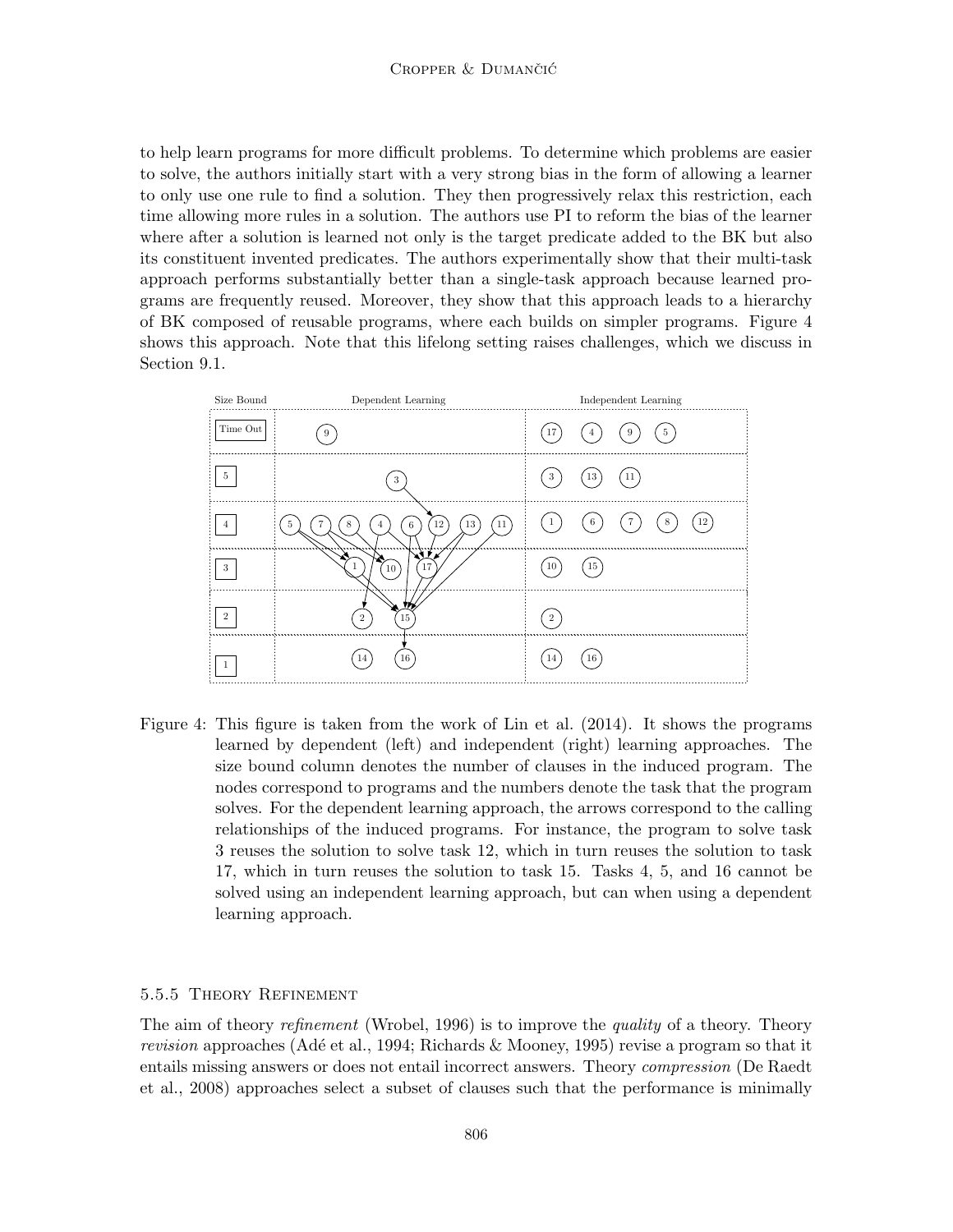to help learn programs for more difficult problems. To determine which problems are easier to solve, the authors initially start with a very strong bias in the form of allowing a learner to only use one rule to find a solution. They then progressively relax this restriction, each time allowing more rules in a solution. The authors use PI to reform the bias of the learner where after a solution is learned not only is the target predicate added to the BK but also its constituent invented predicates. The authors experimentally show that their multi-task approach performs substantially better than a single-task approach because learned programs are frequently reused. Moreover, they show that this approach leads to a hierarchy of BK composed of reusable programs, where each builds on simpler programs. Figure 4 shows this approach. Note that this lifelong setting raises challenges, which we discuss in Section 9.1.

| Size Bound | Dependent Learning | Independent Learning |
| --- | --- | --- |
| Time Out | 9 | 17, 4, 9, 5 |
| 5 | 3 | 3, 13, 11 |
| 4 | 5, 7, 8, 4, 6, 12, 13, 11 | 1, 6, 7, 8, 12 |
| 3 | 1, 10, 17 | 10, 15 |
| 2 | 2, 15 | 2 |
| 1 | 14, 16 | 14, 16 |

Figure 4: This figure is taken from the work of Lin et al. (2014). It shows the programs learned by dependent (left) and independent (right) learning approaches. The size bound column denotes the number of clauses in the induced program. The nodes correspond to programs and the numbers denote the task that the program solves. For the dependent learning approach, the arrows correspond to the calling relationships of the induced programs. For instance, the program to solve task 3 reuses the solution to solve task 12, which in turn reuses the solution to task 17, which in turn reuses the solution to task 15. Tasks 4, 5, and 16 cannot be solved using an independent learning approach, but can when using a dependent learning approach.

#### 5.5.5 Theory Refinement

The aim of theory *refinement* (Wrobel, 1996) is to improve the *quality* of a theory. Theory *revision* approaches (Adé et al., 1994; Richards & Mooney, 1995) revise a program so that it entails missing answers or does not entail incorrect answers. Theory *compression* (De Raedt et al., 2008) approaches select a subset of clauses such that the performance is minimally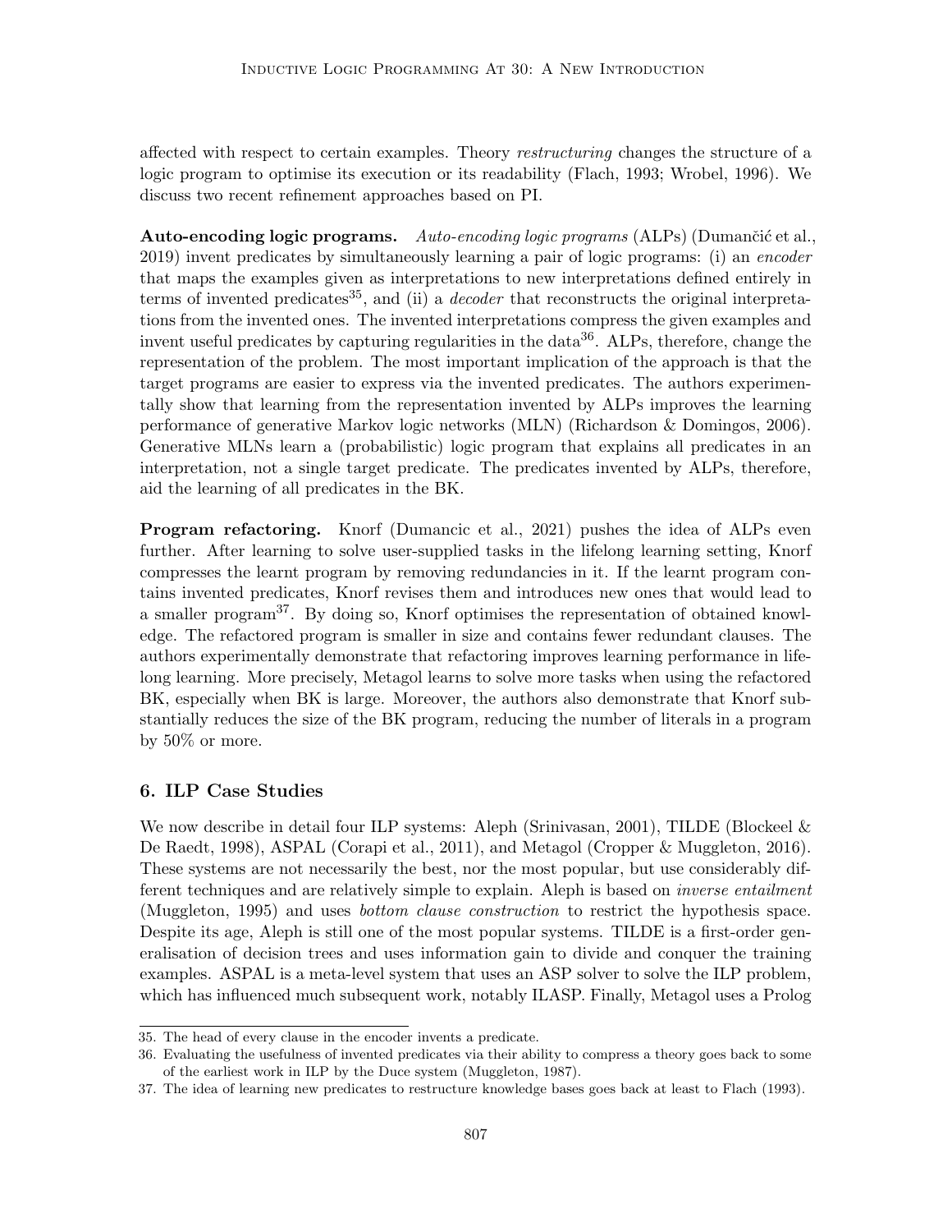affected with respect to certain examples. Theory *restructuring* changes the structure of a logic program to optimise its execution or its readability (Flach, 1993; Wrobel, 1996). We discuss two recent refinement approaches based on PI.

**Auto-encoding logic programs.** *Auto-encoding logic programs* (ALPs) (Dumančić et al., 2019) invent predicates by simultaneously learning a pair of logic programs: (i) an *encoder* that maps the examples given as interpretations to new interpretations defined entirely in terms of invented predicates[35], and (ii) a *decoder* that reconstructs the original interpretations from the invented ones. The invented interpretations compress the given examples and invent useful predicates by capturing regularities in the data[36]. ALPs, therefore, change the representation of the problem. The most important implication of the approach is that the target programs are easier to express via the invented predicates. The authors experimentally show that learning from the representation invented by ALPs improves the learning performance of generative Markov logic networks (MLN) (Richardson & Domingos, 2006). Generative MLNs learn a (probabilistic) logic program that explains all predicates in an interpretation, not a single target predicate. The predicates invented by ALPs, therefore, aid the learning of all predicates in the BK.

**Program refactoring.** Knorf (Dumancic et al., 2021) pushes the idea of ALPs even further. After learning to solve user-supplied tasks in the lifelong learning setting, Knorf compresses the learnt program by removing redundancies in it. If the learnt program contains invented predicates, Knorf revises them and introduces new ones that would lead to a smaller program[37]. By doing so, Knorf optimises the representation of obtained knowledge. The refactored program is smaller in size and contains fewer redundant clauses. The authors experimentally demonstrate that refactoring improves learning performance in lifelong learning. More precisely, Metagol learns to solve more tasks when using the refactored BK, especially when BK is large. Moreover, the authors also demonstrate that Knorf substantially reduces the size of the BK program, reducing the number of literals in a program by 50% or more.

## 6. ILP Case Studies

We now describe in detail four ILP systems: Aleph (Srinivasan, 2001), TILDE (Blockeel & De Raedt, 1998), ASPAL (Corapi et al., 2011), and Metagol (Cropper & Muggleton, 2016). These systems are not necessarily the best, nor the most popular, but use considerably different techniques and are relatively simple to explain. Aleph is based on *inverse entailment* (Muggleton, 1995) and uses *bottom clause construction* to restrict the hypothesis space. Despite its age, Aleph is still one of the most popular systems. TILDE is a first-order generalisation of decision trees and uses information gain to divide and conquer the training examples. ASPAL is a meta-level system that uses an ASP solver to solve the ILP problem, which has influenced much subsequent work, notably ILASP. Finally, Metagol uses a Prolog

35. The head of every clause in the encoder invents a predicate.

36. Evaluating the usefulness of invented predicates via their ability to compress a theory goes back to some of the earliest work in ILP by the Duce system (Muggleton, 1987).

37. The idea of learning new predicates to restructure knowledge bases goes back at least to Flach (1993).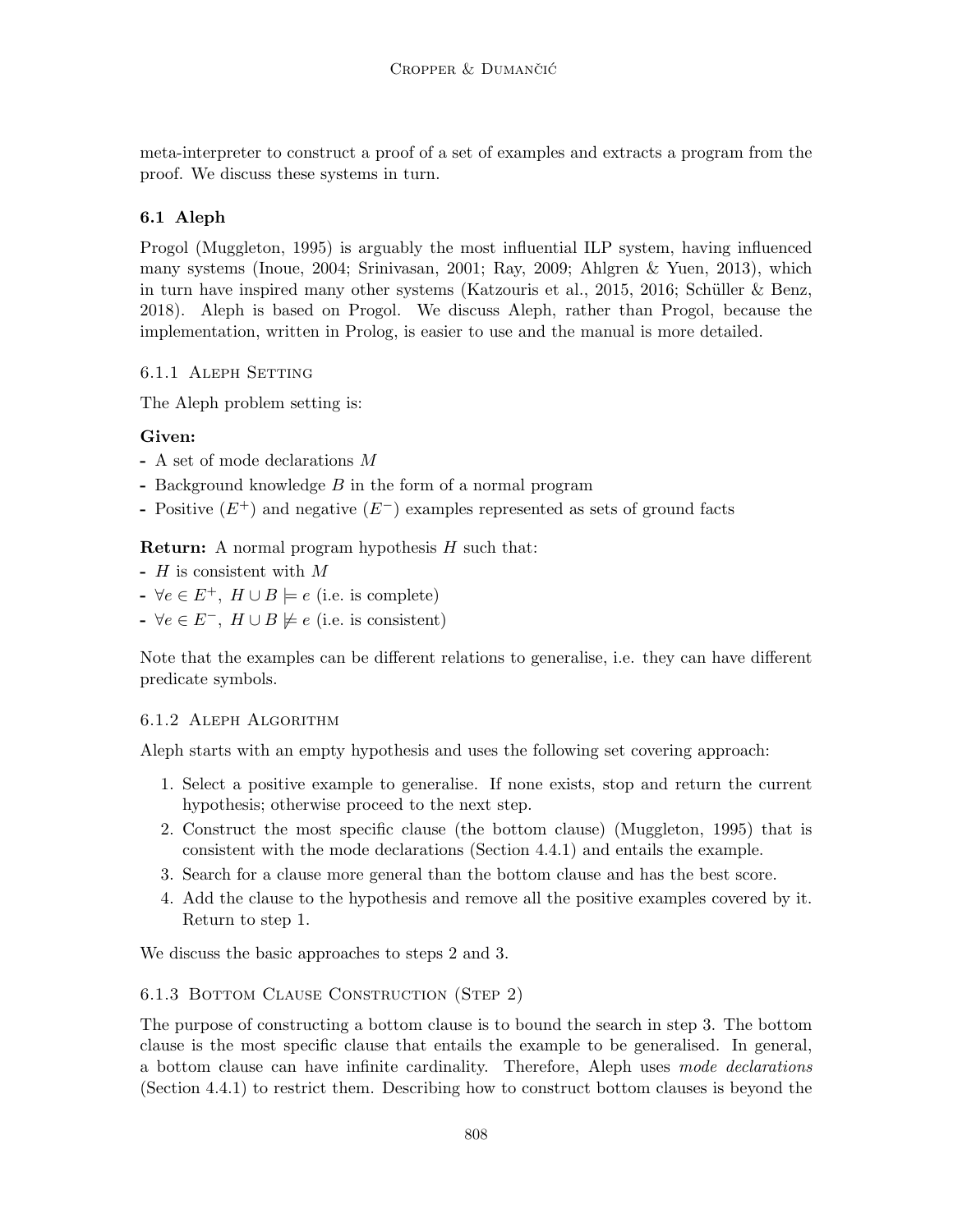meta-interpreter to construct a proof of a set of examples and extracts a program from the proof. We discuss these systems in turn.

### 6.1 Aleph

Progol (Muggleton, 1995) is arguably the most influential ILP system, having influenced many systems (Inoue, 2004; Srinivasan, 2001; Ray, 2009; Ahlgren & Yuen, 2013), which in turn have inspired many other systems (Katzouris et al., 2015, 2016; Schüller & Benz, 2018). Aleph is based on Progol. We discuss Aleph, rather than Progol, because the implementation, written in Prolog, is easier to use and the manual is more detailed.

#### 6.1.1 Aleph Setting

The Aleph problem setting is:

**Given:**
- A set of mode declarations $M$
- Background knowledge $B$ in the form of a normal program
- Positive ($E^+$) and negative ($E^-$) examples represented as sets of ground facts

**Return:** A normal program hypothesis $H$ such that:
- $H$ is consistent with $M$
- $\forall e \in E^+,\ H \cup B \models e$ (i.e. is complete)
- $\forall e \in E^-,\ H \cup B \not\models e$ (i.e. is consistent)

Note that the examples can be different relations to generalise, i.e. they can have different predicate symbols.

#### 6.1.2 Aleph Algorithm

Aleph starts with an empty hypothesis and uses the following set covering approach:

1. Select a positive example to generalise. If none exists, stop and return the current hypothesis; otherwise proceed to the next step.
2. Construct the most specific clause (the bottom clause) (Muggleton, 1995) that is consistent with the mode declarations (Section 4.4.1) and entails the example.
3. Search for a clause more general than the bottom clause and has the best score.
4. Add the clause to the hypothesis and remove all the positive examples covered by it. Return to step 1.

We discuss the basic approaches to steps 2 and 3.

#### 6.1.3 Bottom Clause Construction (Step 2)

The purpose of constructing a bottom clause is to bound the search in step 3. The bottom clause is the most specific clause that entails the example to be generalised. In general, a bottom clause can have infinite cardinality. Therefore, Aleph uses *mode declarations* (Section 4.4.1) to restrict them. Describing how to construct bottom clauses is beyond the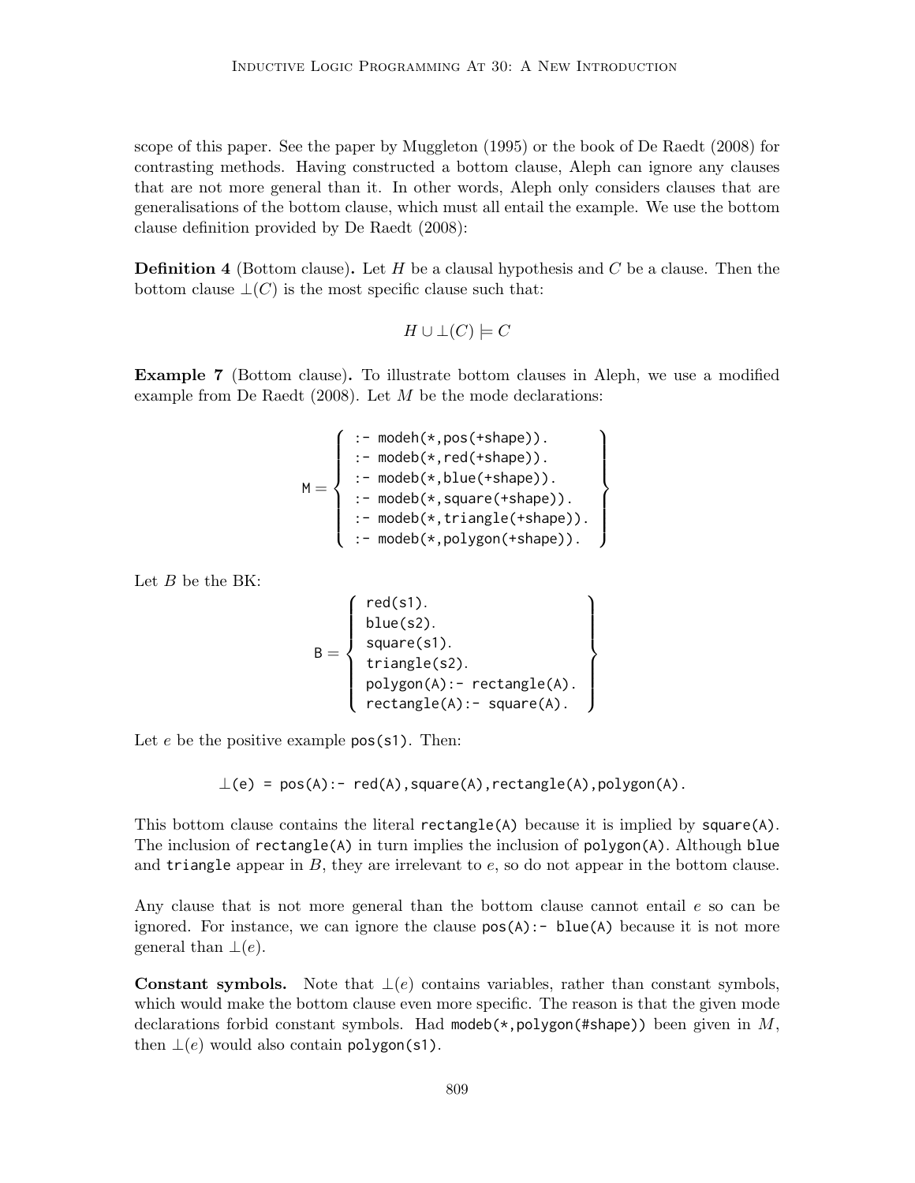scope of this paper. See the paper by Muggleton (1995) or the book of De Raedt (2008) for contrasting methods. Having constructed a bottom clause, Aleph can ignore any clauses that are not more general than it. In other words, Aleph only considers clauses that are generalisations of the bottom clause, which must all entail the example. We use the bottom clause definition provided by De Raedt (2008):

**Definition 4** (Bottom clause)**.** Let $H$ be a clausal hypothesis and $C$ be a clause. Then the bottom clause $\bot(C)$ is the most specific clause such that:

$$H \cup \bot(C) \models C$$

**Example 7** (Bottom clause)**.** To illustrate bottom clauses in Aleph, we use a modified example from De Raedt (2008). Let $M$ be the mode declarations:

```
M = {
:- modeh(*,pos(+shape)).
:- modeb(*,red(+shape)).
:- modeb(*,blue(+shape)).
:- modeb(*,square(+shape)).
:- modeb(*,triangle(+shape)).
:- modeb(*,polygon(+shape)).
}
```

Let $B$ be the BK:

```
B = {
red(s1).
blue(s2).
square(s1).
triangle(s2).
polygon(A):- rectangle(A).
rectangle(A):- square(A).
}
```

Let $e$ be the positive example `pos(s1)`. Then:

```
⊥(e) = pos(A):- red(A),square(A),rectangle(A),polygon(A).
```

This bottom clause contains the literal `rectangle(A)` because it is implied by `square(A)`. The inclusion of `rectangle(A)` in turn implies the inclusion of `polygon(A)`. Although `blue` and `triangle` appear in $B$, they are irrelevant to $e$, so do not appear in the bottom clause.

Any clause that is not more general than the bottom clause cannot entail $e$ so can be ignored. For instance, we can ignore the clause `pos(A):- blue(A)` because it is not more general than $\bot(e)$.

**Constant symbols.** Note that $\bot(e)$ contains variables, rather than constant symbols, which would make the bottom clause even more specific. The reason is that the given mode declarations forbid constant symbols. Had `modeb(*,polygon(#shape))` been given in $M$, then $\bot(e)$ would also contain `polygon(s1)`.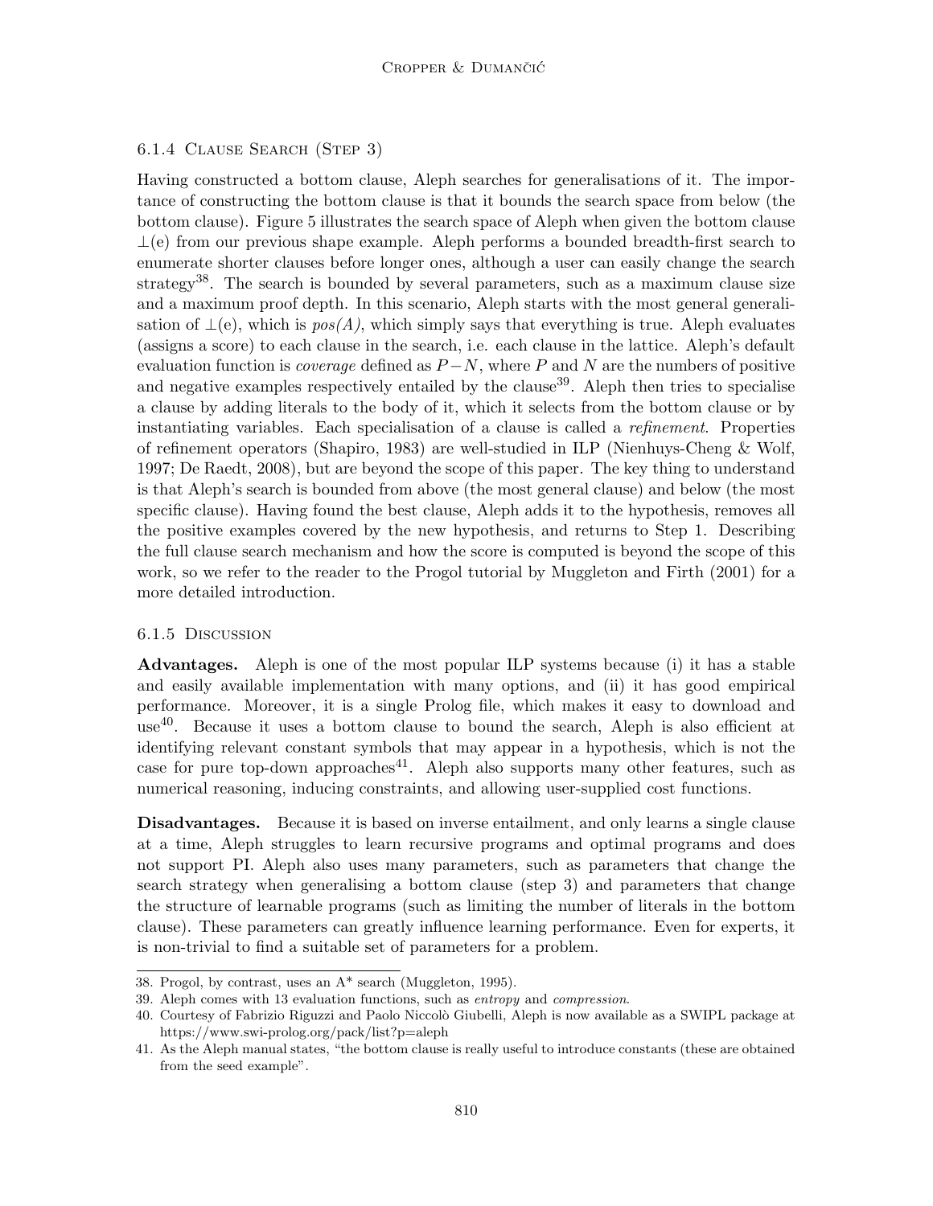#### 6.1.4 Clause Search (Step 3)

Having constructed a bottom clause, Aleph searches for generalisations of it. The importance of constructing the bottom clause is that it bounds the search space from below (the bottom clause). Figure 5 illustrates the search space of Aleph when given the bottom clause $\bot(e)$ from our previous shape example. Aleph performs a bounded breadth-first search to enumerate shorter clauses before longer ones, although a user can easily change the search strategy[38]. The search is bounded by several parameters, such as a maximum clause size and a maximum proof depth. In this scenario, Aleph starts with the most general generalisation of $\bot(e)$, which is *pos(A)*, which simply says that everything is true. Aleph evaluates (assigns a score) to each clause in the search, i.e. each clause in the lattice. Aleph's default evaluation function is *coverage* defined as $P - N$, where $P$ and $N$ are the numbers of positive and negative examples respectively entailed by the clause[39]. Aleph then tries to specialise a clause by adding literals to the body of it, which it selects from the bottom clause or by instantiating variables. Each specialisation of a clause is called a *refinement*. Properties of refinement operators (Shapiro, 1983) are well-studied in ILP (Nienhuys-Cheng & Wolf, 1997; De Raedt, 2008), but are beyond the scope of this paper. The key thing to understand is that Aleph's search is bounded from above (the most general clause) and below (the most specific clause). Having found the best clause, Aleph adds it to the hypothesis, removes all the positive examples covered by the new hypothesis, and returns to Step 1. Describing the full clause search mechanism and how the score is computed is beyond the scope of this work, so we refer to the reader to the Progol tutorial by Muggleton and Firth (2001) for a more detailed introduction.

#### 6.1.5 Discussion

**Advantages.** Aleph is one of the most popular ILP systems because (i) it has a stable and easily available implementation with many options, and (ii) it has good empirical performance. Moreover, it is a single Prolog file, which makes it easy to download and use[40]. Because it uses a bottom clause to bound the search, Aleph is also efficient at identifying relevant constant symbols that may appear in a hypothesis, which is not the case for pure top-down approaches[41]. Aleph also supports many other features, such as numerical reasoning, inducing constraints, and allowing user-supplied cost functions.

**Disadvantages.** Because it is based on inverse entailment, and only learns a single clause at a time, Aleph struggles to learn recursive programs and optimal programs and does not support PI. Aleph also uses many parameters, such as parameters that change the search strategy when generalising a bottom clause (step 3) and parameters that change the structure of learnable programs (such as limiting the number of literals in the bottom clause). These parameters can greatly influence learning performance. Even for experts, it is non-trivial to find a suitable set of parameters for a problem.

---

38. Progol, by contrast, uses an A* search (Muggleton, 1995).
39. Aleph comes with 13 evaluation functions, such as *entropy* and *compression*.
40. Courtesy of Fabrizio Riguzzi and Paolo Niccolò Giubelli, Aleph is now available as a SWIPL package at https://www.swi-prolog.org/pack/list?p=aleph
41. As the Aleph manual states, "the bottom clause is really useful to introduce constants (these are obtained from the seed example".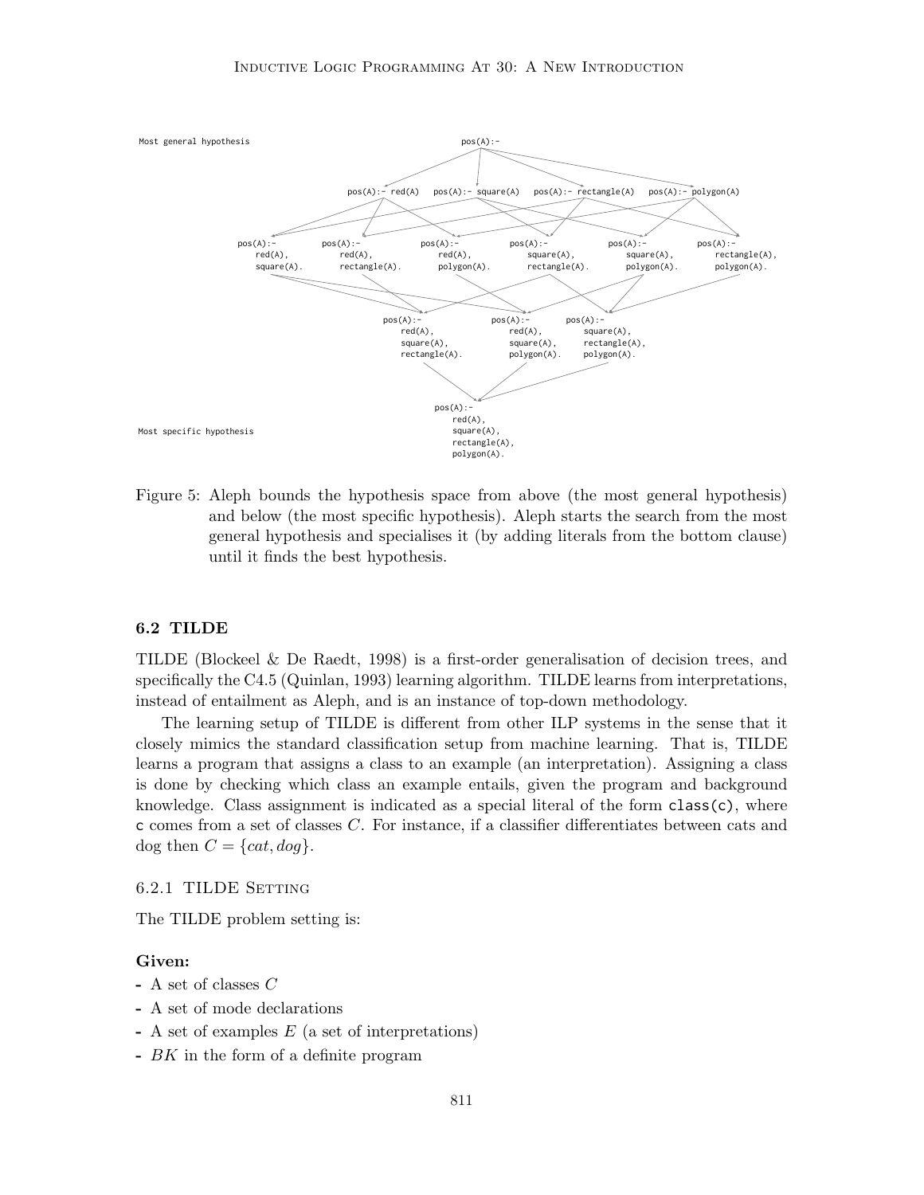Most general hypothesis

```
pos(A):-
```

```
pos(A):- red(A)   pos(A):- square(A)   pos(A):- rectangle(A)   pos(A):- polygon(A)
```

```
pos(A):-        pos(A):-          pos(A):-        pos(A):-          pos(A):-        pos(A):-
    red(A),         red(A),           red(A),         square(A),        square(A),      rectangle(A),
    square(A).      rectangle(A).     polygon(A).     rectangle(A).     polygon(A).     polygon(A).
```

```
pos(A):-          pos(A):-        pos(A):-
    red(A),           red(A),         square(A),
    square(A),        square(A),      rectangle(A),
    rectangle(A).     polygon(A).     polygon(A).
```

Most specific hypothesis

```
pos(A):-
    red(A),
    square(A),
    rectangle(A),
    polygon(A).
```

Figure 5: Aleph bounds the hypothesis space from above (the most general hypothesis) and below (the most specific hypothesis). Aleph starts the search from the most general hypothesis and specialises it (by adding literals from the bottom clause) until it finds the best hypothesis.

### 6.2 TILDE

TILDE (Blockeel & De Raedt, 1998) is a first-order generalisation of decision trees, and specifically the C4.5 (Quinlan, 1993) learning algorithm. TILDE learns from interpretations, instead of entailment as Aleph, and is an instance of top-down methodology.

The learning setup of TILDE is different from other ILP systems in the sense that it closely mimics the standard classification setup from machine learning. That is, TILDE learns a program that assigns a class to an example (an interpretation). Assigning a class is done by checking which class an example entails, given the program and background knowledge. Class assignment is indicated as a special literal of the form `class(c)`, where `c` comes from a set of classes $C$. For instance, if a classifier differentiates between cats and dog then $C = \{cat, dog\}$.

#### 6.2.1 TILDE Setting

The TILDE problem setting is:

**Given:**

- A set of classes $C$
- A set of mode declarations
- A set of examples $E$ (a set of interpretations)
- $BK$ in the form of a definite program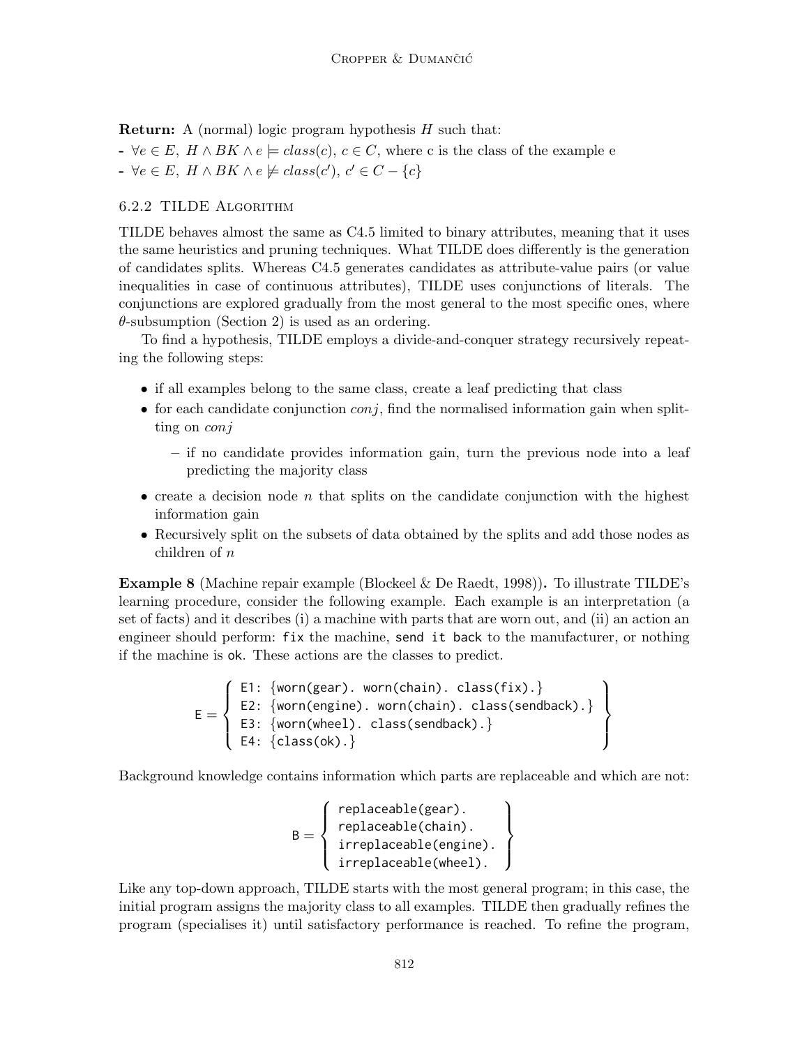**Return:** A (normal) logic program hypothesis $H$ such that:

- $\forall e \in E,\ H \wedge BK \wedge e \models class(c),\ c \in C$, where c is the class of the example e
- $\forall e \in E,\ H \wedge BK \wedge e \not\models class(c'),\ c' \in C - \{c\}$

### 6.2.2 TILDE Algorithm

TILDE behaves almost the same as C4.5 limited to binary attributes, meaning that it uses the same heuristics and pruning techniques. What TILDE does differently is the generation of candidates splits. Whereas C4.5 generates candidates as attribute-value pairs (or value inequalities in case of continuous attributes), TILDE uses conjunctions of literals. The conjunctions are explored gradually from the most general to the most specific ones, where $\theta$-subsumption (Section 2) is used as an ordering.

To find a hypothesis, TILDE employs a divide-and-conquer strategy recursively repeating the following steps:

- if all examples belong to the same class, create a leaf predicting that class
- for each candidate conjunction *conj*, find the normalised information gain when splitting on *conj*
  - if no candidate provides information gain, turn the previous node into a leaf predicting the majority class
- create a decision node $n$ that splits on the candidate conjunction with the highest information gain
- Recursively split on the subsets of data obtained by the splits and add those nodes as children of $n$

**Example 8** (Machine repair example (Blockeel & De Raedt, 1998))**.** To illustrate TILDE's learning procedure, consider the following example. Each example is an interpretation (a set of facts) and it describes (i) a machine with parts that are worn out, and (ii) an action an engineer should perform: `fix` the machine, `send it back` to the manufacturer, or nothing if the machine is `ok`. These actions are the classes to predict.

```
E = {
  E1: {worn(gear). worn(chain). class(fix).}
  E2: {worn(engine). worn(chain). class(sendback).}
  E3: {worn(wheel). class(sendback).}
  E4: {class(ok).}
}
```

Background knowledge contains information which parts are replaceable and which are not:

```
B = {
  replaceable(gear).
  replaceable(chain).
  irreplaceable(engine).
  irreplaceable(wheel).
}
```

Like any top-down approach, TILDE starts with the most general program; in this case, the initial program assigns the majority class to all examples. TILDE then gradually refines the program (specialises it) until satisfactory performance is reached. To refine the program,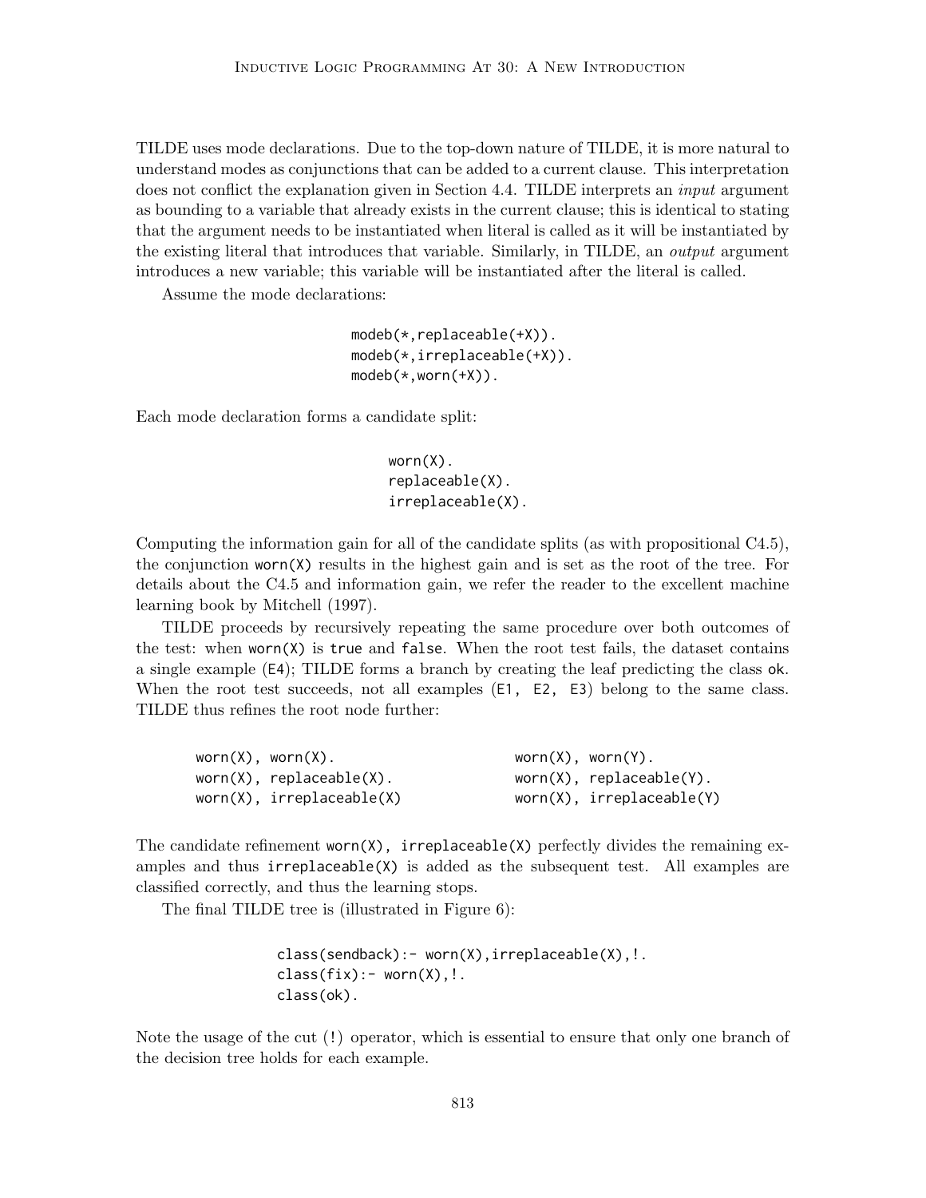TILDE uses mode declarations. Due to the top-down nature of TILDE, it is more natural to understand modes as conjunctions that can be added to a current clause. This interpretation does not conflict the explanation given in Section 4.4. TILDE interprets an *input* argument as bounding to a variable that already exists in the current clause; this is identical to stating that the argument needs to be instantiated when literal is called as it will be instantiated by the existing literal that introduces that variable. Similarly, in TILDE, an *output* argument introduces a new variable; this variable will be instantiated after the literal is called.

Assume the mode declarations:

```
modeb(*,replaceable(+X)).
modeb(*,irreplaceable(+X)).
modeb(*,worn(+X)).
```

Each mode declaration forms a candidate split:

```
worn(X).
replaceable(X).
irreplaceable(X).
```

Computing the information gain for all of the candidate splits (as with propositional C4.5), the conjunction `worn(X)` results in the highest gain and is set as the root of the tree. For details about the C4.5 and information gain, we refer the reader to the excellent machine learning book by Mitchell (1997).

TILDE proceeds by recursively repeating the same procedure over both outcomes of the test: when `worn(X)` is `true` and `false`. When the root test fails, the dataset contains a single example (`E4`); TILDE forms a branch by creating the leaf predicting the class `ok`. When the root test succeeds, not all examples (`E1, E2, E3`) belong to the same class. TILDE thus refines the root node further:

```
worn(X), worn(X).                  worn(X), worn(Y).
worn(X), replaceable(X).           worn(X), replaceable(Y).
worn(X), irreplaceable(X)          worn(X), irreplaceable(Y)
```

The candidate refinement `worn(X), irreplaceable(X)` perfectly divides the remaining examples and thus `irreplaceable(X)` is added as the subsequent test. All examples are classified correctly, and thus the learning stops.

The final TILDE tree is (illustrated in Figure 6):

```
class(sendback):- worn(X),irreplaceable(X),!.
class(fix):- worn(X),!.
class(ok).
```

Note the usage of the cut (!) operator, which is essential to ensure that only one branch of the decision tree holds for each example.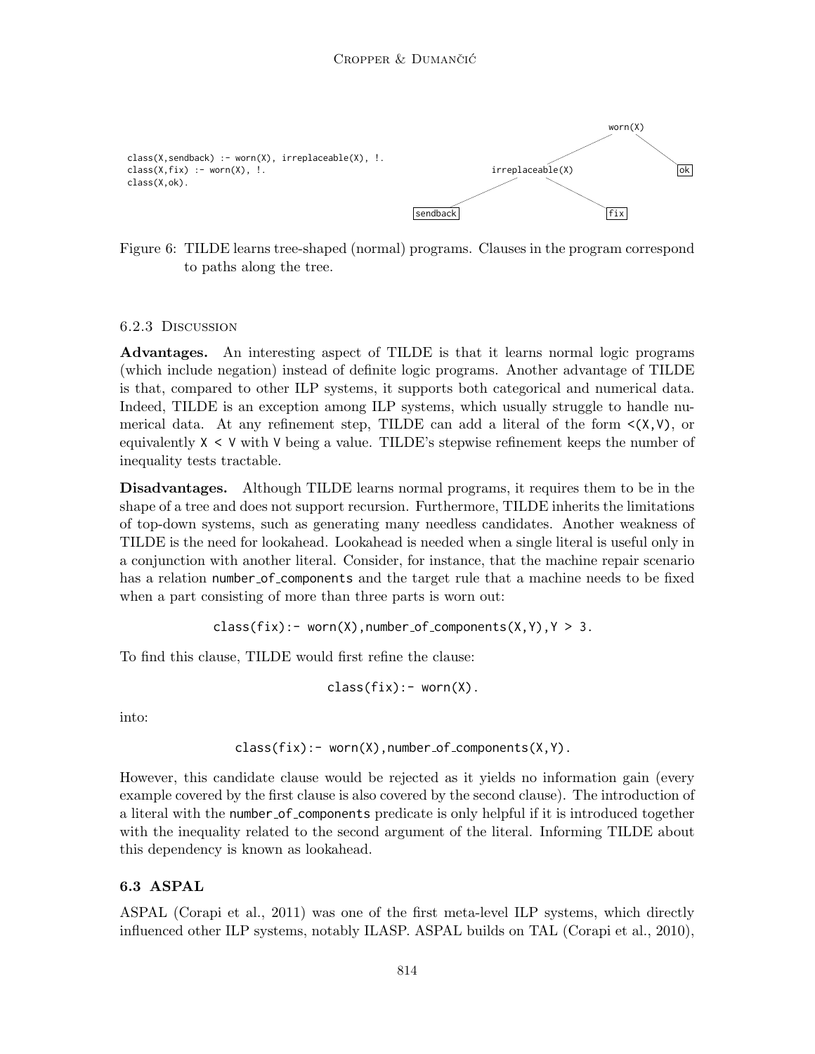```
class(X,sendback) :- worn(X), irreplaceable(X), !.
class(X,fix) :- worn(X), !.
class(X,ok).
```

```
                    worn(X)
                   /       \
      irreplaceable(X)      ok
        /          \
   sendback        fix
```

Figure 6: TILDE learns tree-shaped (normal) programs. Clauses in the program correspond to paths along the tree.

#### 6.2.3 Discussion

**Advantages.** An interesting aspect of TILDE is that it learns normal logic programs (which include negation) instead of definite logic programs. Another advantage of TILDE is that, compared to other ILP systems, it supports both categorical and numerical data. Indeed, TILDE is an exception among ILP systems, which usually struggle to handle numerical data. At any refinement step, TILDE can add a literal of the form `<(X,V)`, or equivalently `X < V` with `V` being a value. TILDE's stepwise refinement keeps the number of inequality tests tractable.

**Disadvantages.** Although TILDE learns normal programs, it requires them to be in the shape of a tree and does not support recursion. Furthermore, TILDE inherits the limitations of top-down systems, such as generating many needless candidates. Another weakness of TILDE is the need for lookahead. Lookahead is needed when a single literal is useful only in a conjunction with another literal. Consider, for instance, that the machine repair scenario has a relation `number_of_components` and the target rule that a machine needs to be fixed when a part consisting of more than three parts is worn out:

```
class(fix):- worn(X),number_of_components(X,Y),Y > 3.
```

To find this clause, TILDE would first refine the clause:

```
class(fix):- worn(X).
```

into:

```
class(fix):- worn(X),number_of_components(X,Y).
```

However, this candidate clause would be rejected as it yields no information gain (every example covered by the first clause is also covered by the second clause). The introduction of a literal with the `number_of_components` predicate is only helpful if it is introduced together with the inequality related to the second argument of the literal. Informing TILDE about this dependency is known as lookahead.

### 6.3 ASPAL

ASPAL (Corapi et al., 2011) was one of the first meta-level ILP systems, which directly influenced other ILP systems, notably ILASP. ASPAL builds on TAL (Corapi et al., 2010),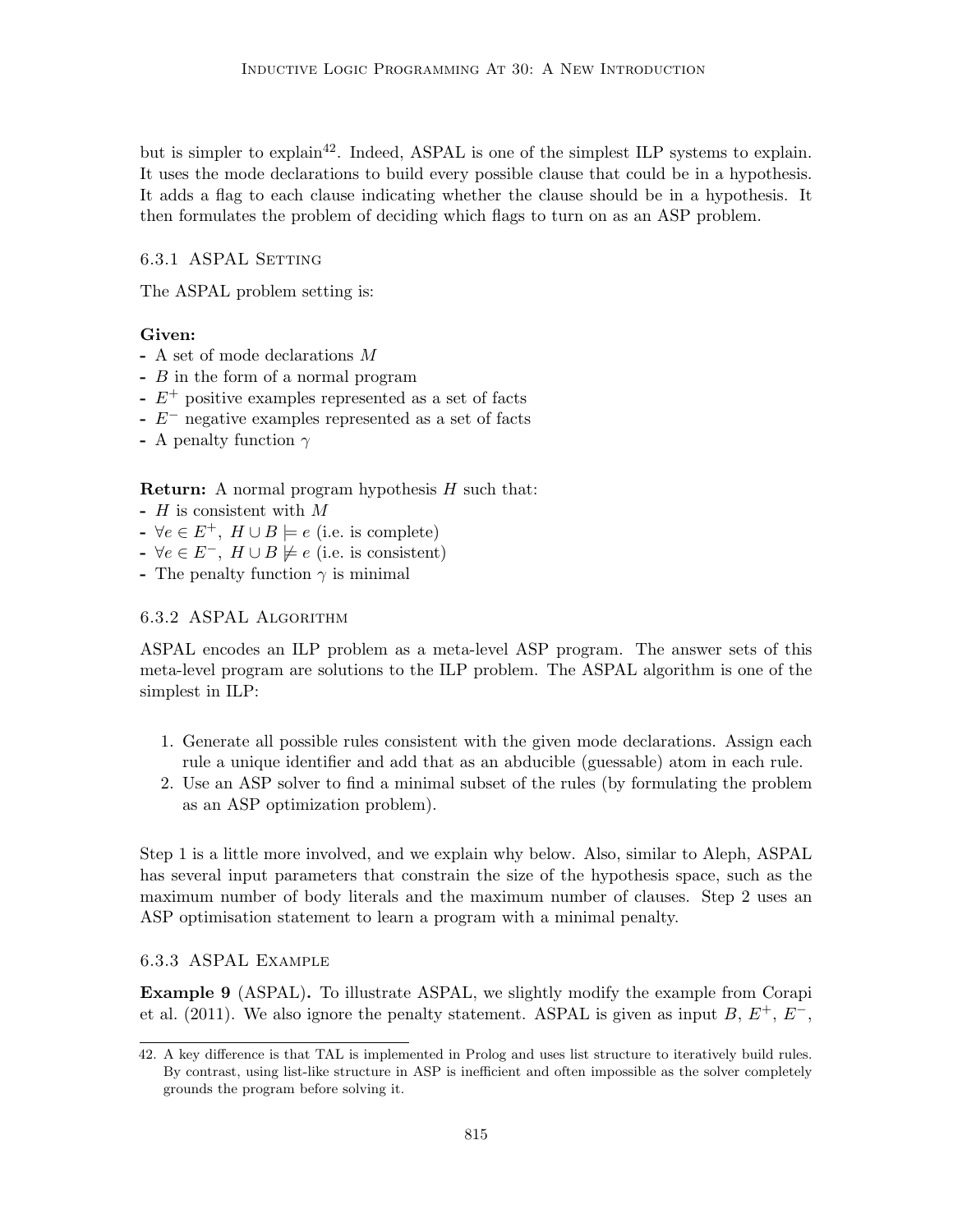but is simpler to explain[42]. Indeed, ASPAL is one of the simplest ILP systems to explain. It uses the mode declarations to build every possible clause that could be in a hypothesis. It adds a flag to each clause indicating whether the clause should be in a hypothesis. It then formulates the problem of deciding which flags to turn on as an ASP problem.

#### 6.3.1 ASPAL Setting

The ASPAL problem setting is:

**Given:**
- A set of mode declarations $M$
- $B$ in the form of a normal program
- $E^+$ positive examples represented as a set of facts
- $E^-$ negative examples represented as a set of facts
- A penalty function $\gamma$

**Return:** A normal program hypothesis $H$ such that:
- $H$ is consistent with $M$
- $\forall e \in E^+,\ H \cup B \models e$ (i.e. is complete)
- $\forall e \in E^-,\ H \cup B \not\models e$ (i.e. is consistent)
- The penalty function $\gamma$ is minimal

#### 6.3.2 ASPAL Algorithm

ASPAL encodes an ILP problem as a meta-level ASP program. The answer sets of this meta-level program are solutions to the ILP problem. The ASPAL algorithm is one of the simplest in ILP:

1. Generate all possible rules consistent with the given mode declarations. Assign each rule a unique identifier and add that as an abducible (guessable) atom in each rule.
2. Use an ASP solver to find a minimal subset of the rules (by formulating the problem as an ASP optimization problem).

Step 1 is a little more involved, and we explain why below. Also, similar to Aleph, ASPAL has several input parameters that constrain the size of the hypothesis space, such as the maximum number of body literals and the maximum number of clauses. Step 2 uses an ASP optimisation statement to learn a program with a minimal penalty.

#### 6.3.3 ASPAL Example

**Example 9** (ASPAL)**.** To illustrate ASPAL, we slightly modify the example from Corapi et al. (2011). We also ignore the penalty statement. ASPAL is given as input $B$, $E^+$, $E^-$,

---

42. A key difference is that TAL is implemented in Prolog and uses list structure to iteratively build rules. By contrast, using list-like structure in ASP is inefficient and often impossible as the solver completely grounds the program before solving it.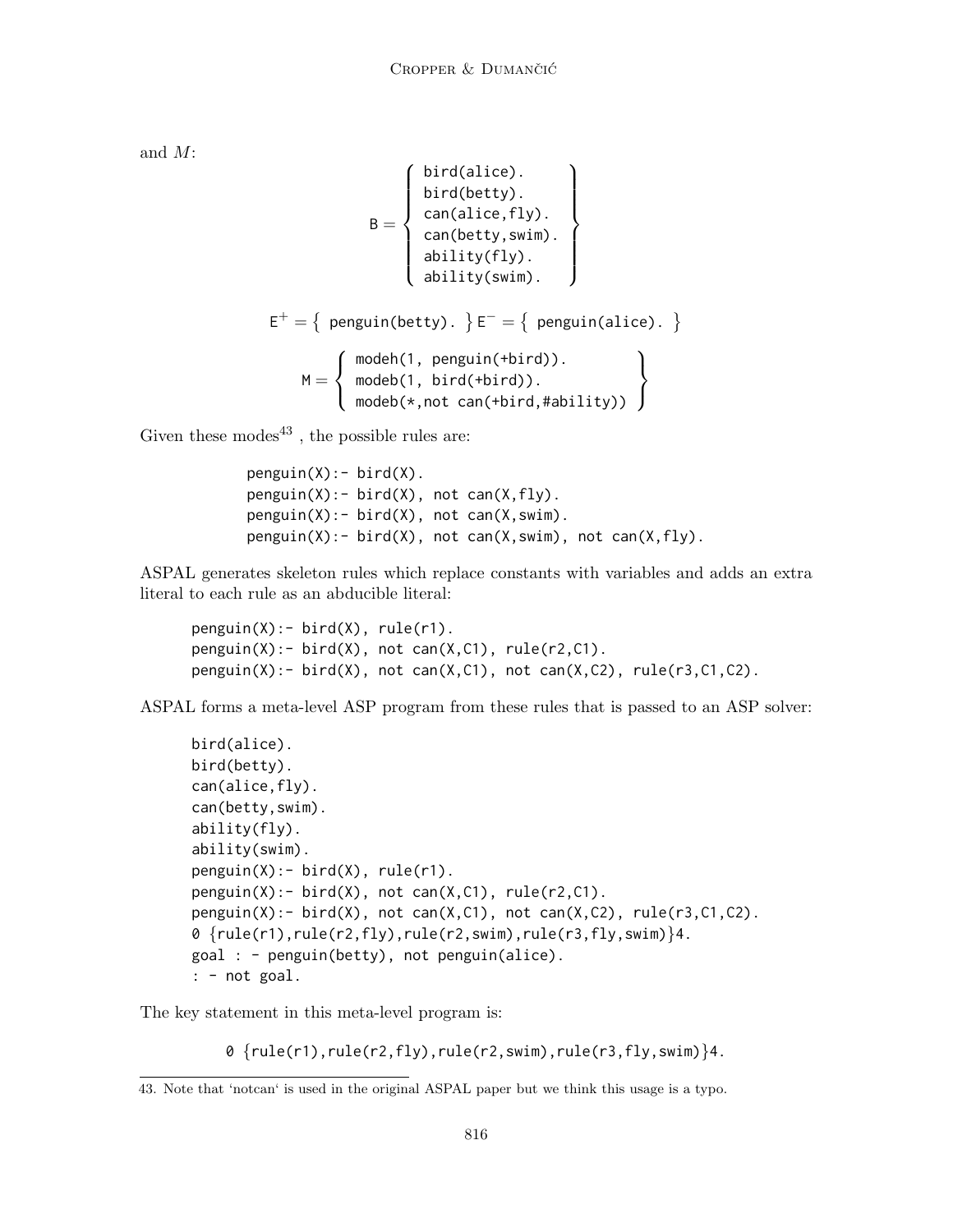and $M$:

$$
\mathsf{B} = \left\{ \begin{array}{l} \texttt{bird(alice).} \\ \texttt{bird(betty).} \\ \texttt{can(alice,fly).} \\ \texttt{can(betty,swim).} \\ \texttt{ability(fly).} \\ \texttt{ability(swim).} \end{array} \right\}
$$

$$
\mathsf{E}^{+} = \left\{ \texttt{ penguin(betty). } \right\} \mathsf{E}^{-} = \left\{ \texttt{ penguin(alice). } \right\}
$$

$$
\mathsf{M} = \left\{ \begin{array}{l} \texttt{modeh(1, penguin(+bird)).} \\ \texttt{modeb(1, bird(+bird)).} \\ \texttt{modeb(*,not can(+bird,\#ability))} \end{array} \right\}
$$

Given these modes[43] , the possible rules are:

```
penguin(X):- bird(X).
penguin(X):- bird(X), not can(X,fly).
penguin(X):- bird(X), not can(X,swim).
penguin(X):- bird(X), not can(X,swim), not can(X,fly).
```

ASPAL generates skeleton rules which replace constants with variables and adds an extra literal to each rule as an abducible literal:

```
penguin(X):- bird(X), rule(r1).
penguin(X):- bird(X), not can(X,C1), rule(r2,C1).
penguin(X):- bird(X), not can(X,C1), not can(X,C2), rule(r3,C1,C2).
```

ASPAL forms a meta-level ASP program from these rules that is passed to an ASP solver:

```
bird(alice).
bird(betty).
can(alice,fly).
can(betty,swim).
ability(fly).
ability(swim).
penguin(X):- bird(X), rule(r1).
penguin(X):- bird(X), not can(X,C1), rule(r2,C1).
penguin(X):- bird(X), not can(X,C1), not can(X,C2), rule(r3,C1,C2).
0 {rule(r1),rule(r2,fly),rule(r2,swim),rule(r3,fly,swim)}4.
goal : - penguin(betty), not penguin(alice).
: - not goal.
```

The key statement in this meta-level program is:

```
0 {rule(r1),rule(r2,fly),rule(r2,swim),rule(r3,fly,swim)}4.
```

43. Note that 'notcan' is used in the original ASPAL paper but we think this usage is a typo.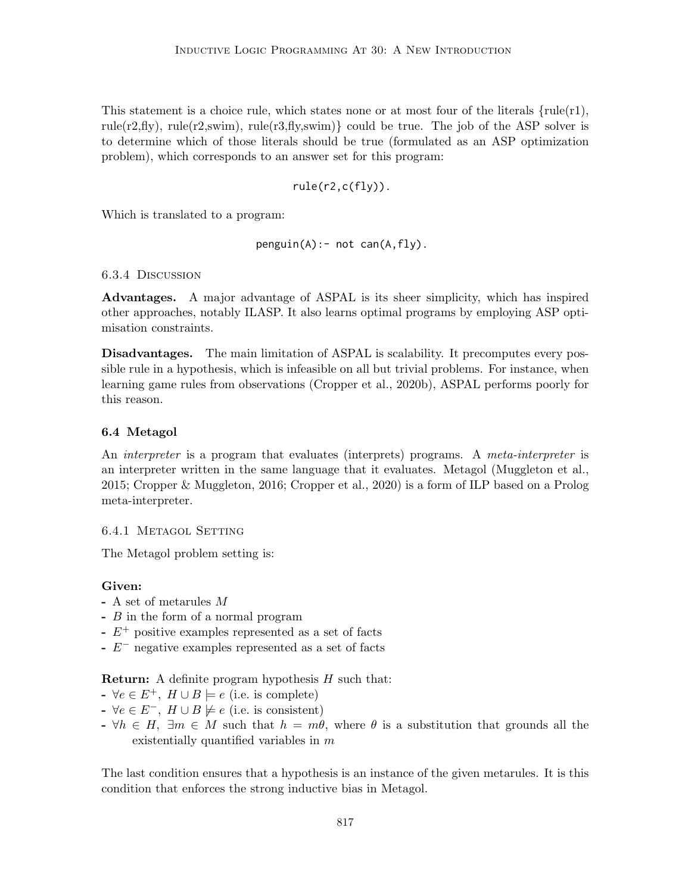This statement is a choice rule, which states none or at most four of the literals {rule(r1), rule(r2,fly), rule(r2,swim), rule(r3,fly,swim)} could be true. The job of the ASP solver is to determine which of those literals should be true (formulated as an ASP optimization problem), which corresponds to an answer set for this program:

```
rule(r2,c(fly)).
```

Which is translated to a program:

```
penguin(A):- not can(A,fly).
```

#### 6.3.4 Discussion

**Advantages.** A major advantage of ASPAL is its sheer simplicity, which has inspired other approaches, notably ILASP. It also learns optimal programs by employing ASP optimisation constraints.

**Disadvantages.** The main limitation of ASPAL is scalability. It precomputes every possible rule in a hypothesis, which is infeasible on all but trivial problems. For instance, when learning game rules from observations (Cropper et al., 2020b), ASPAL performs poorly for this reason.

### 6.4 Metagol

An *interpreter* is a program that evaluates (interprets) programs. A *meta-interpreter* is an interpreter written in the same language that it evaluates. Metagol (Muggleton et al., 2015; Cropper & Muggleton, 2016; Cropper et al., 2020) is a form of ILP based on a Prolog meta-interpreter.

#### 6.4.1 Metagol Setting

The Metagol problem setting is:

**Given:**
- A set of metarules $M$
- $B$ in the form of a normal program
- $E^+$ positive examples represented as a set of facts
- $E^-$ negative examples represented as a set of facts

**Return:** A definite program hypothesis $H$ such that:
- $\forall e \in E^+,\ H \cup B \models e$ (i.e. is complete)
- $\forall e \in E^-,\ H \cup B \not\models e$ (i.e. is consistent)
- $\forall h \in H,\ \exists m \in M$ such that $h = m\theta$, where $\theta$ is a substitution that grounds all the existentially quantified variables in $m$

The last condition ensures that a hypothesis is an instance of the given metarules. It is this condition that enforces the strong inductive bias in Metagol.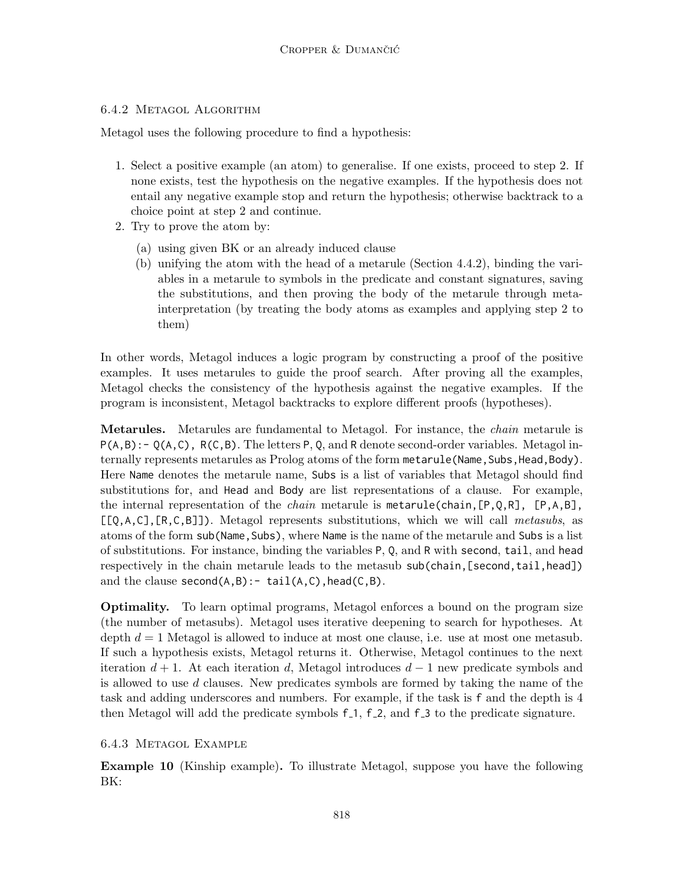#### 6.4.2 Metagol Algorithm

Metagol uses the following procedure to find a hypothesis:

1. Select a positive example (an atom) to generalise. If one exists, proceed to step 2. If none exists, test the hypothesis on the negative examples. If the hypothesis does not entail any negative example stop and return the hypothesis; otherwise backtrack to a choice point at step 2 and continue.
2. Try to prove the atom by:
   (a) using given BK or an already induced clause
   (b) unifying the atom with the head of a metarule (Section 4.4.2), binding the variables in a metarule to symbols in the predicate and constant signatures, saving the substitutions, and then proving the body of the metarule through meta-interpretation (by treating the body atoms as examples and applying step 2 to them)

In other words, Metagol induces a logic program by constructing a proof of the positive examples. It uses metarules to guide the proof search. After proving all the examples, Metagol checks the consistency of the hypothesis against the negative examples. If the program is inconsistent, Metagol backtracks to explore different proofs (hypotheses).

**Metarules.** Metarules are fundamental to Metagol. For instance, the *chain* metarule is `P(A,B):- Q(A,C), R(C,B)`. The letters `P`, `Q`, and `R` denote second-order variables. Metagol internally represents metarules as Prolog atoms of the form `metarule(Name,Subs,Head,Body)`. Here `Name` denotes the metarule name, `Subs` is a list of variables that Metagol should find substitutions for, and `Head` and `Body` are list representations of a clause. For example, the internal representation of the *chain* metarule is `metarule(chain,[P,Q,R], [P,A,B], [[Q,A,C],[R,C,B]])`. Metagol represents substitutions, which we will call *metasubs*, as atoms of the form `sub(Name,Subs)`, where `Name` is the name of the metarule and `Subs` is a list of substitutions. For instance, binding the variables `P`, `Q`, and `R` with `second`, `tail`, and `head` respectively in the chain metarule leads to the metasub `sub(chain,[second,tail,head])` and the clause `second(A,B):- tail(A,C),head(C,B)`.

**Optimality.** To learn optimal programs, Metagol enforces a bound on the program size (the number of metasubs). Metagol uses iterative deepening to search for hypotheses. At depth $d = 1$ Metagol is allowed to induce at most one clause, i.e. use at most one metasub. If such a hypothesis exists, Metagol returns it. Otherwise, Metagol continues to the next iteration $d + 1$. At each iteration $d$, Metagol introduces $d - 1$ new predicate symbols and is allowed to use $d$ clauses. New predicates symbols are formed by taking the name of the task and adding underscores and numbers. For example, if the task is `f` and the depth is 4 then Metagol will add the predicate symbols `f_1`, `f_2`, and `f_3` to the predicate signature.

#### 6.4.3 Metagol Example

**Example 10** (Kinship example)**.** To illustrate Metagol, suppose you have the following BK: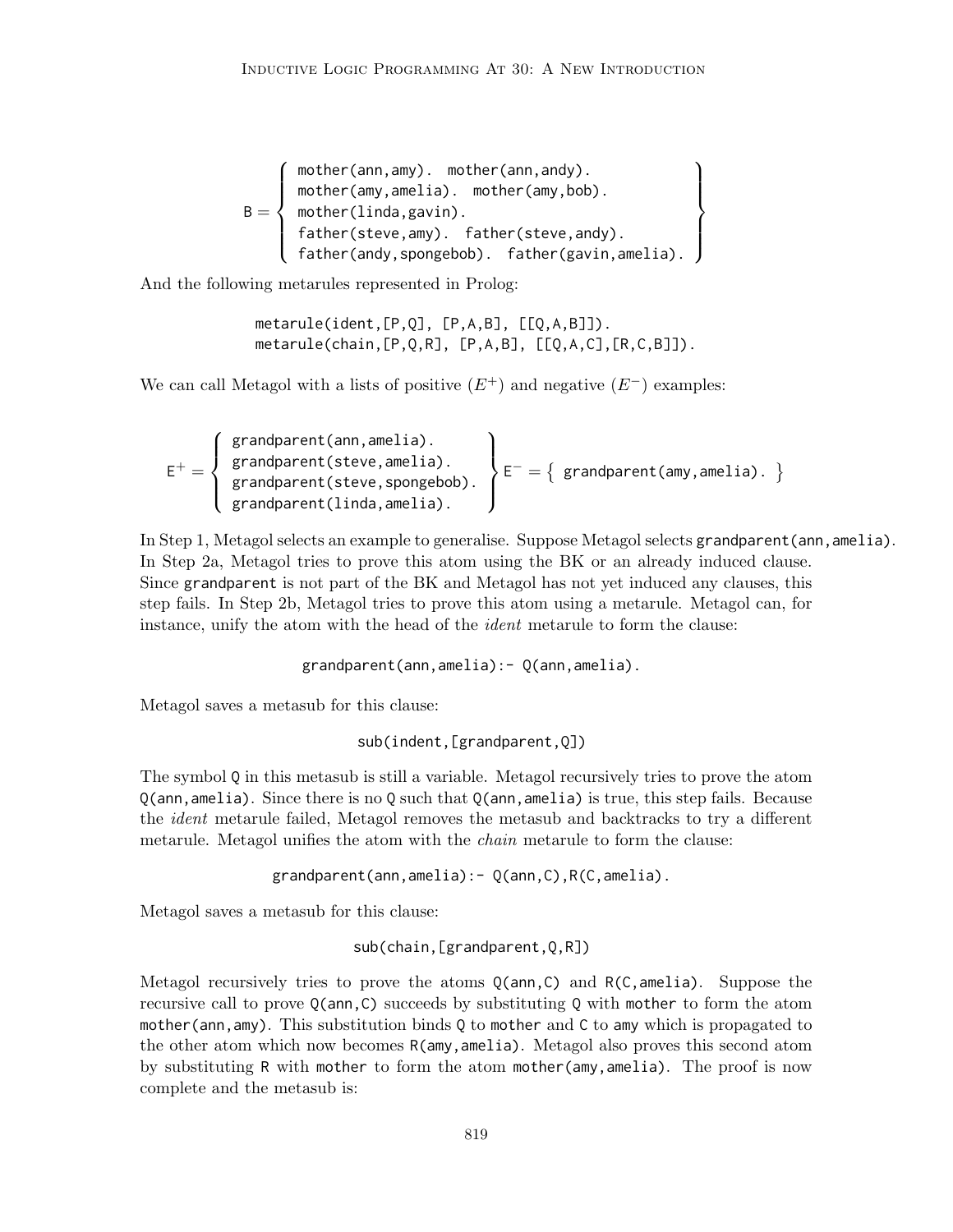$$\mathsf{B} = \left\{ \begin{array}{l} \texttt{mother(ann,amy).  mother(ann,andy).} \\ \texttt{mother(amy,amelia).  mother(amy,bob).} \\ \texttt{mother(linda,gavin).} \\ \texttt{father(steve,amy).  father(steve,andy).} \\ \texttt{father(andy,spongebob).  father(gavin,amelia).} \end{array} \right\}$$

And the following metarules represented in Prolog:

```
metarule(ident,[P,Q], [P,A,B], [[Q,A,B]]).
metarule(chain,[P,Q,R], [P,A,B], [[Q,A,C],[R,C,B]]).
```

We can call Metagol with a lists of positive ($E^+$) and negative ($E^-$) examples:

$$\mathsf{E}^+ = \left\{ \begin{array}{l} \texttt{grandparent(ann,amelia).} \\ \texttt{grandparent(steve,amelia).} \\ \texttt{grandparent(steve,spongebob).} \\ \texttt{grandparent(linda,amelia).} \end{array} \right\} \mathsf{E}^- = \left\{ \texttt{grandparent(amy,amelia).} \right\}$$

In Step 1, Metagol selects an example to generalise. Suppose Metagol selects `grandparent(ann,amelia)`. In Step 2a, Metagol tries to prove this atom using the BK or an already induced clause. Since `grandparent` is not part of the BK and Metagol has not yet induced any clauses, this step fails. In Step 2b, Metagol tries to prove this atom using a metarule. Metagol can, for instance, unify the atom with the head of the *ident* metarule to form the clause:

```
grandparent(ann,amelia):- Q(ann,amelia).
```

Metagol saves a metasub for this clause:

```
sub(indent,[grandparent,Q])
```

The symbol `Q` in this metasub is still a variable. Metagol recursively tries to prove the atom `Q(ann,amelia)`. Since there is no `Q` such that `Q(ann,amelia)` is true, this step fails. Because the *ident* metarule failed, Metagol removes the metasub and backtracks to try a different metarule. Metagol unifies the atom with the *chain* metarule to form the clause:

```
grandparent(ann,amelia):- Q(ann,C),R(C,amelia).
```

Metagol saves a metasub for this clause:

```
sub(chain,[grandparent,Q,R])
```

Metagol recursively tries to prove the atoms `Q(ann,C)` and `R(C,amelia)`. Suppose the recursive call to prove `Q(ann,C)` succeeds by substituting `Q` with `mother` to form the atom `mother(ann,amy)`. This substitution binds `Q` to `mother` and `C` to `amy` which is propagated to the other atom which now becomes `R(amy,amelia)`. Metagol also proves this second atom by substituting `R` with `mother` to form the atom `mother(amy,amelia)`. The proof is now complete and the metasub is: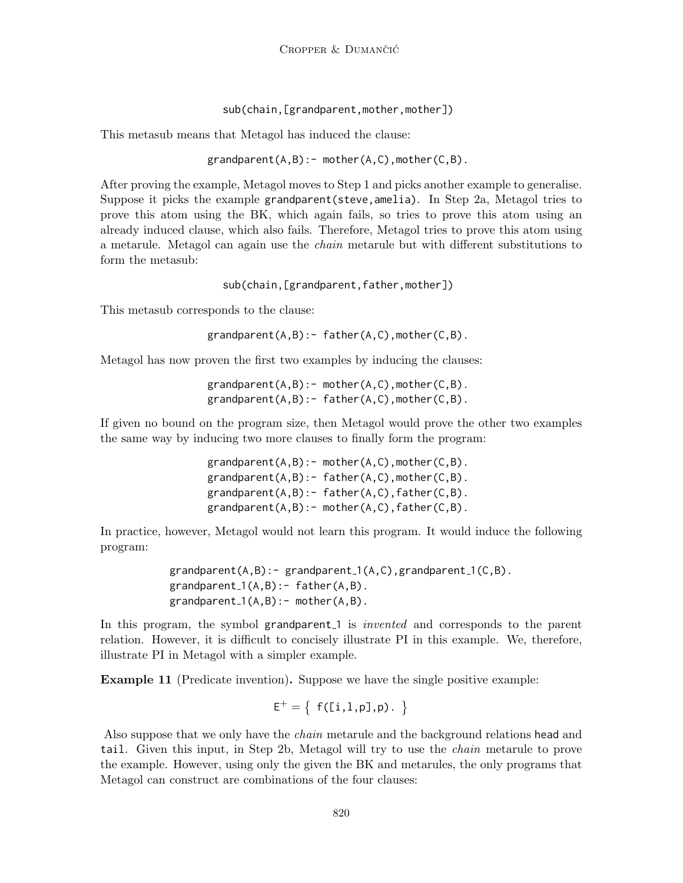```
sub(chain,[grandparent,mother,mother])
```

This metasub means that Metagol has induced the clause:

```
grandparent(A,B):- mother(A,C),mother(C,B).
```

After proving the example, Metagol moves to Step 1 and picks another example to generalise. Suppose it picks the example `grandparent(steve,amelia)`. In Step 2a, Metagol tries to prove this atom using the BK, which again fails, so tries to prove this atom using an already induced clause, which also fails. Therefore, Metagol tries to prove this atom using a metarule. Metagol can again use the *chain* metarule but with different substitutions to form the metasub:

```
sub(chain,[grandparent,father,mother])
```

This metasub corresponds to the clause:

```
grandparent(A,B):- father(A,C),mother(C,B).
```

Metagol has now proven the first two examples by inducing the clauses:

```
grandparent(A,B):- mother(A,C),mother(C,B).
grandparent(A,B):- father(A,C),mother(C,B).
```

If given no bound on the program size, then Metagol would prove the other two examples the same way by inducing two more clauses to finally form the program:

```
grandparent(A,B):- mother(A,C),mother(C,B).
grandparent(A,B):- father(A,C),mother(C,B).
grandparent(A,B):- father(A,C),father(C,B).
grandparent(A,B):- mother(A,C),father(C,B).
```

In practice, however, Metagol would not learn this program. It would induce the following program:

```
grandparent(A,B):- grandparent_1(A,C),grandparent_1(C,B).
grandparent_1(A,B):- father(A,B).
grandparent_1(A,B):- mother(A,B).
```

In this program, the symbol `grandparent_1` is *invented* and corresponds to the parent relation. However, it is difficult to concisely illustrate PI in this example. We, therefore, illustrate PI in Metagol with a simpler example.

**Example 11** (Predicate invention)**.** Suppose we have the single positive example:

$$\mathsf{E}^+ = \{ \texttt{ f([i,l,p],p). } \}$$

Also suppose that we only have the *chain* metarule and the background relations `head` and `tail`. Given this input, in Step 2b, Metagol will try to use the *chain* metarule to prove the example. However, using only the given the BK and metarules, the only programs that Metagol can construct are combinations of the four clauses: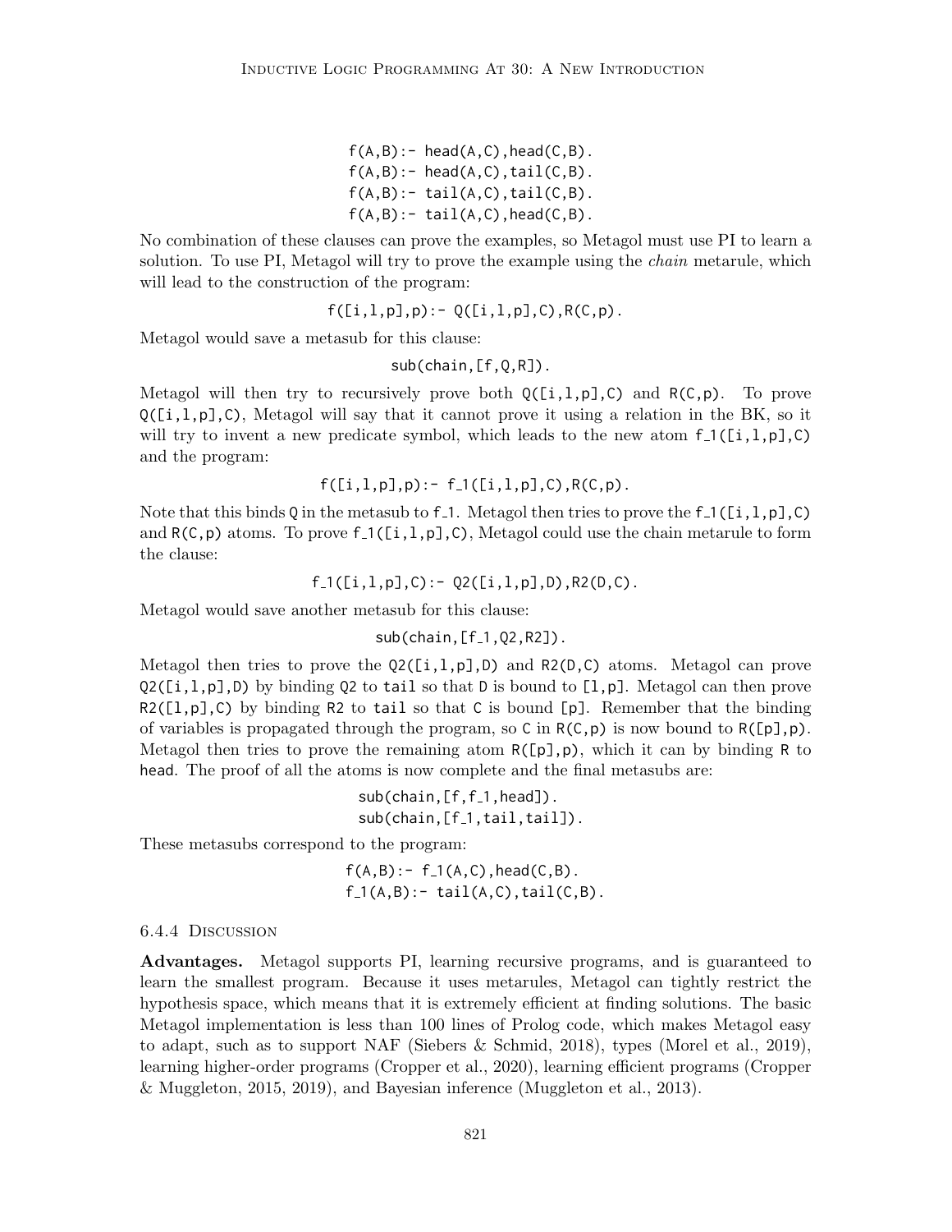```
f(A,B):- head(A,C),head(C,B).
f(A,B):- head(A,C),tail(C,B).
f(A,B):- tail(A,C),tail(C,B).
f(A,B):- tail(A,C),head(C,B).
```

No combination of these clauses can prove the examples, so Metagol must use PI to learn a solution. To use PI, Metagol will try to prove the example using the *chain* metarule, which will lead to the construction of the program:

```
f([i,l,p],p):- Q([i,l,p],C),R(C,p).
```

Metagol would save a metasub for this clause:

```
sub(chain,[f,Q,R]).
```

Metagol will then try to recursively prove both `Q([i,l,p],C)` and `R(C,p)`. To prove `Q([i,l,p],C)`, Metagol will say that it cannot prove it using a relation in the BK, so it will try to invent a new predicate symbol, which leads to the new atom `f_1([i,l,p],C)` and the program:

```
f([i,l,p],p):- f_1([i,l,p],C),R(C,p).
```

Note that this binds `Q` in the metasub to `f_1`. Metagol then tries to prove the `f_1([i,l,p],C)` and `R(C,p)` atoms. To prove `f_1([i,l,p],C)`, Metagol could use the chain metarule to form the clause:

```
f_1([i,l,p],C):- Q2([i,l,p],D),R2(D,C).
```

Metagol would save another metasub for this clause:

```
sub(chain,[f_1,Q2,R2]).
```

Metagol then tries to prove the `Q2([i,l,p],D)` and `R2(D,C)` atoms. Metagol can prove `Q2([i,l,p],D)` by binding `Q2` to `tail` so that `D` is bound to `[l,p]`. Metagol can then prove `R2([l,p],C)` by binding `R2` to `tail` so that `C` is bound `[p]`. Remember that the binding of variables is propagated through the program, so `C` in `R(C,p)` is now bound to `R([p],p)`. Metagol then tries to prove the remaining atom `R([p],p)`, which it can by binding `R` to `head`. The proof of all the atoms is now complete and the final metasubs are:

```
sub(chain,[f,f_1,head]).
sub(chain,[f_1,tail,tail]).
```

These metasubs correspond to the program:

```
f(A,B):- f_1(A,C),head(C,B).
f_1(A,B):- tail(A,C),tail(C,B).
```

#### 6.4.4 Discussion

**Advantages.** Metagol supports PI, learning recursive programs, and is guaranteed to learn the smallest program. Because it uses metarules, Metagol can tightly restrict the hypothesis space, which means that it is extremely efficient at finding solutions. The basic Metagol implementation is less than 100 lines of Prolog code, which makes Metagol easy to adapt, such as to support NAF (Siebers & Schmid, 2018), types (Morel et al., 2019), learning higher-order programs (Cropper et al., 2020), learning efficient programs (Cropper & Muggleton, 2015, 2019), and Bayesian inference (Muggleton et al., 2013).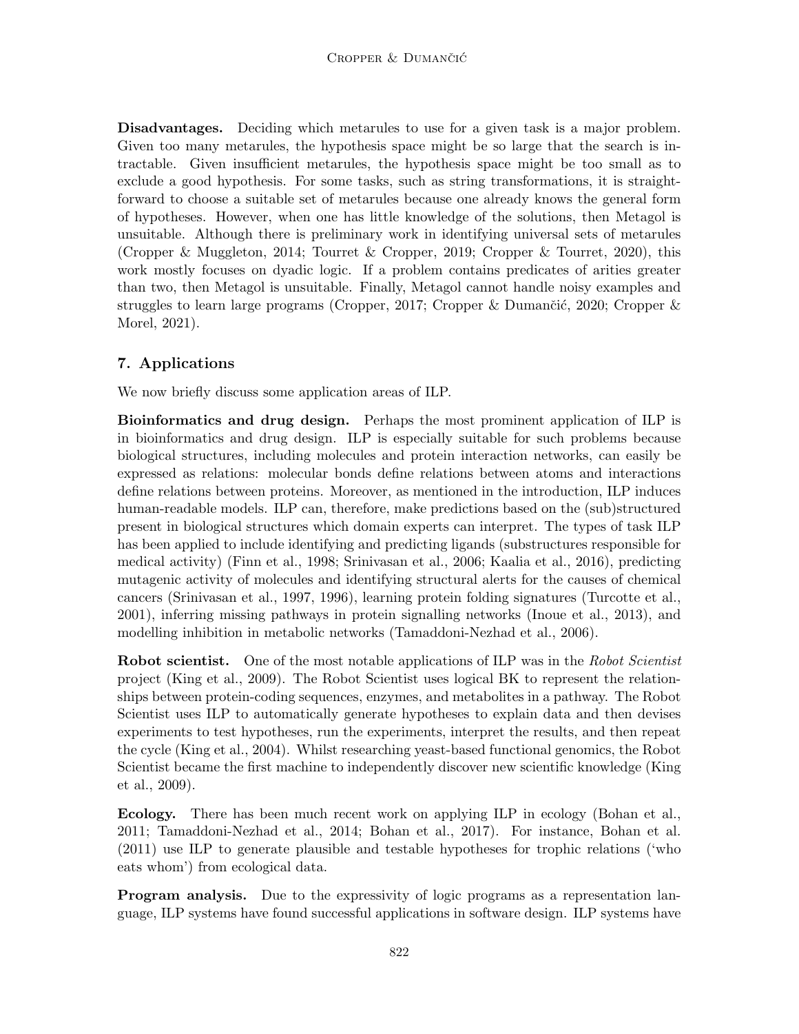**Disadvantages.** Deciding which metarules to use for a given task is a major problem. Given too many metarules, the hypothesis space might be so large that the search is intractable. Given insufficient metarules, the hypothesis space might be too small as to exclude a good hypothesis. For some tasks, such as string transformations, it is straightforward to choose a suitable set of metarules because one already knows the general form of hypotheses. However, when one has little knowledge of the solutions, then Metagol is unsuitable. Although there is preliminary work in identifying universal sets of metarules (Cropper & Muggleton, 2014; Tourret & Cropper, 2019; Cropper & Tourret, 2020), this work mostly focuses on dyadic logic. If a problem contains predicates of arities greater than two, then Metagol is unsuitable. Finally, Metagol cannot handle noisy examples and struggles to learn large programs (Cropper, 2017; Cropper & Dumančić, 2020; Cropper & Morel, 2021).

## 7. Applications

We now briefly discuss some application areas of ILP.

**Bioinformatics and drug design.** Perhaps the most prominent application of ILP is in bioinformatics and drug design. ILP is especially suitable for such problems because biological structures, including molecules and protein interaction networks, can easily be expressed as relations: molecular bonds define relations between atoms and interactions define relations between proteins. Moreover, as mentioned in the introduction, ILP induces human-readable models. ILP can, therefore, make predictions based on the (sub)structured present in biological structures which domain experts can interpret. The types of task ILP has been applied to include identifying and predicting ligands (substructures responsible for medical activity) (Finn et al., 1998; Srinivasan et al., 2006; Kaalia et al., 2016), predicting mutagenic activity of molecules and identifying structural alerts for the causes of chemical cancers (Srinivasan et al., 1997, 1996), learning protein folding signatures (Turcotte et al., 2001), inferring missing pathways in protein signalling networks (Inoue et al., 2013), and modelling inhibition in metabolic networks (Tamaddoni-Nezhad et al., 2006).

**Robot scientist.** One of the most notable applications of ILP was in the *Robot Scientist* project (King et al., 2009). The Robot Scientist uses logical BK to represent the relationships between protein-coding sequences, enzymes, and metabolites in a pathway. The Robot Scientist uses ILP to automatically generate hypotheses to explain data and then devises experiments to test hypotheses, run the experiments, interpret the results, and then repeat the cycle (King et al., 2004). Whilst researching yeast-based functional genomics, the Robot Scientist became the first machine to independently discover new scientific knowledge (King et al., 2009).

**Ecology.** There has been much recent work on applying ILP in ecology (Bohan et al., 2011; Tamaddoni-Nezhad et al., 2014; Bohan et al., 2017). For instance, Bohan et al. (2011) use ILP to generate plausible and testable hypotheses for trophic relations ('who eats whom') from ecological data.

**Program analysis.** Due to the expressivity of logic programs as a representation language, ILP systems have found successful applications in software design. ILP systems have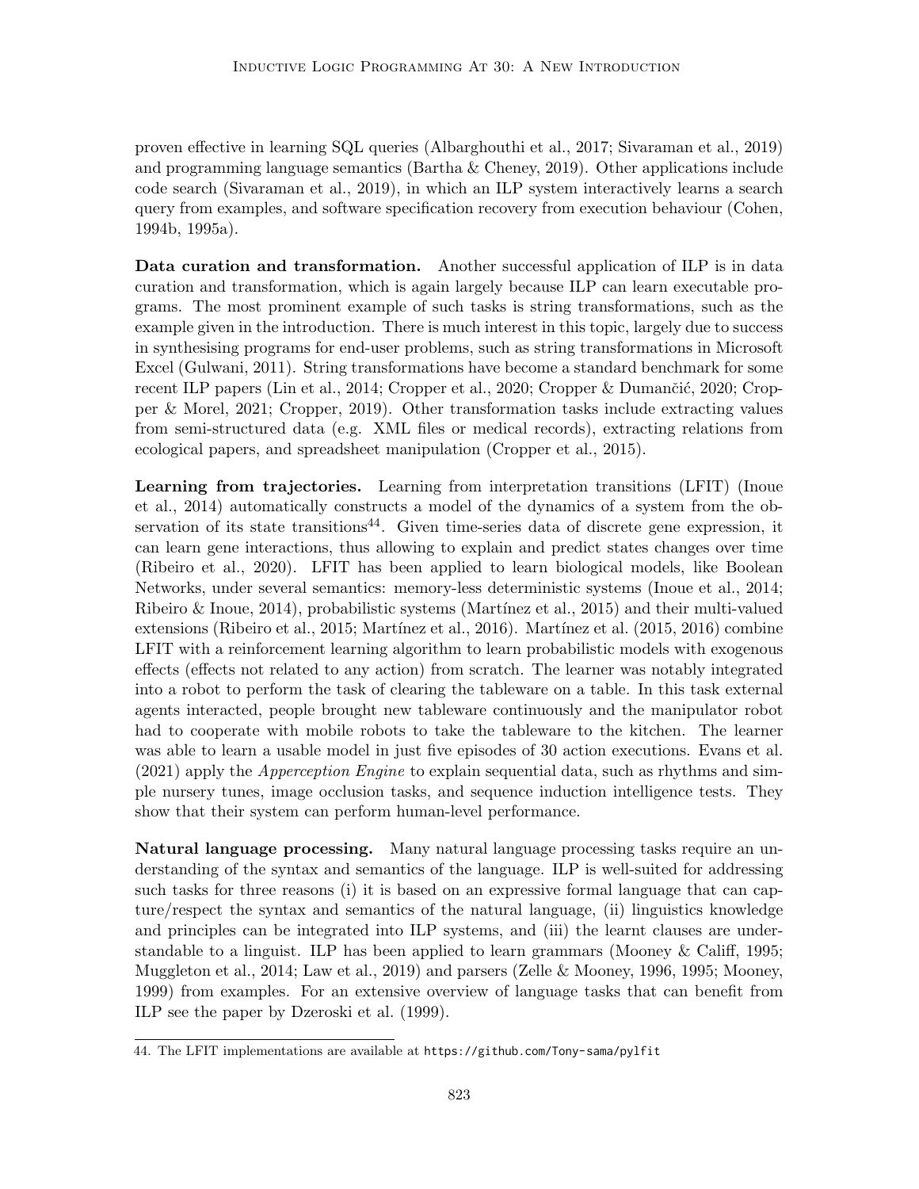proven effective in learning SQL queries (Albarghouthi et al., 2017; Sivaraman et al., 2019) and programming language semantics (Bartha & Cheney, 2019). Other applications include code search (Sivaraman et al., 2019), in which an ILP system interactively learns a search query from examples, and software specification recovery from execution behaviour (Cohen, 1994b, 1995a).

**Data curation and transformation.** Another successful application of ILP is in data curation and transformation, which is again largely because ILP can learn executable programs. The most prominent example of such tasks is string transformations, such as the example given in the introduction. There is much interest in this topic, largely due to success in synthesising programs for end-user problems, such as string transformations in Microsoft Excel (Gulwani, 2011). String transformations have become a standard benchmark for some recent ILP papers (Lin et al., 2014; Cropper et al., 2020; Cropper & Dumančić, 2020; Cropper & Morel, 2021; Cropper, 2019). Other transformation tasks include extracting values from semi-structured data (e.g. XML files or medical records), extracting relations from ecological papers, and spreadsheet manipulation (Cropper et al., 2015).

**Learning from trajectories.** Learning from interpretation transitions (LFIT) (Inoue et al., 2014) automatically constructs a model of the dynamics of a system from the observation of its state transitions[44]. Given time-series data of discrete gene expression, it can learn gene interactions, thus allowing to explain and predict states changes over time (Ribeiro et al., 2020). LFIT has been applied to learn biological models, like Boolean Networks, under several semantics: memory-less deterministic systems (Inoue et al., 2014; Ribeiro & Inoue, 2014), probabilistic systems (Martínez et al., 2015) and their multi-valued extensions (Ribeiro et al., 2015; Martínez et al., 2016). Martínez et al. (2015, 2016) combine LFIT with a reinforcement learning algorithm to learn probabilistic models with exogenous effects (effects not related to any action) from scratch. The learner was notably integrated into a robot to perform the task of clearing the tableware on a table. In this task external agents interacted, people brought new tableware continuously and the manipulator robot had to cooperate with mobile robots to take the tableware to the kitchen. The learner was able to learn a usable model in just five episodes of 30 action executions. Evans et al. (2021) apply the *Apperception Engine* to explain sequential data, such as rhythms and simple nursery tunes, image occlusion tasks, and sequence induction intelligence tests. They show that their system can perform human-level performance.

**Natural language processing.** Many natural language processing tasks require an understanding of the syntax and semantics of the language. ILP is well-suited for addressing such tasks for three reasons (i) it is based on an expressive formal language that can capture/respect the syntax and semantics of the natural language, (ii) linguistics knowledge and principles can be integrated into ILP systems, and (iii) the learnt clauses are understandable to a linguist. ILP has been applied to learn grammars (Mooney & Califf, 1995; Muggleton et al., 2014; Law et al., 2019) and parsers (Zelle & Mooney, 1996, 1995; Mooney, 1999) from examples. For an extensive overview of language tasks that can benefit from ILP see the paper by Dzeroski et al. (1999).

44. The LFIT implementations are available at https://github.com/Tony-sama/pylfit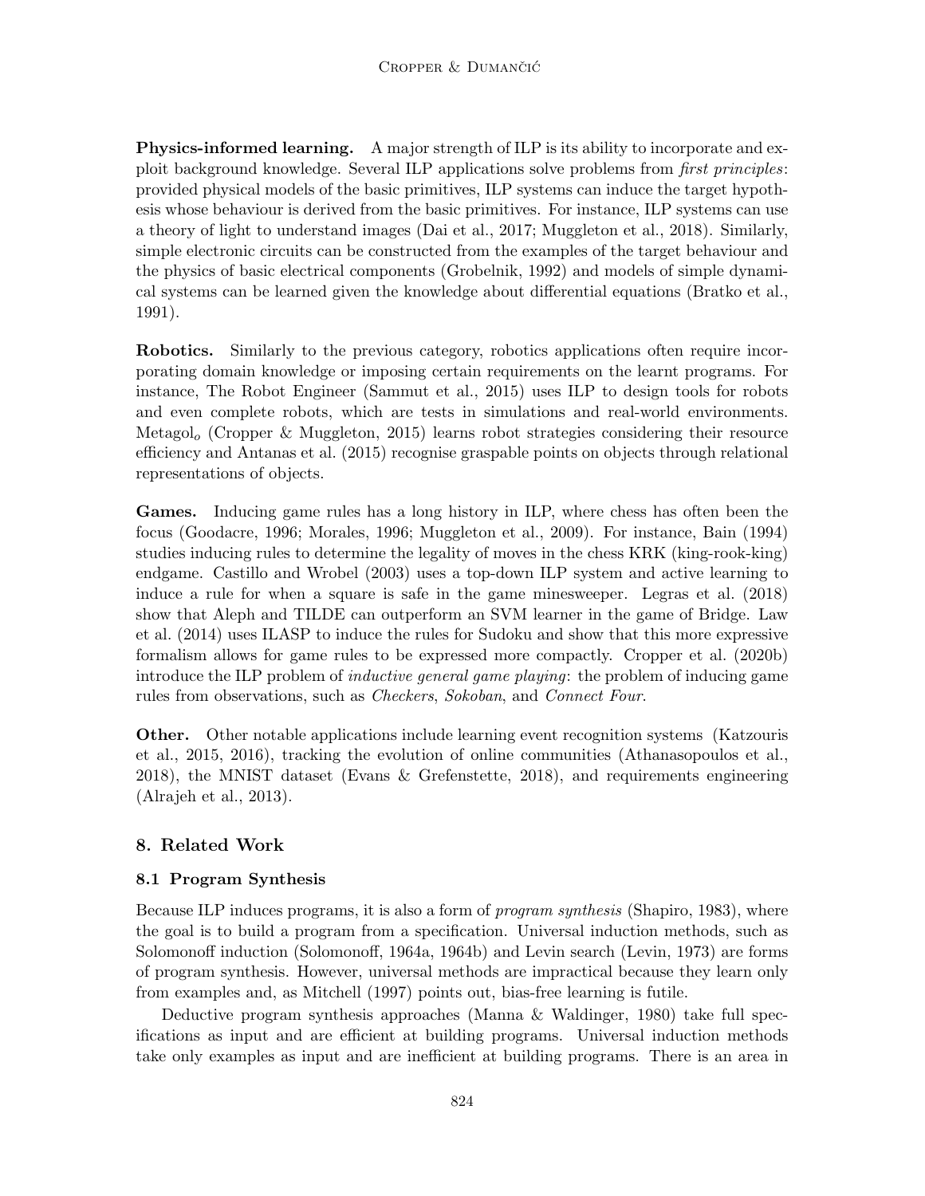**Physics-informed learning.** A major strength of ILP is its ability to incorporate and exploit background knowledge. Several ILP applications solve problems from *first principles*: provided physical models of the basic primitives, ILP systems can induce the target hypothesis whose behaviour is derived from the basic primitives. For instance, ILP systems can use a theory of light to understand images (Dai et al., 2017; Muggleton et al., 2018). Similarly, simple electronic circuits can be constructed from the examples of the target behaviour and the physics of basic electrical components (Grobelnik, 1992) and models of simple dynamical systems can be learned given the knowledge about differential equations (Bratko et al., 1991).

**Robotics.** Similarly to the previous category, robotics applications often require incorporating domain knowledge or imposing certain requirements on the learnt programs. For instance, The Robot Engineer (Sammut et al., 2015) uses ILP to design tools for robots and even complete robots, which are tests in simulations and real-world environments. Metagol$_o$ (Cropper & Muggleton, 2015) learns robot strategies considering their resource efficiency and Antanas et al. (2015) recognise graspable points on objects through relational representations of objects.

**Games.** Inducing game rules has a long history in ILP, where chess has often been the focus (Goodacre, 1996; Morales, 1996; Muggleton et al., 2009). For instance, Bain (1994) studies inducing rules to determine the legality of moves in the chess KRK (king-rook-king) endgame. Castillo and Wrobel (2003) uses a top-down ILP system and active learning to induce a rule for when a square is safe in the game minesweeper. Legras et al. (2018) show that Aleph and TILDE can outperform an SVM learner in the game of Bridge. Law et al. (2014) uses ILASP to induce the rules for Sudoku and show that this more expressive formalism allows for game rules to be expressed more compactly. Cropper et al. (2020b) introduce the ILP problem of *inductive general game playing*: the problem of inducing game rules from observations, such as *Checkers*, *Sokoban*, and *Connect Four*.

**Other.** Other notable applications include learning event recognition systems (Katzouris et al., 2015, 2016), tracking the evolution of online communities (Athanasopoulos et al., 2018), the MNIST dataset (Evans & Grefenstette, 2018), and requirements engineering (Alrajeh et al., 2013).

## 8. Related Work

### 8.1 Program Synthesis

Because ILP induces programs, it is also a form of *program synthesis* (Shapiro, 1983), where the goal is to build a program from a specification. Universal induction methods, such as Solomonoff induction (Solomonoff, 1964a, 1964b) and Levin search (Levin, 1973) are forms of program synthesis. However, universal methods are impractical because they learn only from examples and, as Mitchell (1997) points out, bias-free learning is futile.

Deductive program synthesis approaches (Manna & Waldinger, 1980) take full specifications as input and are efficient at building programs. Universal induction methods take only examples as input and are inefficient at building programs. There is an area in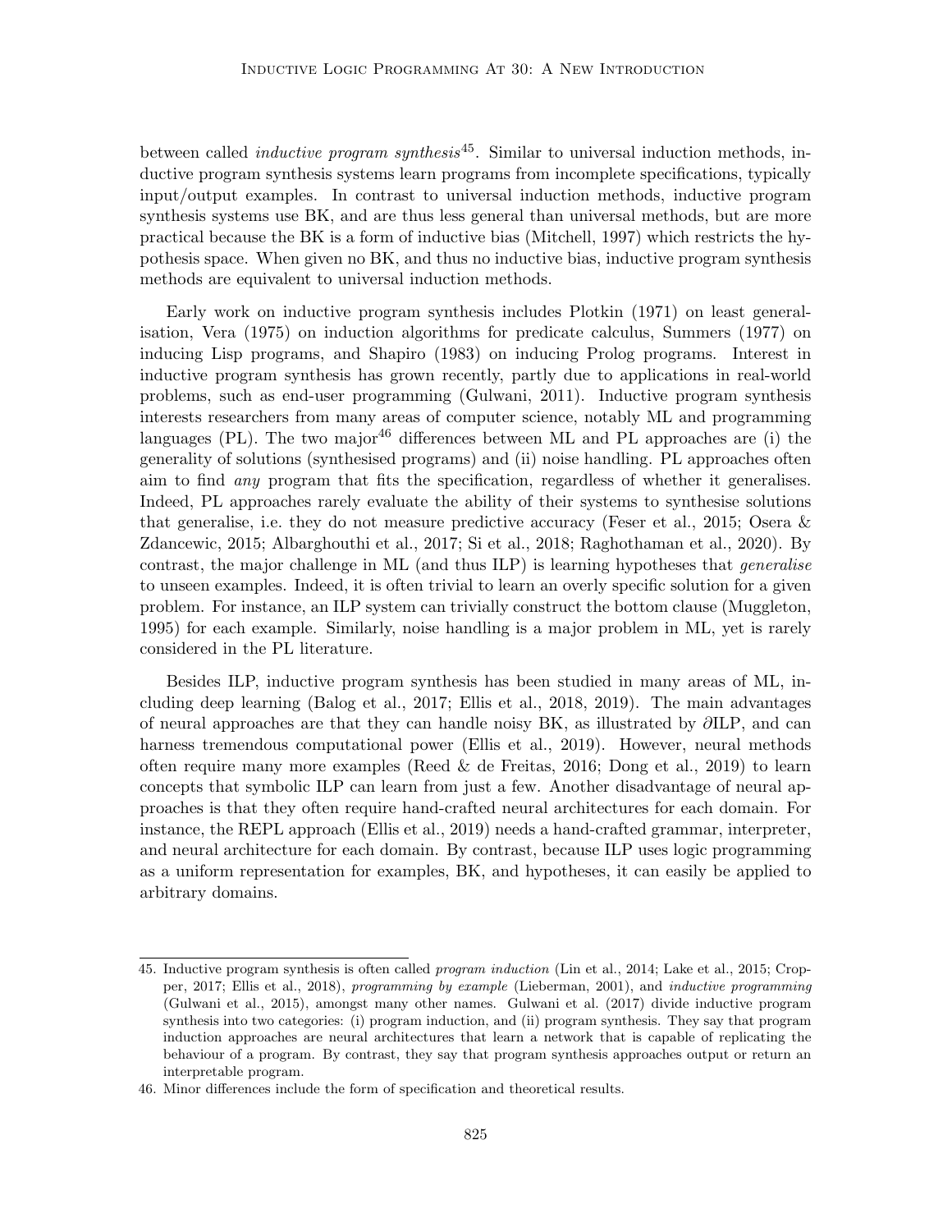between called *inductive program synthesis*[45]. Similar to universal induction methods, inductive program synthesis systems learn programs from incomplete specifications, typically input/output examples. In contrast to universal induction methods, inductive program synthesis systems use BK, and are thus less general than universal methods, but are more practical because the BK is a form of inductive bias (Mitchell, 1997) which restricts the hypothesis space. When given no BK, and thus no inductive bias, inductive program synthesis methods are equivalent to universal induction methods.

Early work on inductive program synthesis includes Plotkin (1971) on least generalisation, Vera (1975) on induction algorithms for predicate calculus, Summers (1977) on inducing Lisp programs, and Shapiro (1983) on inducing Prolog programs. Interest in inductive program synthesis has grown recently, partly due to applications in real-world problems, such as end-user programming (Gulwani, 2011). Inductive program synthesis interests researchers from many areas of computer science, notably ML and programming languages (PL). The two major[46] differences between ML and PL approaches are (i) the generality of solutions (synthesised programs) and (ii) noise handling. PL approaches often aim to find *any* program that fits the specification, regardless of whether it generalises. Indeed, PL approaches rarely evaluate the ability of their systems to synthesise solutions that generalise, i.e. they do not measure predictive accuracy (Feser et al., 2015; Osera & Zdancewic, 2015; Albarghouthi et al., 2017; Si et al., 2018; Raghothaman et al., 2020). By contrast, the major challenge in ML (and thus ILP) is learning hypotheses that *generalise* to unseen examples. Indeed, it is often trivial to learn an overly specific solution for a given problem. For instance, an ILP system can trivially construct the bottom clause (Muggleton, 1995) for each example. Similarly, noise handling is a major problem in ML, yet is rarely considered in the PL literature.

Besides ILP, inductive program synthesis has been studied in many areas of ML, including deep learning (Balog et al., 2017; Ellis et al., 2018, 2019). The main advantages of neural approaches are that they can handle noisy BK, as illustrated by ∂ILP, and can harness tremendous computational power (Ellis et al., 2019). However, neural methods often require many more examples (Reed & de Freitas, 2016; Dong et al., 2019) to learn concepts that symbolic ILP can learn from just a few. Another disadvantage of neural approaches is that they often require hand-crafted neural architectures for each domain. For instance, the REPL approach (Ellis et al., 2019) needs a hand-crafted grammar, interpreter, and neural architecture for each domain. By contrast, because ILP uses logic programming as a uniform representation for examples, BK, and hypotheses, it can easily be applied to arbitrary domains.

---

45. Inductive program synthesis is often called *program induction* (Lin et al., 2014; Lake et al., 2015; Cropper, 2017; Ellis et al., 2018), *programming by example* (Lieberman, 2001), and *inductive programming* (Gulwani et al., 2015), amongst many other names. Gulwani et al. (2017) divide inductive program synthesis into two categories: (i) program induction, and (ii) program synthesis. They say that program induction approaches are neural architectures that learn a network that is capable of replicating the behaviour of a program. By contrast, they say that program synthesis approaches output or return an interpretable program.

46. Minor differences include the form of specification and theoretical results.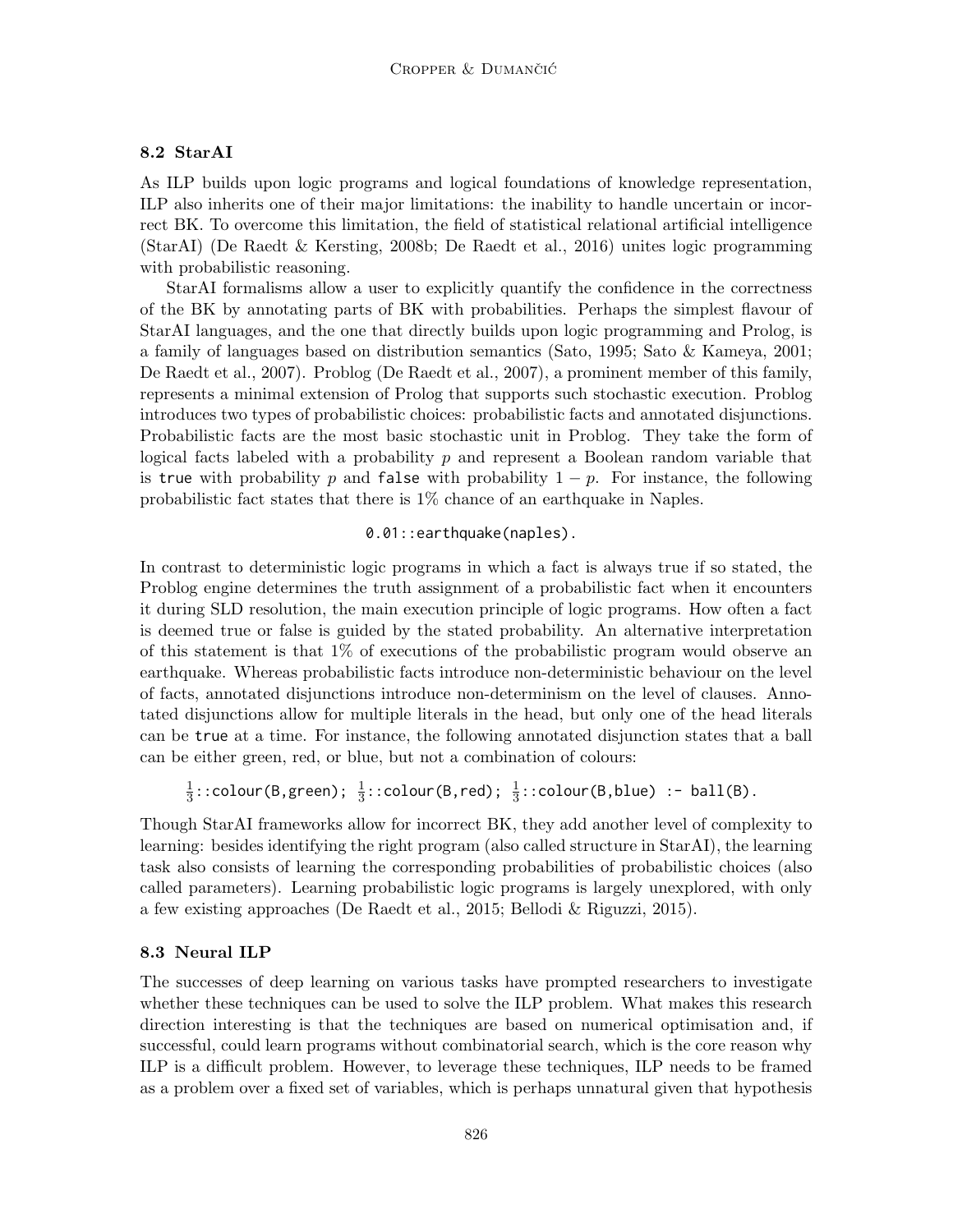### 8.2 StarAI

As ILP builds upon logic programs and logical foundations of knowledge representation, ILP also inherits one of their major limitations: the inability to handle uncertain or incorrect BK. To overcome this limitation, the field of statistical relational artificial intelligence (StarAI) (De Raedt & Kersting, 2008b; De Raedt et al., 2016) unites logic programming with probabilistic reasoning.

StarAI formalisms allow a user to explicitly quantify the confidence in the correctness of the BK by annotating parts of BK with probabilities. Perhaps the simplest flavour of StarAI languages, and the one that directly builds upon logic programming and Prolog, is a family of languages based on distribution semantics (Sato, 1995; Sato & Kameya, 2001; De Raedt et al., 2007). Problog (De Raedt et al., 2007), a prominent member of this family, represents a minimal extension of Prolog that supports such stochastic execution. Problog introduces two types of probabilistic choices: probabilistic facts and annotated disjunctions. Probabilistic facts are the most basic stochastic unit in Problog. They take the form of logical facts labeled with a probability $p$ and represent a Boolean random variable that is `true` with probability $p$ and `false` with probability $1 - p$. For instance, the following probabilistic fact states that there is 1% chance of an earthquake in Naples.

```
0.01::earthquake(naples).
```

In contrast to deterministic logic programs in which a fact is always true if so stated, the Problog engine determines the truth assignment of a probabilistic fact when it encounters it during SLD resolution, the main execution principle of logic programs. How often a fact is deemed true or false is guided by the stated probability. An alternative interpretation of this statement is that 1% of executions of the probabilistic program would observe an earthquake. Whereas probabilistic facts introduce non-deterministic behaviour on the level of facts, annotated disjunctions introduce non-determinism on the level of clauses. Annotated disjunctions allow for multiple literals in the head, but only one of the head literals can be `true` at a time. For instance, the following annotated disjunction states that a ball can be either green, red, or blue, but not a combination of colours:

```
1/3::colour(B,green); 1/3::colour(B,red); 1/3::colour(B,blue) :- ball(B).
```

Though StarAI frameworks allow for incorrect BK, they add another level of complexity to learning: besides identifying the right program (also called structure in StarAI), the learning task also consists of learning the corresponding probabilities of probabilistic choices (also called parameters). Learning probabilistic logic programs is largely unexplored, with only a few existing approaches (De Raedt et al., 2015; Bellodi & Riguzzi, 2015).

### 8.3 Neural ILP

The successes of deep learning on various tasks have prompted researchers to investigate whether these techniques can be used to solve the ILP problem. What makes this research direction interesting is that the techniques are based on numerical optimisation and, if successful, could learn programs without combinatorial search, which is the core reason why ILP is a difficult problem. However, to leverage these techniques, ILP needs to be framed as a problem over a fixed set of variables, which is perhaps unnatural given that hypothesis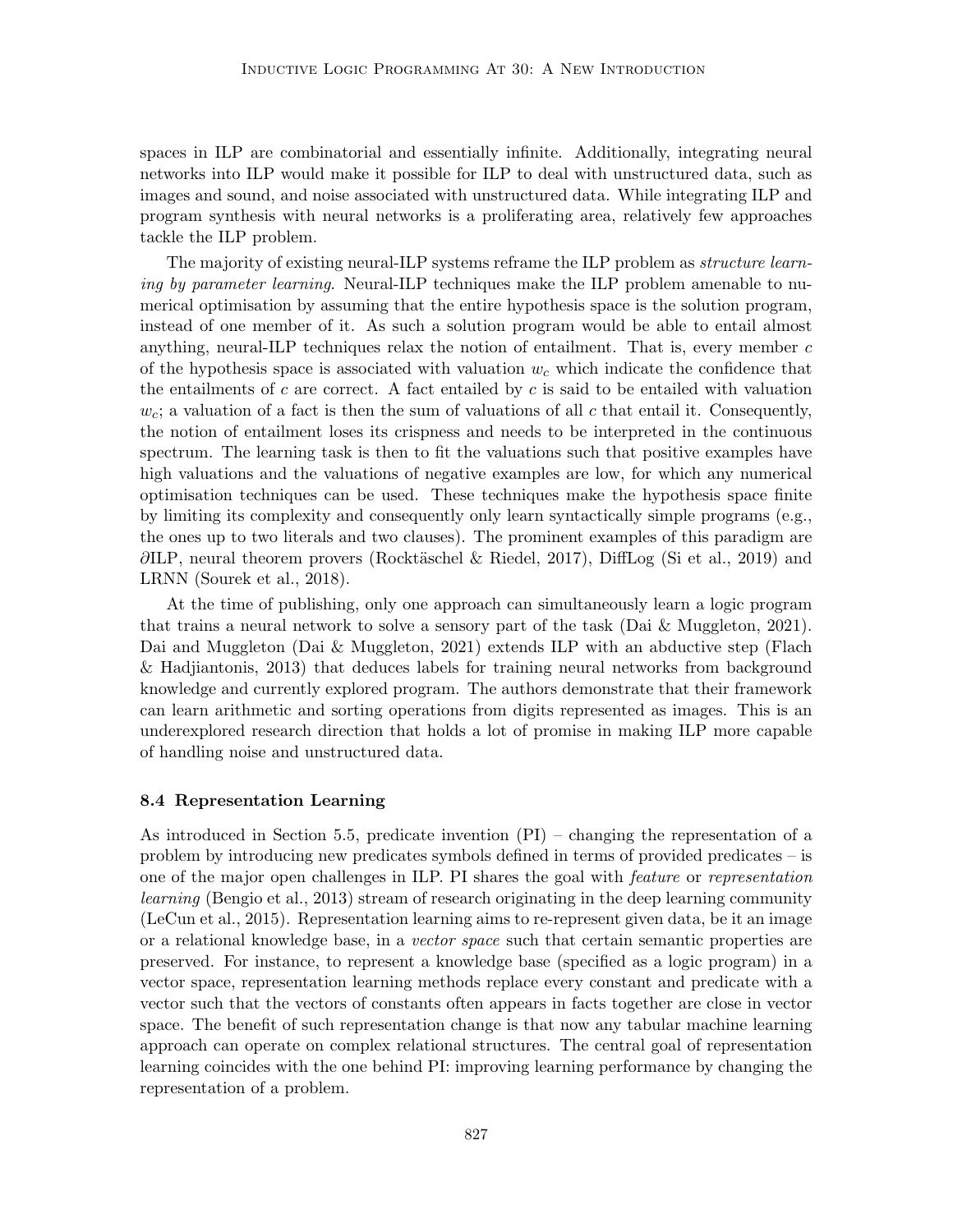spaces in ILP are combinatorial and essentially infinite. Additionally, integrating neural networks into ILP would make it possible for ILP to deal with unstructured data, such as images and sound, and noise associated with unstructured data. While integrating ILP and program synthesis with neural networks is a proliferating area, relatively few approaches tackle the ILP problem.

The majority of existing neural-ILP systems reframe the ILP problem as *structure learning by parameter learning*. Neural-ILP techniques make the ILP problem amenable to numerical optimisation by assuming that the entire hypothesis space is the solution program, instead of one member of it. As such a solution program would be able to entail almost anything, neural-ILP techniques relax the notion of entailment. That is, every member $c$ of the hypothesis space is associated with valuation $w_c$ which indicate the confidence that the entailments of $c$ are correct. A fact entailed by $c$ is said to be entailed with valuation $w_c$; a valuation of a fact is then the sum of valuations of all $c$ that entail it. Consequently, the notion of entailment loses its crispness and needs to be interpreted in the continuous spectrum. The learning task is then to fit the valuations such that positive examples have high valuations and the valuations of negative examples are low, for which any numerical optimisation techniques can be used. These techniques make the hypothesis space finite by limiting its complexity and consequently only learn syntactically simple programs (e.g., the ones up to two literals and two clauses). The prominent examples of this paradigm are $\partial$ILP, neural theorem provers (Rocktäschel & Riedel, 2017), DiffLog (Si et al., 2019) and LRNN (Sourek et al., 2018).

At the time of publishing, only one approach can simultaneously learn a logic program that trains a neural network to solve a sensory part of the task (Dai & Muggleton, 2021). Dai and Muggleton (Dai & Muggleton, 2021) extends ILP with an abductive step (Flach & Hadjiantonis, 2013) that deduces labels for training neural networks from background knowledge and currently explored program. The authors demonstrate that their framework can learn arithmetic and sorting operations from digits represented as images. This is an underexplored research direction that holds a lot of promise in making ILP more capable of handling noise and unstructured data.

### 8.4 Representation Learning

As introduced in Section 5.5, predicate invention (PI) – changing the representation of a problem by introducing new predicates symbols defined in terms of provided predicates – is one of the major open challenges in ILP. PI shares the goal with *feature* or *representation learning* (Bengio et al., 2013) stream of research originating in the deep learning community (LeCun et al., 2015). Representation learning aims to re-represent given data, be it an image or a relational knowledge base, in a *vector space* such that certain semantic properties are preserved. For instance, to represent a knowledge base (specified as a logic program) in a vector space, representation learning methods replace every constant and predicate with a vector such that the vectors of constants often appears in facts together are close in vector space. The benefit of such representation change is that now any tabular machine learning approach can operate on complex relational structures. The central goal of representation learning coincides with the one behind PI: improving learning performance by changing the representation of a problem.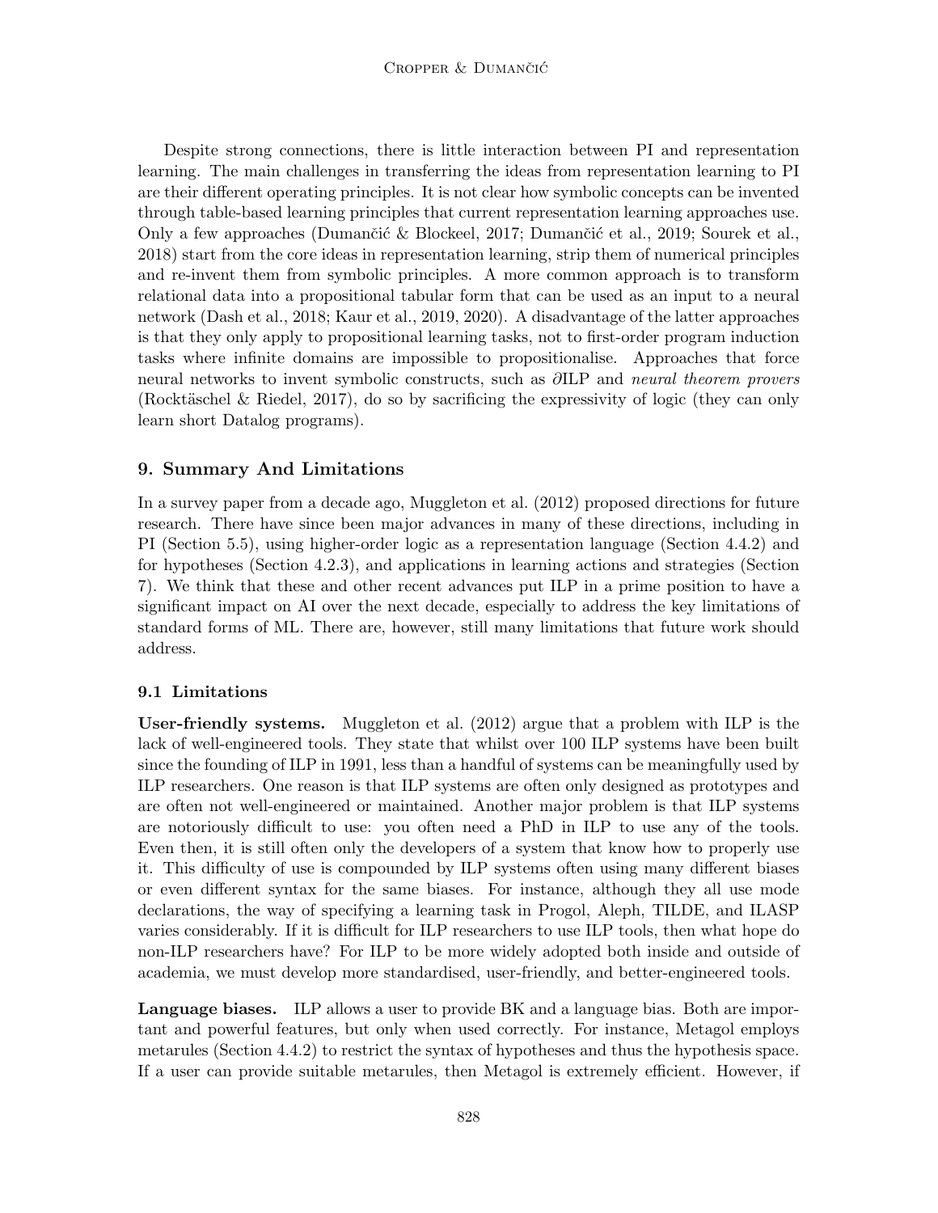Despite strong connections, there is little interaction between PI and representation learning. The main challenges in transferring the ideas from representation learning to PI are their different operating principles. It is not clear how symbolic concepts can be invented through table-based learning principles that current representation learning approaches use. Only a few approaches (Dumančić & Blockeel, 2017; Dumančić et al., 2019; Sourek et al., 2018) start from the core ideas in representation learning, strip them of more numerical principles and re-invent them from symbolic principles. A more common approach is to transform relational data into a propositional tabular form that can be used as an input to a neural network (Dash et al., 2018; Kaur et al., 2019, 2020). A disadvantage of the latter approaches is that they only apply to propositional learning tasks, not to first-order program induction tasks where infinite domains are impossible to propositionalise. Approaches that force neural networks to invent symbolic constructs, such as ∂ILP and *neural theorem provers* (Rocktäschel & Riedel, 2017), do so by sacrificing the expressivity of logic (they can only learn short Datalog programs).

## 9. Summary And Limitations

In a survey paper from a decade ago, Muggleton et al. (2012) proposed directions for future research. There have since been major advances in many of these directions, including in PI (Section 5.5), using higher-order logic as a representation language (Section 4.4.2) and for hypotheses (Section 4.2.3), and applications in learning actions and strategies (Section 7). We think that these and other recent advances put ILP in a prime position to have a significant impact on AI over the next decade, especially to address the key limitations of standard forms of ML. There are, however, still many limitations that future work should address.

### 9.1 Limitations

**User-friendly systems.** Muggleton et al. (2012) argue that a problem with ILP is the lack of well-engineered tools. They state that whilst over 100 ILP systems have been built since the founding of ILP in 1991, less than a handful of systems can be meaningfully used by ILP researchers. One reason is that ILP systems are often only designed as prototypes and are often not well-engineered or maintained. Another major problem is that ILP systems are notoriously difficult to use: you often need a PhD in ILP to use any of the tools. Even then, it is still often only the developers of a system that know how to properly use it. This difficulty of use is compounded by ILP systems often using many different biases or even different syntax for the same biases. For instance, although they all use mode declarations, the way of specifying a learning task in Progol, Aleph, TILDE, and ILASP varies considerably. If it is difficult for ILP researchers to use ILP tools, then what hope do non-ILP researchers have? For ILP to be more widely adopted both inside and outside of academia, we must develop more standardised, user-friendly, and better-engineered tools.

**Language biases.** ILP allows a user to provide BK and a language bias. Both are important and powerful features, but only when used correctly. For instance, Metagol employs metarules (Section 4.4.2) to restrict the syntax of hypotheses and thus the hypothesis space. If a user can provide suitable metarules, then Metagol is extremely efficient. However, if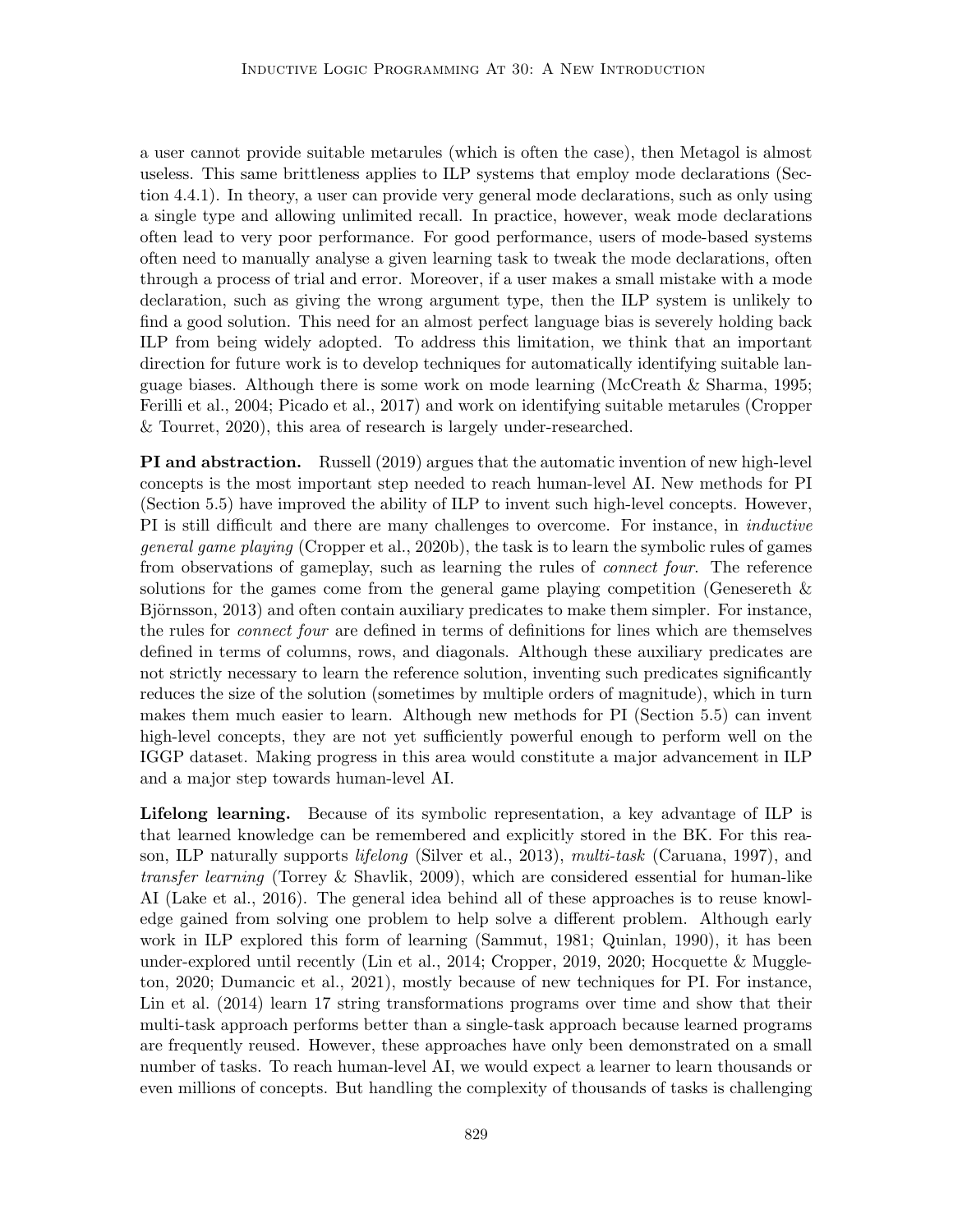a user cannot provide suitable metarules (which is often the case), then Metagol is almost useless. This same brittleness applies to ILP systems that employ mode declarations (Section 4.4.1). In theory, a user can provide very general mode declarations, such as only using a single type and allowing unlimited recall. In practice, however, weak mode declarations often lead to very poor performance. For good performance, users of mode-based systems often need to manually analyse a given learning task to tweak the mode declarations, often through a process of trial and error. Moreover, if a user makes a small mistake with a mode declaration, such as giving the wrong argument type, then the ILP system is unlikely to find a good solution. This need for an almost perfect language bias is severely holding back ILP from being widely adopted. To address this limitation, we think that an important direction for future work is to develop techniques for automatically identifying suitable language biases. Although there is some work on mode learning (McCreath & Sharma, 1995; Ferilli et al., 2004; Picado et al., 2017) and work on identifying suitable metarules (Cropper & Tourret, 2020), this area of research is largely under-researched.

**PI and abstraction.** Russell (2019) argues that the automatic invention of new high-level concepts is the most important step needed to reach human-level AI. New methods for PI (Section 5.5) have improved the ability of ILP to invent such high-level concepts. However, PI is still difficult and there are many challenges to overcome. For instance, in *inductive general game playing* (Cropper et al., 2020b), the task is to learn the symbolic rules of games from observations of gameplay, such as learning the rules of *connect four*. The reference solutions for the games come from the general game playing competition (Genesereth & Björnsson, 2013) and often contain auxiliary predicates to make them simpler. For instance, the rules for *connect four* are defined in terms of definitions for lines which are themselves defined in terms of columns, rows, and diagonals. Although these auxiliary predicates are not strictly necessary to learn the reference solution, inventing such predicates significantly reduces the size of the solution (sometimes by multiple orders of magnitude), which in turn makes them much easier to learn. Although new methods for PI (Section 5.5) can invent high-level concepts, they are not yet sufficiently powerful enough to perform well on the IGGP dataset. Making progress in this area would constitute a major advancement in ILP and a major step towards human-level AI.

**Lifelong learning.** Because of its symbolic representation, a key advantage of ILP is that learned knowledge can be remembered and explicitly stored in the BK. For this reason, ILP naturally supports *lifelong* (Silver et al., 2013), *multi-task* (Caruana, 1997), and *transfer learning* (Torrey & Shavlik, 2009), which are considered essential for human-like AI (Lake et al., 2016). The general idea behind all of these approaches is to reuse knowledge gained from solving one problem to help solve a different problem. Although early work in ILP explored this form of learning (Sammut, 1981; Quinlan, 1990), it has been under-explored until recently (Lin et al., 2014; Cropper, 2019, 2020; Hocquette & Muggleton, 2020; Dumancic et al., 2021), mostly because of new techniques for PI. For instance, Lin et al. (2014) learn 17 string transformations programs over time and show that their multi-task approach performs better than a single-task approach because learned programs are frequently reused. However, these approaches have only been demonstrated on a small number of tasks. To reach human-level AI, we would expect a learner to learn thousands or even millions of concepts. But handling the complexity of thousands of tasks is challenging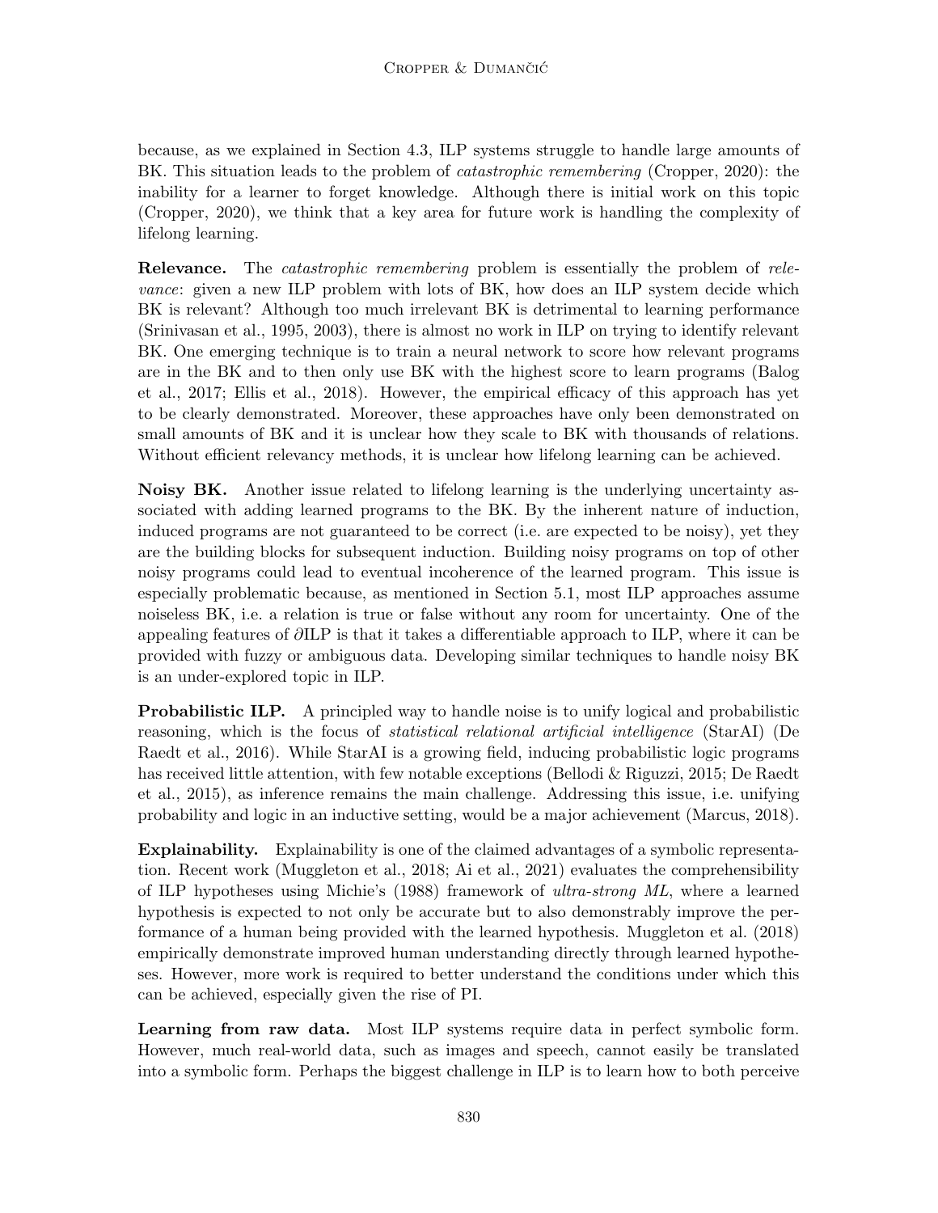because, as we explained in Section 4.3, ILP systems struggle to handle large amounts of BK. This situation leads to the problem of *catastrophic remembering* (Cropper, 2020): the inability for a learner to forget knowledge. Although there is initial work on this topic (Cropper, 2020), we think that a key area for future work is handling the complexity of lifelong learning.

**Relevance.** The *catastrophic remembering* problem is essentially the problem of *relevance*: given a new ILP problem with lots of BK, how does an ILP system decide which BK is relevant? Although too much irrelevant BK is detrimental to learning performance (Srinivasan et al., 1995, 2003), there is almost no work in ILP on trying to identify relevant BK. One emerging technique is to train a neural network to score how relevant programs are in the BK and to then only use BK with the highest score to learn programs (Balog et al., 2017; Ellis et al., 2018). However, the empirical efficacy of this approach has yet to be clearly demonstrated. Moreover, these approaches have only been demonstrated on small amounts of BK and it is unclear how they scale to BK with thousands of relations. Without efficient relevancy methods, it is unclear how lifelong learning can be achieved.

**Noisy BK.** Another issue related to lifelong learning is the underlying uncertainty associated with adding learned programs to the BK. By the inherent nature of induction, induced programs are not guaranteed to be correct (i.e. are expected to be noisy), yet they are the building blocks for subsequent induction. Building noisy programs on top of other noisy programs could lead to eventual incoherence of the learned program. This issue is especially problematic because, as mentioned in Section 5.1, most ILP approaches assume noiseless BK, i.e. a relation is true or false without any room for uncertainty. One of the appealing features of ∂ILP is that it takes a differentiable approach to ILP, where it can be provided with fuzzy or ambiguous data. Developing similar techniques to handle noisy BK is an under-explored topic in ILP.

**Probabilistic ILP.** A principled way to handle noise is to unify logical and probabilistic reasoning, which is the focus of *statistical relational artificial intelligence* (StarAI) (De Raedt et al., 2016). While StarAI is a growing field, inducing probabilistic logic programs has received little attention, with few notable exceptions (Bellodi & Riguzzi, 2015; De Raedt et al., 2015), as inference remains the main challenge. Addressing this issue, i.e. unifying probability and logic in an inductive setting, would be a major achievement (Marcus, 2018).

**Explainability.** Explainability is one of the claimed advantages of a symbolic representation. Recent work (Muggleton et al., 2018; Ai et al., 2021) evaluates the comprehensibility of ILP hypotheses using Michie's (1988) framework of *ultra-strong ML*, where a learned hypothesis is expected to not only be accurate but to also demonstrably improve the performance of a human being provided with the learned hypothesis. Muggleton et al. (2018) empirically demonstrate improved human understanding directly through learned hypotheses. However, more work is required to better understand the conditions under which this can be achieved, especially given the rise of PI.

**Learning from raw data.** Most ILP systems require data in perfect symbolic form. However, much real-world data, such as images and speech, cannot easily be translated into a symbolic form. Perhaps the biggest challenge in ILP is to learn how to both perceive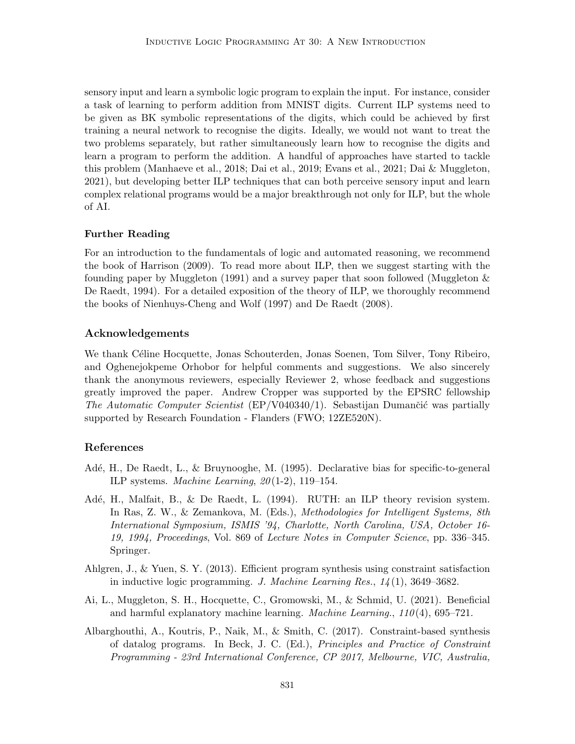sensory input and learn a symbolic logic program to explain the input. For instance, consider a task of learning to perform addition from MNIST digits. Current ILP systems need to be given as BK symbolic representations of the digits, which could be achieved by first training a neural network to recognise the digits. Ideally, we would not want to treat the two problems separately, but rather simultaneously learn how to recognise the digits and learn a program to perform the addition. A handful of approaches have started to tackle this problem (Manhaeve et al., 2018; Dai et al., 2019; Evans et al., 2021; Dai & Muggleton, 2021), but developing better ILP techniques that can both perceive sensory input and learn complex relational programs would be a major breakthrough not only for ILP, but the whole of AI.

### Further Reading

For an introduction to the fundamentals of logic and automated reasoning, we recommend the book of Harrison (2009). To read more about ILP, then we suggest starting with the founding paper by Muggleton (1991) and a survey paper that soon followed (Muggleton & De Raedt, 1994). For a detailed exposition of the theory of ILP, we thoroughly recommend the books of Nienhuys-Cheng and Wolf (1997) and De Raedt (2008).

## Acknowledgements

We thank Céline Hocquette, Jonas Schouterden, Jonas Soenen, Tom Silver, Tony Ribeiro, and Oghenejokpeme Orhobor for helpful comments and suggestions. We also sincerely thank the anonymous reviewers, especially Reviewer 2, whose feedback and suggestions greatly improved the paper. Andrew Cropper was supported by the EPSRC fellowship *The Automatic Computer Scientist* (EP/V040340/1). Sebastijan Dumančić was partially supported by Research Foundation - Flanders (FWO; 12ZE520N).

## References

Adé, H., De Raedt, L., & Bruynooghe, M. (1995). Declarative bias for specific-to-general ILP systems. *Machine Learning*, *20*(1-2), 119–154.

Adé, H., Malfait, B., & De Raedt, L. (1994). RUTH: an ILP theory revision system. In Ras, Z. W., & Zemankova, M. (Eds.), *Methodologies for Intelligent Systems, 8th International Symposium, ISMIS '94, Charlotte, North Carolina, USA, October 16-19, 1994, Proceedings*, Vol. 869 of *Lecture Notes in Computer Science*, pp. 336–345. Springer.

Ahlgren, J., & Yuen, S. Y. (2013). Efficient program synthesis using constraint satisfaction in inductive logic programming. *J. Machine Learning Res.*, *14*(1), 3649–3682.

Ai, L., Muggleton, S. H., Hocquette, C., Gromowski, M., & Schmid, U. (2021). Beneficial and harmful explanatory machine learning. *Machine Learning.*, *110*(4), 695–721.

Albarghouthi, A., Koutris, P., Naik, M., & Smith, C. (2017). Constraint-based synthesis of datalog programs. In Beck, J. C. (Ed.), *Principles and Practice of Constraint Programming - 23rd International Conference, CP 2017, Melbourne, VIC, Australia,*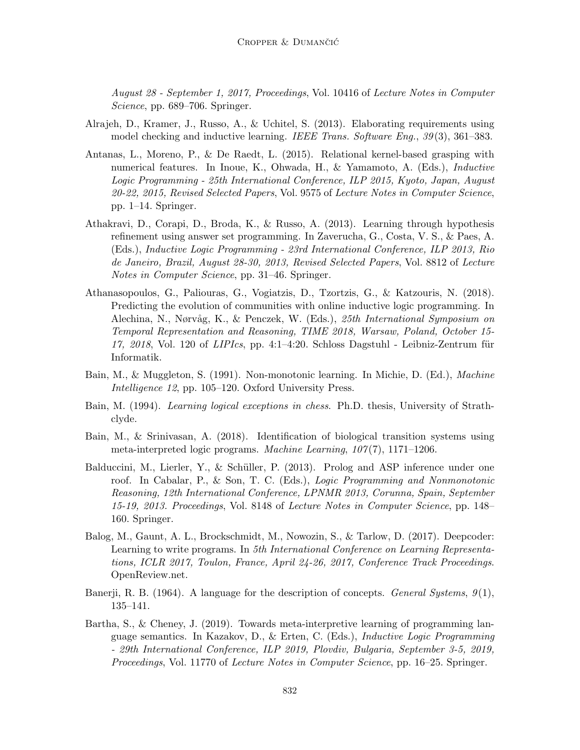*August 28 - September 1, 2017, Proceedings*, Vol. 10416 of *Lecture Notes in Computer Science*, pp. 689–706. Springer.

Alrajeh, D., Kramer, J., Russo, A., & Uchitel, S. (2013). Elaborating requirements using model checking and inductive learning. *IEEE Trans. Software Eng.*, *39*(3), 361–383.

Antanas, L., Moreno, P., & De Raedt, L. (2015). Relational kernel-based grasping with numerical features. In Inoue, K., Ohwada, H., & Yamamoto, A. (Eds.), *Inductive Logic Programming - 25th International Conference, ILP 2015, Kyoto, Japan, August 20-22, 2015, Revised Selected Papers*, Vol. 9575 of *Lecture Notes in Computer Science*, pp. 1–14. Springer.

Athakravi, D., Corapi, D., Broda, K., & Russo, A. (2013). Learning through hypothesis refinement using answer set programming. In Zaverucha, G., Costa, V. S., & Paes, A. (Eds.), *Inductive Logic Programming - 23rd International Conference, ILP 2013, Rio de Janeiro, Brazil, August 28-30, 2013, Revised Selected Papers*, Vol. 8812 of *Lecture Notes in Computer Science*, pp. 31–46. Springer.

Athanasopoulos, G., Paliouras, G., Vogiatzis, D., Tzortzis, G., & Katzouris, N. (2018). Predicting the evolution of communities with online inductive logic programming. In Alechina, N., Nørvåg, K., & Penczek, W. (Eds.), *25th International Symposium on Temporal Representation and Reasoning, TIME 2018, Warsaw, Poland, October 15-17, 2018*, Vol. 120 of *LIPIcs*, pp. 4:1–4:20. Schloss Dagstuhl - Leibniz-Zentrum für Informatik.

Bain, M., & Muggleton, S. (1991). Non-monotonic learning. In Michie, D. (Ed.), *Machine Intelligence 12*, pp. 105–120. Oxford University Press.

Bain, M. (1994). *Learning logical exceptions in chess*. Ph.D. thesis, University of Strathclyde.

Bain, M., & Srinivasan, A. (2018). Identification of biological transition systems using meta-interpreted logic programs. *Machine Learning*, *107*(7), 1171–1206.

Balduccini, M., Lierler, Y., & Schüller, P. (2013). Prolog and ASP inference under one roof. In Cabalar, P., & Son, T. C. (Eds.), *Logic Programming and Nonmonotonic Reasoning, 12th International Conference, LPNMR 2013, Corunna, Spain, September 15-19, 2013. Proceedings*, Vol. 8148 of *Lecture Notes in Computer Science*, pp. 148–160. Springer.

Balog, M., Gaunt, A. L., Brockschmidt, M., Nowozin, S., & Tarlow, D. (2017). Deepcoder: Learning to write programs. In *5th International Conference on Learning Representations, ICLR 2017, Toulon, France, April 24-26, 2017, Conference Track Proceedings*. OpenReview.net.

Banerji, R. B. (1964). A language for the description of concepts. *General Systems*, *9*(1), 135–141.

Bartha, S., & Cheney, J. (2019). Towards meta-interpretive learning of programming language semantics. In Kazakov, D., & Erten, C. (Eds.), *Inductive Logic Programming - 29th International Conference, ILP 2019, Plovdiv, Bulgaria, September 3-5, 2019, Proceedings*, Vol. 11770 of *Lecture Notes in Computer Science*, pp. 16–25. Springer.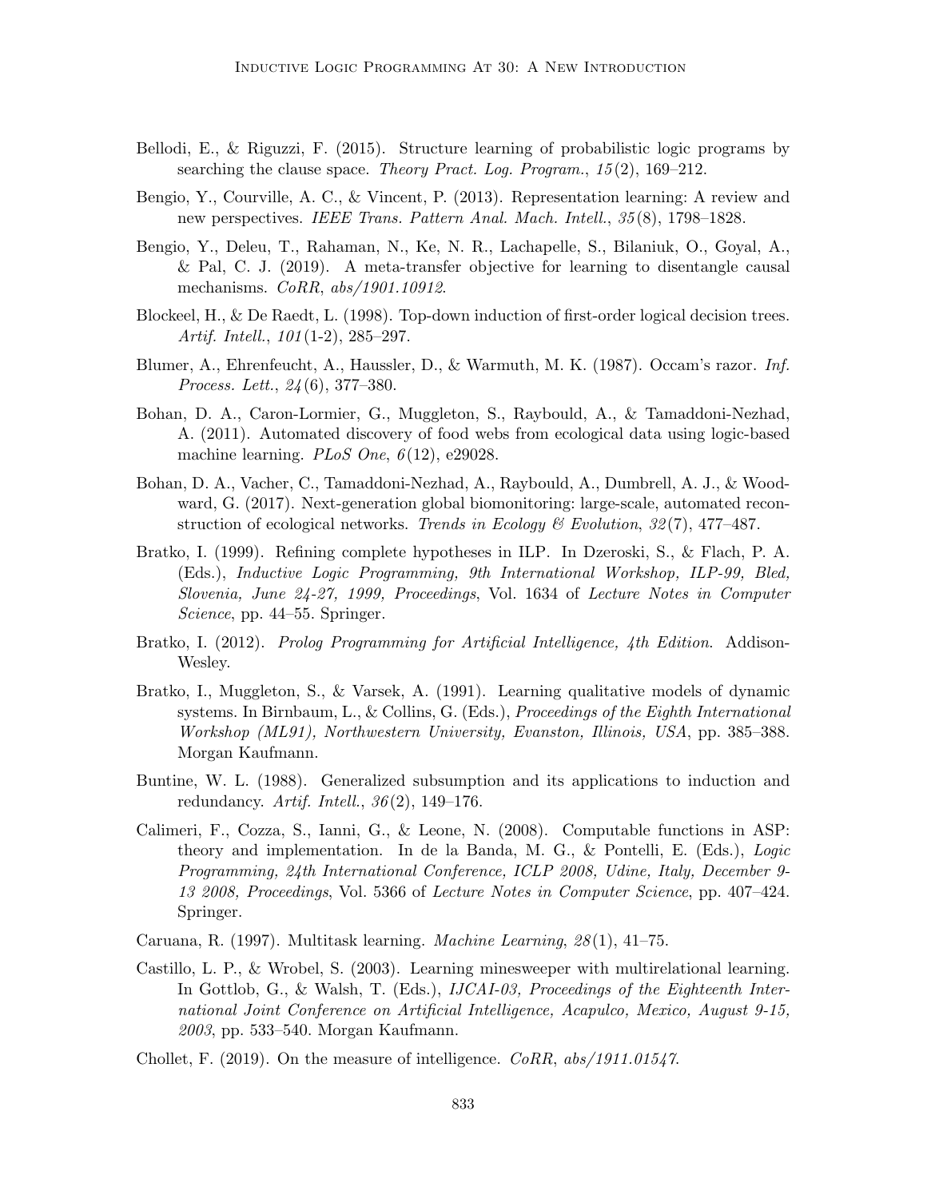Bellodi, E., & Riguzzi, F. (2015). Structure learning of probabilistic logic programs by searching the clause space. *Theory Pract. Log. Program.*, *15*(2), 169–212.

Bengio, Y., Courville, A. C., & Vincent, P. (2013). Representation learning: A review and new perspectives. *IEEE Trans. Pattern Anal. Mach. Intell.*, *35*(8), 1798–1828.

Bengio, Y., Deleu, T., Rahaman, N., Ke, N. R., Lachapelle, S., Bilaniuk, O., Goyal, A., & Pal, C. J. (2019). A meta-transfer objective for learning to disentangle causal mechanisms. *CoRR*, *abs/1901.10912*.

Blockeel, H., & De Raedt, L. (1998). Top-down induction of first-order logical decision trees. *Artif. Intell.*, *101*(1-2), 285–297.

Blumer, A., Ehrenfeucht, A., Haussler, D., & Warmuth, M. K. (1987). Occam's razor. *Inf. Process. Lett.*, *24*(6), 377–380.

Bohan, D. A., Caron-Lormier, G., Muggleton, S., Raybould, A., & Tamaddoni-Nezhad, A. (2011). Automated discovery of food webs from ecological data using logic-based machine learning. *PLoS One*, *6*(12), e29028.

Bohan, D. A., Vacher, C., Tamaddoni-Nezhad, A., Raybould, A., Dumbrell, A. J., & Woodward, G. (2017). Next-generation global biomonitoring: large-scale, automated reconstruction of ecological networks. *Trends in Ecology & Evolution*, *32*(7), 477–487.

Bratko, I. (1999). Refining complete hypotheses in ILP. In Dzeroski, S., & Flach, P. A. (Eds.), *Inductive Logic Programming, 9th International Workshop, ILP-99, Bled, Slovenia, June 24-27, 1999, Proceedings*, Vol. 1634 of *Lecture Notes in Computer Science*, pp. 44–55. Springer.

Bratko, I. (2012). *Prolog Programming for Artificial Intelligence, 4th Edition*. Addison-Wesley.

Bratko, I., Muggleton, S., & Varsek, A. (1991). Learning qualitative models of dynamic systems. In Birnbaum, L., & Collins, G. (Eds.), *Proceedings of the Eighth International Workshop (ML91), Northwestern University, Evanston, Illinois, USA*, pp. 385–388. Morgan Kaufmann.

Buntine, W. L. (1988). Generalized subsumption and its applications to induction and redundancy. *Artif. Intell.*, *36*(2), 149–176.

Calimeri, F., Cozza, S., Ianni, G., & Leone, N. (2008). Computable functions in ASP: theory and implementation. In de la Banda, M. G., & Pontelli, E. (Eds.), *Logic Programming, 24th International Conference, ICLP 2008, Udine, Italy, December 9-13 2008, Proceedings*, Vol. 5366 of *Lecture Notes in Computer Science*, pp. 407–424. Springer.

Caruana, R. (1997). Multitask learning. *Machine Learning*, *28*(1), 41–75.

Castillo, L. P., & Wrobel, S. (2003). Learning minesweeper with multirelational learning. In Gottlob, G., & Walsh, T. (Eds.), *IJCAI-03, Proceedings of the Eighteenth International Joint Conference on Artificial Intelligence, Acapulco, Mexico, August 9-15, 2003*, pp. 533–540. Morgan Kaufmann.

Chollet, F. (2019). On the measure of intelligence. *CoRR*, *abs/1911.01547*.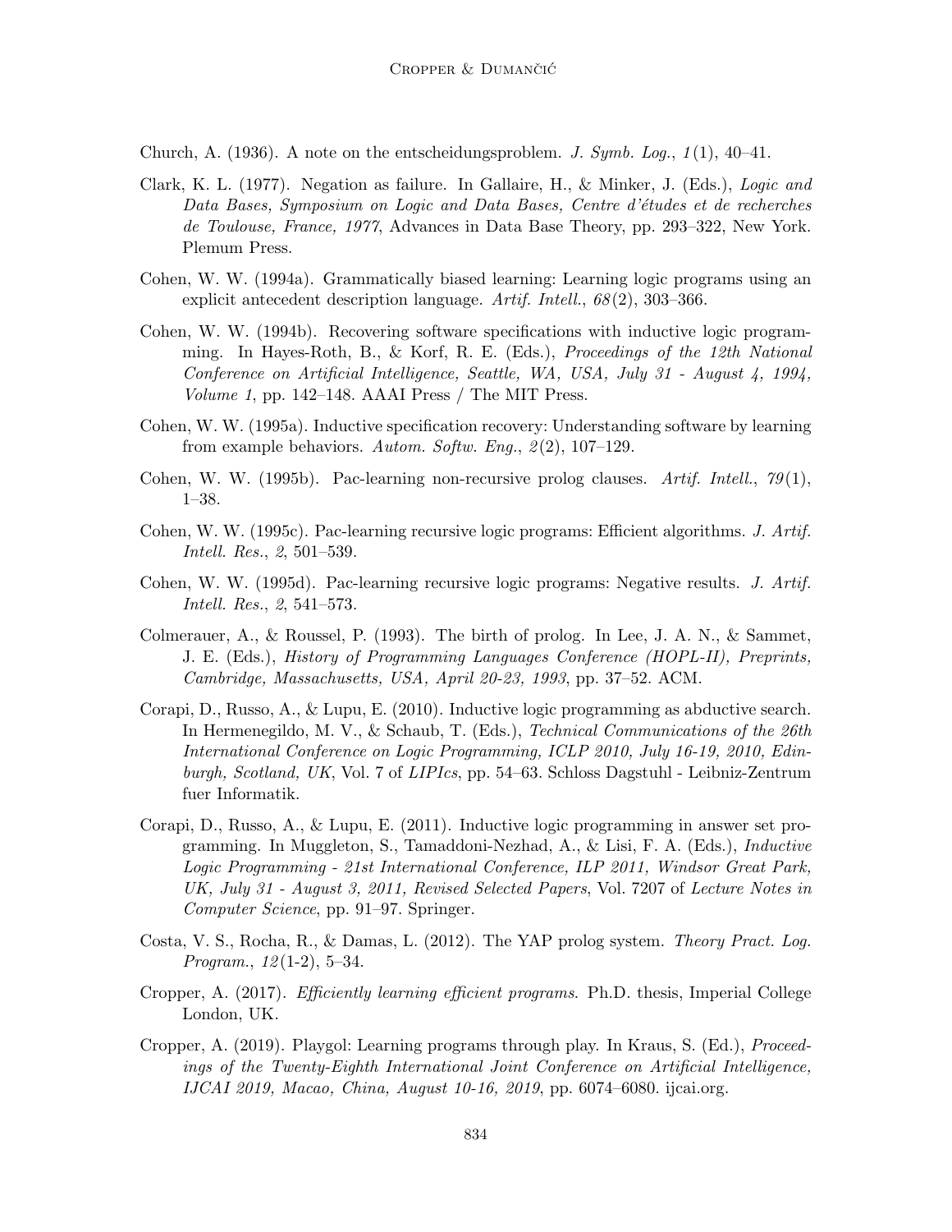Church, A. (1936). A note on the entscheidungsproblem. *J. Symb. Log.*, *1*(1), 40–41.

Clark, K. L. (1977). Negation as failure. In Gallaire, H., & Minker, J. (Eds.), *Logic and Data Bases, Symposium on Logic and Data Bases, Centre d'études et de recherches de Toulouse, France, 1977*, Advances in Data Base Theory, pp. 293–322, New York. Plemum Press.

Cohen, W. W. (1994a). Grammatically biased learning: Learning logic programs using an explicit antecedent description language. *Artif. Intell.*, *68*(2), 303–366.

Cohen, W. W. (1994b). Recovering software specifications with inductive logic programming. In Hayes-Roth, B., & Korf, R. E. (Eds.), *Proceedings of the 12th National Conference on Artificial Intelligence, Seattle, WA, USA, July 31 - August 4, 1994, Volume 1*, pp. 142–148. AAAI Press / The MIT Press.

Cohen, W. W. (1995a). Inductive specification recovery: Understanding software by learning from example behaviors. *Autom. Softw. Eng.*, *2*(2), 107–129.

Cohen, W. W. (1995b). Pac-learning non-recursive prolog clauses. *Artif. Intell.*, *79*(1), 1–38.

Cohen, W. W. (1995c). Pac-learning recursive logic programs: Efficient algorithms. *J. Artif. Intell. Res.*, *2*, 501–539.

Cohen, W. W. (1995d). Pac-learning recursive logic programs: Negative results. *J. Artif. Intell. Res.*, *2*, 541–573.

Colmerauer, A., & Roussel, P. (1993). The birth of prolog. In Lee, J. A. N., & Sammet, J. E. (Eds.), *History of Programming Languages Conference (HOPL-II), Preprints, Cambridge, Massachusetts, USA, April 20-23, 1993*, pp. 37–52. ACM.

Corapi, D., Russo, A., & Lupu, E. (2010). Inductive logic programming as abductive search. In Hermenegildo, M. V., & Schaub, T. (Eds.), *Technical Communications of the 26th International Conference on Logic Programming, ICLP 2010, July 16-19, 2010, Edinburgh, Scotland, UK*, Vol. 7 of *LIPIcs*, pp. 54–63. Schloss Dagstuhl - Leibniz-Zentrum fuer Informatik.

Corapi, D., Russo, A., & Lupu, E. (2011). Inductive logic programming in answer set programming. In Muggleton, S., Tamaddoni-Nezhad, A., & Lisi, F. A. (Eds.), *Inductive Logic Programming - 21st International Conference, ILP 2011, Windsor Great Park, UK, July 31 - August 3, 2011, Revised Selected Papers*, Vol. 7207 of *Lecture Notes in Computer Science*, pp. 91–97. Springer.

Costa, V. S., Rocha, R., & Damas, L. (2012). The YAP prolog system. *Theory Pract. Log. Program.*, *12*(1-2), 5–34.

Cropper, A. (2017). *Efficiently learning efficient programs*. Ph.D. thesis, Imperial College London, UK.

Cropper, A. (2019). Playgol: Learning programs through play. In Kraus, S. (Ed.), *Proceedings of the Twenty-Eighth International Joint Conference on Artificial Intelligence, IJCAI 2019, Macao, China, August 10-16, 2019*, pp. 6074–6080. ijcai.org.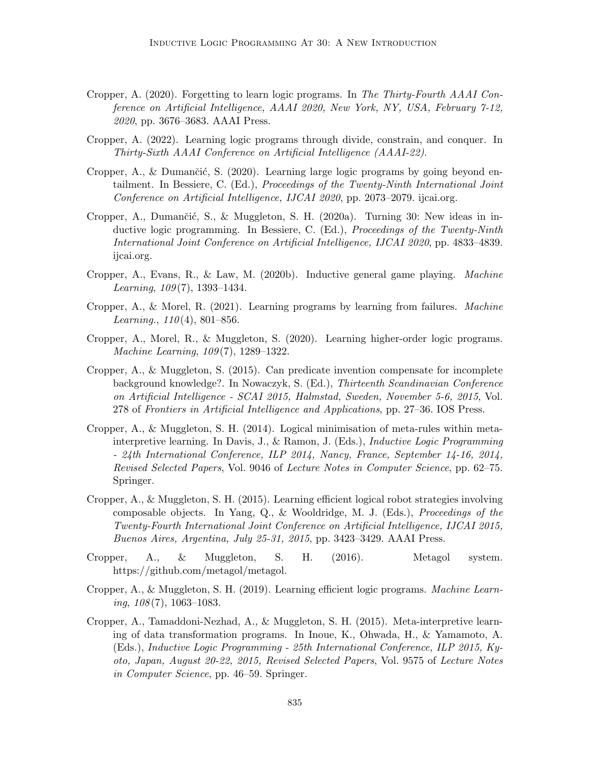Cropper, A. (2020). Forgetting to learn logic programs. In *The Thirty-Fourth AAAI Conference on Artificial Intelligence, AAAI 2020, New York, NY, USA, February 7-12, 2020*, pp. 3676–3683. AAAI Press.

Cropper, A. (2022). Learning logic programs through divide, constrain, and conquer. In *Thirty-Sixth AAAI Conference on Artificial Intelligence (AAAI-22)*.

Cropper, A., & Dumančić, S. (2020). Learning large logic programs by going beyond entailment. In Bessiere, C. (Ed.), *Proceedings of the Twenty-Ninth International Joint Conference on Artificial Intelligence, IJCAI 2020*, pp. 2073–2079. ijcai.org.

Cropper, A., Dumančić, S., & Muggleton, S. H. (2020a). Turning 30: New ideas in inductive logic programming. In Bessiere, C. (Ed.), *Proceedings of the Twenty-Ninth International Joint Conference on Artificial Intelligence, IJCAI 2020*, pp. 4833–4839. ijcai.org.

Cropper, A., Evans, R., & Law, M. (2020b). Inductive general game playing. *Machine Learning*, *109*(7), 1393–1434.

Cropper, A., & Morel, R. (2021). Learning programs by learning from failures. *Machine Learning.*, *110*(4), 801–856.

Cropper, A., Morel, R., & Muggleton, S. (2020). Learning higher-order logic programs. *Machine Learning*, *109*(7), 1289–1322.

Cropper, A., & Muggleton, S. (2015). Can predicate invention compensate for incomplete background knowledge?. In Nowaczyk, S. (Ed.), *Thirteenth Scandinavian Conference on Artificial Intelligence - SCAI 2015, Halmstad, Sweden, November 5-6, 2015*, Vol. 278 of *Frontiers in Artificial Intelligence and Applications*, pp. 27–36. IOS Press.

Cropper, A., & Muggleton, S. H. (2014). Logical minimisation of meta-rules within meta-interpretive learning. In Davis, J., & Ramon, J. (Eds.), *Inductive Logic Programming - 24th International Conference, ILP 2014, Nancy, France, September 14-16, 2014, Revised Selected Papers*, Vol. 9046 of *Lecture Notes in Computer Science*, pp. 62–75. Springer.

Cropper, A., & Muggleton, S. H. (2015). Learning efficient logical robot strategies involving composable objects. In Yang, Q., & Wooldridge, M. J. (Eds.), *Proceedings of the Twenty-Fourth International Joint Conference on Artificial Intelligence, IJCAI 2015, Buenos Aires, Argentina, July 25-31, 2015*, pp. 3423–3429. AAAI Press.

Cropper, A., & Muggleton, S. H. (2016). Metagol system. https://github.com/metagol/metagol.

Cropper, A., & Muggleton, S. H. (2019). Learning efficient logic programs. *Machine Learning*, *108*(7), 1063–1083.

Cropper, A., Tamaddoni-Nezhad, A., & Muggleton, S. H. (2015). Meta-interpretive learning of data transformation programs. In Inoue, K., Ohwada, H., & Yamamoto, A. (Eds.), *Inductive Logic Programming - 25th International Conference, ILP 2015, Kyoto, Japan, August 20-22, 2015, Revised Selected Papers*, Vol. 9575 of *Lecture Notes in Computer Science*, pp. 46–59. Springer.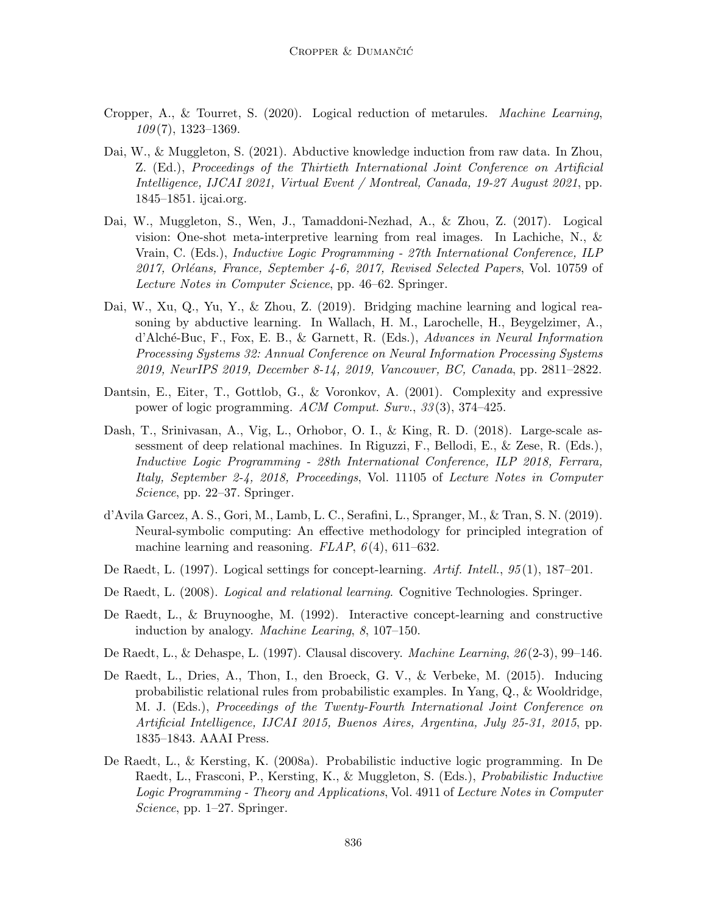Cropper, A., & Tourret, S. (2020). Logical reduction of metarules. *Machine Learning*, *109*(7), 1323–1369.

Dai, W., & Muggleton, S. (2021). Abductive knowledge induction from raw data. In Zhou, Z. (Ed.), *Proceedings of the Thirtieth International Joint Conference on Artificial Intelligence, IJCAI 2021, Virtual Event / Montreal, Canada, 19-27 August 2021*, pp. 1845–1851. ijcai.org.

Dai, W., Muggleton, S., Wen, J., Tamaddoni-Nezhad, A., & Zhou, Z. (2017). Logical vision: One-shot meta-interpretive learning from real images. In Lachiche, N., & Vrain, C. (Eds.), *Inductive Logic Programming - 27th International Conference, ILP 2017, Orléans, France, September 4-6, 2017, Revised Selected Papers*, Vol. 10759 of *Lecture Notes in Computer Science*, pp. 46–62. Springer.

Dai, W., Xu, Q., Yu, Y., & Zhou, Z. (2019). Bridging machine learning and logical reasoning by abductive learning. In Wallach, H. M., Larochelle, H., Beygelzimer, A., d'Alché-Buc, F., Fox, E. B., & Garnett, R. (Eds.), *Advances in Neural Information Processing Systems 32: Annual Conference on Neural Information Processing Systems 2019, NeurIPS 2019, December 8-14, 2019, Vancouver, BC, Canada*, pp. 2811–2822.

Dantsin, E., Eiter, T., Gottlob, G., & Voronkov, A. (2001). Complexity and expressive power of logic programming. *ACM Comput. Surv.*, *33*(3), 374–425.

Dash, T., Srinivasan, A., Vig, L., Orhobor, O. I., & King, R. D. (2018). Large-scale assessment of deep relational machines. In Riguzzi, F., Bellodi, E., & Zese, R. (Eds.), *Inductive Logic Programming - 28th International Conference, ILP 2018, Ferrara, Italy, September 2-4, 2018, Proceedings*, Vol. 11105 of *Lecture Notes in Computer Science*, pp. 22–37. Springer.

d'Avila Garcez, A. S., Gori, M., Lamb, L. C., Serafini, L., Spranger, M., & Tran, S. N. (2019). Neural-symbolic computing: An effective methodology for principled integration of machine learning and reasoning. *FLAP*, *6*(4), 611–632.

De Raedt, L. (1997). Logical settings for concept-learning. *Artif. Intell.*, *95*(1), 187–201.

De Raedt, L. (2008). *Logical and relational learning*. Cognitive Technologies. Springer.

De Raedt, L., & Bruynooghe, M. (1992). Interactive concept-learning and constructive induction by analogy. *Machine Learing*, *8*, 107–150.

De Raedt, L., & Dehaspe, L. (1997). Clausal discovery. *Machine Learning*, *26*(2-3), 99–146.

De Raedt, L., Dries, A., Thon, I., den Broeck, G. V., & Verbeke, M. (2015). Inducing probabilistic relational rules from probabilistic examples. In Yang, Q., & Wooldridge, M. J. (Eds.), *Proceedings of the Twenty-Fourth International Joint Conference on Artificial Intelligence, IJCAI 2015, Buenos Aires, Argentina, July 25-31, 2015*, pp. 1835–1843. AAAI Press.

De Raedt, L., & Kersting, K. (2008a). Probabilistic inductive logic programming. In De Raedt, L., Frasconi, P., Kersting, K., & Muggleton, S. (Eds.), *Probabilistic Inductive Logic Programming - Theory and Applications*, Vol. 4911 of *Lecture Notes in Computer Science*, pp. 1–27. Springer.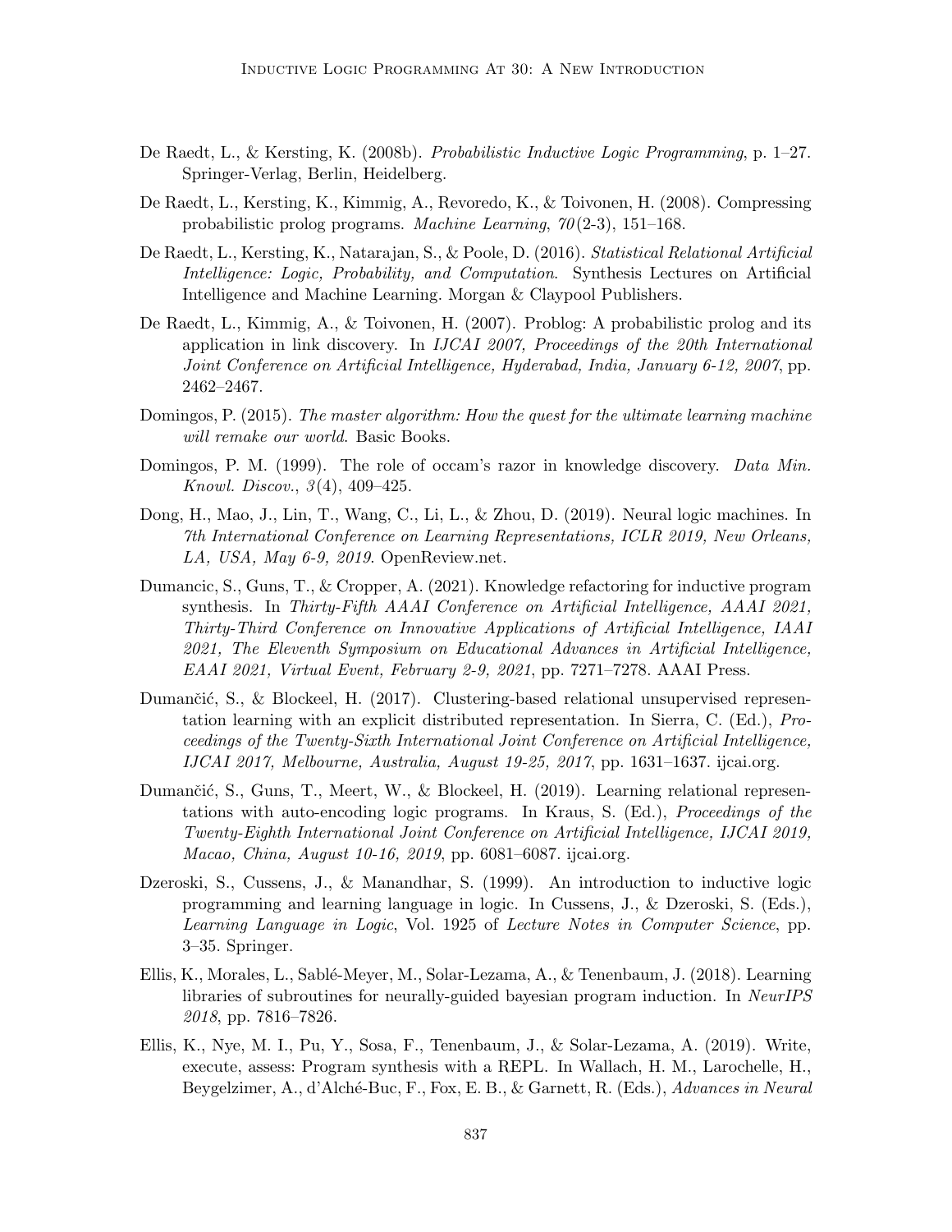De Raedt, L., & Kersting, K. (2008b). *Probabilistic Inductive Logic Programming*, p. 1–27. Springer-Verlag, Berlin, Heidelberg.

De Raedt, L., Kersting, K., Kimmig, A., Revoredo, K., & Toivonen, H. (2008). Compressing probabilistic prolog programs. *Machine Learning*, *70*(2-3), 151–168.

De Raedt, L., Kersting, K., Natarajan, S., & Poole, D. (2016). *Statistical Relational Artificial Intelligence: Logic, Probability, and Computation*. Synthesis Lectures on Artificial Intelligence and Machine Learning. Morgan & Claypool Publishers.

De Raedt, L., Kimmig, A., & Toivonen, H. (2007). Problog: A probabilistic prolog and its application in link discovery. In *IJCAI 2007, Proceedings of the 20th International Joint Conference on Artificial Intelligence, Hyderabad, India, January 6-12, 2007*, pp. 2462–2467.

Domingos, P. (2015). *The master algorithm: How the quest for the ultimate learning machine will remake our world*. Basic Books.

Domingos, P. M. (1999). The role of occam's razor in knowledge discovery. *Data Min. Knowl. Discov.*, *3*(4), 409–425.

Dong, H., Mao, J., Lin, T., Wang, C., Li, L., & Zhou, D. (2019). Neural logic machines. In *7th International Conference on Learning Representations, ICLR 2019, New Orleans, LA, USA, May 6-9, 2019*. OpenReview.net.

Dumancic, S., Guns, T., & Cropper, A. (2021). Knowledge refactoring for inductive program synthesis. In *Thirty-Fifth AAAI Conference on Artificial Intelligence, AAAI 2021, Thirty-Third Conference on Innovative Applications of Artificial Intelligence, IAAI 2021, The Eleventh Symposium on Educational Advances in Artificial Intelligence, EAAI 2021, Virtual Event, February 2-9, 2021*, pp. 7271–7278. AAAI Press.

Dumančić, S., & Blockeel, H. (2017). Clustering-based relational unsupervised representation learning with an explicit distributed representation. In Sierra, C. (Ed.), *Proceedings of the Twenty-Sixth International Joint Conference on Artificial Intelligence, IJCAI 2017, Melbourne, Australia, August 19-25, 2017*, pp. 1631–1637. ijcai.org.

Dumančić, S., Guns, T., Meert, W., & Blockeel, H. (2019). Learning relational representations with auto-encoding logic programs. In Kraus, S. (Ed.), *Proceedings of the Twenty-Eighth International Joint Conference on Artificial Intelligence, IJCAI 2019, Macao, China, August 10-16, 2019*, pp. 6081–6087. ijcai.org.

Dzeroski, S., Cussens, J., & Manandhar, S. (1999). An introduction to inductive logic programming and learning language in logic. In Cussens, J., & Dzeroski, S. (Eds.), *Learning Language in Logic*, Vol. 1925 of *Lecture Notes in Computer Science*, pp. 3–35. Springer.

Ellis, K., Morales, L., Sablé-Meyer, M., Solar-Lezama, A., & Tenenbaum, J. (2018). Learning libraries of subroutines for neurally-guided bayesian program induction. In *NeurIPS 2018*, pp. 7816–7826.

Ellis, K., Nye, M. I., Pu, Y., Sosa, F., Tenenbaum, J., & Solar-Lezama, A. (2019). Write, execute, assess: Program synthesis with a REPL. In Wallach, H. M., Larochelle, H., Beygelzimer, A., d'Alché-Buc, F., Fox, E. B., & Garnett, R. (Eds.), *Advances in Neural*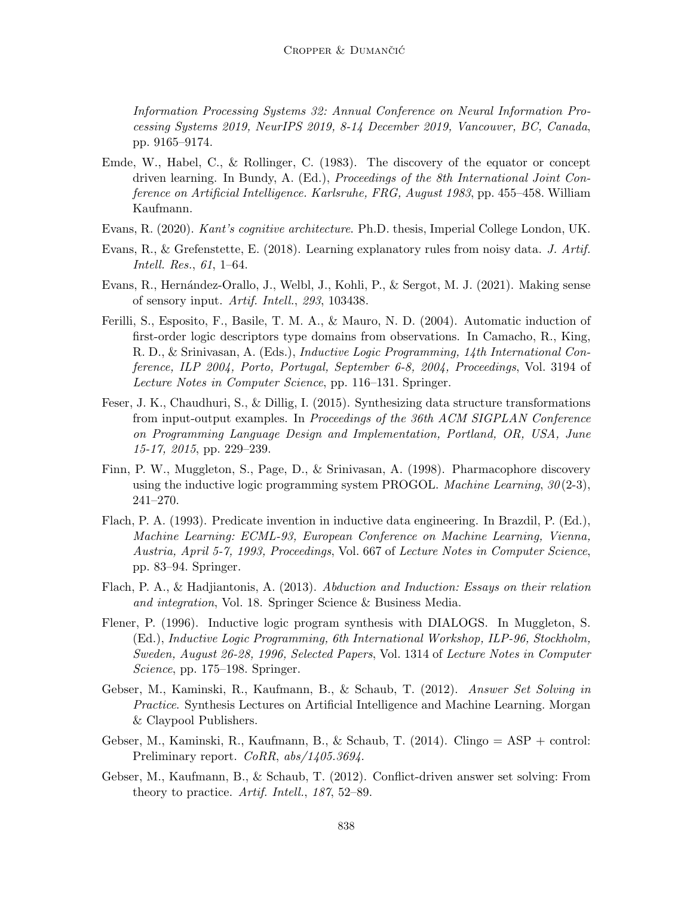*Information Processing Systems 32: Annual Conference on Neural Information Processing Systems 2019, NeurIPS 2019, 8-14 December 2019, Vancouver, BC, Canada*, pp. 9165–9174.

Emde, W., Habel, C., & Rollinger, C. (1983). The discovery of the equator or concept driven learning. In Bundy, A. (Ed.), *Proceedings of the 8th International Joint Conference on Artificial Intelligence. Karlsruhe, FRG, August 1983*, pp. 455–458. William Kaufmann.

Evans, R. (2020). *Kant's cognitive architecture*. Ph.D. thesis, Imperial College London, UK.

Evans, R., & Grefenstette, E. (2018). Learning explanatory rules from noisy data. *J. Artif. Intell. Res.*, *61*, 1–64.

Evans, R., Hernández-Orallo, J., Welbl, J., Kohli, P., & Sergot, M. J. (2021). Making sense of sensory input. *Artif. Intell.*, *293*, 103438.

Ferilli, S., Esposito, F., Basile, T. M. A., & Mauro, N. D. (2004). Automatic induction of first-order logic descriptors type domains from observations. In Camacho, R., King, R. D., & Srinivasan, A. (Eds.), *Inductive Logic Programming, 14th International Conference, ILP 2004, Porto, Portugal, September 6-8, 2004, Proceedings*, Vol. 3194 of *Lecture Notes in Computer Science*, pp. 116–131. Springer.

Feser, J. K., Chaudhuri, S., & Dillig, I. (2015). Synthesizing data structure transformations from input-output examples. In *Proceedings of the 36th ACM SIGPLAN Conference on Programming Language Design and Implementation, Portland, OR, USA, June 15-17, 2015*, pp. 229–239.

Finn, P. W., Muggleton, S., Page, D., & Srinivasan, A. (1998). Pharmacophore discovery using the inductive logic programming system PROGOL. *Machine Learning*, *30*(2-3), 241–270.

Flach, P. A. (1993). Predicate invention in inductive data engineering. In Brazdil, P. (Ed.), *Machine Learning: ECML-93, European Conference on Machine Learning, Vienna, Austria, April 5-7, 1993, Proceedings*, Vol. 667 of *Lecture Notes in Computer Science*, pp. 83–94. Springer.

Flach, P. A., & Hadjiantonis, A. (2013). *Abduction and Induction: Essays on their relation and integration*, Vol. 18. Springer Science & Business Media.

Flener, P. (1996). Inductive logic program synthesis with DIALOGS. In Muggleton, S. (Ed.), *Inductive Logic Programming, 6th International Workshop, ILP-96, Stockholm, Sweden, August 26-28, 1996, Selected Papers*, Vol. 1314 of *Lecture Notes in Computer Science*, pp. 175–198. Springer.

Gebser, M., Kaminski, R., Kaufmann, B., & Schaub, T. (2012). *Answer Set Solving in Practice*. Synthesis Lectures on Artificial Intelligence and Machine Learning. Morgan & Claypool Publishers.

Gebser, M., Kaminski, R., Kaufmann, B., & Schaub, T. (2014). Clingo = ASP + control: Preliminary report. *CoRR*, *abs/1405.3694*.

Gebser, M., Kaufmann, B., & Schaub, T. (2012). Conflict-driven answer set solving: From theory to practice. *Artif. Intell.*, *187*, 52–89.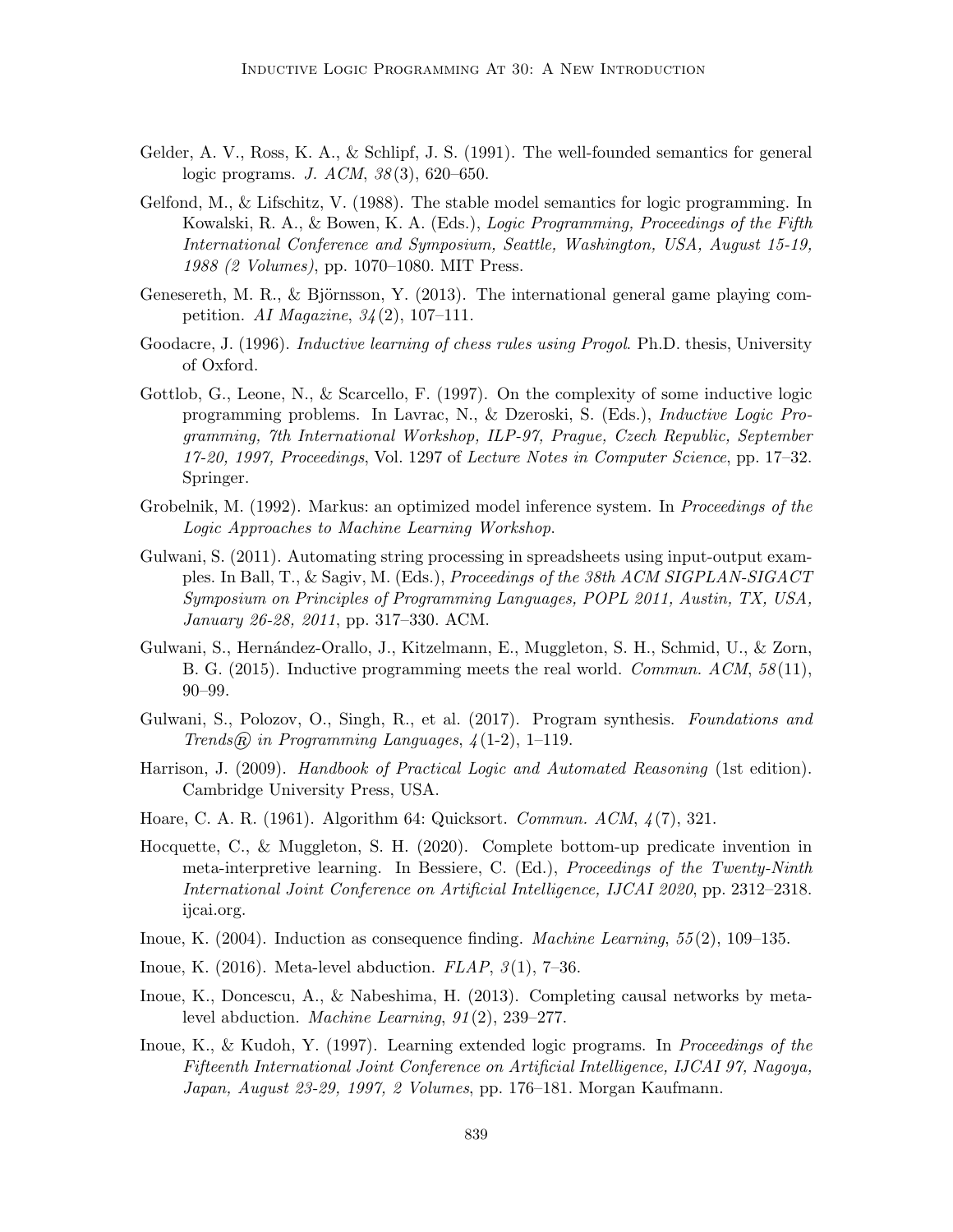Gelder, A. V., Ross, K. A., & Schlipf, J. S. (1991). The well-founded semantics for general logic programs. *J. ACM*, *38*(3), 620–650.

Gelfond, M., & Lifschitz, V. (1988). The stable model semantics for logic programming. In Kowalski, R. A., & Bowen, K. A. (Eds.), *Logic Programming, Proceedings of the Fifth International Conference and Symposium, Seattle, Washington, USA, August 15-19, 1988 (2 Volumes)*, pp. 1070–1080. MIT Press.

Genesereth, M. R., & Björnsson, Y. (2013). The international general game playing competition. *AI Magazine*, *34*(2), 107–111.

Goodacre, J. (1996). *Inductive learning of chess rules using Progol*. Ph.D. thesis, University of Oxford.

Gottlob, G., Leone, N., & Scarcello, F. (1997). On the complexity of some inductive logic programming problems. In Lavrac, N., & Dzeroski, S. (Eds.), *Inductive Logic Programming, 7th International Workshop, ILP-97, Prague, Czech Republic, September 17-20, 1997, Proceedings*, Vol. 1297 of *Lecture Notes in Computer Science*, pp. 17–32. Springer.

Grobelnik, M. (1992). Markus: an optimized model inference system. In *Proceedings of the Logic Approaches to Machine Learning Workshop*.

Gulwani, S. (2011). Automating string processing in spreadsheets using input-output examples. In Ball, T., & Sagiv, M. (Eds.), *Proceedings of the 38th ACM SIGPLAN-SIGACT Symposium on Principles of Programming Languages, POPL 2011, Austin, TX, USA, January 26-28, 2011*, pp. 317–330. ACM.

Gulwani, S., Hernández-Orallo, J., Kitzelmann, E., Muggleton, S. H., Schmid, U., & Zorn, B. G. (2015). Inductive programming meets the real world. *Commun. ACM*, *58*(11), 90–99.

Gulwani, S., Polozov, O., Singh, R., et al. (2017). Program synthesis. *Foundations and Trends® in Programming Languages*, *4*(1-2), 1–119.

Harrison, J. (2009). *Handbook of Practical Logic and Automated Reasoning* (1st edition). Cambridge University Press, USA.

Hoare, C. A. R. (1961). Algorithm 64: Quicksort. *Commun. ACM*, *4*(7), 321.

Hocquette, C., & Muggleton, S. H. (2020). Complete bottom-up predicate invention in meta-interpretive learning. In Bessiere, C. (Ed.), *Proceedings of the Twenty-Ninth International Joint Conference on Artificial Intelligence, IJCAI 2020*, pp. 2312–2318. ijcai.org.

Inoue, K. (2004). Induction as consequence finding. *Machine Learning*, *55*(2), 109–135.

Inoue, K. (2016). Meta-level abduction. *FLAP*, *3*(1), 7–36.

Inoue, K., Doncescu, A., & Nabeshima, H. (2013). Completing causal networks by meta-level abduction. *Machine Learning*, *91*(2), 239–277.

Inoue, K., & Kudoh, Y. (1997). Learning extended logic programs. In *Proceedings of the Fifteenth International Joint Conference on Artificial Intelligence, IJCAI 97, Nagoya, Japan, August 23-29, 1997, 2 Volumes*, pp. 176–181. Morgan Kaufmann.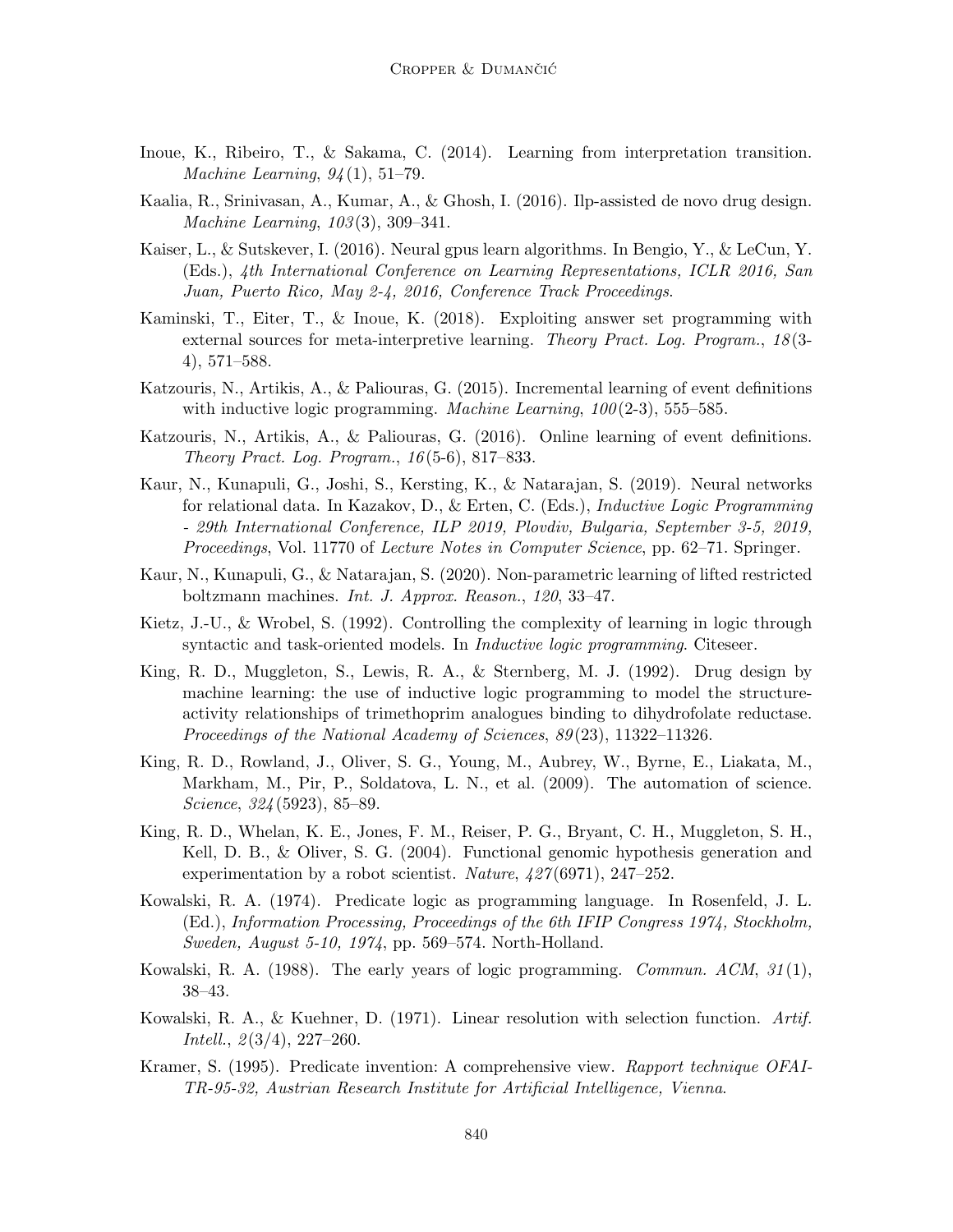Inoue, K., Ribeiro, T., & Sakama, C. (2014). Learning from interpretation transition. *Machine Learning*, *94*(1), 51–79.

Kaalia, R., Srinivasan, A., Kumar, A., & Ghosh, I. (2016). Ilp-assisted de novo drug design. *Machine Learning*, *103*(3), 309–341.

Kaiser, L., & Sutskever, I. (2016). Neural gpus learn algorithms. In Bengio, Y., & LeCun, Y. (Eds.), *4th International Conference on Learning Representations, ICLR 2016, San Juan, Puerto Rico, May 2-4, 2016, Conference Track Proceedings*.

Kaminski, T., Eiter, T., & Inoue, K. (2018). Exploiting answer set programming with external sources for meta-interpretive learning. *Theory Pract. Log. Program.*, *18*(3-4), 571–588.

Katzouris, N., Artikis, A., & Paliouras, G. (2015). Incremental learning of event definitions with inductive logic programming. *Machine Learning*, *100*(2-3), 555–585.

Katzouris, N., Artikis, A., & Paliouras, G. (2016). Online learning of event definitions. *Theory Pract. Log. Program.*, *16*(5-6), 817–833.

Kaur, N., Kunapuli, G., Joshi, S., Kersting, K., & Natarajan, S. (2019). Neural networks for relational data. In Kazakov, D., & Erten, C. (Eds.), *Inductive Logic Programming - 29th International Conference, ILP 2019, Plovdiv, Bulgaria, September 3-5, 2019, Proceedings*, Vol. 11770 of *Lecture Notes in Computer Science*, pp. 62–71. Springer.

Kaur, N., Kunapuli, G., & Natarajan, S. (2020). Non-parametric learning of lifted restricted boltzmann machines. *Int. J. Approx. Reason.*, *120*, 33–47.

Kietz, J.-U., & Wrobel, S. (1992). Controlling the complexity of learning in logic through syntactic and task-oriented models. In *Inductive logic programming*. Citeseer.

King, R. D., Muggleton, S., Lewis, R. A., & Sternberg, M. J. (1992). Drug design by machine learning: the use of inductive logic programming to model the structure-activity relationships of trimethoprim analogues binding to dihydrofolate reductase. *Proceedings of the National Academy of Sciences*, *89*(23), 11322–11326.

King, R. D., Rowland, J., Oliver, S. G., Young, M., Aubrey, W., Byrne, E., Liakata, M., Markham, M., Pir, P., Soldatova, L. N., et al. (2009). The automation of science. *Science*, *324*(5923), 85–89.

King, R. D., Whelan, K. E., Jones, F. M., Reiser, P. G., Bryant, C. H., Muggleton, S. H., Kell, D. B., & Oliver, S. G. (2004). Functional genomic hypothesis generation and experimentation by a robot scientist. *Nature*, *427*(6971), 247–252.

Kowalski, R. A. (1974). Predicate logic as programming language. In Rosenfeld, J. L. (Ed.), *Information Processing, Proceedings of the 6th IFIP Congress 1974, Stockholm, Sweden, August 5-10, 1974*, pp. 569–574. North-Holland.

Kowalski, R. A. (1988). The early years of logic programming. *Commun. ACM*, *31*(1), 38–43.

Kowalski, R. A., & Kuehner, D. (1971). Linear resolution with selection function. *Artif. Intell.*, *2*(3/4), 227–260.

Kramer, S. (1995). Predicate invention: A comprehensive view. *Rapport technique OFAI-TR-95-32, Austrian Research Institute for Artificial Intelligence, Vienna*.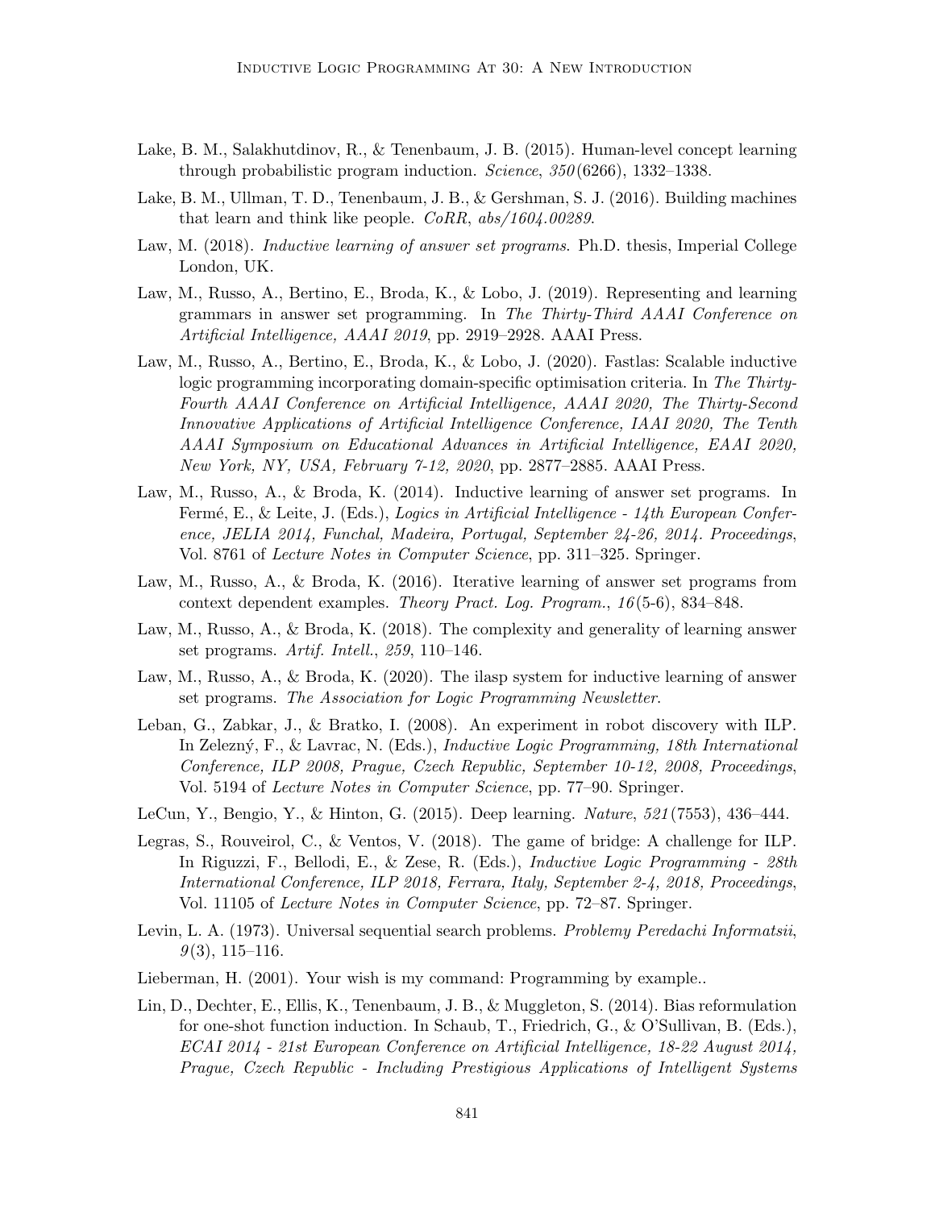Lake, B. M., Salakhutdinov, R., & Tenenbaum, J. B. (2015). Human-level concept learning through probabilistic program induction. *Science*, *350*(6266), 1332–1338.

Lake, B. M., Ullman, T. D., Tenenbaum, J. B., & Gershman, S. J. (2016). Building machines that learn and think like people. *CoRR*, *abs/1604.00289*.

Law, M. (2018). *Inductive learning of answer set programs*. Ph.D. thesis, Imperial College London, UK.

Law, M., Russo, A., Bertino, E., Broda, K., & Lobo, J. (2019). Representing and learning grammars in answer set programming. In *The Thirty-Third AAAI Conference on Artificial Intelligence, AAAI 2019*, pp. 2919–2928. AAAI Press.

Law, M., Russo, A., Bertino, E., Broda, K., & Lobo, J. (2020). Fastlas: Scalable inductive logic programming incorporating domain-specific optimisation criteria. In *The Thirty-Fourth AAAI Conference on Artificial Intelligence, AAAI 2020, The Thirty-Second Innovative Applications of Artificial Intelligence Conference, IAAI 2020, The Tenth AAAI Symposium on Educational Advances in Artificial Intelligence, EAAI 2020, New York, NY, USA, February 7-12, 2020*, pp. 2877–2885. AAAI Press.

Law, M., Russo, A., & Broda, K. (2014). Inductive learning of answer set programs. In Fermé, E., & Leite, J. (Eds.), *Logics in Artificial Intelligence - 14th European Conference, JELIA 2014, Funchal, Madeira, Portugal, September 24-26, 2014. Proceedings*, Vol. 8761 of *Lecture Notes in Computer Science*, pp. 311–325. Springer.

Law, M., Russo, A., & Broda, K. (2016). Iterative learning of answer set programs from context dependent examples. *Theory Pract. Log. Program.*, *16*(5-6), 834–848.

Law, M., Russo, A., & Broda, K. (2018). The complexity and generality of learning answer set programs. *Artif. Intell.*, *259*, 110–146.

Law, M., Russo, A., & Broda, K. (2020). The ilasp system for inductive learning of answer set programs. *The Association for Logic Programming Newsletter*.

Leban, G., Zabkar, J., & Bratko, I. (2008). An experiment in robot discovery with ILP. In Zelezný, F., & Lavrac, N. (Eds.), *Inductive Logic Programming, 18th International Conference, ILP 2008, Prague, Czech Republic, September 10-12, 2008, Proceedings*, Vol. 5194 of *Lecture Notes in Computer Science*, pp. 77–90. Springer.

LeCun, Y., Bengio, Y., & Hinton, G. (2015). Deep learning. *Nature*, *521*(7553), 436–444.

Legras, S., Rouveirol, C., & Ventos, V. (2018). The game of bridge: A challenge for ILP. In Riguzzi, F., Bellodi, E., & Zese, R. (Eds.), *Inductive Logic Programming - 28th International Conference, ILP 2018, Ferrara, Italy, September 2-4, 2018, Proceedings*, Vol. 11105 of *Lecture Notes in Computer Science*, pp. 72–87. Springer.

Levin, L. A. (1973). Universal sequential search problems. *Problemy Peredachi Informatsii*, *9*(3), 115–116.

Lieberman, H. (2001). Your wish is my command: Programming by example..

Lin, D., Dechter, E., Ellis, K., Tenenbaum, J. B., & Muggleton, S. (2014). Bias reformulation for one-shot function induction. In Schaub, T., Friedrich, G., & O'Sullivan, B. (Eds.), *ECAI 2014 - 21st European Conference on Artificial Intelligence, 18-22 August 2014, Prague, Czech Republic - Including Prestigious Applications of Intelligent Systems*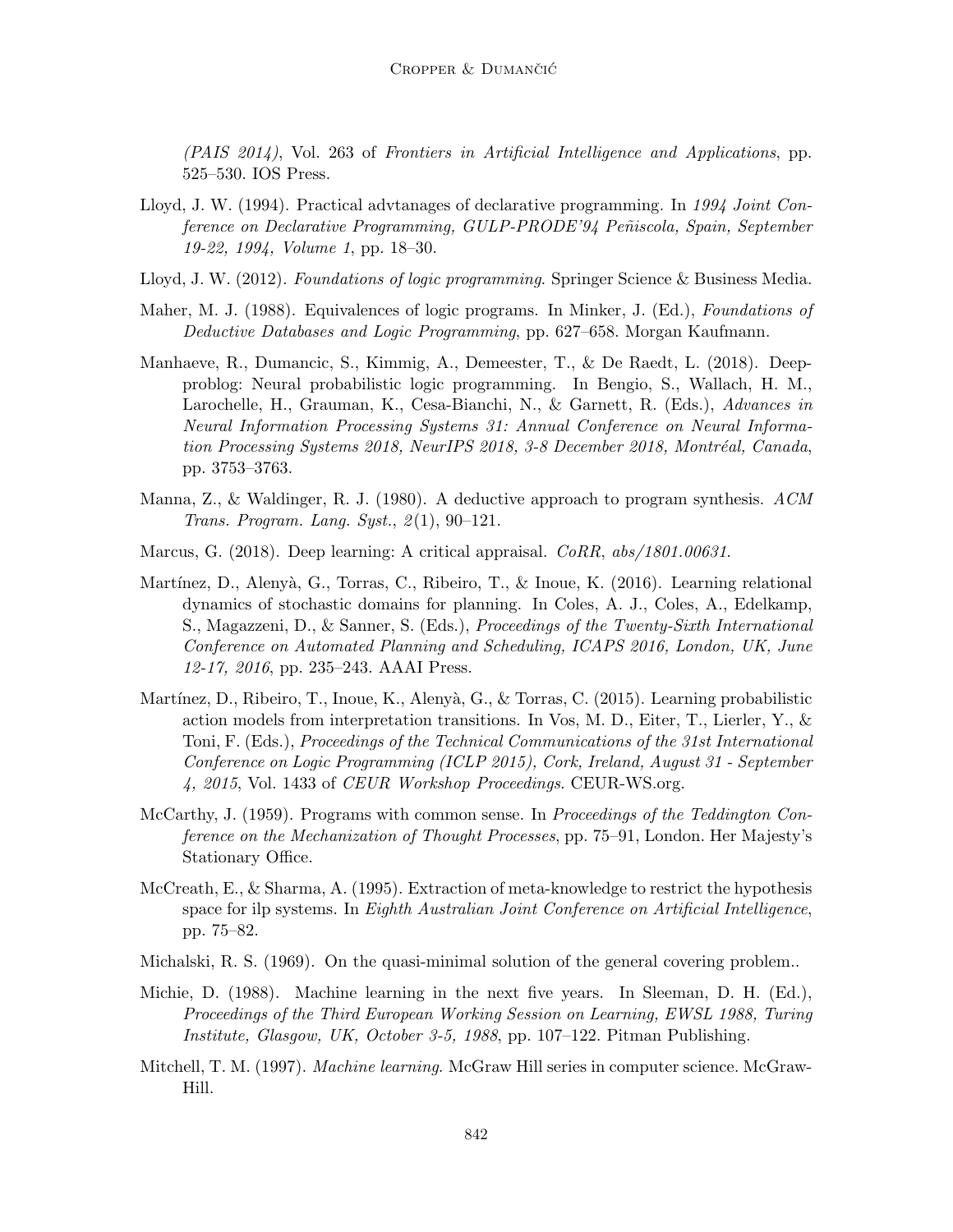*(PAIS 2014)*, Vol. 263 of *Frontiers in Artificial Intelligence and Applications*, pp. 525–530. IOS Press.

Lloyd, J. W. (1994). Practical advtanages of declarative programming. In *1994 Joint Conference on Declarative Programming, GULP-PRODE'94 Peñiscola, Spain, September 19-22, 1994, Volume 1*, pp. 18–30.

Lloyd, J. W. (2012). *Foundations of logic programming*. Springer Science & Business Media.

Maher, M. J. (1988). Equivalences of logic programs. In Minker, J. (Ed.), *Foundations of Deductive Databases and Logic Programming*, pp. 627–658. Morgan Kaufmann.

Manhaeve, R., Dumancic, S., Kimmig, A., Demeester, T., & De Raedt, L. (2018). Deepproblog: Neural probabilistic logic programming. In Bengio, S., Wallach, H. M., Larochelle, H., Grauman, K., Cesa-Bianchi, N., & Garnett, R. (Eds.), *Advances in Neural Information Processing Systems 31: Annual Conference on Neural Information Processing Systems 2018, NeurIPS 2018, 3-8 December 2018, Montréal, Canada*, pp. 3753–3763.

Manna, Z., & Waldinger, R. J. (1980). A deductive approach to program synthesis. *ACM Trans. Program. Lang. Syst.*, *2*(1), 90–121.

Marcus, G. (2018). Deep learning: A critical appraisal. *CoRR*, *abs/1801.00631*.

Martínez, D., Alenyà, G., Torras, C., Ribeiro, T., & Inoue, K. (2016). Learning relational dynamics of stochastic domains for planning. In Coles, A. J., Coles, A., Edelkamp, S., Magazzeni, D., & Sanner, S. (Eds.), *Proceedings of the Twenty-Sixth International Conference on Automated Planning and Scheduling, ICAPS 2016, London, UK, June 12-17, 2016*, pp. 235–243. AAAI Press.

Martínez, D., Ribeiro, T., Inoue, K., Alenyà, G., & Torras, C. (2015). Learning probabilistic action models from interpretation transitions. In Vos, M. D., Eiter, T., Lierler, Y., & Toni, F. (Eds.), *Proceedings of the Technical Communications of the 31st International Conference on Logic Programming (ICLP 2015), Cork, Ireland, August 31 - September 4, 2015*, Vol. 1433 of *CEUR Workshop Proceedings*. CEUR-WS.org.

McCarthy, J. (1959). Programs with common sense. In *Proceedings of the Teddington Conference on the Mechanization of Thought Processes*, pp. 75–91, London. Her Majesty's Stationary Office.

McCreath, E., & Sharma, A. (1995). Extraction of meta-knowledge to restrict the hypothesis space for ilp systems. In *Eighth Australian Joint Conference on Artificial Intelligence*, pp. 75–82.

Michalski, R. S. (1969). On the quasi-minimal solution of the general covering problem..

Michie, D. (1988). Machine learning in the next five years. In Sleeman, D. H. (Ed.), *Proceedings of the Third European Working Session on Learning, EWSL 1988, Turing Institute, Glasgow, UK, October 3-5, 1988*, pp. 107–122. Pitman Publishing.

Mitchell, T. M. (1997). *Machine learning*. McGraw Hill series in computer science. McGraw-Hill.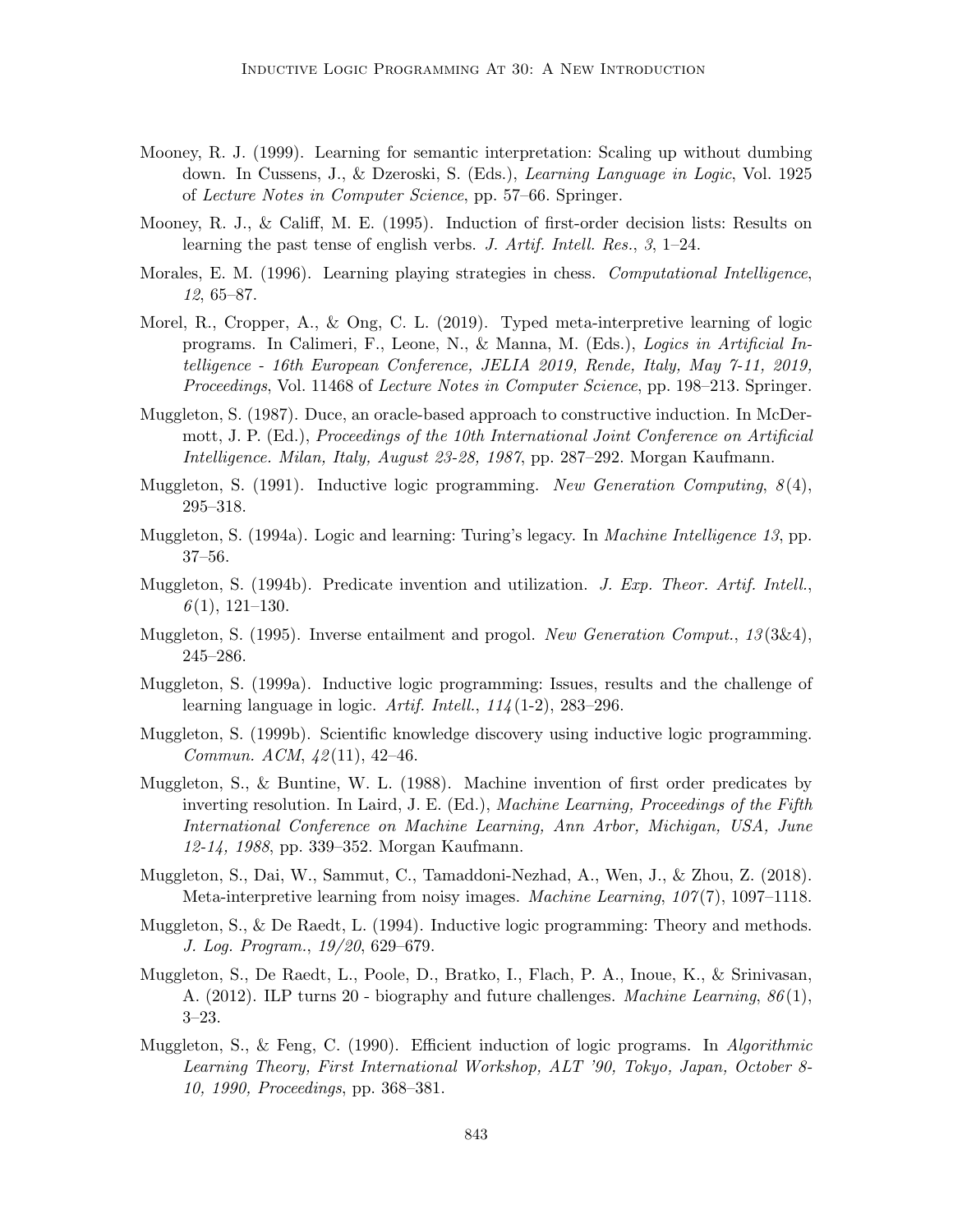Mooney, R. J. (1999). Learning for semantic interpretation: Scaling up without dumbing down. In Cussens, J., & Dzeroski, S. (Eds.), *Learning Language in Logic*, Vol. 1925 of *Lecture Notes in Computer Science*, pp. 57–66. Springer.

Mooney, R. J., & Califf, M. E. (1995). Induction of first-order decision lists: Results on learning the past tense of english verbs. *J. Artif. Intell. Res.*, *3*, 1–24.

Morales, E. M. (1996). Learning playing strategies in chess. *Computational Intelligence*, *12*, 65–87.

Morel, R., Cropper, A., & Ong, C. L. (2019). Typed meta-interpretive learning of logic programs. In Calimeri, F., Leone, N., & Manna, M. (Eds.), *Logics in Artificial Intelligence - 16th European Conference, JELIA 2019, Rende, Italy, May 7-11, 2019, Proceedings*, Vol. 11468 of *Lecture Notes in Computer Science*, pp. 198–213. Springer.

Muggleton, S. (1987). Duce, an oracle-based approach to constructive induction. In McDermott, J. P. (Ed.), *Proceedings of the 10th International Joint Conference on Artificial Intelligence. Milan, Italy, August 23-28, 1987*, pp. 287–292. Morgan Kaufmann.

Muggleton, S. (1991). Inductive logic programming. *New Generation Computing*, *8*(4), 295–318.

Muggleton, S. (1994a). Logic and learning: Turing's legacy. In *Machine Intelligence 13*, pp. 37–56.

Muggleton, S. (1994b). Predicate invention and utilization. *J. Exp. Theor. Artif. Intell.*, *6*(1), 121–130.

Muggleton, S. (1995). Inverse entailment and progol. *New Generation Comput.*, *13*(3&4), 245–286.

Muggleton, S. (1999a). Inductive logic programming: Issues, results and the challenge of learning language in logic. *Artif. Intell.*, *114*(1-2), 283–296.

Muggleton, S. (1999b). Scientific knowledge discovery using inductive logic programming. *Commun. ACM*, *42*(11), 42–46.

Muggleton, S., & Buntine, W. L. (1988). Machine invention of first order predicates by inverting resolution. In Laird, J. E. (Ed.), *Machine Learning, Proceedings of the Fifth International Conference on Machine Learning, Ann Arbor, Michigan, USA, June 12-14, 1988*, pp. 339–352. Morgan Kaufmann.

Muggleton, S., Dai, W., Sammut, C., Tamaddoni-Nezhad, A., Wen, J., & Zhou, Z. (2018). Meta-interpretive learning from noisy images. *Machine Learning*, *107*(7), 1097–1118.

Muggleton, S., & De Raedt, L. (1994). Inductive logic programming: Theory and methods. *J. Log. Program.*, *19/20*, 629–679.

Muggleton, S., De Raedt, L., Poole, D., Bratko, I., Flach, P. A., Inoue, K., & Srinivasan, A. (2012). ILP turns 20 - biography and future challenges. *Machine Learning*, *86*(1), 3–23.

Muggleton, S., & Feng, C. (1990). Efficient induction of logic programs. In *Algorithmic Learning Theory, First International Workshop, ALT '90, Tokyo, Japan, October 8-10, 1990, Proceedings*, pp. 368–381.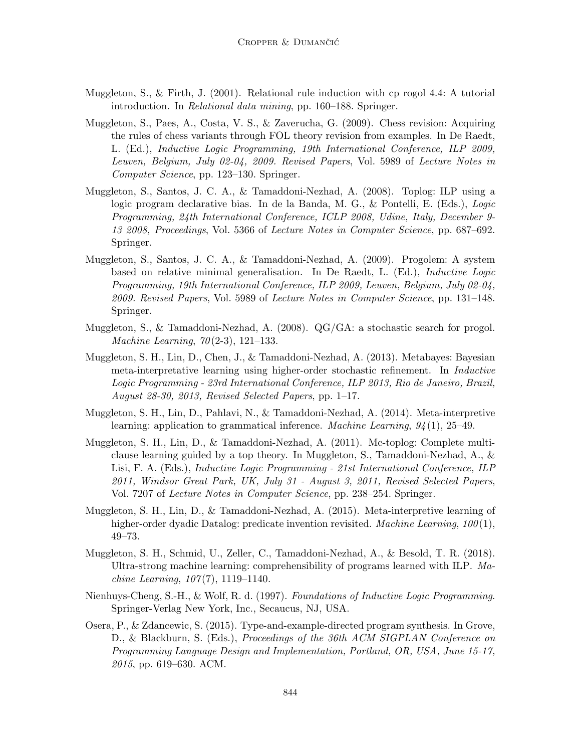Muggleton, S., & Firth, J. (2001). Relational rule induction with cp rogol 4.4: A tutorial introduction. In *Relational data mining*, pp. 160–188. Springer.

Muggleton, S., Paes, A., Costa, V. S., & Zaverucha, G. (2009). Chess revision: Acquiring the rules of chess variants through FOL theory revision from examples. In De Raedt, L. (Ed.), *Inductive Logic Programming, 19th International Conference, ILP 2009, Leuven, Belgium, July 02-04, 2009. Revised Papers*, Vol. 5989 of *Lecture Notes in Computer Science*, pp. 123–130. Springer.

Muggleton, S., Santos, J. C. A., & Tamaddoni-Nezhad, A. (2008). Toplog: ILP using a logic program declarative bias. In de la Banda, M. G., & Pontelli, E. (Eds.), *Logic Programming, 24th International Conference, ICLP 2008, Udine, Italy, December 9-13 2008, Proceedings*, Vol. 5366 of *Lecture Notes in Computer Science*, pp. 687–692. Springer.

Muggleton, S., Santos, J. C. A., & Tamaddoni-Nezhad, A. (2009). Progolem: A system based on relative minimal generalisation. In De Raedt, L. (Ed.), *Inductive Logic Programming, 19th International Conference, ILP 2009, Leuven, Belgium, July 02-04, 2009. Revised Papers*, Vol. 5989 of *Lecture Notes in Computer Science*, pp. 131–148. Springer.

Muggleton, S., & Tamaddoni-Nezhad, A. (2008). QG/GA: a stochastic search for progol. *Machine Learning*, *70*(2-3), 121–133.

Muggleton, S. H., Lin, D., Chen, J., & Tamaddoni-Nezhad, A. (2013). Metabayes: Bayesian meta-interpretative learning using higher-order stochastic refinement. In *Inductive Logic Programming - 23rd International Conference, ILP 2013, Rio de Janeiro, Brazil, August 28-30, 2013, Revised Selected Papers*, pp. 1–17.

Muggleton, S. H., Lin, D., Pahlavi, N., & Tamaddoni-Nezhad, A. (2014). Meta-interpretive learning: application to grammatical inference. *Machine Learning*, *94*(1), 25–49.

Muggleton, S. H., Lin, D., & Tamaddoni-Nezhad, A. (2011). Mc-toplog: Complete multi-clause learning guided by a top theory. In Muggleton, S., Tamaddoni-Nezhad, A., & Lisi, F. A. (Eds.), *Inductive Logic Programming - 21st International Conference, ILP 2011, Windsor Great Park, UK, July 31 - August 3, 2011, Revised Selected Papers*, Vol. 7207 of *Lecture Notes in Computer Science*, pp. 238–254. Springer.

Muggleton, S. H., Lin, D., & Tamaddoni-Nezhad, A. (2015). Meta-interpretive learning of higher-order dyadic Datalog: predicate invention revisited. *Machine Learning*, *100*(1), 49–73.

Muggleton, S. H., Schmid, U., Zeller, C., Tamaddoni-Nezhad, A., & Besold, T. R. (2018). Ultra-strong machine learning: comprehensibility of programs learned with ILP. *Machine Learning*, *107*(7), 1119–1140.

Nienhuys-Cheng, S.-H., & Wolf, R. d. (1997). *Foundations of Inductive Logic Programming*. Springer-Verlag New York, Inc., Secaucus, NJ, USA.

Osera, P., & Zdancewic, S. (2015). Type-and-example-directed program synthesis. In Grove, D., & Blackburn, S. (Eds.), *Proceedings of the 36th ACM SIGPLAN Conference on Programming Language Design and Implementation, Portland, OR, USA, June 15-17, 2015*, pp. 619–630. ACM.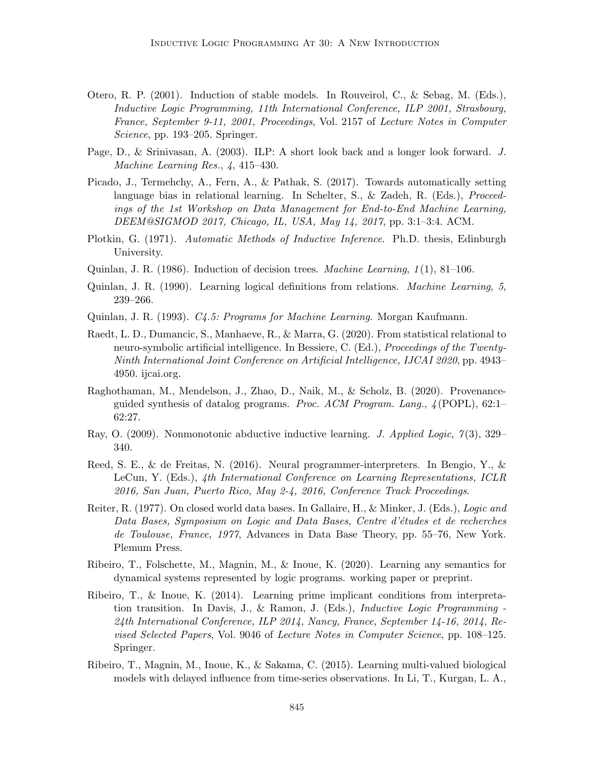Otero, R. P. (2001). Induction of stable models. In Rouveirol, C., & Sebag, M. (Eds.), *Inductive Logic Programming, 11th International Conference, ILP 2001, Strasbourg, France, September 9-11, 2001, Proceedings*, Vol. 2157 of *Lecture Notes in Computer Science*, pp. 193–205. Springer.

Page, D., & Srinivasan, A. (2003). ILP: A short look back and a longer look forward. *J. Machine Learning Res.*, *4*, 415–430.

Picado, J., Termehchy, A., Fern, A., & Pathak, S. (2017). Towards automatically setting language bias in relational learning. In Schelter, S., & Zadeh, R. (Eds.), *Proceedings of the 1st Workshop on Data Management for End-to-End Machine Learning, DEEM@SIGMOD 2017, Chicago, IL, USA, May 14, 2017*, pp. 3:1–3:4. ACM.

Plotkin, G. (1971). *Automatic Methods of Inductive Inference*. Ph.D. thesis, Edinburgh University.

Quinlan, J. R. (1986). Induction of decision trees. *Machine Learning*, *1*(1), 81–106.

Quinlan, J. R. (1990). Learning logical definitions from relations. *Machine Learning*, *5*, 239–266.

Quinlan, J. R. (1993). *C4.5: Programs for Machine Learning*. Morgan Kaufmann.

Raedt, L. D., Dumancic, S., Manhaeve, R., & Marra, G. (2020). From statistical relational to neuro-symbolic artificial intelligence. In Bessiere, C. (Ed.), *Proceedings of the Twenty-Ninth International Joint Conference on Artificial Intelligence, IJCAI 2020*, pp. 4943–4950. ijcai.org.

Raghothaman, M., Mendelson, J., Zhao, D., Naik, M., & Scholz, B. (2020). Provenance-guided synthesis of datalog programs. *Proc. ACM Program. Lang.*, *4*(POPL), 62:1–62:27.

Ray, O. (2009). Nonmonotonic abductive inductive learning. *J. Applied Logic*, *7*(3), 329–340.

Reed, S. E., & de Freitas, N. (2016). Neural programmer-interpreters. In Bengio, Y., & LeCun, Y. (Eds.), *4th International Conference on Learning Representations, ICLR 2016, San Juan, Puerto Rico, May 2-4, 2016, Conference Track Proceedings*.

Reiter, R. (1977). On closed world data bases. In Gallaire, H., & Minker, J. (Eds.), *Logic and Data Bases, Symposium on Logic and Data Bases, Centre d'études et de recherches de Toulouse, France, 1977*, Advances in Data Base Theory, pp. 55–76, New York. Plemum Press.

Ribeiro, T., Folschette, M., Magnin, M., & Inoue, K. (2020). Learning any semantics for dynamical systems represented by logic programs. working paper or preprint.

Ribeiro, T., & Inoue, K. (2014). Learning prime implicant conditions from interpretation transition. In Davis, J., & Ramon, J. (Eds.), *Inductive Logic Programming - 24th International Conference, ILP 2014, Nancy, France, September 14-16, 2014, Revised Selected Papers*, Vol. 9046 of *Lecture Notes in Computer Science*, pp. 108–125. Springer.

Ribeiro, T., Magnin, M., Inoue, K., & Sakama, C. (2015). Learning multi-valued biological models with delayed influence from time-series observations. In Li, T., Kurgan, L. A.,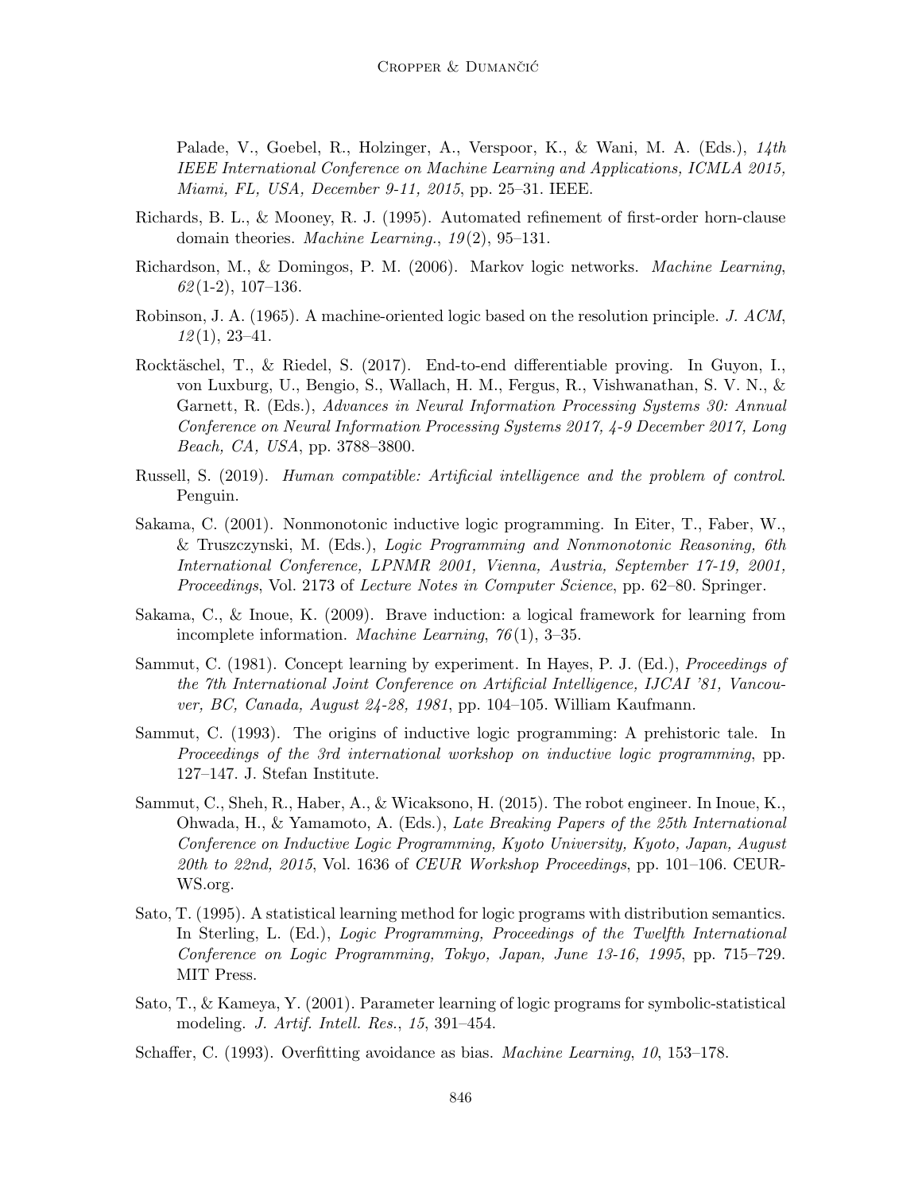Palade, V., Goebel, R., Holzinger, A., Verspoor, K., & Wani, M. A. (Eds.), *14th IEEE International Conference on Machine Learning and Applications, ICMLA 2015, Miami, FL, USA, December 9-11, 2015*, pp. 25–31. IEEE.

Richards, B. L., & Mooney, R. J. (1995). Automated refinement of first-order horn-clause domain theories. *Machine Learning.*, *19*(2), 95–131.

Richardson, M., & Domingos, P. M. (2006). Markov logic networks. *Machine Learning*, *62*(1-2), 107–136.

Robinson, J. A. (1965). A machine-oriented logic based on the resolution principle. *J. ACM*, *12*(1), 23–41.

Rocktäschel, T., & Riedel, S. (2017). End-to-end differentiable proving. In Guyon, I., von Luxburg, U., Bengio, S., Wallach, H. M., Fergus, R., Vishwanathan, S. V. N., & Garnett, R. (Eds.), *Advances in Neural Information Processing Systems 30: Annual Conference on Neural Information Processing Systems 2017, 4-9 December 2017, Long Beach, CA, USA*, pp. 3788–3800.

Russell, S. (2019). *Human compatible: Artificial intelligence and the problem of control*. Penguin.

Sakama, C. (2001). Nonmonotonic inductive logic programming. In Eiter, T., Faber, W., & Truszczynski, M. (Eds.), *Logic Programming and Nonmonotonic Reasoning, 6th International Conference, LPNMR 2001, Vienna, Austria, September 17-19, 2001, Proceedings*, Vol. 2173 of *Lecture Notes in Computer Science*, pp. 62–80. Springer.

Sakama, C., & Inoue, K. (2009). Brave induction: a logical framework for learning from incomplete information. *Machine Learning*, *76*(1), 3–35.

Sammut, C. (1981). Concept learning by experiment. In Hayes, P. J. (Ed.), *Proceedings of the 7th International Joint Conference on Artificial Intelligence, IJCAI '81, Vancouver, BC, Canada, August 24-28, 1981*, pp. 104–105. William Kaufmann.

Sammut, C. (1993). The origins of inductive logic programming: A prehistoric tale. In *Proceedings of the 3rd international workshop on inductive logic programming*, pp. 127–147. J. Stefan Institute.

Sammut, C., Sheh, R., Haber, A., & Wicaksono, H. (2015). The robot engineer. In Inoue, K., Ohwada, H., & Yamamoto, A. (Eds.), *Late Breaking Papers of the 25th International Conference on Inductive Logic Programming, Kyoto University, Kyoto, Japan, August 20th to 22nd, 2015*, Vol. 1636 of *CEUR Workshop Proceedings*, pp. 101–106. CEUR-WS.org.

Sato, T. (1995). A statistical learning method for logic programs with distribution semantics. In Sterling, L. (Ed.), *Logic Programming, Proceedings of the Twelfth International Conference on Logic Programming, Tokyo, Japan, June 13-16, 1995*, pp. 715–729. MIT Press.

Sato, T., & Kameya, Y. (2001). Parameter learning of logic programs for symbolic-statistical modeling. *J. Artif. Intell. Res.*, *15*, 391–454.

Schaffer, C. (1993). Overfitting avoidance as bias. *Machine Learning*, *10*, 153–178.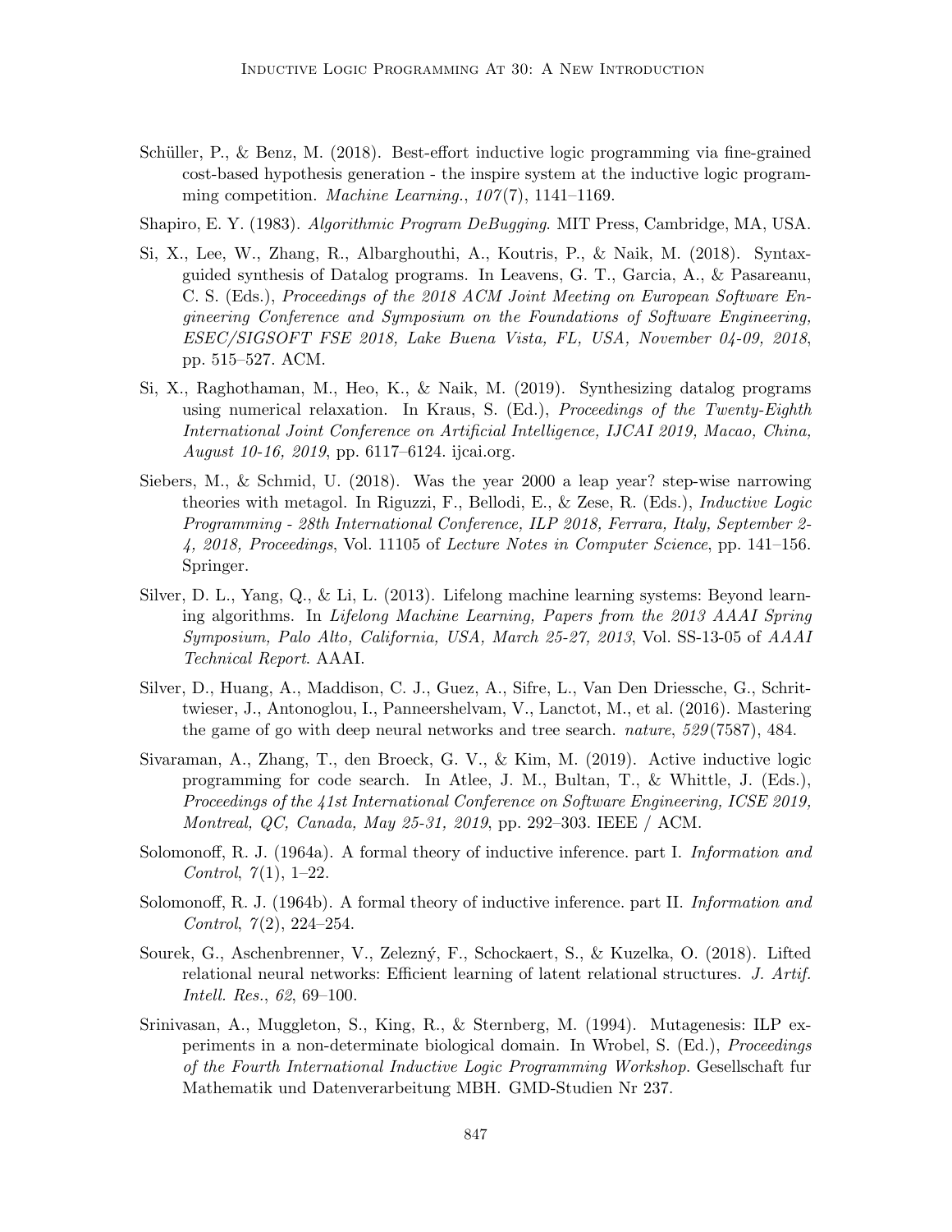Schüller, P., & Benz, M. (2018). Best-effort inductive logic programming via fine-grained cost-based hypothesis generation - the inspire system at the inductive logic programming competition. *Machine Learning.*, *107*(7), 1141–1169.

Shapiro, E. Y. (1983). *Algorithmic Program DeBugging*. MIT Press, Cambridge, MA, USA.

Si, X., Lee, W., Zhang, R., Albarghouthi, A., Koutris, P., & Naik, M. (2018). Syntax-guided synthesis of Datalog programs. In Leavens, G. T., Garcia, A., & Pasareanu, C. S. (Eds.), *Proceedings of the 2018 ACM Joint Meeting on European Software Engineering Conference and Symposium on the Foundations of Software Engineering, ESEC/SIGSOFT FSE 2018, Lake Buena Vista, FL, USA, November 04-09, 2018*, pp. 515–527. ACM.

Si, X., Raghothaman, M., Heo, K., & Naik, M. (2019). Synthesizing datalog programs using numerical relaxation. In Kraus, S. (Ed.), *Proceedings of the Twenty-Eighth International Joint Conference on Artificial Intelligence, IJCAI 2019, Macao, China, August 10-16, 2019*, pp. 6117–6124. ijcai.org.

Siebers, M., & Schmid, U. (2018). Was the year 2000 a leap year? step-wise narrowing theories with metagol. In Riguzzi, F., Bellodi, E., & Zese, R. (Eds.), *Inductive Logic Programming - 28th International Conference, ILP 2018, Ferrara, Italy, September 2-4, 2018, Proceedings*, Vol. 11105 of *Lecture Notes in Computer Science*, pp. 141–156. Springer.

Silver, D. L., Yang, Q., & Li, L. (2013). Lifelong machine learning systems: Beyond learning algorithms. In *Lifelong Machine Learning, Papers from the 2013 AAAI Spring Symposium, Palo Alto, California, USA, March 25-27, 2013*, Vol. SS-13-05 of *AAAI Technical Report*. AAAI.

Silver, D., Huang, A., Maddison, C. J., Guez, A., Sifre, L., Van Den Driessche, G., Schrittwieser, J., Antonoglou, I., Panneershelvam, V., Lanctot, M., et al. (2016). Mastering the game of go with deep neural networks and tree search. *nature*, *529*(7587), 484.

Sivaraman, A., Zhang, T., den Broeck, G. V., & Kim, M. (2019). Active inductive logic programming for code search. In Atlee, J. M., Bultan, T., & Whittle, J. (Eds.), *Proceedings of the 41st International Conference on Software Engineering, ICSE 2019, Montreal, QC, Canada, May 25-31, 2019*, pp. 292–303. IEEE / ACM.

Solomonoff, R. J. (1964a). A formal theory of inductive inference. part I. *Information and Control*, *7*(1), 1–22.

Solomonoff, R. J. (1964b). A formal theory of inductive inference. part II. *Information and Control*, *7*(2), 224–254.

Sourek, G., Aschenbrenner, V., Zelezný, F., Schockaert, S., & Kuzelka, O. (2018). Lifted relational neural networks: Efficient learning of latent relational structures. *J. Artif. Intell. Res.*, *62*, 69–100.

Srinivasan, A., Muggleton, S., King, R., & Sternberg, M. (1994). Mutagenesis: ILP experiments in a non-determinate biological domain. In Wrobel, S. (Ed.), *Proceedings of the Fourth International Inductive Logic Programming Workshop*. Gesellschaft fur Mathematik und Datenverarbeitung MBH. GMD-Studien Nr 237.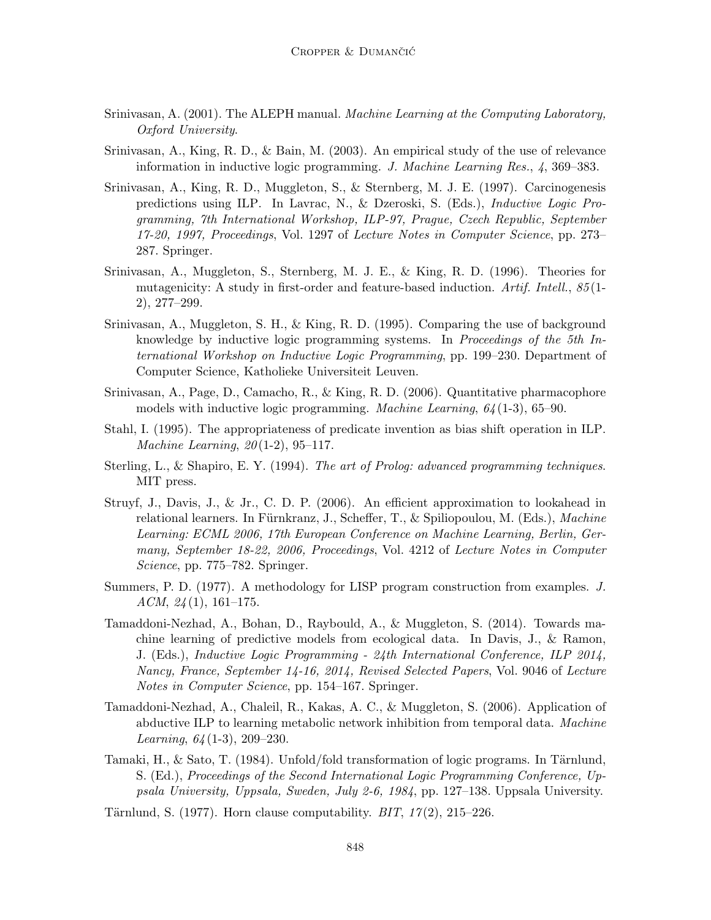Srinivasan, A. (2001). The ALEPH manual. *Machine Learning at the Computing Laboratory, Oxford University*.

Srinivasan, A., King, R. D., & Bain, M. (2003). An empirical study of the use of relevance information in inductive logic programming. *J. Machine Learning Res.*, *4*, 369–383.

Srinivasan, A., King, R. D., Muggleton, S., & Sternberg, M. J. E. (1997). Carcinogenesis predictions using ILP. In Lavrac, N., & Dzeroski, S. (Eds.), *Inductive Logic Programming, 7th International Workshop, ILP-97, Prague, Czech Republic, September 17-20, 1997, Proceedings*, Vol. 1297 of *Lecture Notes in Computer Science*, pp. 273–287. Springer.

Srinivasan, A., Muggleton, S., Sternberg, M. J. E., & King, R. D. (1996). Theories for mutagenicity: A study in first-order and feature-based induction. *Artif. Intell.*, *85*(1-2), 277–299.

Srinivasan, A., Muggleton, S. H., & King, R. D. (1995). Comparing the use of background knowledge by inductive logic programming systems. In *Proceedings of the 5th International Workshop on Inductive Logic Programming*, pp. 199–230. Department of Computer Science, Katholieke Universiteit Leuven.

Srinivasan, A., Page, D., Camacho, R., & King, R. D. (2006). Quantitative pharmacophore models with inductive logic programming. *Machine Learning*, *64*(1-3), 65–90.

Stahl, I. (1995). The appropriateness of predicate invention as bias shift operation in ILP. *Machine Learning*, *20*(1-2), 95–117.

Sterling, L., & Shapiro, E. Y. (1994). *The art of Prolog: advanced programming techniques*. MIT press.

Struyf, J., Davis, J., & Jr., C. D. P. (2006). An efficient approximation to lookahead in relational learners. In Fürnkranz, J., Scheffer, T., & Spiliopoulou, M. (Eds.), *Machine Learning: ECML 2006, 17th European Conference on Machine Learning, Berlin, Germany, September 18-22, 2006, Proceedings*, Vol. 4212 of *Lecture Notes in Computer Science*, pp. 775–782. Springer.

Summers, P. D. (1977). A methodology for LISP program construction from examples. *J. ACM*, *24*(1), 161–175.

Tamaddoni-Nezhad, A., Bohan, D., Raybould, A., & Muggleton, S. (2014). Towards machine learning of predictive models from ecological data. In Davis, J., & Ramon, J. (Eds.), *Inductive Logic Programming - 24th International Conference, ILP 2014, Nancy, France, September 14-16, 2014, Revised Selected Papers*, Vol. 9046 of *Lecture Notes in Computer Science*, pp. 154–167. Springer.

Tamaddoni-Nezhad, A., Chaleil, R., Kakas, A. C., & Muggleton, S. (2006). Application of abductive ILP to learning metabolic network inhibition from temporal data. *Machine Learning*, *64*(1-3), 209–230.

Tamaki, H., & Sato, T. (1984). Unfold/fold transformation of logic programs. In Tärnlund, S. (Ed.), *Proceedings of the Second International Logic Programming Conference, Uppsala University, Uppsala, Sweden, July 2-6, 1984*, pp. 127–138. Uppsala University.

Tärnlund, S. (1977). Horn clause computability. *BIT*, *17*(2), 215–226.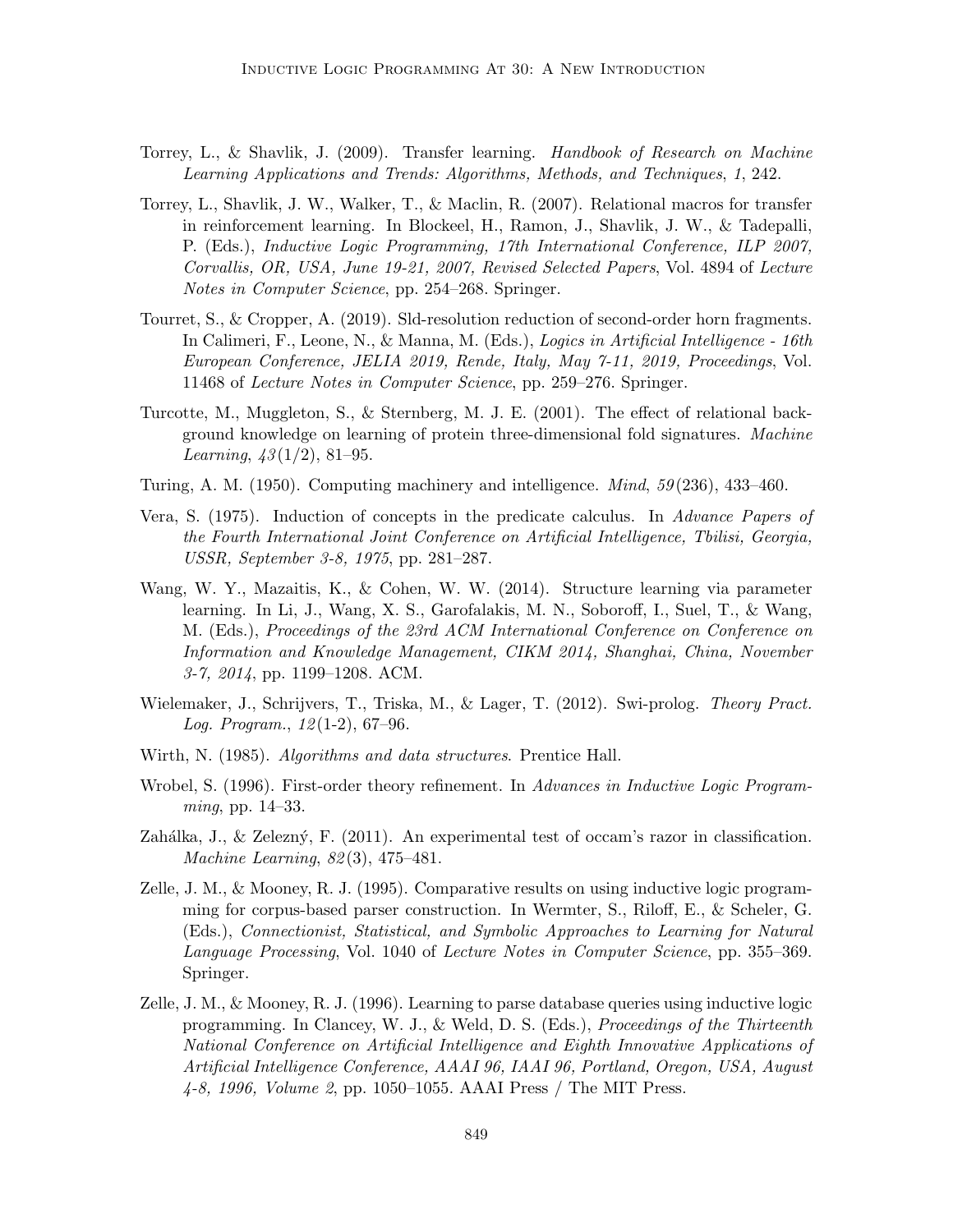Torrey, L., & Shavlik, J. (2009). Transfer learning. *Handbook of Research on Machine Learning Applications and Trends: Algorithms, Methods, and Techniques*, *1*, 242.

Torrey, L., Shavlik, J. W., Walker, T., & Maclin, R. (2007). Relational macros for transfer in reinforcement learning. In Blockeel, H., Ramon, J., Shavlik, J. W., & Tadepalli, P. (Eds.), *Inductive Logic Programming, 17th International Conference, ILP 2007, Corvallis, OR, USA, June 19-21, 2007, Revised Selected Papers*, Vol. 4894 of *Lecture Notes in Computer Science*, pp. 254–268. Springer.

Tourret, S., & Cropper, A. (2019). Sld-resolution reduction of second-order horn fragments. In Calimeri, F., Leone, N., & Manna, M. (Eds.), *Logics in Artificial Intelligence - 16th European Conference, JELIA 2019, Rende, Italy, May 7-11, 2019, Proceedings*, Vol. 11468 of *Lecture Notes in Computer Science*, pp. 259–276. Springer.

Turcotte, M., Muggleton, S., & Sternberg, M. J. E. (2001). The effect of relational background knowledge on learning of protein three-dimensional fold signatures. *Machine Learning*, *43*(1/2), 81–95.

Turing, A. M. (1950). Computing machinery and intelligence. *Mind*, *59*(236), 433–460.

Vera, S. (1975). Induction of concepts in the predicate calculus. In *Advance Papers of the Fourth International Joint Conference on Artificial Intelligence, Tbilisi, Georgia, USSR, September 3-8, 1975*, pp. 281–287.

Wang, W. Y., Mazaitis, K., & Cohen, W. W. (2014). Structure learning via parameter learning. In Li, J., Wang, X. S., Garofalakis, M. N., Soboroff, I., Suel, T., & Wang, M. (Eds.), *Proceedings of the 23rd ACM International Conference on Conference on Information and Knowledge Management, CIKM 2014, Shanghai, China, November 3-7, 2014*, pp. 1199–1208. ACM.

Wielemaker, J., Schrijvers, T., Triska, M., & Lager, T. (2012). Swi-prolog. *Theory Pract. Log. Program.*, *12*(1-2), 67–96.

Wirth, N. (1985). *Algorithms and data structures*. Prentice Hall.

Wrobel, S. (1996). First-order theory refinement. In *Advances in Inductive Logic Programming*, pp. 14–33.

Zahálka, J., & Zelezný, F. (2011). An experimental test of occam's razor in classification. *Machine Learning*, *82*(3), 475–481.

Zelle, J. M., & Mooney, R. J. (1995). Comparative results on using inductive logic programming for corpus-based parser construction. In Wermter, S., Riloff, E., & Scheler, G. (Eds.), *Connectionist, Statistical, and Symbolic Approaches to Learning for Natural Language Processing*, Vol. 1040 of *Lecture Notes in Computer Science*, pp. 355–369. Springer.

Zelle, J. M., & Mooney, R. J. (1996). Learning to parse database queries using inductive logic programming. In Clancey, W. J., & Weld, D. S. (Eds.), *Proceedings of the Thirteenth National Conference on Artificial Intelligence and Eighth Innovative Applications of Artificial Intelligence Conference, AAAI 96, IAAI 96, Portland, Oregon, USA, August 4-8, 1996, Volume 2*, pp. 1050–1055. AAAI Press / The MIT Press.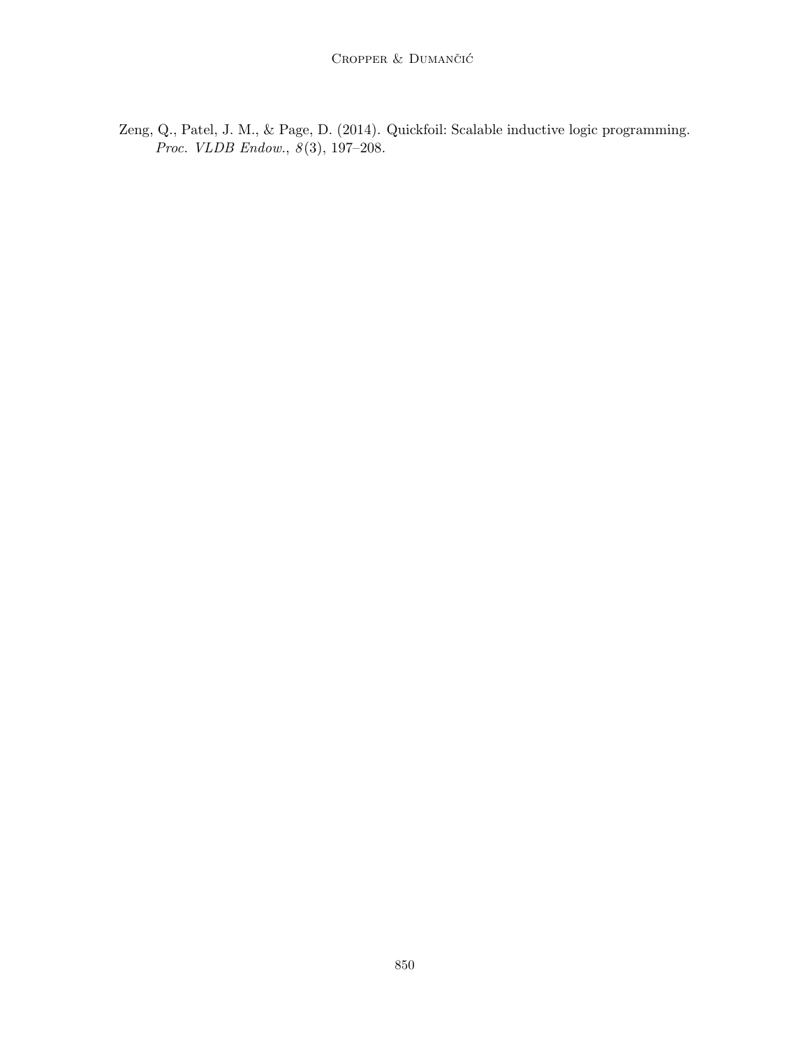Zeng, Q., Patel, J. M., & Page, D. (2014). Quickfoil: Scalable inductive logic programming. *Proc. VLDB Endow.*, *8*(3), 197–208.